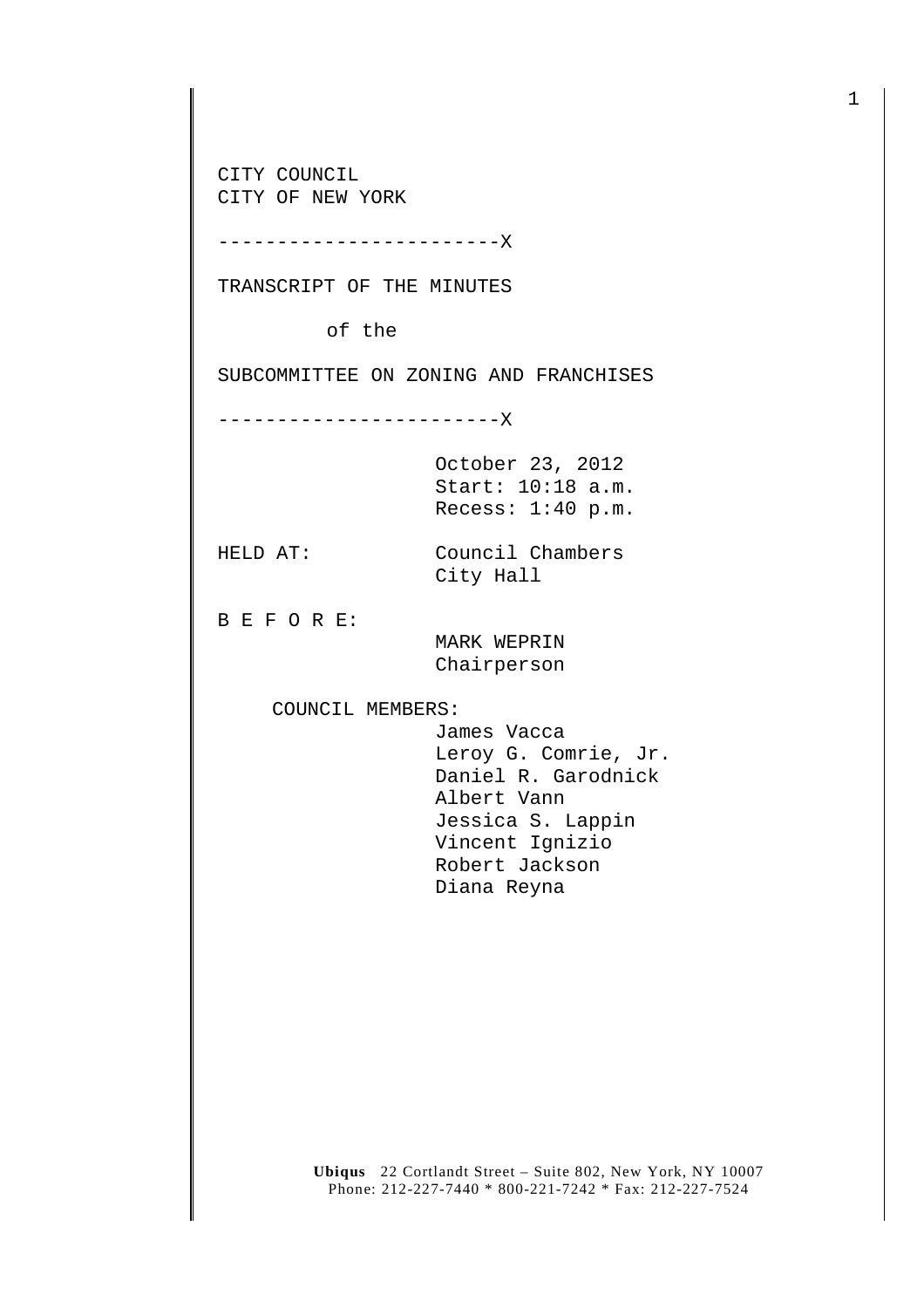CITY COUNCIL
CITY OF NEW YORK

------------------------X

TRANSCRIPT OF THE MINUTES

of the

SUBCOMMITTEE ON ZONING AND FRANCHISES

------------------------X

October 23, 2012
Start: 10:18 a.m.
Recess: 1:40 p.m.

HELD AT: Council Chambers
City Hall

B E F O R E:

MARK WEPRIN
Chairperson

COUNCIL MEMBERS:

James Vacca
Leroy G. Comrie, Jr.
Daniel R. Garodnick
Albert Vann
Jessica S. Lappin
Vincent Ignizio
Robert Jackson
Diana Reyna

**Ubiqus** 22 Cortlandt Street – Suite 802, New York, NY 10007
Phone: 212-227-7440 * 800-221-7242 * Fax: 212-227-7524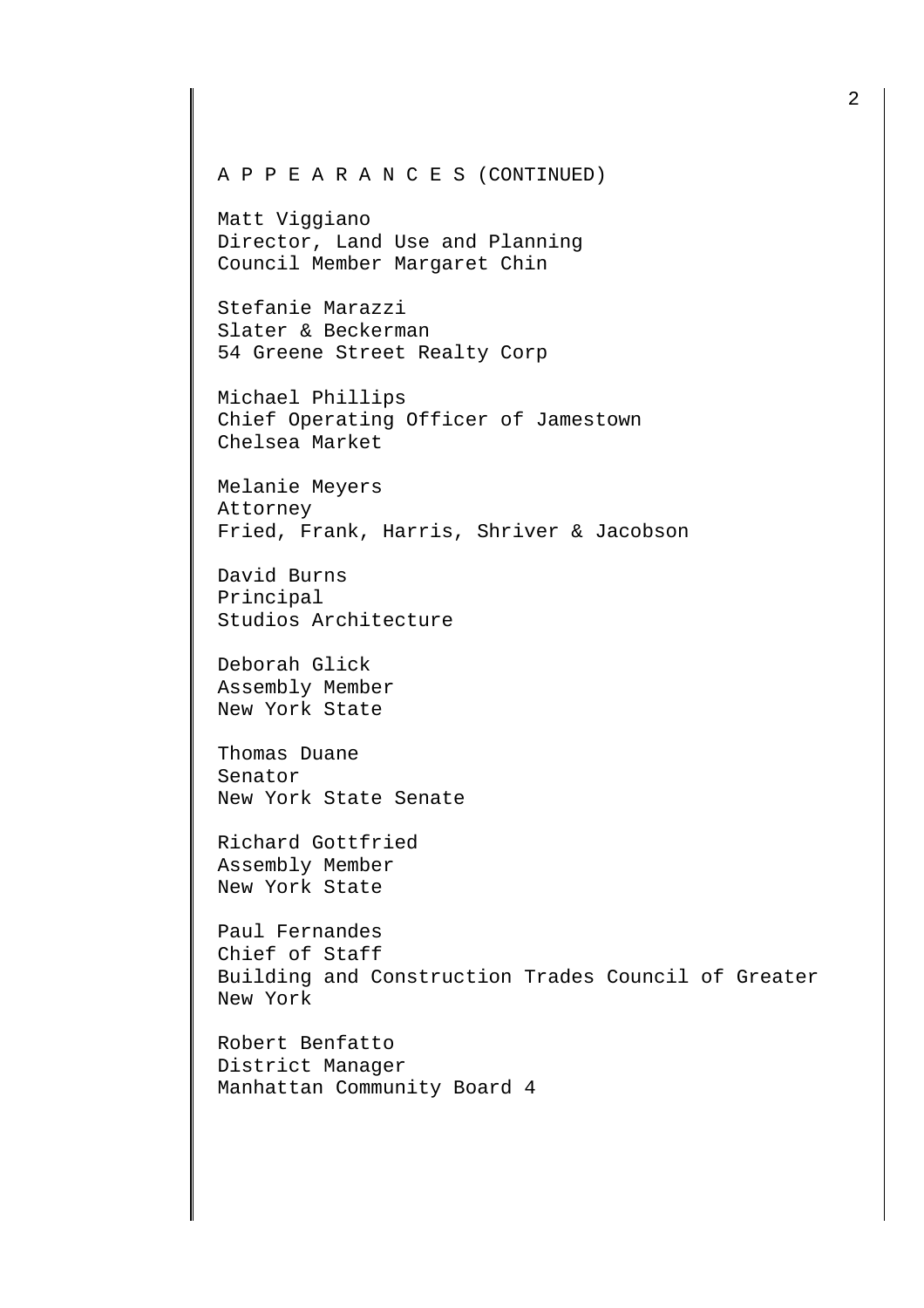A P P E A R A N C E S (CONTINUED)

Matt Viggiano
Director, Land Use and Planning
Council Member Margaret Chin

Stefanie Marazzi
Slater & Beckerman
54 Greene Street Realty Corp

Michael Phillips
Chief Operating Officer of Jamestown
Chelsea Market

Melanie Meyers
Attorney
Fried, Frank, Harris, Shriver & Jacobson

David Burns
Principal
Studios Architecture

Deborah Glick
Assembly Member
New York State

Thomas Duane
Senator
New York State Senate

Richard Gottfried
Assembly Member
New York State

Paul Fernandes
Chief of Staff
Building and Construction Trades Council of Greater New York

Robert Benfatto
District Manager
Manhattan Community Board 4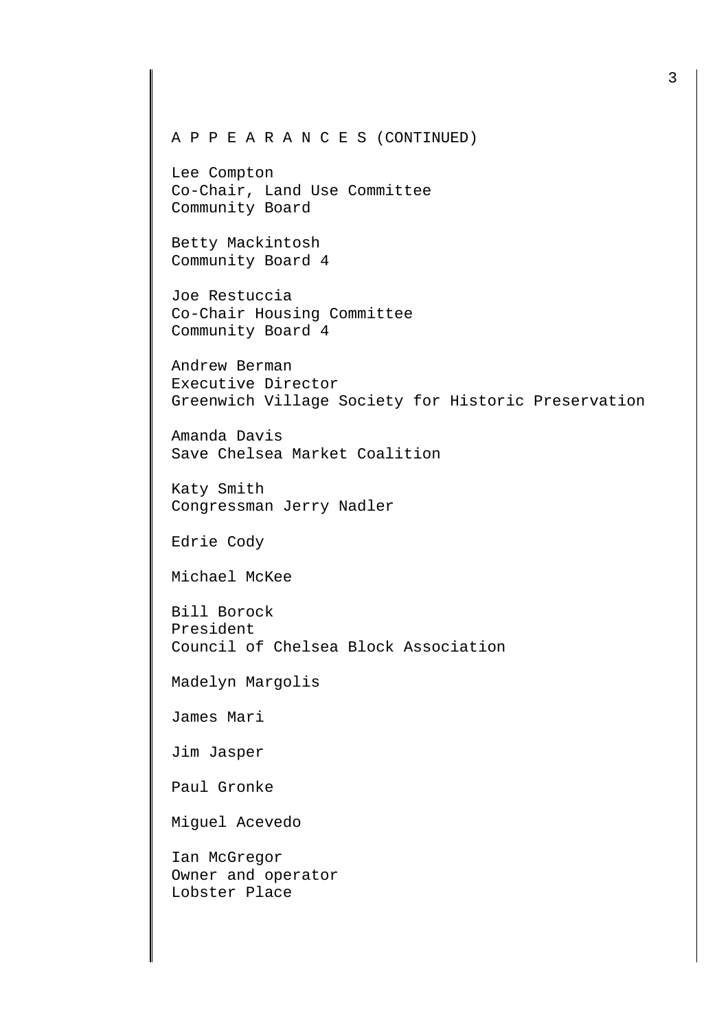A P P E A R A N C E S (CONTINUED)

Lee Compton
Co-Chair, Land Use Committee
Community Board

Betty Mackintosh
Community Board 4

Joe Restuccia
Co-Chair Housing Committee
Community Board 4

Andrew Berman
Executive Director
Greenwich Village Society for Historic Preservation

Amanda Davis
Save Chelsea Market Coalition

Katy Smith
Congressman Jerry Nadler

Edrie Cody

Michael McKee

Bill Borock
President
Council of Chelsea Block Association

Madelyn Margolis

James Mari

Jim Jasper

Paul Gronke

Miguel Acevedo

Ian McGregor
Owner and operator
Lobster Place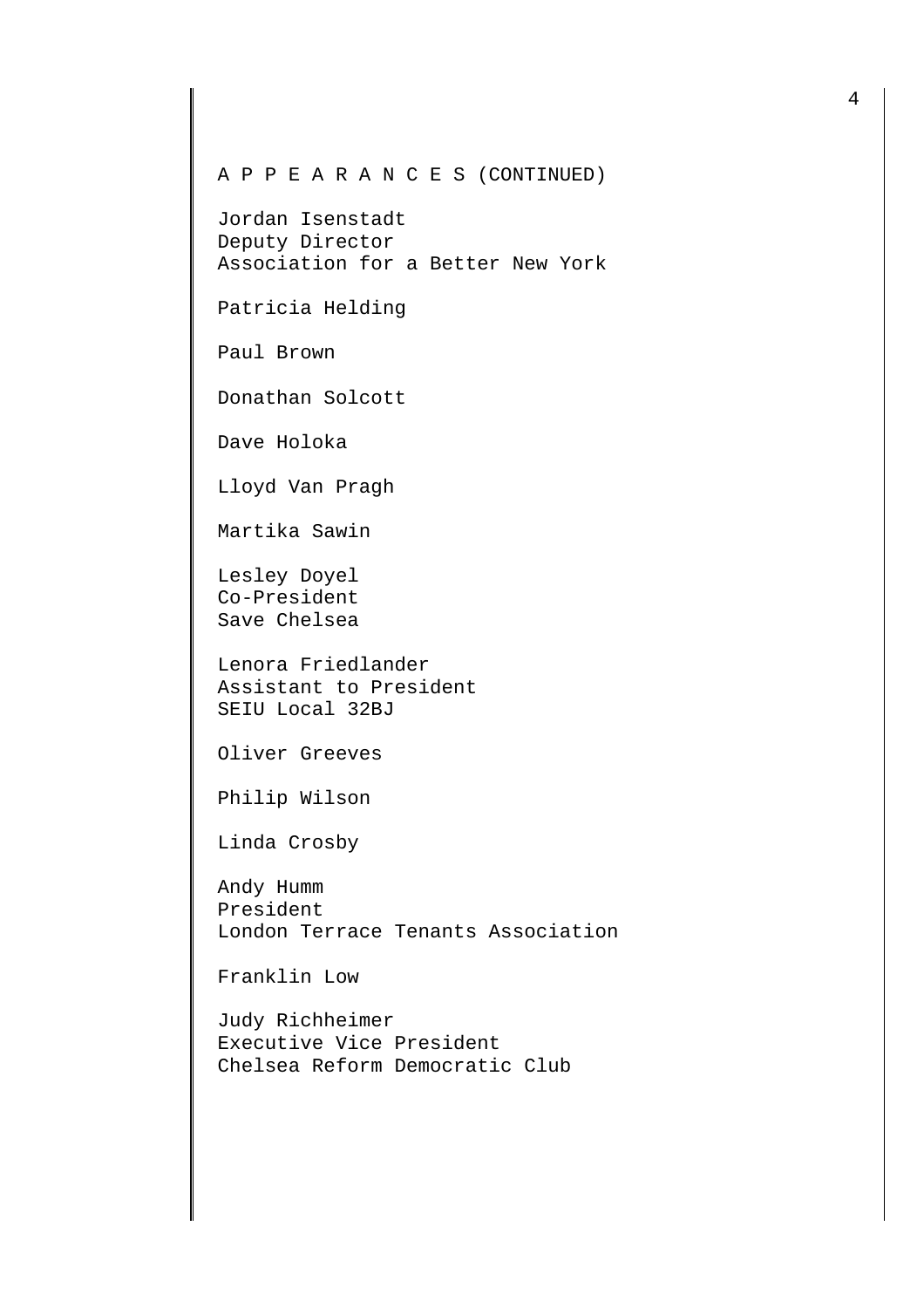A P P E A R A N C E S (CONTINUED)

Jordan Isenstadt
Deputy Director
Association for a Better New York

Patricia Helding

Paul Brown

Donathan Solcott

Dave Holoka

Lloyd Van Pragh

Martika Sawin

Lesley Doyel
Co-President
Save Chelsea

Lenora Friedlander
Assistant to President
SEIU Local 32BJ

Oliver Greeves

Philip Wilson

Linda Crosby

Andy Humm
President
London Terrace Tenants Association

Franklin Low

Judy Richheimer
Executive Vice President
Chelsea Reform Democratic Club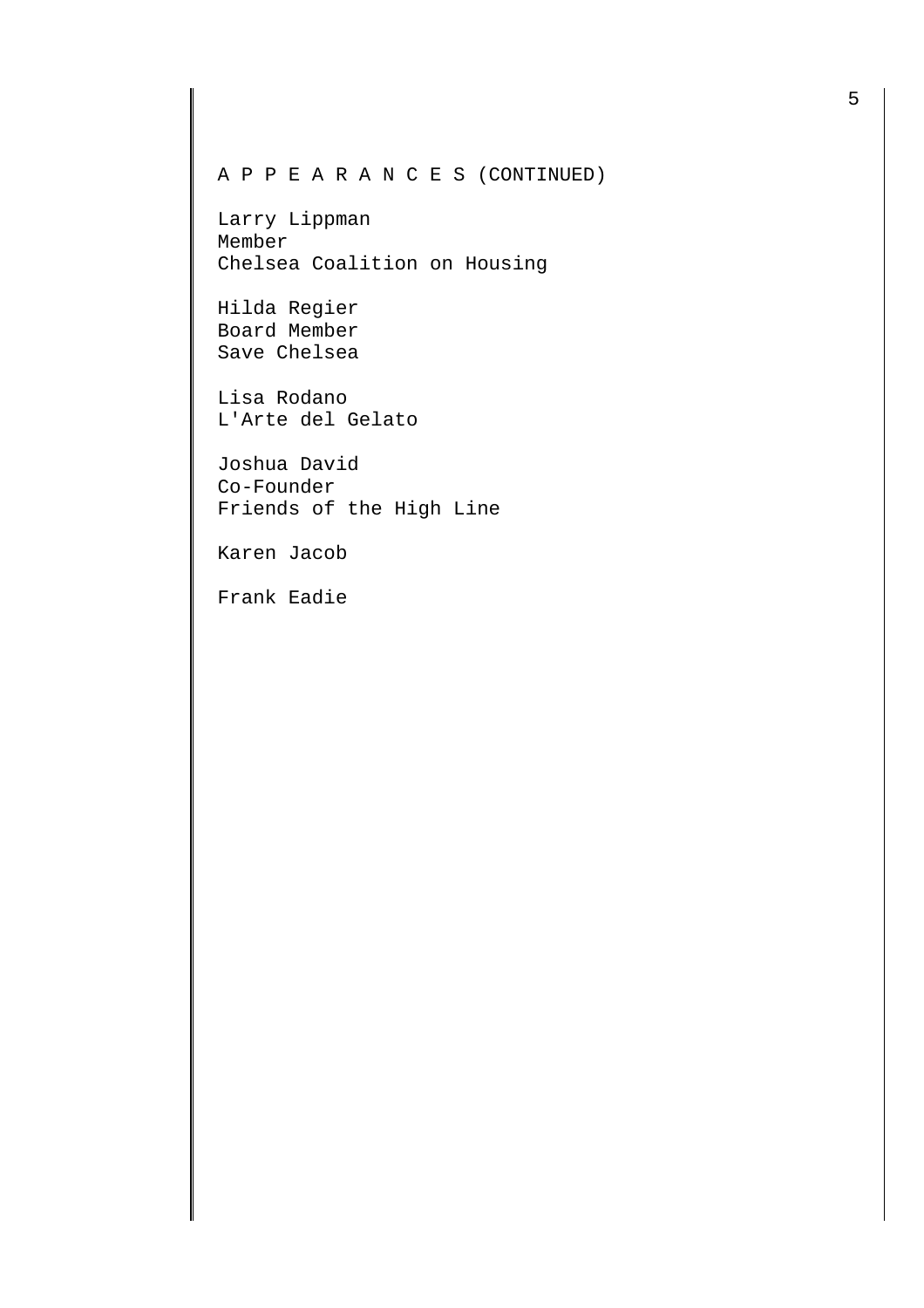A P P E A R A N C E S (CONTINUED)

Larry Lippman
Member
Chelsea Coalition on Housing

Hilda Regier
Board Member
Save Chelsea

Lisa Rodano
L'Arte del Gelato

Joshua David
Co-Founder
Friends of the High Line

Karen Jacob

Frank Eadie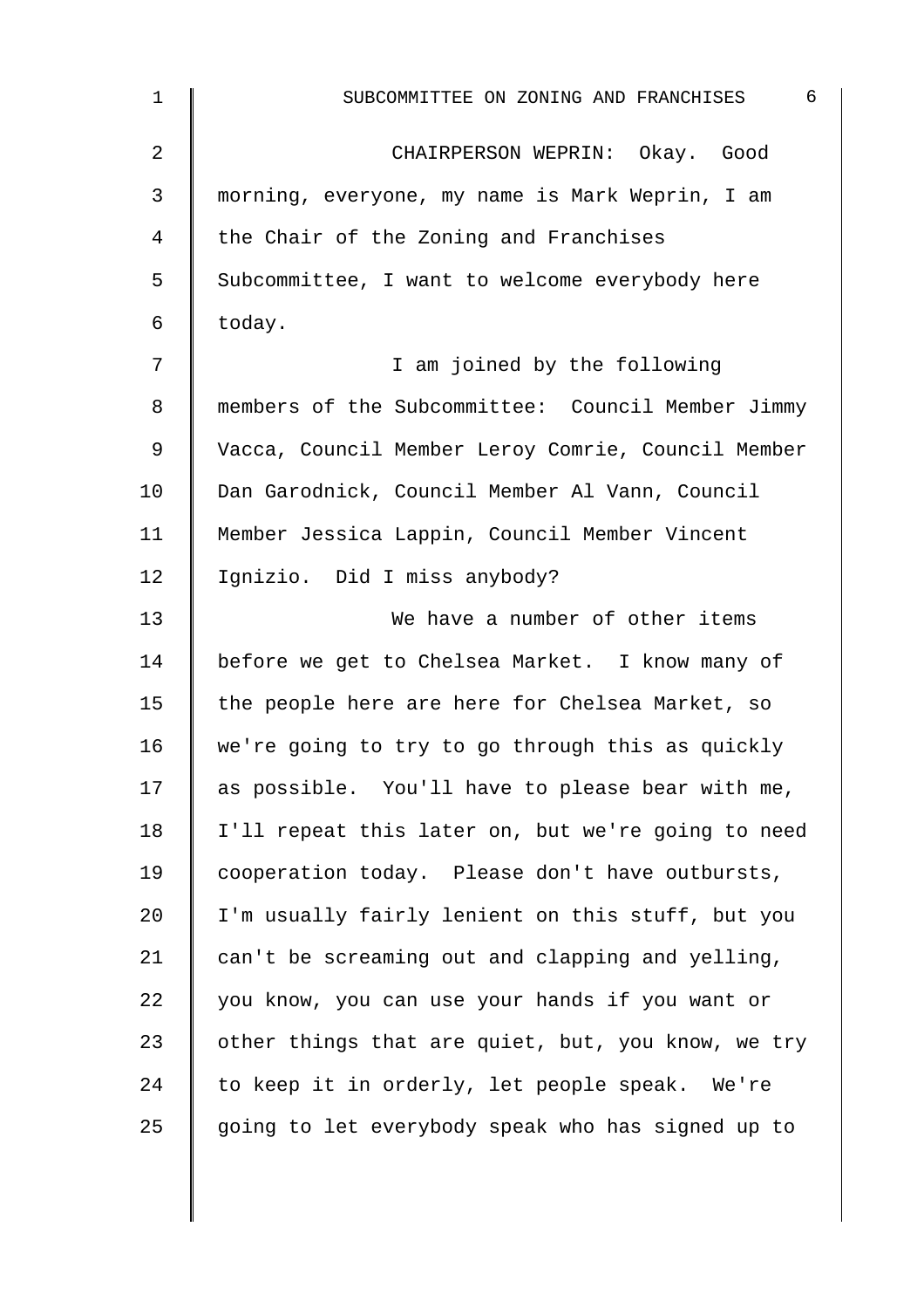CHAIRPERSON WEPRIN: Okay. Good morning, everyone, my name is Mark Weprin, I am the Chair of the Zoning and Franchises Subcommittee, I want to welcome everybody here today.

I am joined by the following members of the Subcommittee: Council Member Jimmy Vacca, Council Member Leroy Comrie, Council Member Dan Garodnick, Council Member Al Vann, Council Member Jessica Lappin, Council Member Vincent Ignizio. Did I miss anybody?

We have a number of other items before we get to Chelsea Market. I know many of the people here are here for Chelsea Market, so we're going to try to go through this as quickly as possible. You'll have to please bear with me, I'll repeat this later on, but we're going to need cooperation today. Please don't have outbursts, I'm usually fairly lenient on this stuff, but you can't be screaming out and clapping and yelling, you know, you can use your hands if you want or other things that are quiet, but, you know, we try to keep it in orderly, let people speak. We're going to let everybody speak who has signed up to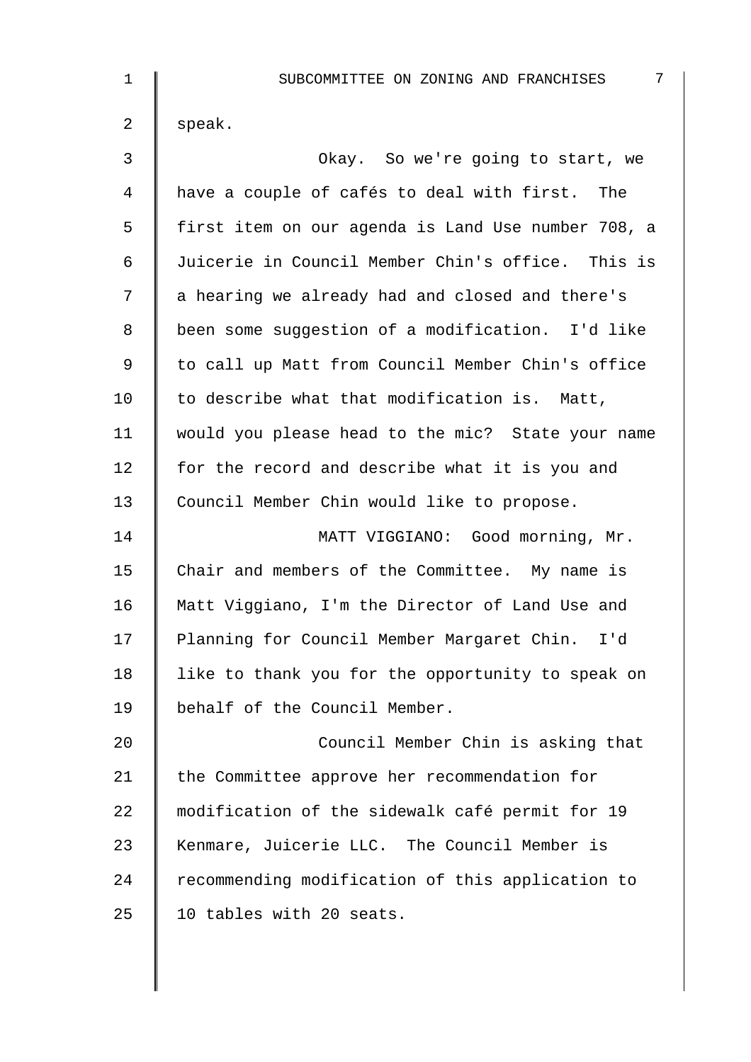speak.

Okay. So we're going to start, we have a couple of cafés to deal with first. The first item on our agenda is Land Use number 708, a Juicerie in Council Member Chin's office. This is a hearing we already had and closed and there's been some suggestion of a modification. I'd like to call up Matt from Council Member Chin's office to describe what that modification is. Matt, would you please head to the mic? State your name for the record and describe what it is you and Council Member Chin would like to propose.

MATT VIGGIANO: Good morning, Mr. Chair and members of the Committee. My name is Matt Viggiano, I'm the Director of Land Use and Planning for Council Member Margaret Chin. I'd like to thank you for the opportunity to speak on behalf of the Council Member.

Council Member Chin is asking that the Committee approve her recommendation for modification of the sidewalk café permit for 19 Kenmare, Juicerie LLC. The Council Member is recommending modification of this application to 10 tables with 20 seats.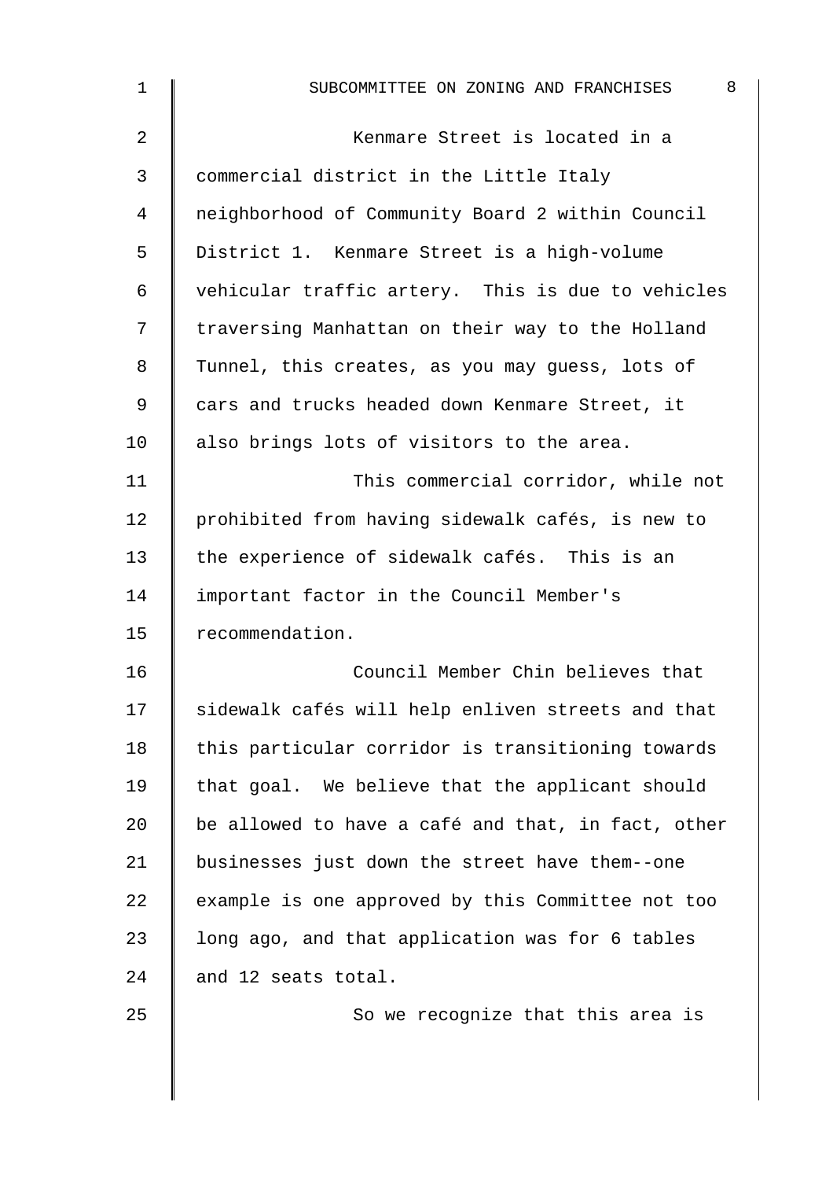Kenmare Street is located in a commercial district in the Little Italy neighborhood of Community Board 2 within Council District 1. Kenmare Street is a high-volume vehicular traffic artery. This is due to vehicles traversing Manhattan on their way to the Holland Tunnel, this creates, as you may guess, lots of cars and trucks headed down Kenmare Street, it also brings lots of visitors to the area.

This commercial corridor, while not prohibited from having sidewalk cafés, is new to the experience of sidewalk cafés. This is an important factor in the Council Member's recommendation.

Council Member Chin believes that sidewalk cafés will help enliven streets and that this particular corridor is transitioning towards that goal. We believe that the applicant should be allowed to have a café and that, in fact, other businesses just down the street have them--one example is one approved by this Committee not too long ago, and that application was for 6 tables and 12 seats total.

So we recognize that this area is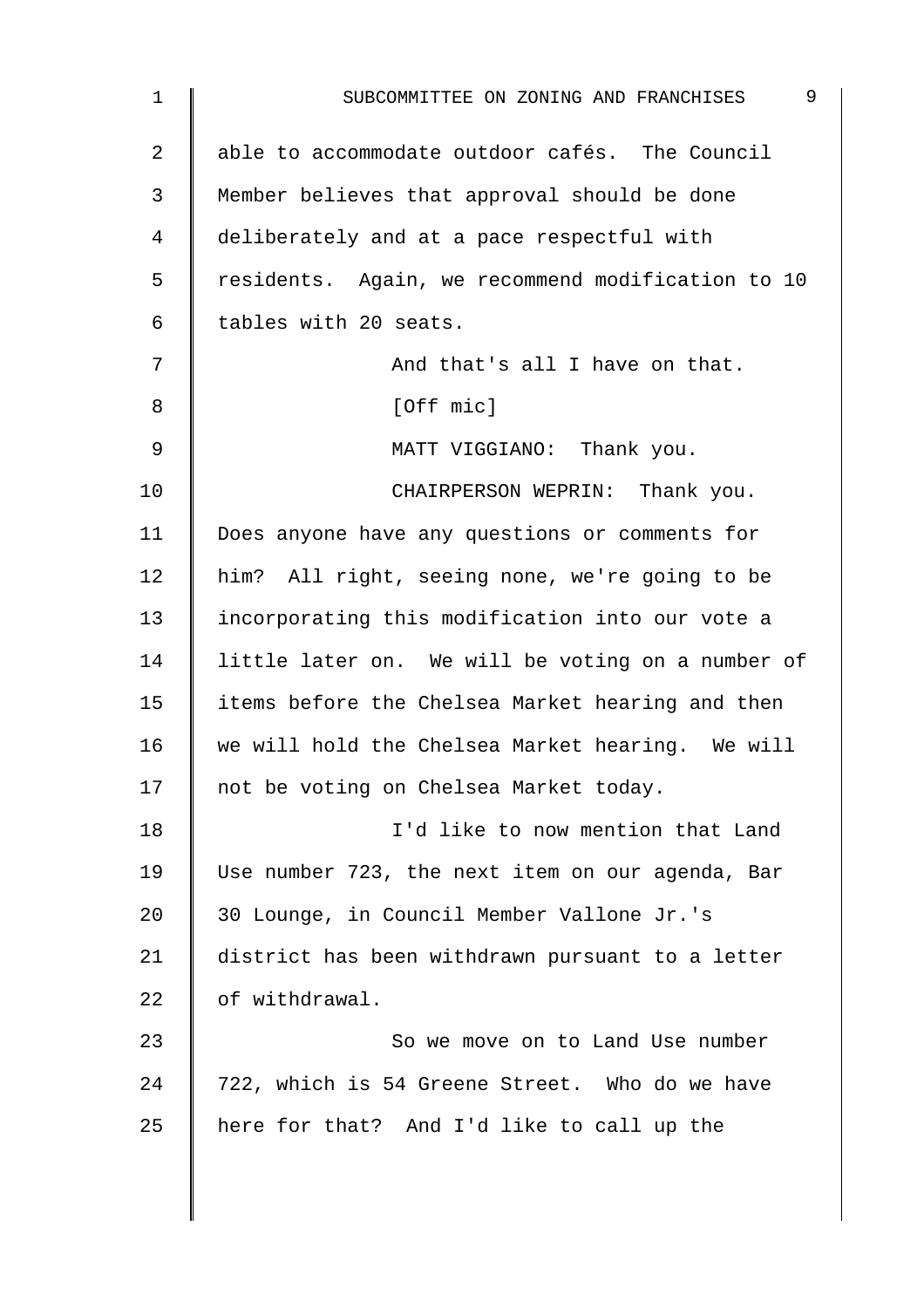able to accommodate outdoor cafés. The Council Member believes that approval should be done deliberately and at a pace respectful with residents. Again, we recommend modification to 10 tables with 20 seats.

And that's all I have on that.

[Off mic]

MATT VIGGIANO: Thank you.

CHAIRPERSON WEPRIN: Thank you. Does anyone have any questions or comments for him? All right, seeing none, we're going to be incorporating this modification into our vote a little later on. We will be voting on a number of items before the Chelsea Market hearing and then we will hold the Chelsea Market hearing. We will not be voting on Chelsea Market today.

I'd like to now mention that Land Use number 723, the next item on our agenda, Bar 30 Lounge, in Council Member Vallone Jr.'s district has been withdrawn pursuant to a letter of withdrawal.

So we move on to Land Use number 722, which is 54 Greene Street. Who do we have here for that? And I'd like to call up the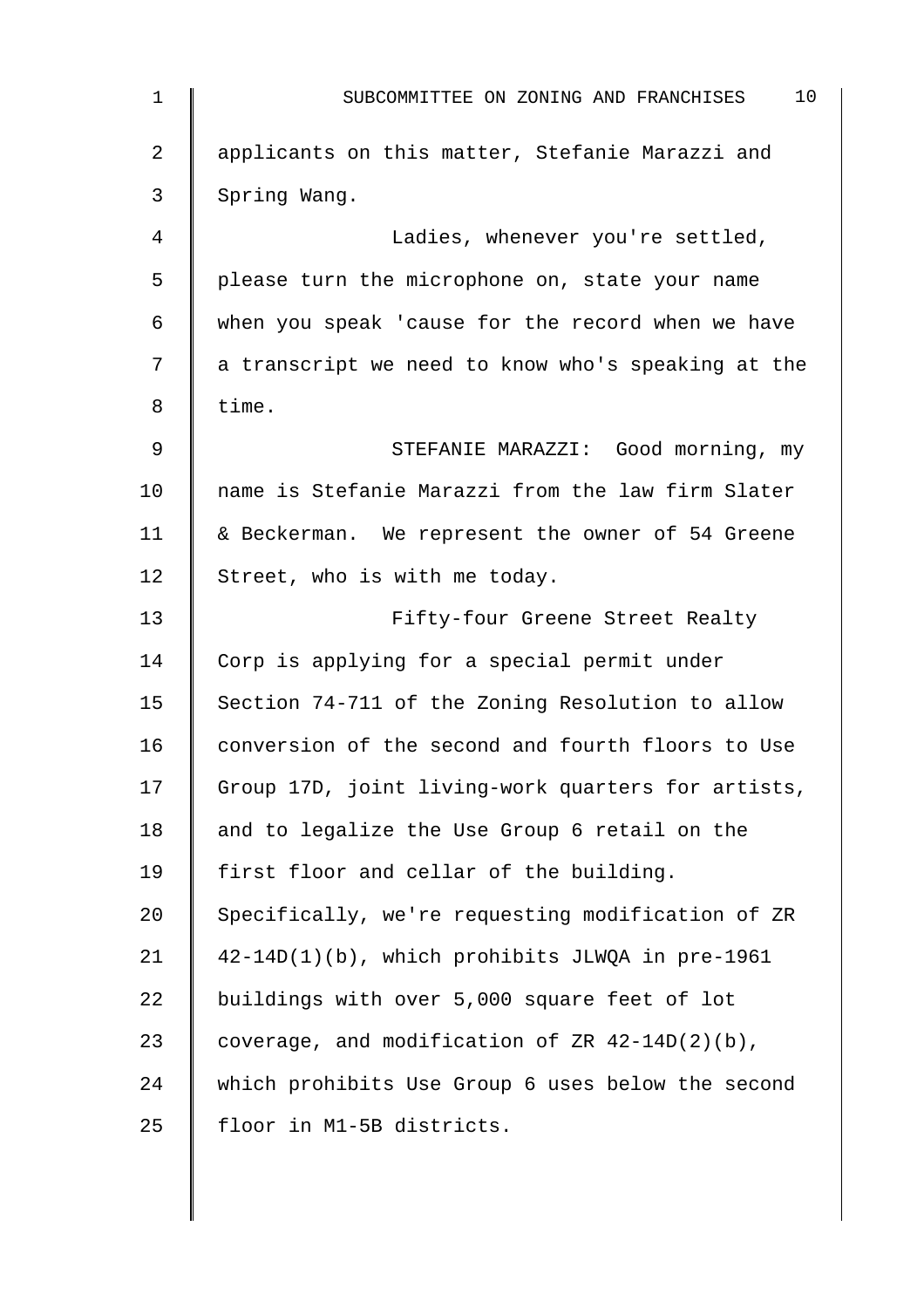applicants on this matter, Stefanie Marazzi and Spring Wang.

Ladies, whenever you're settled, please turn the microphone on, state your name when you speak 'cause for the record when we have a transcript we need to know who's speaking at the time.

STEFANIE MARAZZI: Good morning, my name is Stefanie Marazzi from the law firm Slater & Beckerman. We represent the owner of 54 Greene Street, who is with me today.

Fifty-four Greene Street Realty Corp is applying for a special permit under Section 74-711 of the Zoning Resolution to allow conversion of the second and fourth floors to Use Group 17D, joint living-work quarters for artists, and to legalize the Use Group 6 retail on the first floor and cellar of the building. Specifically, we're requesting modification of ZR 42-14D(1)(b), which prohibits JLWQA in pre-1961 buildings with over 5,000 square feet of lot coverage, and modification of ZR 42-14D(2)(b), which prohibits Use Group 6 uses below the second floor in M1-5B districts.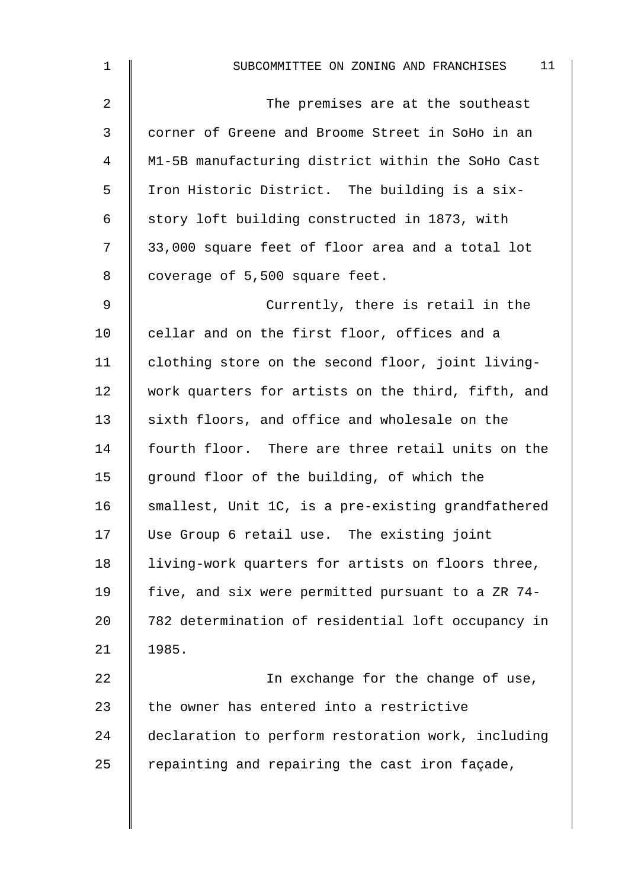The premises are at the southeast corner of Greene and Broome Street in SoHo in an M1-5B manufacturing district within the SoHo Cast Iron Historic District. The building is a six-story loft building constructed in 1873, with 33,000 square feet of floor area and a total lot coverage of 5,500 square feet.

Currently, there is retail in the cellar and on the first floor, offices and a clothing store on the second floor, joint living-work quarters for artists on the third, fifth, and sixth floors, and office and wholesale on the fourth floor. There are three retail units on the ground floor of the building, of which the smallest, Unit 1C, is a pre-existing grandfathered Use Group 6 retail use. The existing joint living-work quarters for artists on floors three, five, and six were permitted pursuant to a ZR 74-782 determination of residential loft occupancy in 1985.

In exchange for the change of use, the owner has entered into a restrictive declaration to perform restoration work, including repainting and repairing the cast iron façade,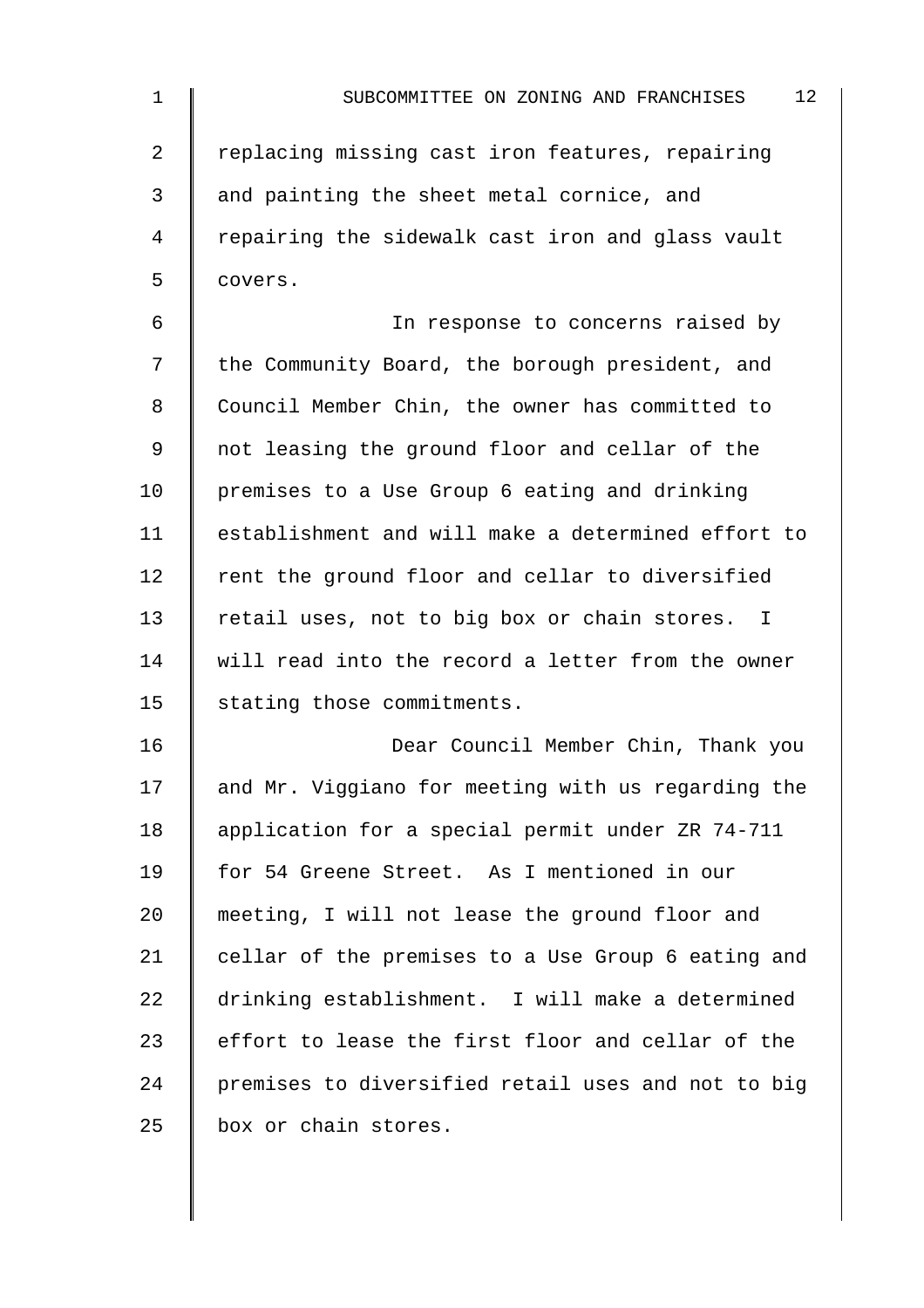replacing missing cast iron features, repairing and painting the sheet metal cornice, and repairing the sidewalk cast iron and glass vault covers.

In response to concerns raised by the Community Board, the borough president, and Council Member Chin, the owner has committed to not leasing the ground floor and cellar of the premises to a Use Group 6 eating and drinking establishment and will make a determined effort to rent the ground floor and cellar to diversified retail uses, not to big box or chain stores. I will read into the record a letter from the owner stating those commitments.

Dear Council Member Chin, Thank you and Mr. Viggiano for meeting with us regarding the application for a special permit under ZR 74-711 for 54 Greene Street. As I mentioned in our meeting, I will not lease the ground floor and cellar of the premises to a Use Group 6 eating and drinking establishment. I will make a determined effort to lease the first floor and cellar of the premises to diversified retail uses and not to big box or chain stores.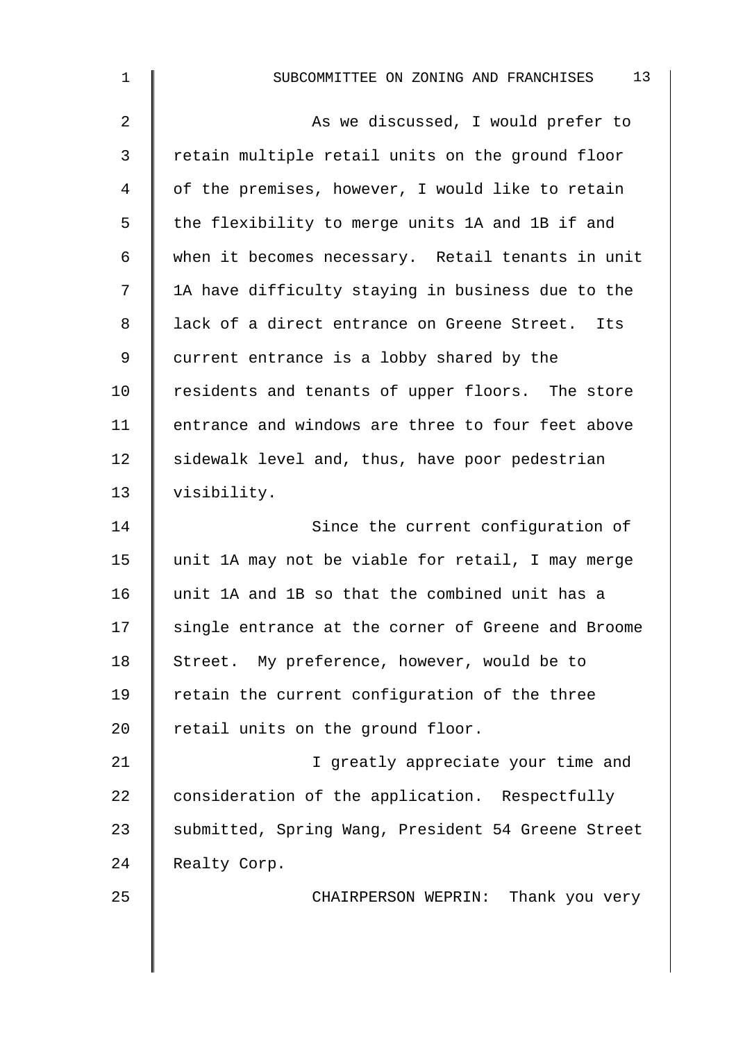As we discussed, I would prefer to retain multiple retail units on the ground floor of the premises, however, I would like to retain the flexibility to merge units 1A and 1B if and when it becomes necessary. Retail tenants in unit 1A have difficulty staying in business due to the lack of a direct entrance on Greene Street. Its current entrance is a lobby shared by the residents and tenants of upper floors. The store entrance and windows are three to four feet above sidewalk level and, thus, have poor pedestrian visibility.

Since the current configuration of unit 1A may not be viable for retail, I may merge unit 1A and 1B so that the combined unit has a single entrance at the corner of Greene and Broome Street. My preference, however, would be to retain the current configuration of the three retail units on the ground floor.

I greatly appreciate your time and consideration of the application. Respectfully submitted, Spring Wang, President 54 Greene Street Realty Corp.

CHAIRPERSON WEPRIN: Thank you very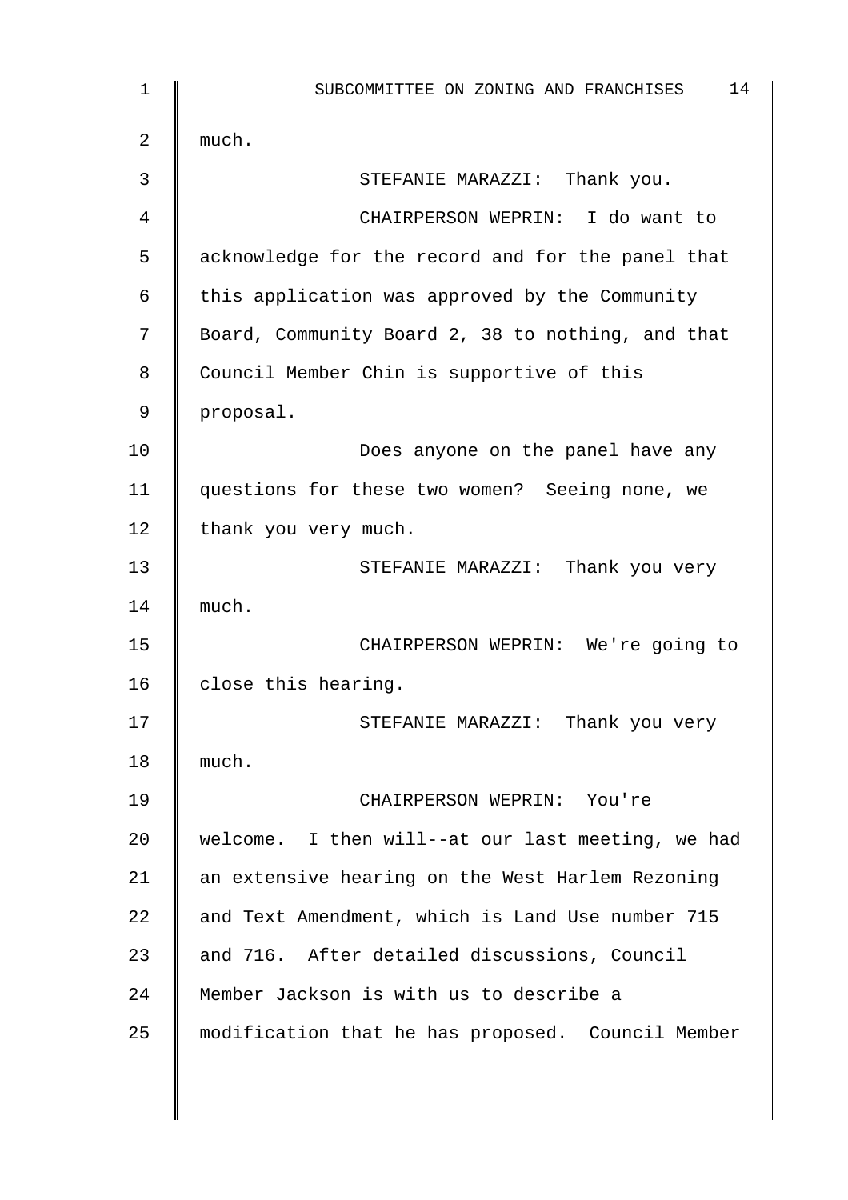much.

STEFANIE MARAZZI: Thank you.

CHAIRPERSON WEPRIN: I do want to acknowledge for the record and for the panel that this application was approved by the Community Board, Community Board 2, 38 to nothing, and that Council Member Chin is supportive of this proposal.

Does anyone on the panel have any questions for these two women? Seeing none, we thank you very much.

STEFANIE MARAZZI: Thank you very much.

CHAIRPERSON WEPRIN: We're going to close this hearing.

STEFANIE MARAZZI: Thank you very much.

CHAIRPERSON WEPRIN: You're welcome. I then will--at our last meeting, we had an extensive hearing on the West Harlem Rezoning and Text Amendment, which is Land Use number 715 and 716. After detailed discussions, Council Member Jackson is with us to describe a modification that he has proposed. Council Member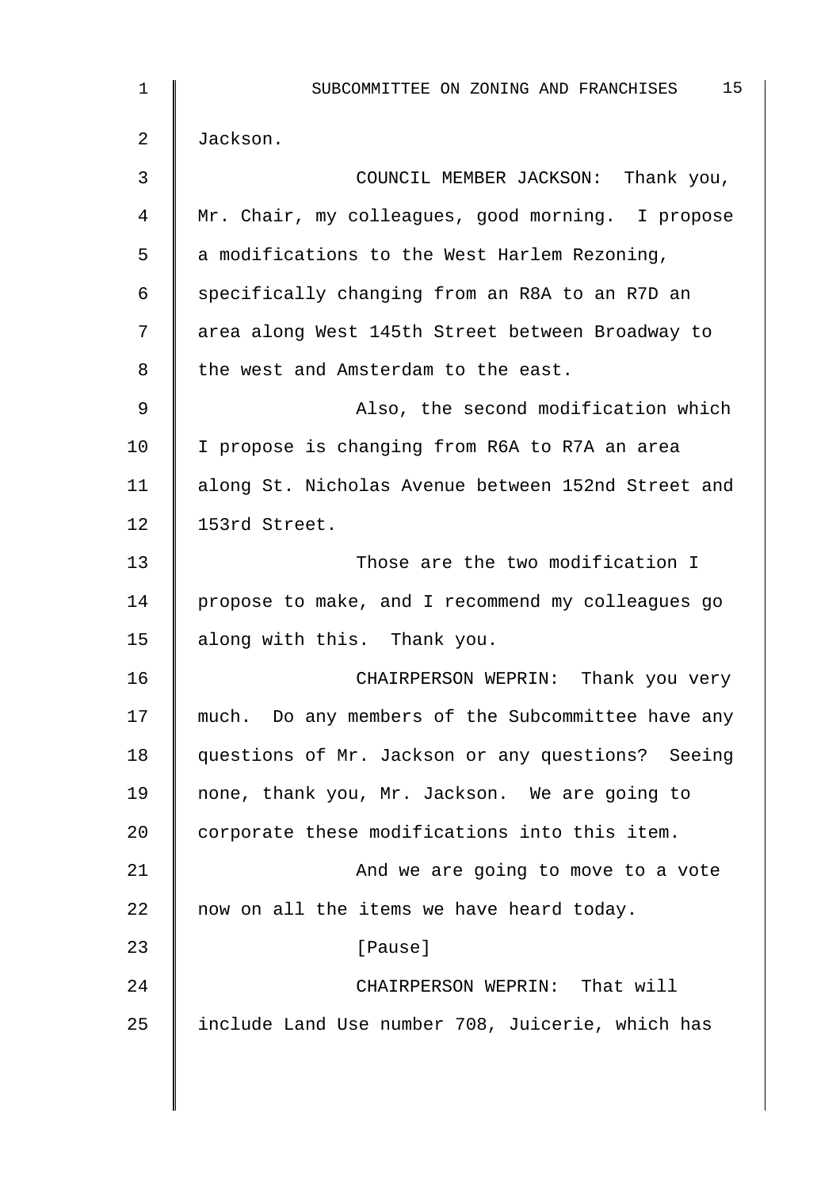Jackson.

COUNCIL MEMBER JACKSON: Thank you, Mr. Chair, my colleagues, good morning. I propose a modifications to the West Harlem Rezoning, specifically changing from an R8A to an R7D an area along West 145th Street between Broadway to the west and Amsterdam to the east.

Also, the second modification which I propose is changing from R6A to R7A an area along St. Nicholas Avenue between 152nd Street and 153rd Street.

Those are the two modification I propose to make, and I recommend my colleagues go along with this. Thank you.

CHAIRPERSON WEPRIN: Thank you very much. Do any members of the Subcommittee have any questions of Mr. Jackson or any questions? Seeing none, thank you, Mr. Jackson. We are going to corporate these modifications into this item.

And we are going to move to a vote now on all the items we have heard today.

[Pause]

CHAIRPERSON WEPRIN: That will include Land Use number 708, Juicerie, which has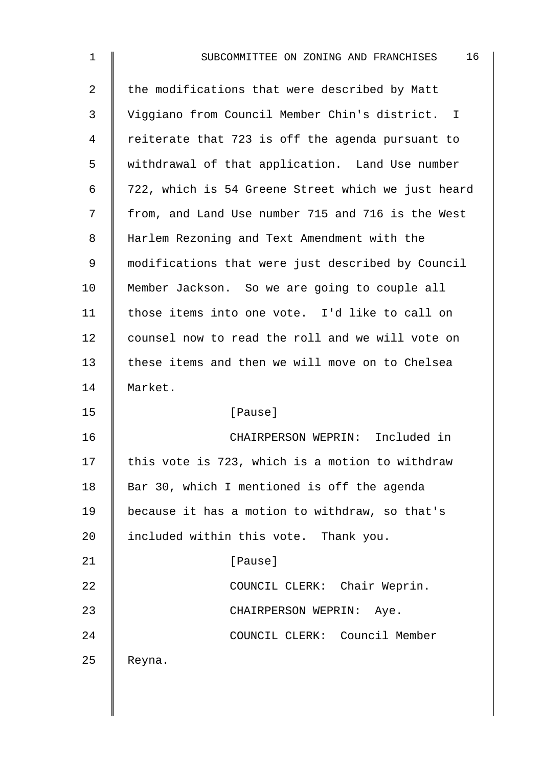the modifications that were described by Matt Viggiano from Council Member Chin's district. I reiterate that 723 is off the agenda pursuant to withdrawal of that application. Land Use number 722, which is 54 Greene Street which we just heard from, and Land Use number 715 and 716 is the West Harlem Rezoning and Text Amendment with the modifications that were just described by Council Member Jackson. So we are going to couple all those items into one vote. I'd like to call on counsel now to read the roll and we will vote on these items and then we will move on to Chelsea Market.

[Pause]

CHAIRPERSON WEPRIN: Included in this vote is 723, which is a motion to withdraw Bar 30, which I mentioned is off the agenda because it has a motion to withdraw, so that's included within this vote. Thank you.

[Pause]

COUNCIL CLERK: Chair Weprin.

CHAIRPERSON WEPRIN: Aye.

COUNCIL CLERK: Council Member Reyna.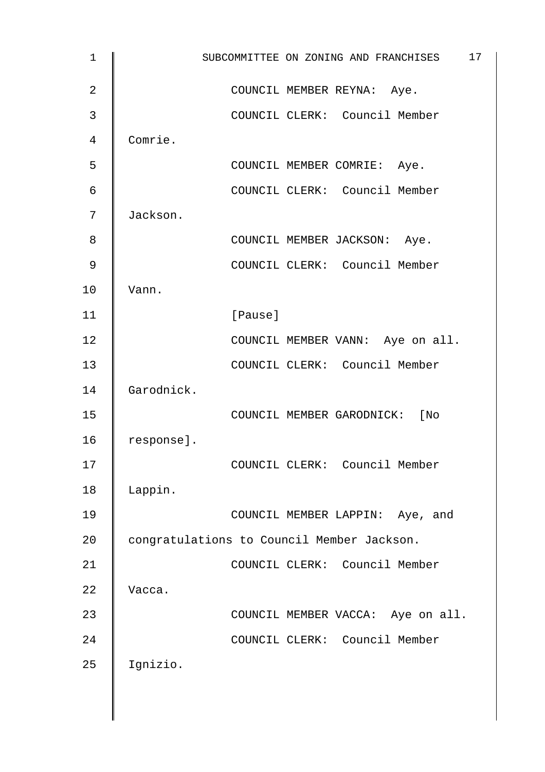COUNCIL MEMBER REYNA: Aye.

COUNCIL CLERK: Council Member Comrie.

COUNCIL MEMBER COMRIE: Aye.

COUNCIL CLERK: Council Member Jackson.

COUNCIL MEMBER JACKSON: Aye.

COUNCIL CLERK: Council Member Vann.

[Pause]

COUNCIL MEMBER VANN: Aye on all.

COUNCIL CLERK: Council Member Garodnick.

COUNCIL MEMBER GARODNICK: [No response].

COUNCIL CLERK: Council Member Lappin.

COUNCIL MEMBER LAPPIN: Aye, and congratulations to Council Member Jackson.

COUNCIL CLERK: Council Member Vacca.

COUNCIL MEMBER VACCA: Aye on all.

COUNCIL CLERK: Council Member Ignizio.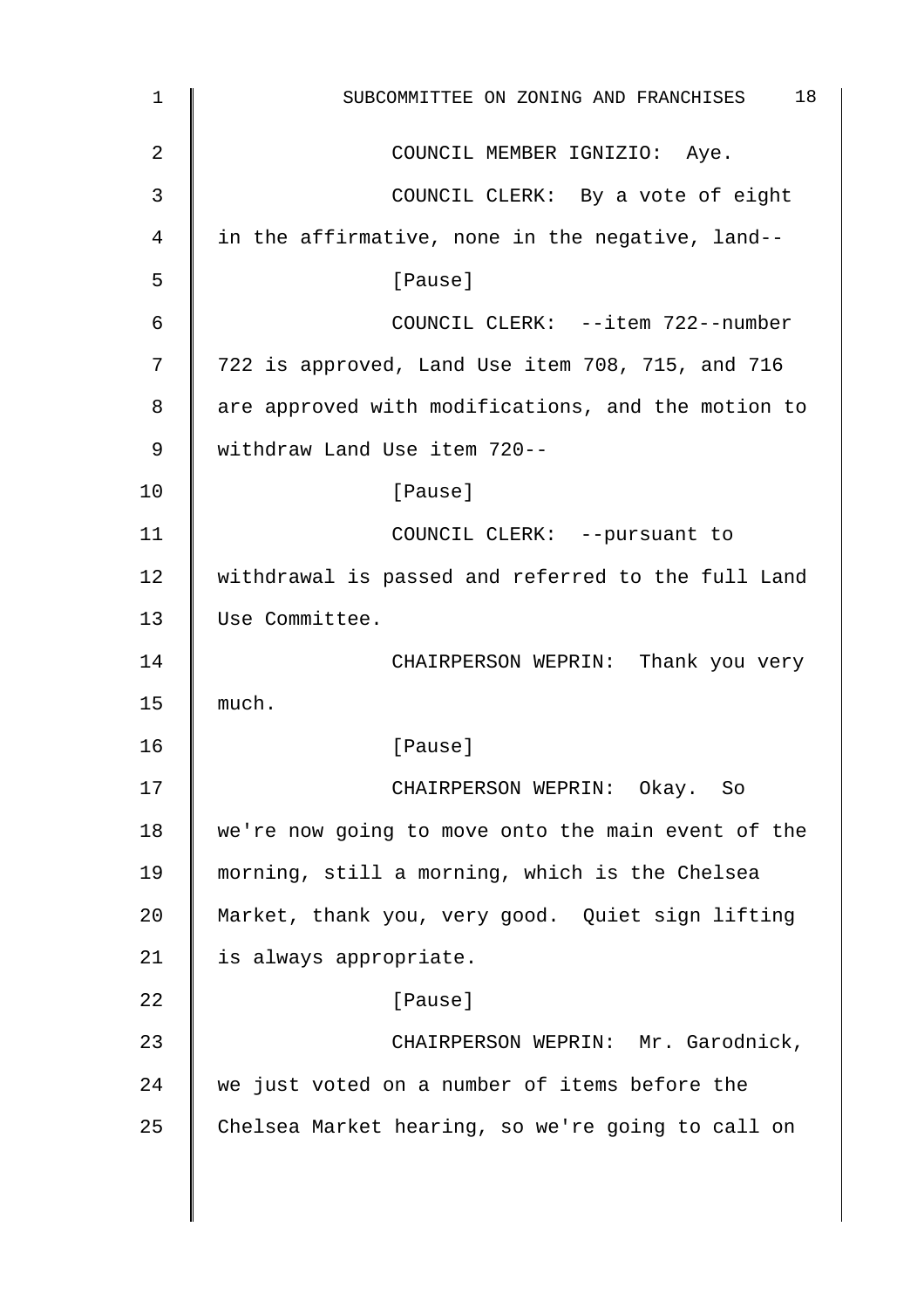COUNCIL MEMBER IGNIZIO: Aye.

COUNCIL CLERK: By a vote of eight in the affirmative, none in the negative, land--

[Pause]

COUNCIL CLERK: --item 722--number 722 is approved, Land Use item 708, 715, and 716 are approved with modifications, and the motion to withdraw Land Use item 720--

[Pause]

COUNCIL CLERK: --pursuant to withdrawal is passed and referred to the full Land Use Committee.

CHAIRPERSON WEPRIN: Thank you very much.

[Pause]

CHAIRPERSON WEPRIN: Okay. So we're now going to move onto the main event of the morning, still a morning, which is the Chelsea Market, thank you, very good. Quiet sign lifting is always appropriate.

[Pause]

CHAIRPERSON WEPRIN: Mr. Garodnick, we just voted on a number of items before the Chelsea Market hearing, so we're going to call on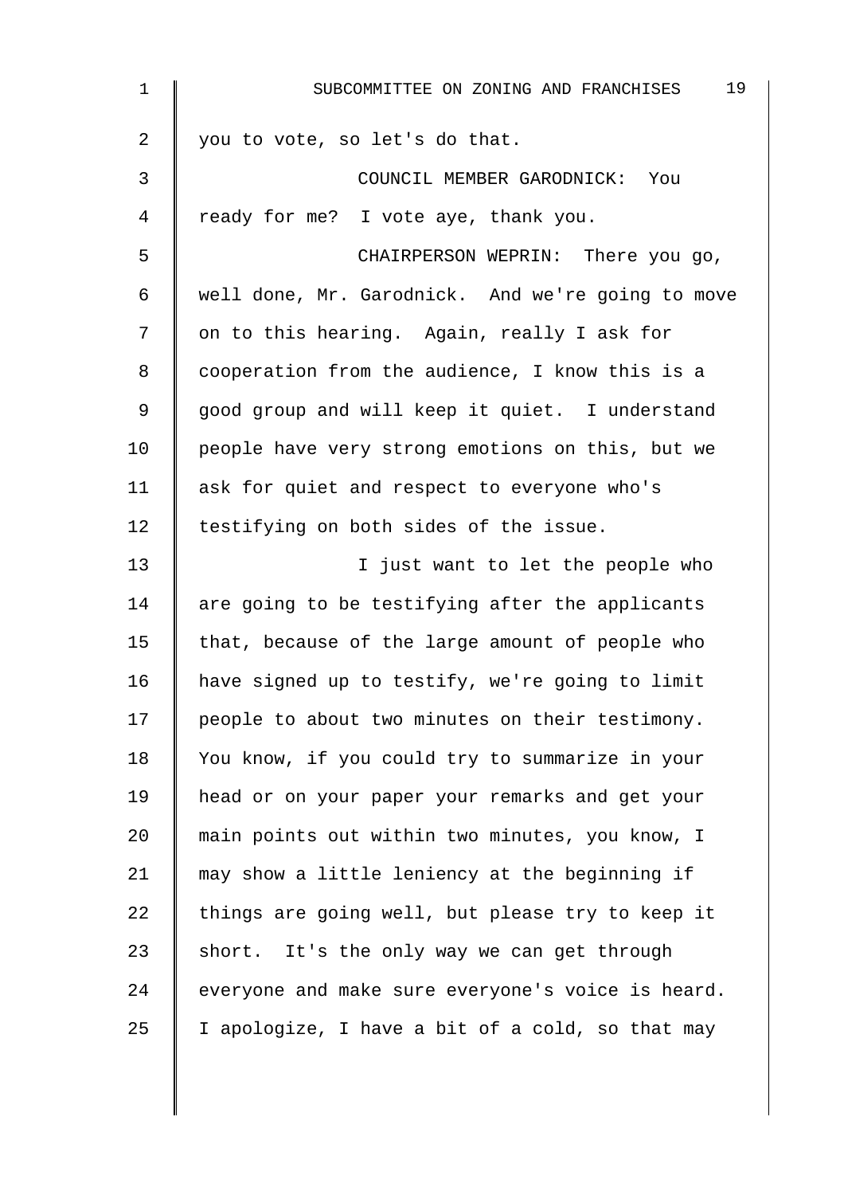you to vote, so let's do that.

COUNCIL MEMBER GARODNICK: You ready for me? I vote aye, thank you.

CHAIRPERSON WEPRIN: There you go, well done, Mr. Garodnick. And we're going to move on to this hearing. Again, really I ask for cooperation from the audience, I know this is a good group and will keep it quiet. I understand people have very strong emotions on this, but we ask for quiet and respect to everyone who's testifying on both sides of the issue.

I just want to let the people who are going to be testifying after the applicants that, because of the large amount of people who have signed up to testify, we're going to limit people to about two minutes on their testimony. You know, if you could try to summarize in your head or on your paper your remarks and get your main points out within two minutes, you know, I may show a little leniency at the beginning if things are going well, but please try to keep it short. It's the only way we can get through everyone and make sure everyone's voice is heard. I apologize, I have a bit of a cold, so that may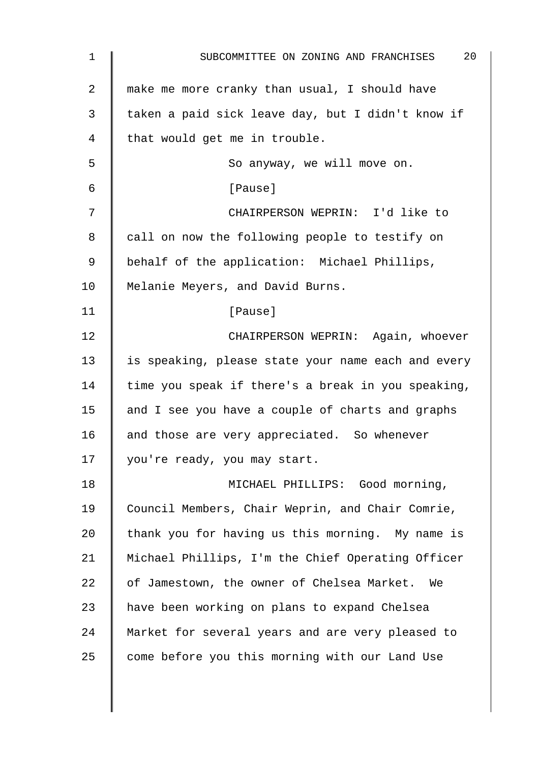make me more cranky than usual, I should have taken a paid sick leave day, but I didn't know if that would get me in trouble.

So anyway, we will move on.

[Pause]

CHAIRPERSON WEPRIN: I'd like to call on now the following people to testify on behalf of the application: Michael Phillips, Melanie Meyers, and David Burns.

[Pause]

CHAIRPERSON WEPRIN: Again, whoever is speaking, please state your name each and every time you speak if there's a break in you speaking, and I see you have a couple of charts and graphs and those are very appreciated. So whenever you're ready, you may start.

MICHAEL PHILLIPS: Good morning, Council Members, Chair Weprin, and Chair Comrie, thank you for having us this morning. My name is Michael Phillips, I'm the Chief Operating Officer of Jamestown, the owner of Chelsea Market. We have been working on plans to expand Chelsea Market for several years and are very pleased to come before you this morning with our Land Use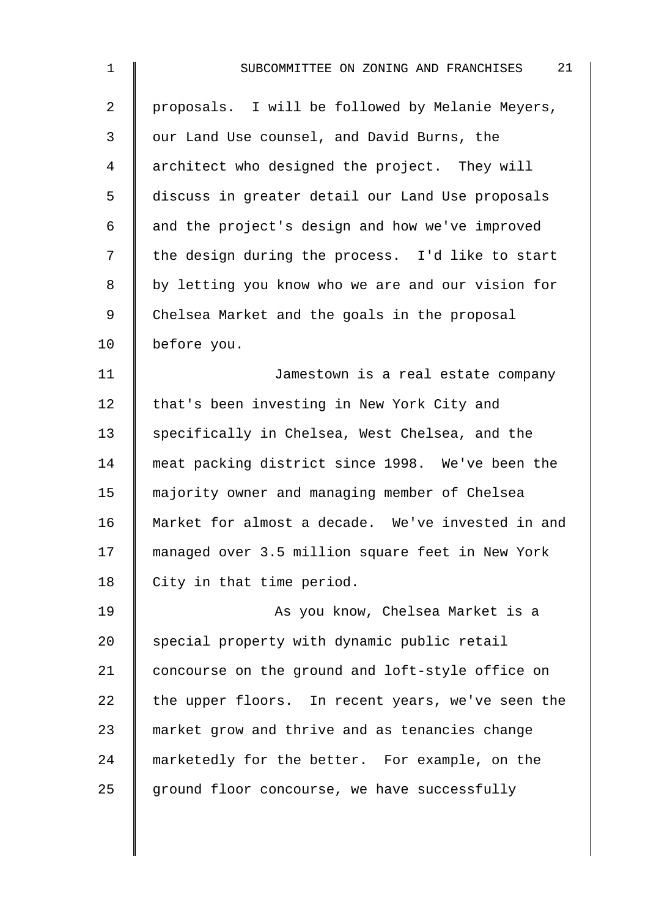proposals. I will be followed by Melanie Meyers, our Land Use counsel, and David Burns, the architect who designed the project. They will discuss in greater detail our Land Use proposals and the project's design and how we've improved the design during the process. I'd like to start by letting you know who we are and our vision for Chelsea Market and the goals in the proposal before you.

Jamestown is a real estate company that's been investing in New York City and specifically in Chelsea, West Chelsea, and the meat packing district since 1998. We've been the majority owner and managing member of Chelsea Market for almost a decade. We've invested in and managed over 3.5 million square feet in New York City in that time period.

As you know, Chelsea Market is a special property with dynamic public retail concourse on the ground and loft-style office on the upper floors. In recent years, we've seen the market grow and thrive and as tenancies change marketedly for the better. For example, on the ground floor concourse, we have successfully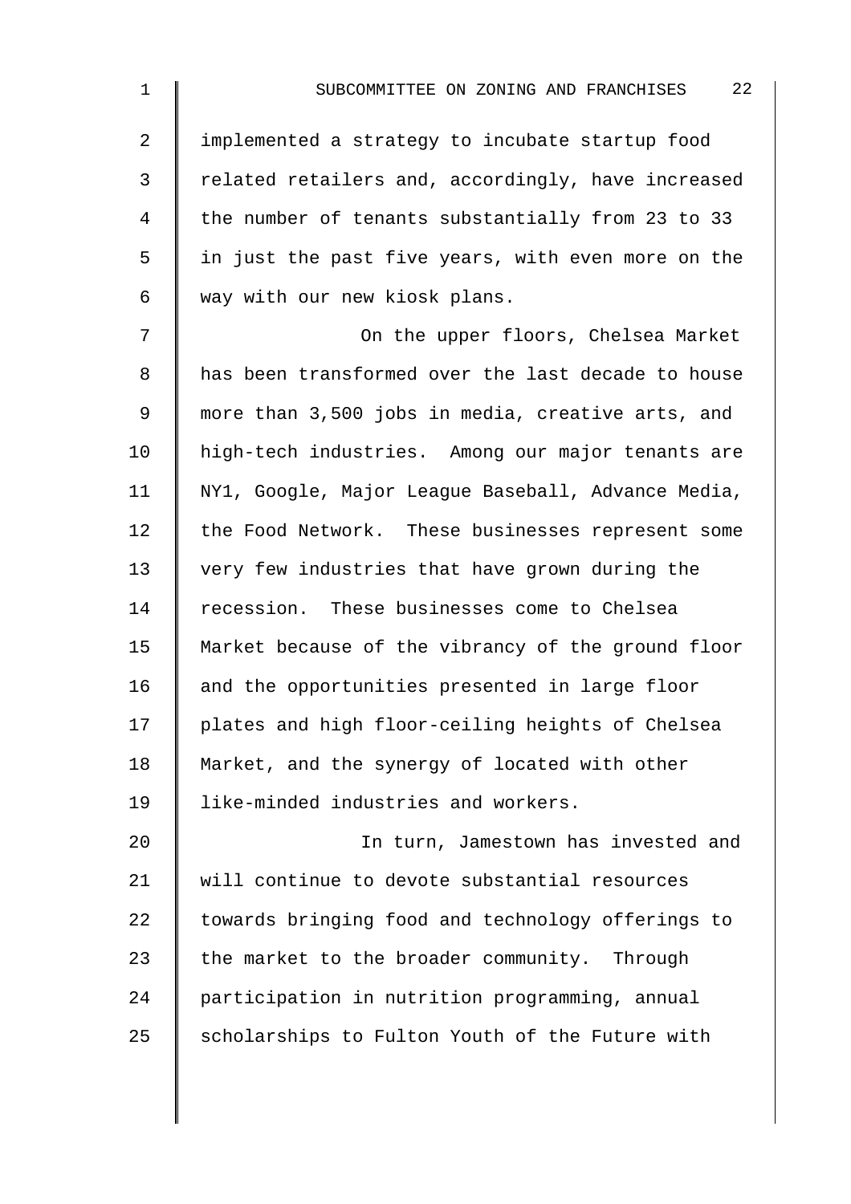implemented a strategy to incubate startup food related retailers and, accordingly, have increased the number of tenants substantially from 23 to 33 in just the past five years, with even more on the way with our new kiosk plans.

On the upper floors, Chelsea Market has been transformed over the last decade to house more than 3,500 jobs in media, creative arts, and high-tech industries. Among our major tenants are NY1, Google, Major League Baseball, Advance Media, the Food Network. These businesses represent some very few industries that have grown during the recession. These businesses come to Chelsea Market because of the vibrancy of the ground floor and the opportunities presented in large floor plates and high floor-ceiling heights of Chelsea Market, and the synergy of located with other like-minded industries and workers.

In turn, Jamestown has invested and will continue to devote substantial resources towards bringing food and technology offerings to the market to the broader community. Through participation in nutrition programming, annual scholarships to Fulton Youth of the Future with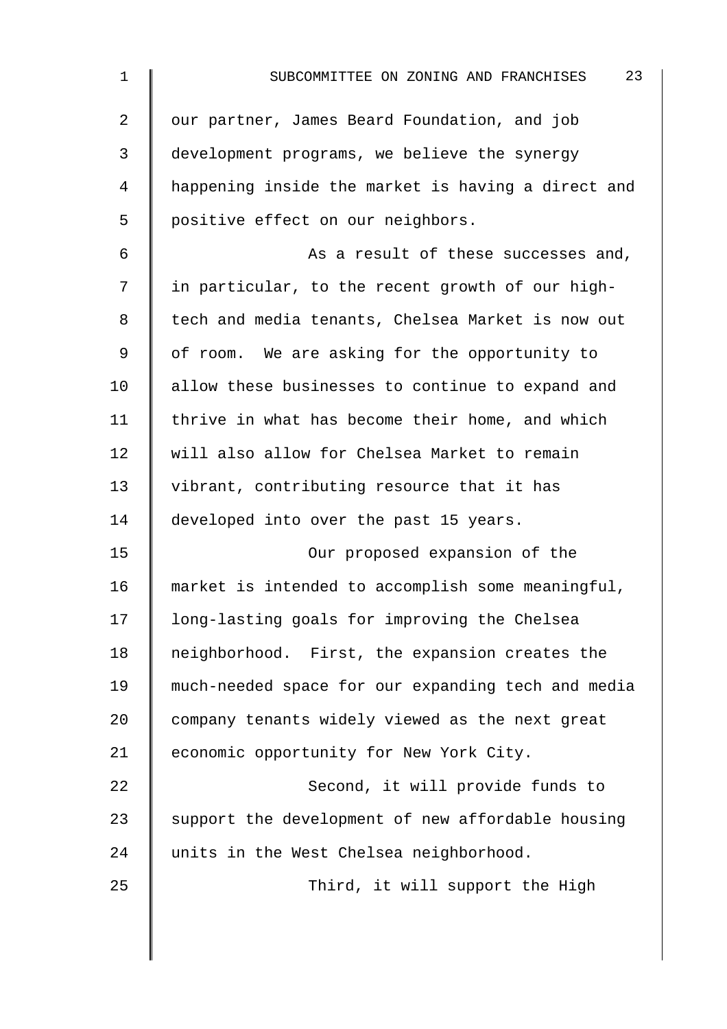our partner, James Beard Foundation, and job development programs, we believe the synergy happening inside the market is having a direct and positive effect on our neighbors.

As a result of these successes and, in particular, to the recent growth of our high-tech and media tenants, Chelsea Market is now out of room. We are asking for the opportunity to allow these businesses to continue to expand and thrive in what has become their home, and which will also allow for Chelsea Market to remain vibrant, contributing resource that it has developed into over the past 15 years.

Our proposed expansion of the market is intended to accomplish some meaningful, long-lasting goals for improving the Chelsea neighborhood. First, the expansion creates the much-needed space for our expanding tech and media company tenants widely viewed as the next great economic opportunity for New York City.

Second, it will provide funds to support the development of new affordable housing units in the West Chelsea neighborhood.

Third, it will support the High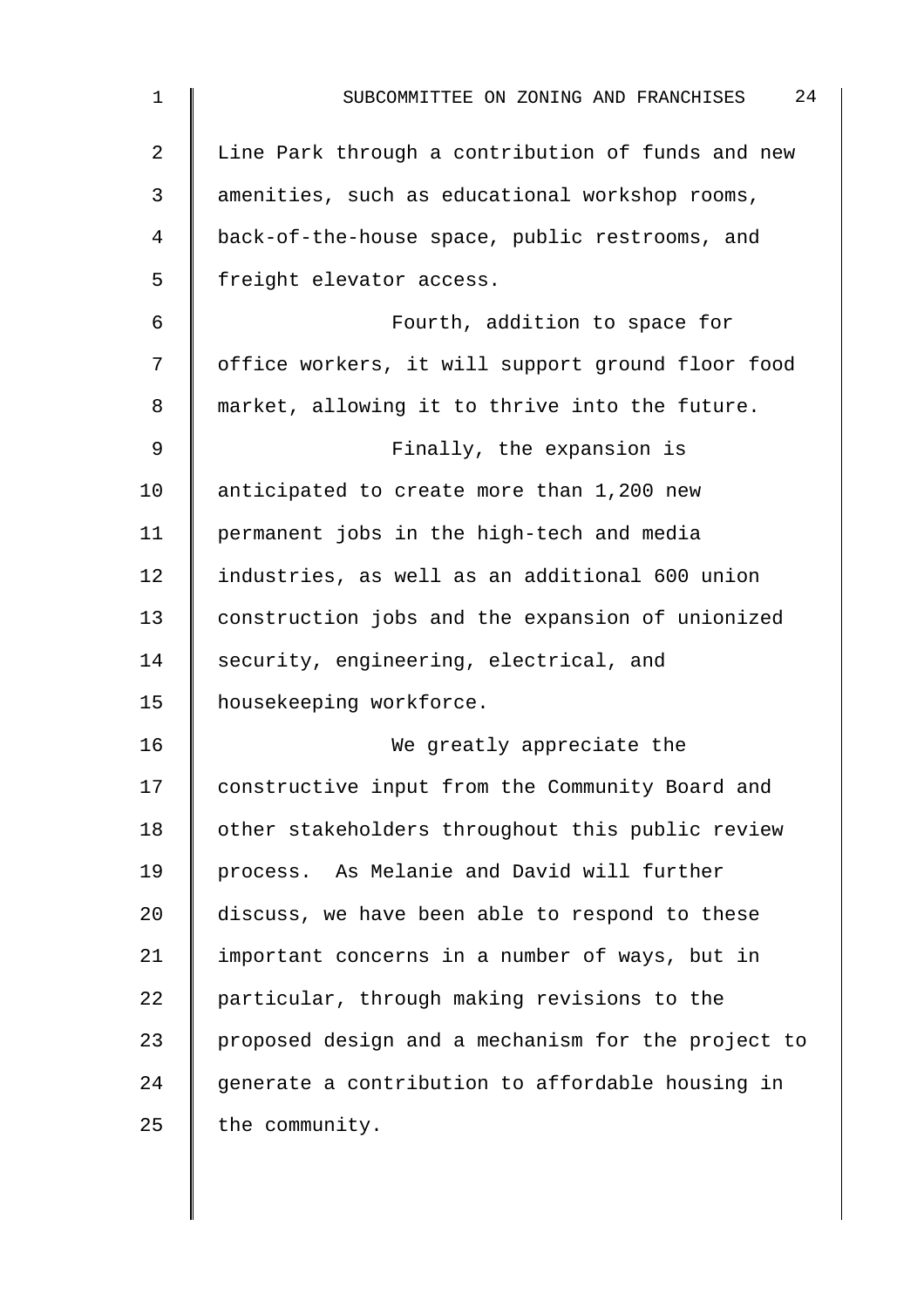Line Park through a contribution of funds and new amenities, such as educational workshop rooms, back-of-the-house space, public restrooms, and freight elevator access.

Fourth, addition to space for office workers, it will support ground floor food market, allowing it to thrive into the future.

Finally, the expansion is anticipated to create more than 1,200 new permanent jobs in the high-tech and media industries, as well as an additional 600 union construction jobs and the expansion of unionized security, engineering, electrical, and housekeeping workforce.

We greatly appreciate the constructive input from the Community Board and other stakeholders throughout this public review process. As Melanie and David will further discuss, we have been able to respond to these important concerns in a number of ways, but in particular, through making revisions to the proposed design and a mechanism for the project to generate a contribution to affordable housing in the community.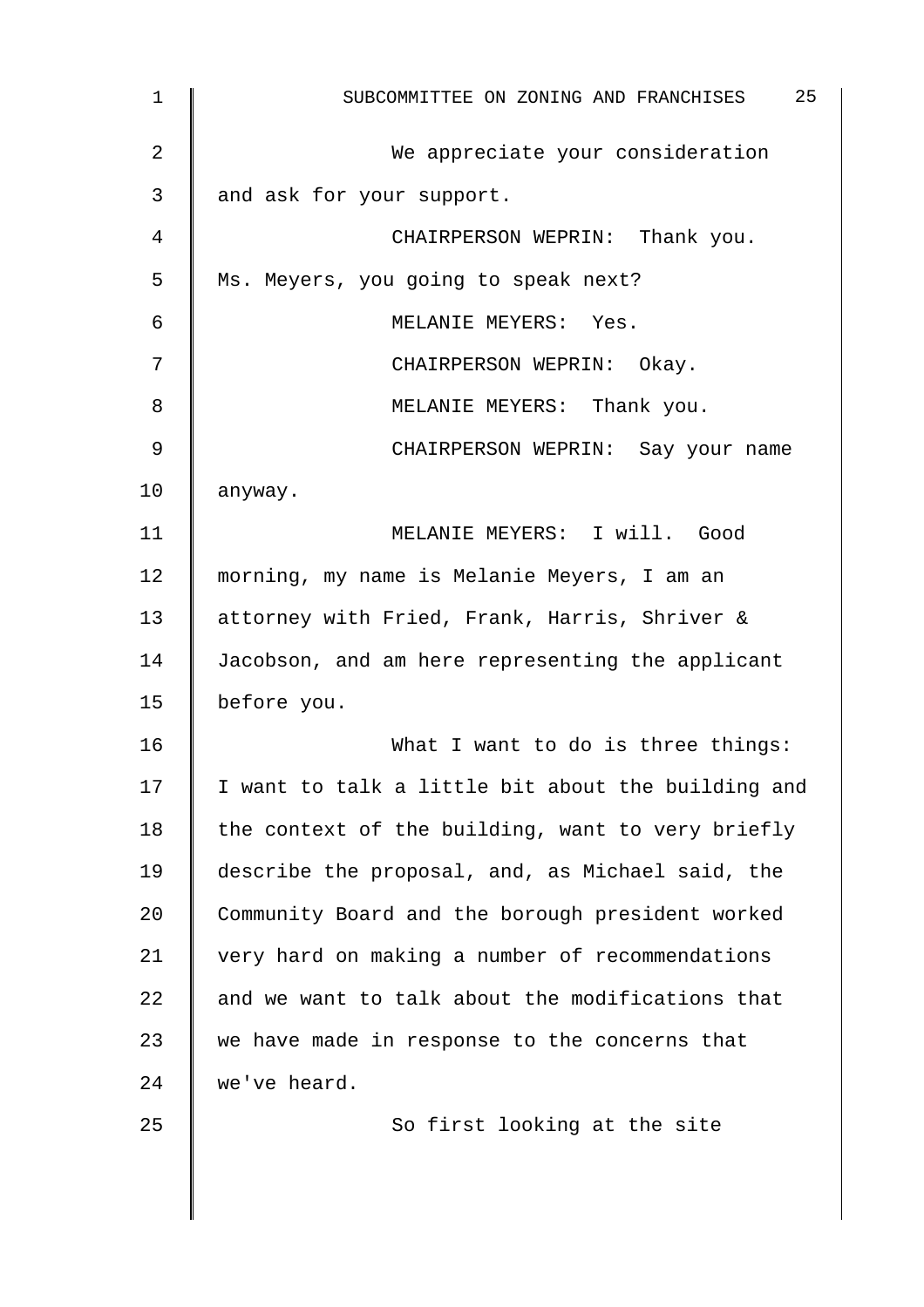We appreciate your consideration and ask for your support.

CHAIRPERSON WEPRIN: Thank you. Ms. Meyers, you going to speak next?

MELANIE MEYERS: Yes.

CHAIRPERSON WEPRIN: Okay.

MELANIE MEYERS: Thank you.

CHAIRPERSON WEPRIN: Say your name anyway.

MELANIE MEYERS: I will. Good morning, my name is Melanie Meyers, I am an attorney with Fried, Frank, Harris, Shriver & Jacobson, and am here representing the applicant before you.

What I want to do is three things: I want to talk a little bit about the building and the context of the building, want to very briefly describe the proposal, and, as Michael said, the Community Board and the borough president worked very hard on making a number of recommendations and we want to talk about the modifications that we have made in response to the concerns that we've heard.

So first looking at the site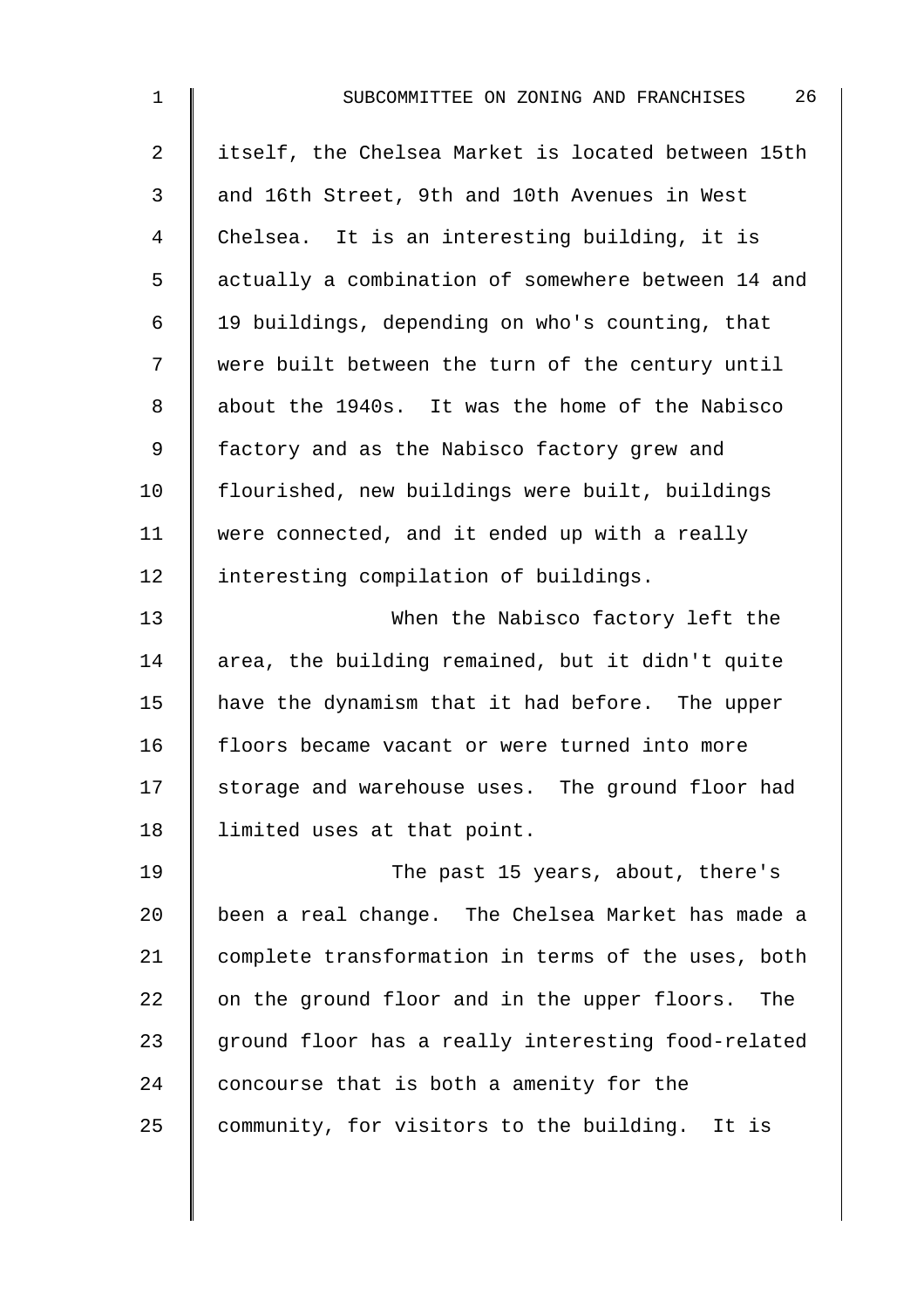itself, the Chelsea Market is located between 15th and 16th Street, 9th and 10th Avenues in West Chelsea. It is an interesting building, it is actually a combination of somewhere between 14 and 19 buildings, depending on who's counting, that were built between the turn of the century until about the 1940s. It was the home of the Nabisco factory and as the Nabisco factory grew and flourished, new buildings were built, buildings were connected, and it ended up with a really interesting compilation of buildings.

When the Nabisco factory left the area, the building remained, but it didn't quite have the dynamism that it had before. The upper floors became vacant or were turned into more storage and warehouse uses. The ground floor had limited uses at that point.

The past 15 years, about, there's been a real change. The Chelsea Market has made a complete transformation in terms of the uses, both on the ground floor and in the upper floors. The ground floor has a really interesting food-related concourse that is both a amenity for the community, for visitors to the building. It is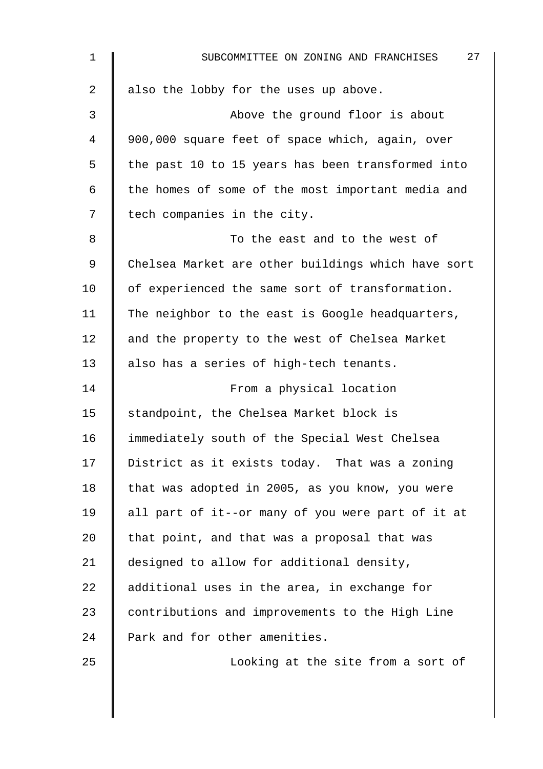also the lobby for the uses up above.

Above the ground floor is about 900,000 square feet of space which, again, over the past 10 to 15 years has been transformed into the homes of some of the most important media and tech companies in the city.

To the east and to the west of Chelsea Market are other buildings which have sort of experienced the same sort of transformation. The neighbor to the east is Google headquarters, and the property to the west of Chelsea Market also has a series of high-tech tenants.

From a physical location standpoint, the Chelsea Market block is immediately south of the Special West Chelsea District as it exists today. That was a zoning that was adopted in 2005, as you know, you were all part of it--or many of you were part of it at that point, and that was a proposal that was designed to allow for additional density, additional uses in the area, in exchange for contributions and improvements to the High Line Park and for other amenities.

Looking at the site from a sort of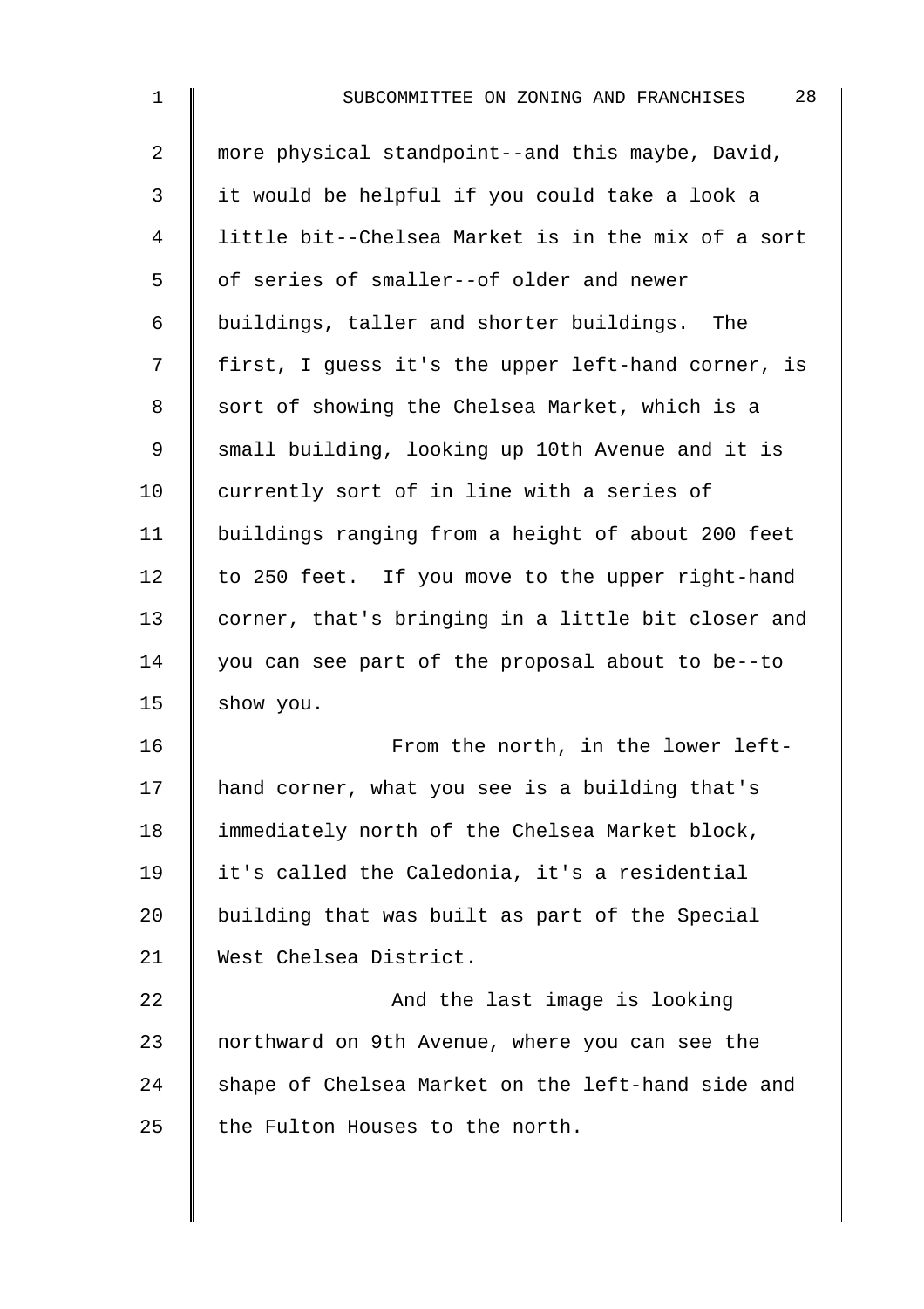more physical standpoint--and this maybe, David, it would be helpful if you could take a look a little bit--Chelsea Market is in the mix of a sort of series of smaller--of older and newer buildings, taller and shorter buildings. The first, I guess it's the upper left-hand corner, is sort of showing the Chelsea Market, which is a small building, looking up 10th Avenue and it is currently sort of in line with a series of buildings ranging from a height of about 200 feet to 250 feet. If you move to the upper right-hand corner, that's bringing in a little bit closer and you can see part of the proposal about to be--to show you.

From the north, in the lower left-hand corner, what you see is a building that's immediately north of the Chelsea Market block, it's called the Caledonia, it's a residential building that was built as part of the Special West Chelsea District.

And the last image is looking northward on 9th Avenue, where you can see the shape of Chelsea Market on the left-hand side and the Fulton Houses to the north.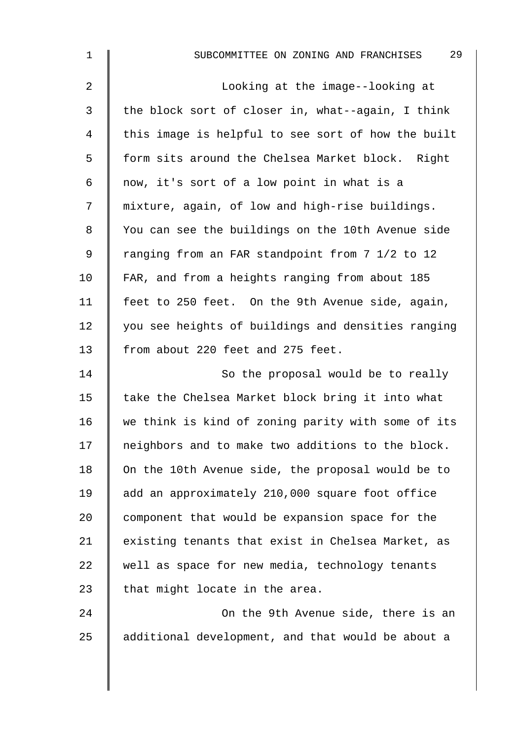Looking at the image--looking at the block sort of closer in, what--again, I think this image is helpful to see sort of how the built form sits around the Chelsea Market block. Right now, it's sort of a low point in what is a mixture, again, of low and high-rise buildings. You can see the buildings on the 10th Avenue side ranging from an FAR standpoint from 7 1/2 to 12 FAR, and from a heights ranging from about 185 feet to 250 feet. On the 9th Avenue side, again, you see heights of buildings and densities ranging from about 220 feet and 275 feet.

So the proposal would be to really take the Chelsea Market block bring it into what we think is kind of zoning parity with some of its neighbors and to make two additions to the block. On the 10th Avenue side, the proposal would be to add an approximately 210,000 square foot office component that would be expansion space for the existing tenants that exist in Chelsea Market, as well as space for new media, technology tenants that might locate in the area.

On the 9th Avenue side, there is an additional development, and that would be about a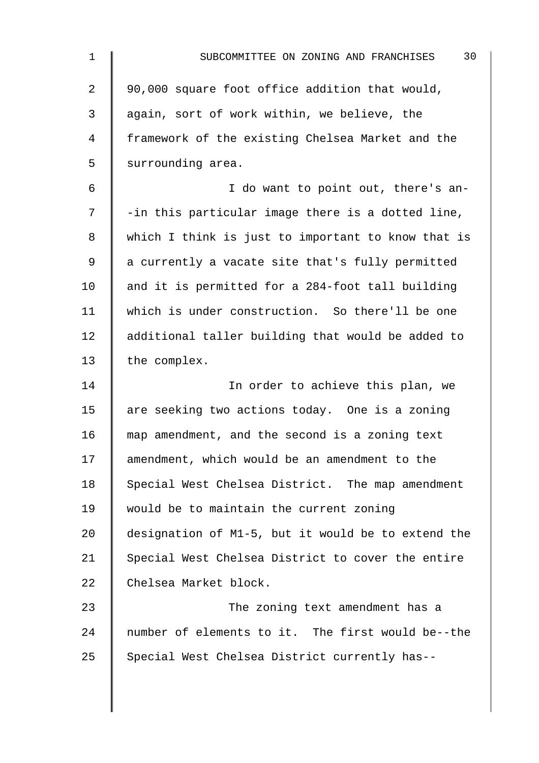90,000 square foot office addition that would, again, sort of work within, we believe, the framework of the existing Chelsea Market and the surrounding area.

I do want to point out, there's an--in this particular image there is a dotted line, which I think is just to important to know that is a currently a vacate site that's fully permitted and it is permitted for a 284-foot tall building which is under construction. So there'll be one additional taller building that would be added to the complex.

In order to achieve this plan, we are seeking two actions today. One is a zoning map amendment, and the second is a zoning text amendment, which would be an amendment to the Special West Chelsea District. The map amendment would be to maintain the current zoning designation of M1-5, but it would be to extend the Special West Chelsea District to cover the entire Chelsea Market block.

The zoning text amendment has a number of elements to it. The first would be--the Special West Chelsea District currently has--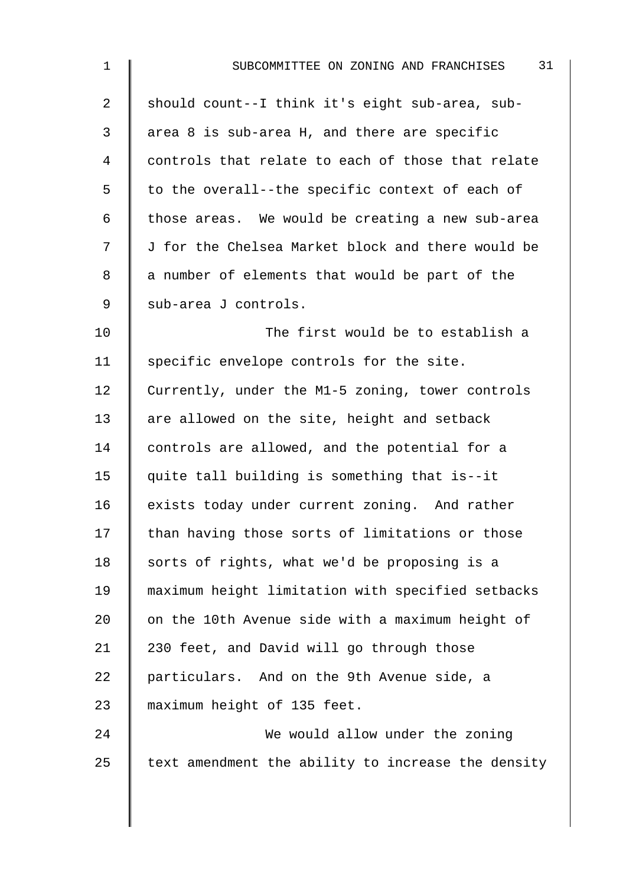should count--I think it's eight sub-area, sub-area 8 is sub-area H, and there are specific controls that relate to each of those that relate to the overall--the specific context of each of those areas. We would be creating a new sub-area J for the Chelsea Market block and there would be a number of elements that would be part of the sub-area J controls.

The first would be to establish a specific envelope controls for the site. Currently, under the M1-5 zoning, tower controls are allowed on the site, height and setback controls are allowed, and the potential for a quite tall building is something that is--it exists today under current zoning. And rather than having those sorts of limitations or those sorts of rights, what we'd be proposing is a maximum height limitation with specified setbacks on the 10th Avenue side with a maximum height of 230 feet, and David will go through those particulars. And on the 9th Avenue side, a maximum height of 135 feet.

We would allow under the zoning text amendment the ability to increase the density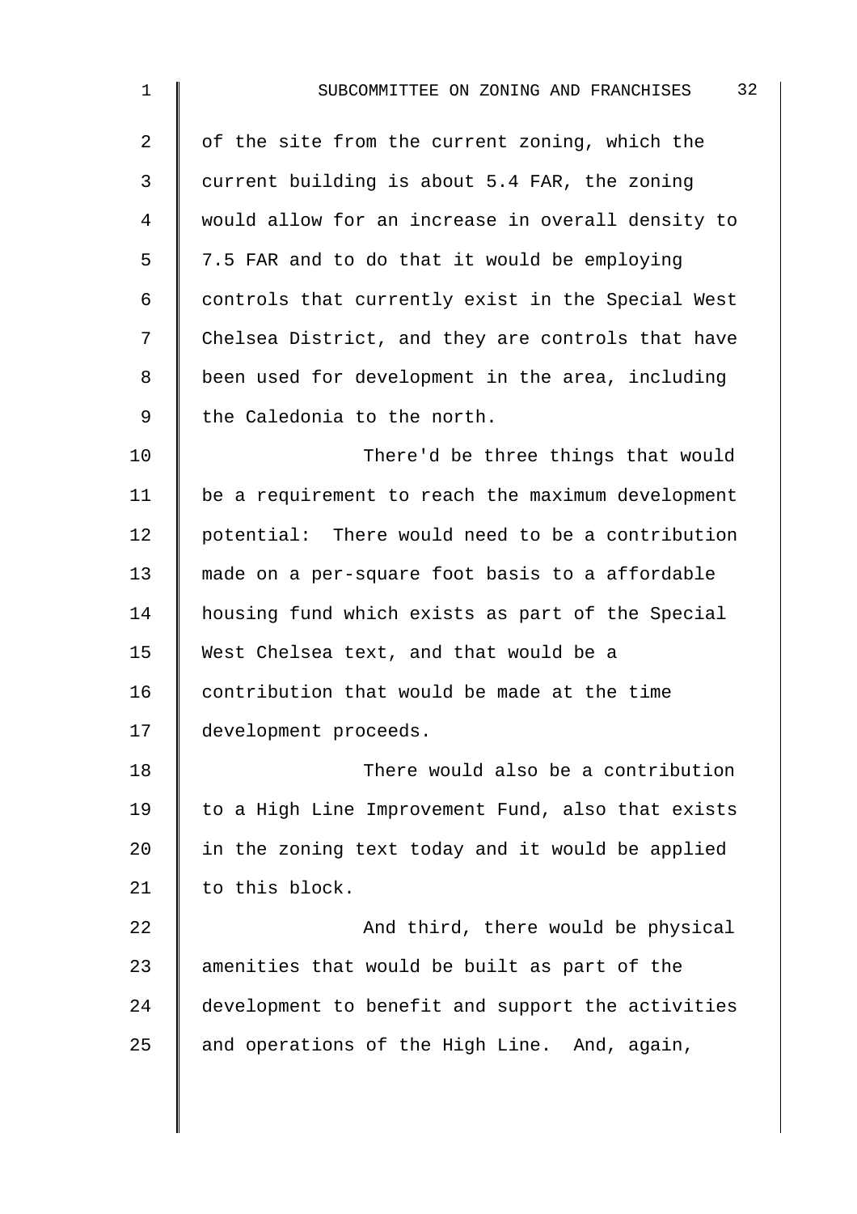of the site from the current zoning, which the current building is about 5.4 FAR, the zoning would allow for an increase in overall density to 7.5 FAR and to do that it would be employing controls that currently exist in the Special West Chelsea District, and they are controls that have been used for development in the area, including the Caledonia to the north.

There'd be three things that would be a requirement to reach the maximum development potential: There would need to be a contribution made on a per-square foot basis to a affordable housing fund which exists as part of the Special West Chelsea text, and that would be a contribution that would be made at the time development proceeds.

There would also be a contribution to a High Line Improvement Fund, also that exists in the zoning text today and it would be applied to this block.

And third, there would be physical amenities that would be built as part of the development to benefit and support the activities and operations of the High Line. And, again,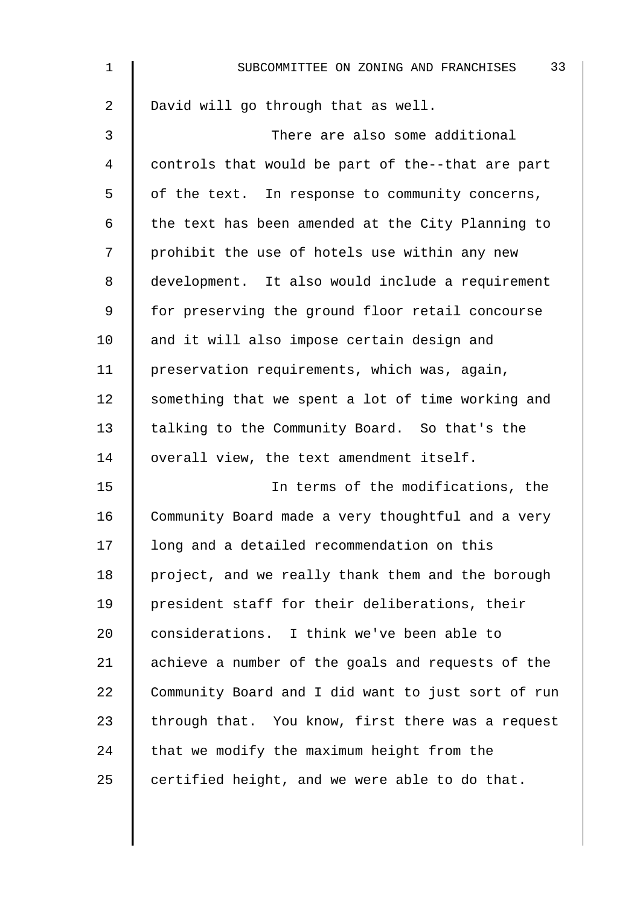David will go through that as well.

There are also some additional controls that would be part of the--that are part of the text. In response to community concerns, the text has been amended at the City Planning to prohibit the use of hotels use within any new development. It also would include a requirement for preserving the ground floor retail concourse and it will also impose certain design and preservation requirements, which was, again, something that we spent a lot of time working and talking to the Community Board. So that's the overall view, the text amendment itself.

In terms of the modifications, the Community Board made a very thoughtful and a very long and a detailed recommendation on this project, and we really thank them and the borough president staff for their deliberations, their considerations. I think we've been able to achieve a number of the goals and requests of the Community Board and I did want to just sort of run through that. You know, first there was a request that we modify the maximum height from the certified height, and we were able to do that.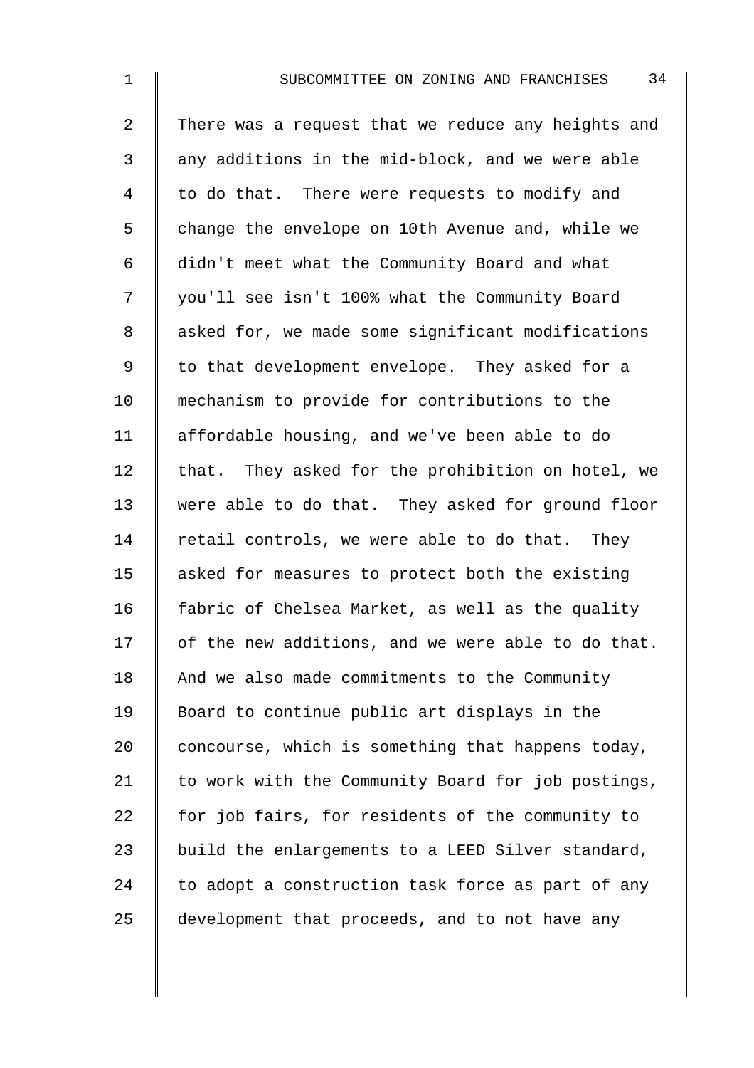There was a request that we reduce any heights and any additions in the mid-block, and we were able to do that. There were requests to modify and change the envelope on 10th Avenue and, while we didn't meet what the Community Board and what you'll see isn't 100% what the Community Board asked for, we made some significant modifications to that development envelope. They asked for a mechanism to provide for contributions to the affordable housing, and we've been able to do that. They asked for the prohibition on hotel, we were able to do that. They asked for ground floor retail controls, we were able to do that. They asked for measures to protect both the existing fabric of Chelsea Market, as well as the quality of the new additions, and we were able to do that. And we also made commitments to the Community Board to continue public art displays in the concourse, which is something that happens today, to work with the Community Board for job postings, for job fairs, for residents of the community to build the enlargements to a LEED Silver standard, to adopt a construction task force as part of any development that proceeds, and to not have any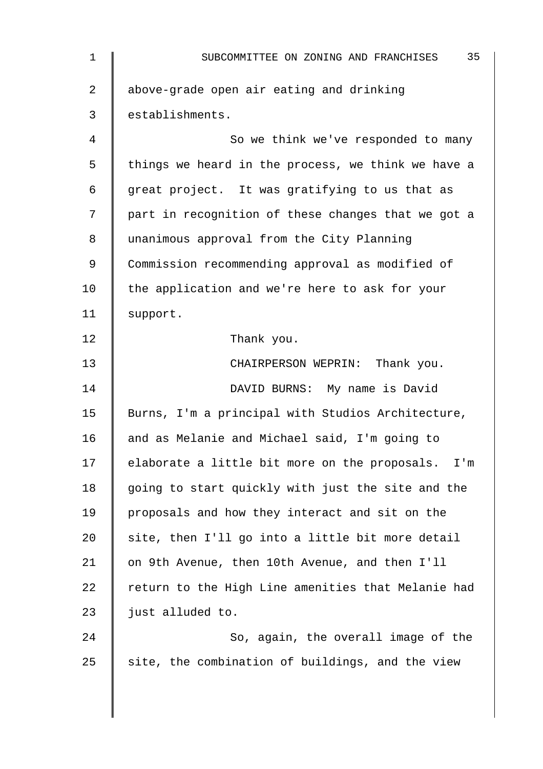above-grade open air eating and drinking establishments.

So we think we've responded to many things we heard in the process, we think we have a great project. It was gratifying to us that as part in recognition of these changes that we got a unanimous approval from the City Planning Commission recommending approval as modified of the application and we're here to ask for your support.

Thank you.

CHAIRPERSON WEPRIN: Thank you.

DAVID BURNS: My name is David Burns, I'm a principal with Studios Architecture, and as Melanie and Michael said, I'm going to elaborate a little bit more on the proposals. I'm going to start quickly with just the site and the proposals and how they interact and sit on the site, then I'll go into a little bit more detail on 9th Avenue, then 10th Avenue, and then I'll return to the High Line amenities that Melanie had just alluded to.

So, again, the overall image of the site, the combination of buildings, and the view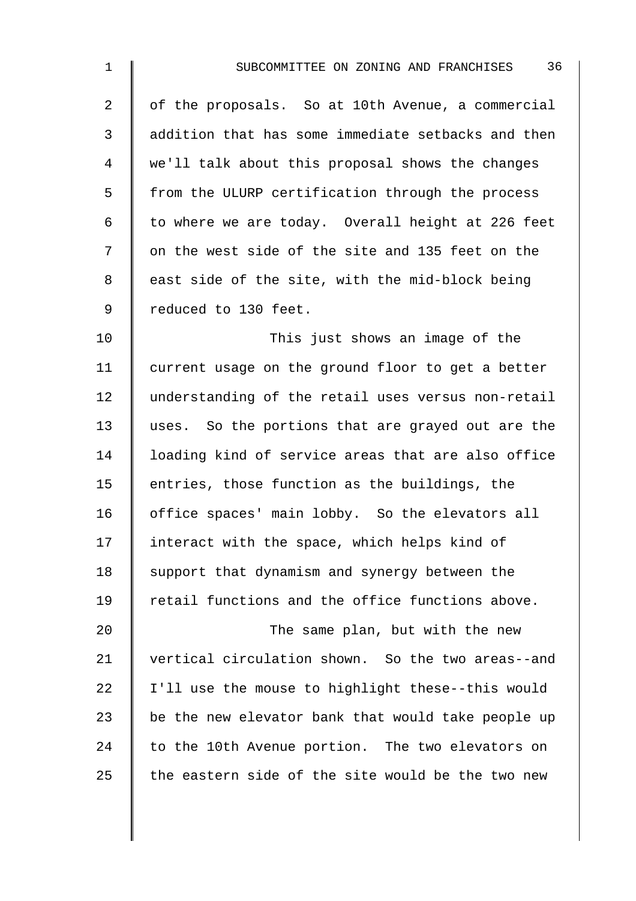of the proposals. So at 10th Avenue, a commercial addition that has some immediate setbacks and then we'll talk about this proposal shows the changes from the ULURP certification through the process to where we are today. Overall height at 226 feet on the west side of the site and 135 feet on the east side of the site, with the mid-block being reduced to 130 feet.

This just shows an image of the current usage on the ground floor to get a better understanding of the retail uses versus non-retail uses. So the portions that are grayed out are the loading kind of service areas that are also office entries, those function as the buildings, the office spaces' main lobby. So the elevators all interact with the space, which helps kind of support that dynamism and synergy between the retail functions and the office functions above.

The same plan, but with the new vertical circulation shown. So the two areas--and I'll use the mouse to highlight these--this would be the new elevator bank that would take people up to the 10th Avenue portion. The two elevators on the eastern side of the site would be the two new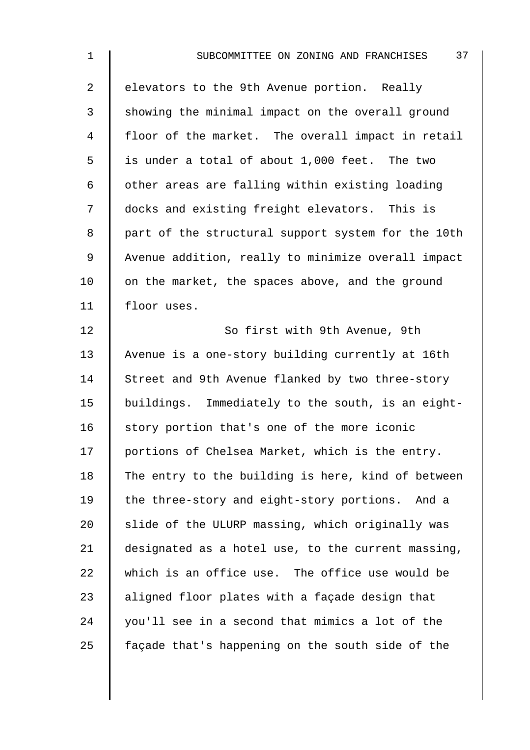elevators to the 9th Avenue portion. Really showing the minimal impact on the overall ground floor of the market. The overall impact in retail is under a total of about 1,000 feet. The two other areas are falling within existing loading docks and existing freight elevators. This is part of the structural support system for the 10th Avenue addition, really to minimize overall impact on the market, the spaces above, and the ground floor uses.

So first with 9th Avenue, 9th Avenue is a one-story building currently at 16th Street and 9th Avenue flanked by two three-story buildings. Immediately to the south, is an eight-story portion that's one of the more iconic portions of Chelsea Market, which is the entry. The entry to the building is here, kind of between the three-story and eight-story portions. And a slide of the ULURP massing, which originally was designated as a hotel use, to the current massing, which is an office use. The office use would be aligned floor plates with a façade design that you'll see in a second that mimics a lot of the façade that's happening on the south side of the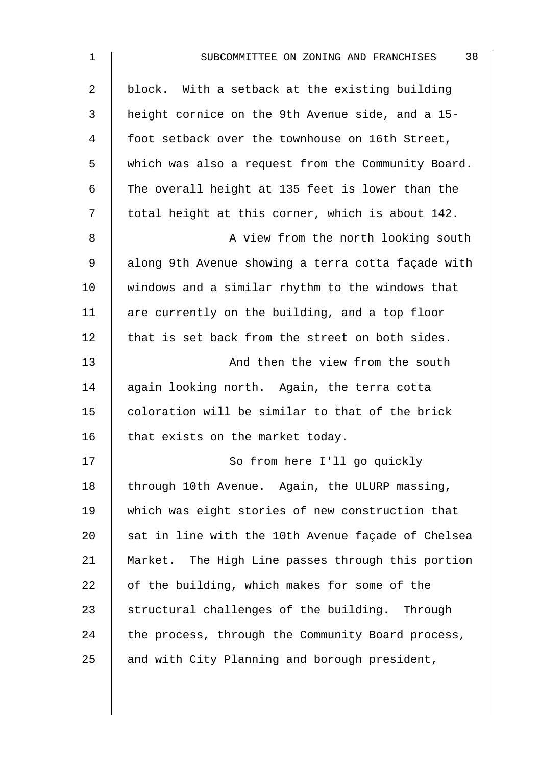block. With a setback at the existing building height cornice on the 9th Avenue side, and a 15-foot setback over the townhouse on 16th Street, which was also a request from the Community Board. The overall height at 135 feet is lower than the total height at this corner, which is about 142.

A view from the north looking south along 9th Avenue showing a terra cotta façade with windows and a similar rhythm to the windows that are currently on the building, and a top floor that is set back from the street on both sides.

And then the view from the south again looking north. Again, the terra cotta coloration will be similar to that of the brick that exists on the market today.

So from here I'll go quickly through 10th Avenue. Again, the ULURP massing, which was eight stories of new construction that sat in line with the 10th Avenue façade of Chelsea Market. The High Line passes through this portion of the building, which makes for some of the structural challenges of the building. Through the process, through the Community Board process, and with City Planning and borough president,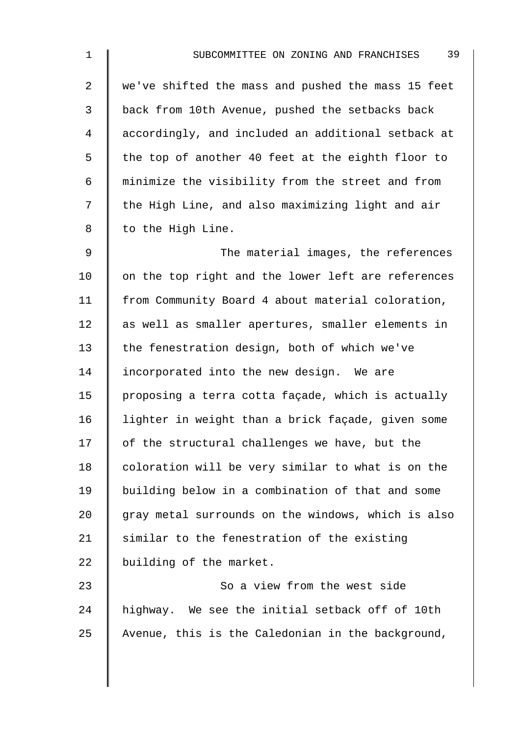we've shifted the mass and pushed the mass 15 feet back from 10th Avenue, pushed the setbacks back accordingly, and included an additional setback at the top of another 40 feet at the eighth floor to minimize the visibility from the street and from the High Line, and also maximizing light and air to the High Line.

The material images, the references on the top right and the lower left are references from Community Board 4 about material coloration, as well as smaller apertures, smaller elements in the fenestration design, both of which we've incorporated into the new design. We are proposing a terra cotta façade, which is actually lighter in weight than a brick façade, given some of the structural challenges we have, but the coloration will be very similar to what is on the building below in a combination of that and some gray metal surrounds on the windows, which is also similar to the fenestration of the existing building of the market.

So a view from the west side highway. We see the initial setback off of 10th Avenue, this is the Caledonian in the background,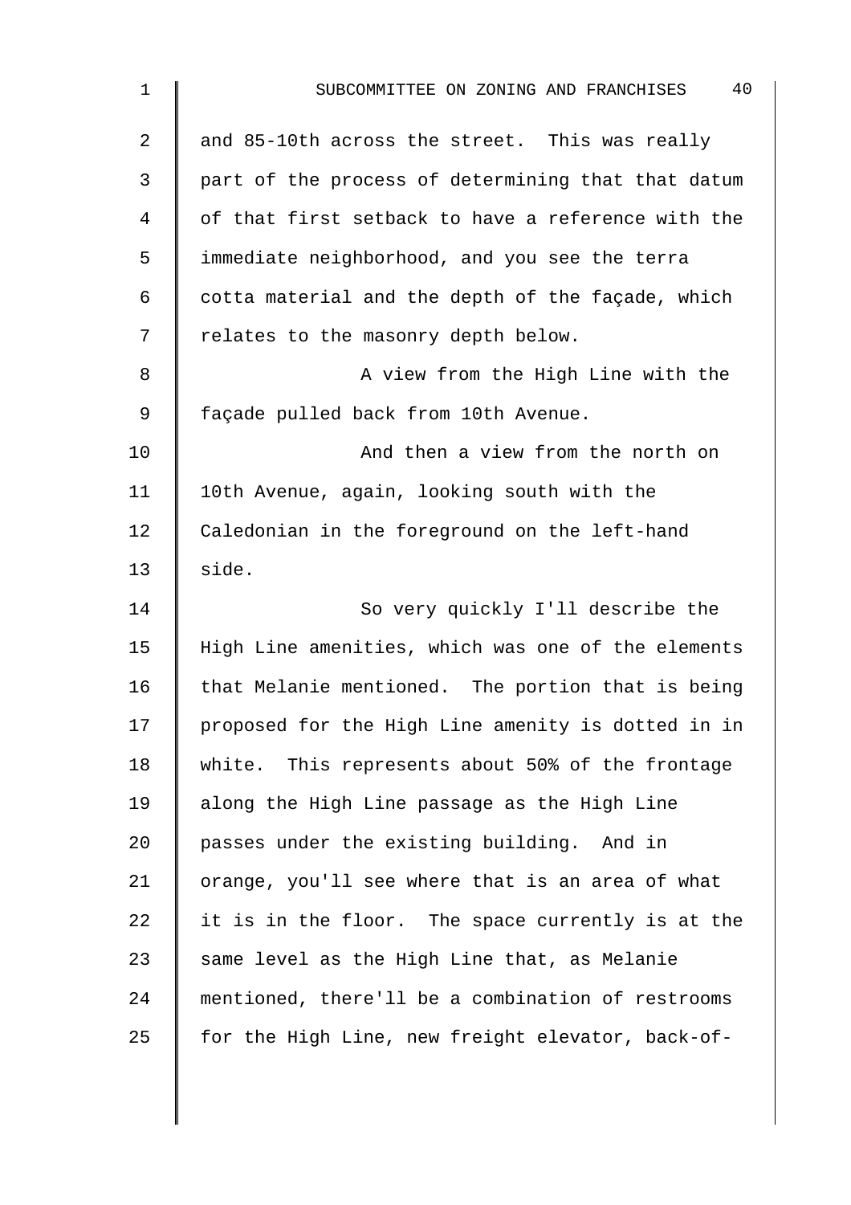and 85-10th across the street. This was really part of the process of determining that that datum of that first setback to have a reference with the immediate neighborhood, and you see the terra cotta material and the depth of the façade, which relates to the masonry depth below.

A view from the High Line with the façade pulled back from 10th Avenue.

And then a view from the north on 10th Avenue, again, looking south with the Caledonian in the foreground on the left-hand side.

So very quickly I'll describe the High Line amenities, which was one of the elements that Melanie mentioned. The portion that is being proposed for the High Line amenity is dotted in in white. This represents about 50% of the frontage along the High Line passage as the High Line passes under the existing building. And in orange, you'll see where that is an area of what it is in the floor. The space currently is at the same level as the High Line that, as Melanie mentioned, there'll be a combination of restrooms for the High Line, new freight elevator, back-of-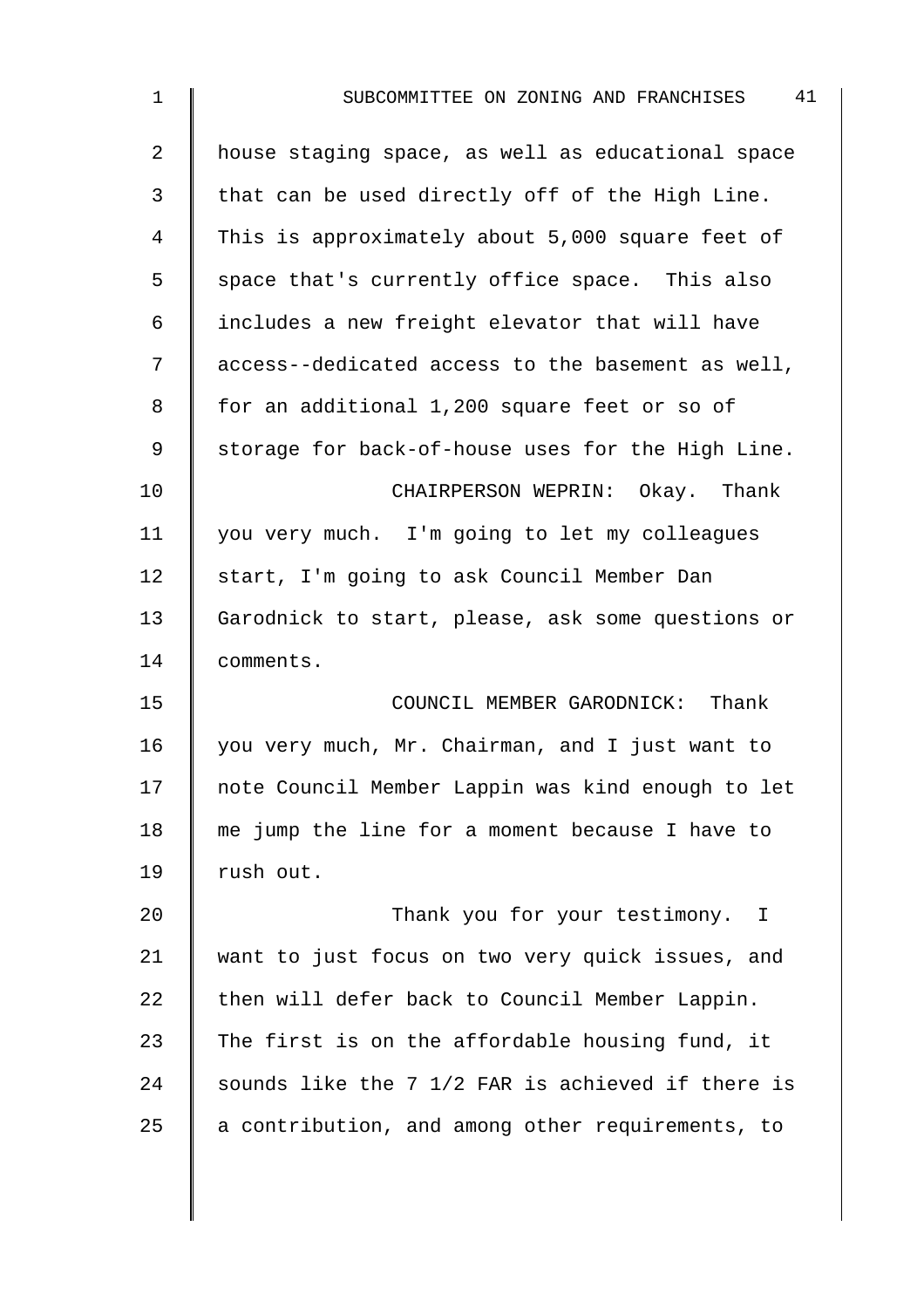house staging space, as well as educational space that can be used directly off of the High Line. This is approximately about 5,000 square feet of space that's currently office space. This also includes a new freight elevator that will have access--dedicated access to the basement as well, for an additional 1,200 square feet or so of storage for back-of-house uses for the High Line.

CHAIRPERSON WEPRIN: Okay. Thank you very much. I'm going to let my colleagues start, I'm going to ask Council Member Dan Garodnick to start, please, ask some questions or comments.

COUNCIL MEMBER GARODNICK: Thank you very much, Mr. Chairman, and I just want to note Council Member Lappin was kind enough to let me jump the line for a moment because I have to rush out.

Thank you for your testimony. I want to just focus on two very quick issues, and then will defer back to Council Member Lappin. The first is on the affordable housing fund, it sounds like the 7 1/2 FAR is achieved if there is a contribution, and among other requirements, to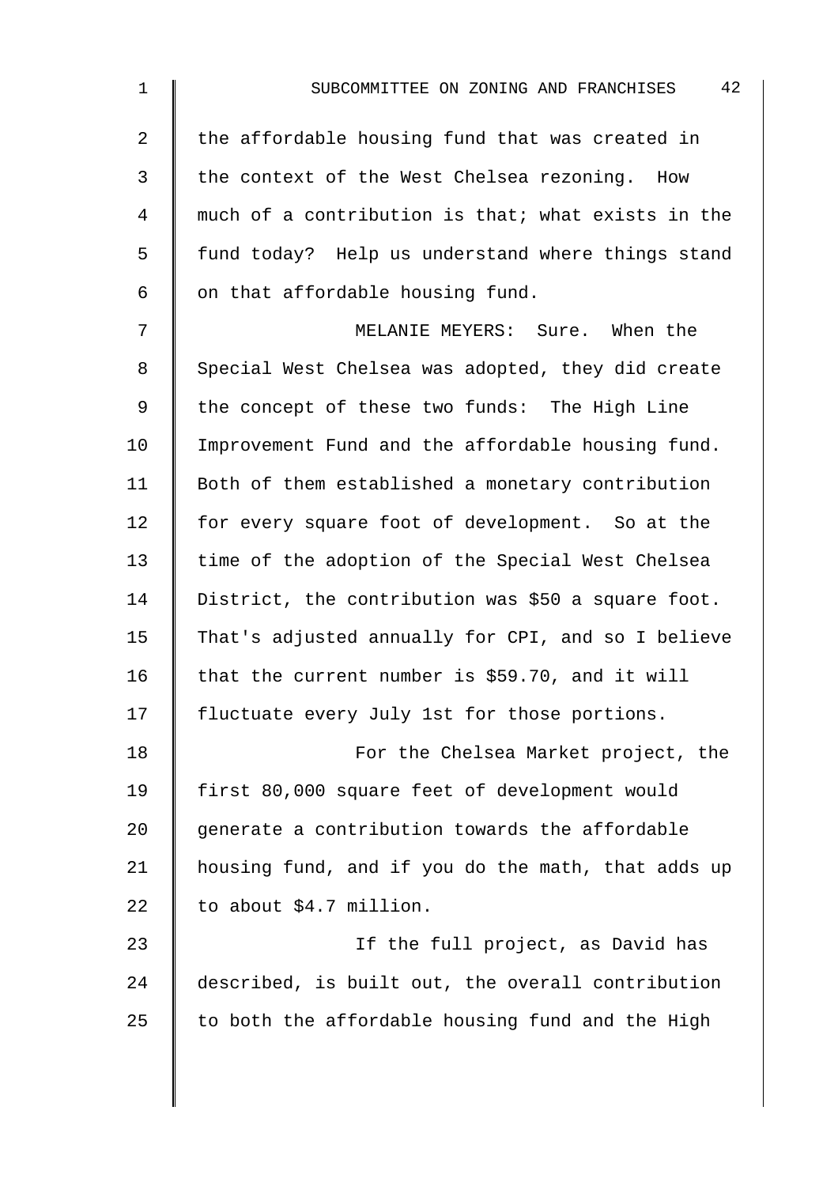the affordable housing fund that was created in the context of the West Chelsea rezoning. How much of a contribution is that; what exists in the fund today? Help us understand where things stand on that affordable housing fund.

MELANIE MEYERS: Sure. When the Special West Chelsea was adopted, they did create the concept of these two funds: The High Line Improvement Fund and the affordable housing fund. Both of them established a monetary contribution for every square foot of development. So at the time of the adoption of the Special West Chelsea District, the contribution was $50 a square foot. That's adjusted annually for CPI, and so I believe that the current number is $59.70, and it will fluctuate every July 1st for those portions.

For the Chelsea Market project, the first 80,000 square feet of development would generate a contribution towards the affordable housing fund, and if you do the math, that adds up to about $4.7 million.

If the full project, as David has described, is built out, the overall contribution to both the affordable housing fund and the High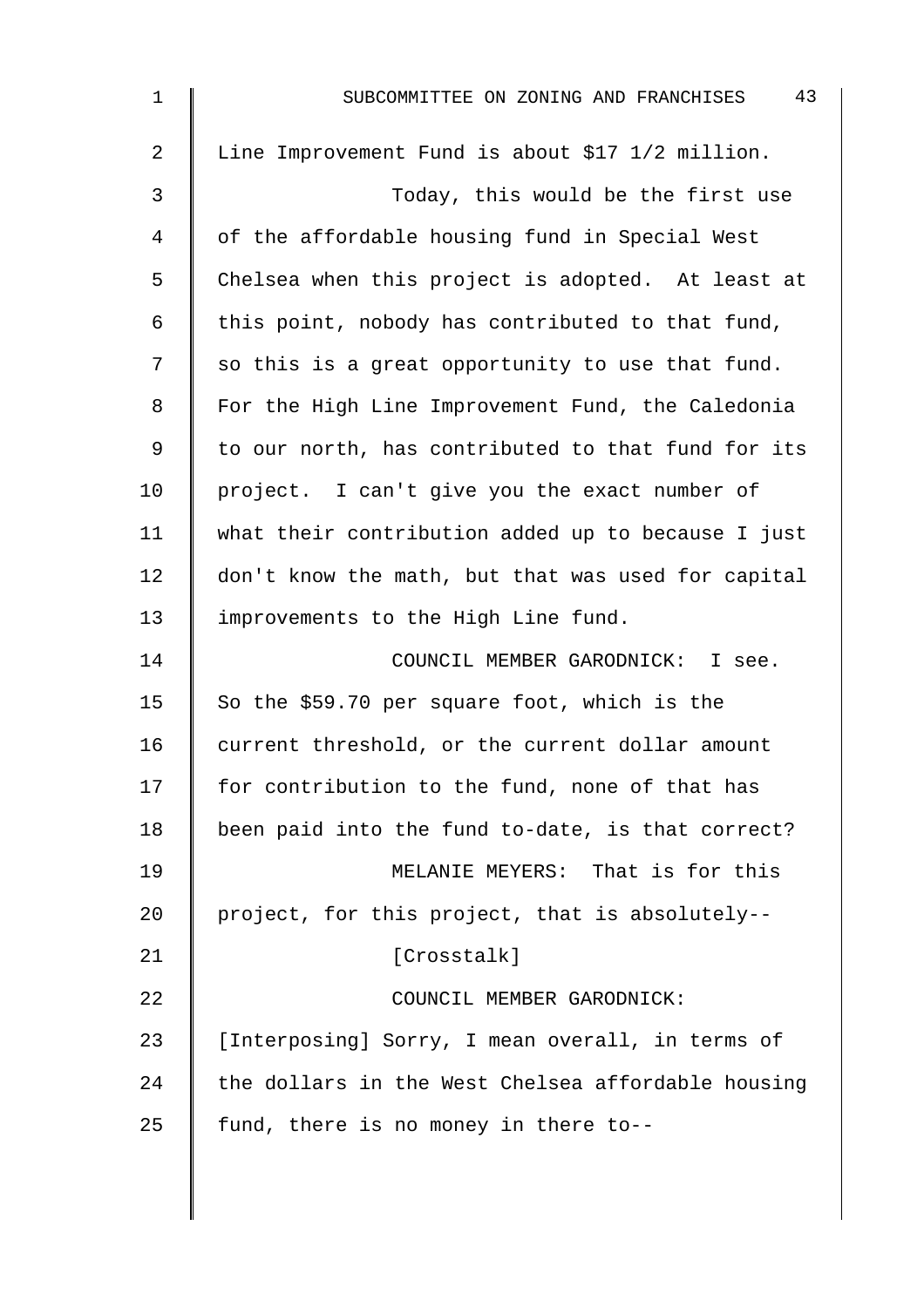Line Improvement Fund is about $17 1/2 million.

Today, this would be the first use of the affordable housing fund in Special West Chelsea when this project is adopted. At least at this point, nobody has contributed to that fund, so this is a great opportunity to use that fund. For the High Line Improvement Fund, the Caledonia to our north, has contributed to that fund for its project. I can't give you the exact number of what their contribution added up to because I just don't know the math, but that was used for capital improvements to the High Line fund.

COUNCIL MEMBER GARODNICK: I see. So the $59.70 per square foot, which is the current threshold, or the current dollar amount for contribution to the fund, none of that has been paid into the fund to-date, is that correct?

MELANIE MEYERS: That is for this project, for this project, that is absolutely--

[Crosstalk]

COUNCIL MEMBER GARODNICK: [Interposing] Sorry, I mean overall, in terms of the dollars in the West Chelsea affordable housing fund, there is no money in there to--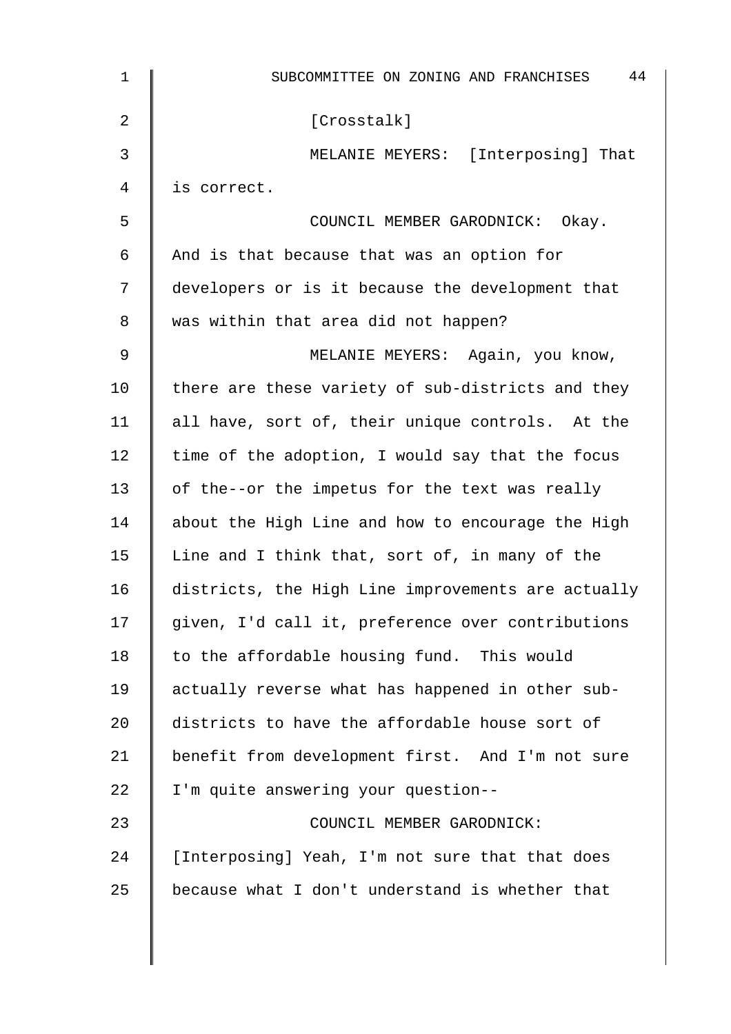[Crosstalk]

MELANIE MEYERS: [Interposing] That is correct.

COUNCIL MEMBER GARODNICK: Okay. And is that because that was an option for developers or is it because the development that was within that area did not happen?

MELANIE MEYERS: Again, you know, there are these variety of sub-districts and they all have, sort of, their unique controls. At the time of the adoption, I would say that the focus of the--or the impetus for the text was really about the High Line and how to encourage the High Line and I think that, sort of, in many of the districts, the High Line improvements are actually given, I'd call it, preference over contributions to the affordable housing fund. This would actually reverse what has happened in other sub-districts to have the affordable house sort of benefit from development first. And I'm not sure I'm quite answering your question--

COUNCIL MEMBER GARODNICK: [Interposing] Yeah, I'm not sure that that does because what I don't understand is whether that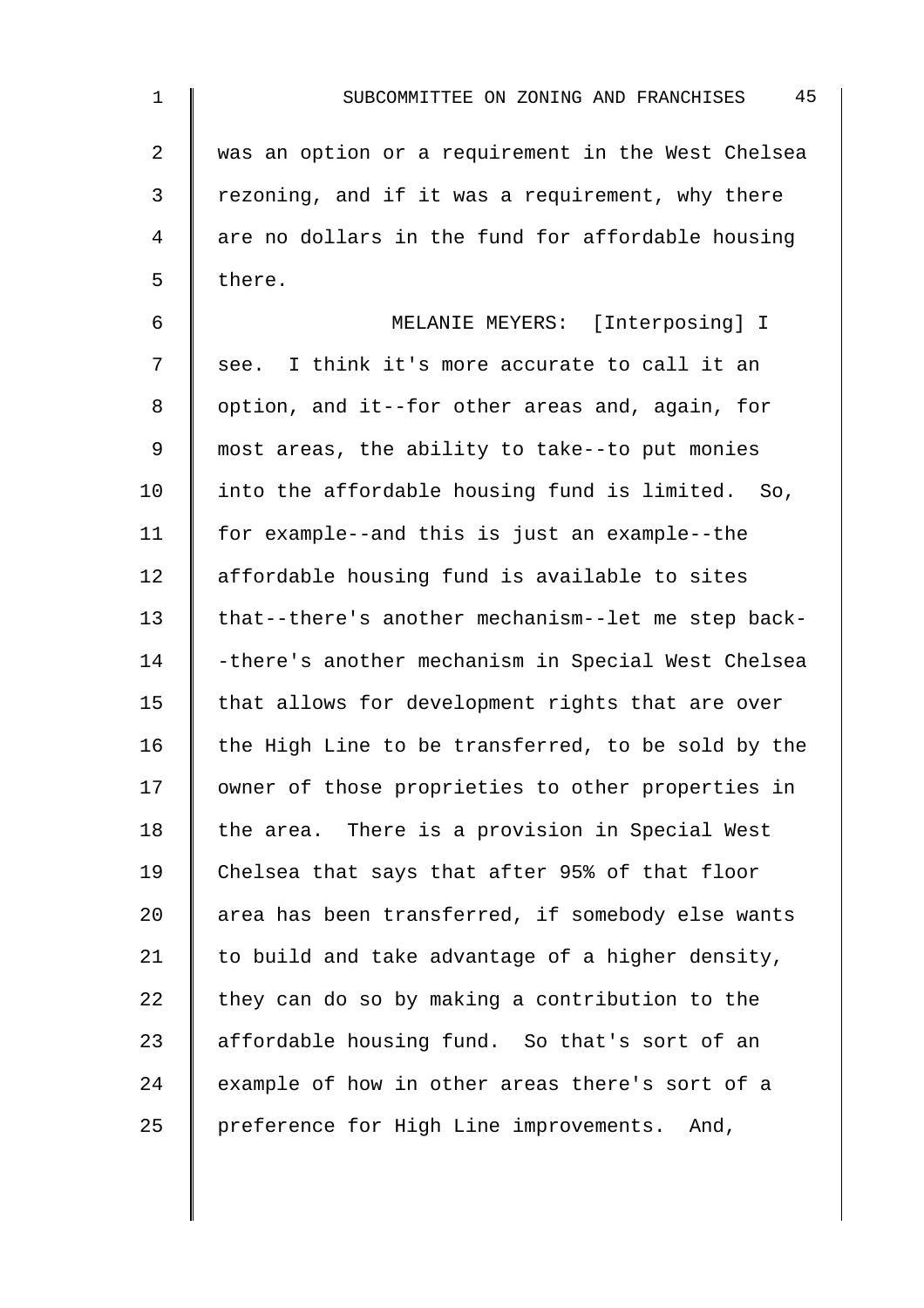was an option or a requirement in the West Chelsea rezoning, and if it was a requirement, why there are no dollars in the fund for affordable housing there.

MELANIE MEYERS: [Interposing] I see. I think it's more accurate to call it an option, and it--for other areas and, again, for most areas, the ability to take--to put monies into the affordable housing fund is limited. So, for example--and this is just an example--the affordable housing fund is available to sites that--there's another mechanism--let me step back--there's another mechanism in Special West Chelsea that allows for development rights that are over the High Line to be transferred, to be sold by the owner of those proprieties to other properties in the area. There is a provision in Special West Chelsea that says that after 95% of that floor area has been transferred, if somebody else wants to build and take advantage of a higher density, they can do so by making a contribution to the affordable housing fund. So that's sort of an example of how in other areas there's sort of a preference for High Line improvements. And,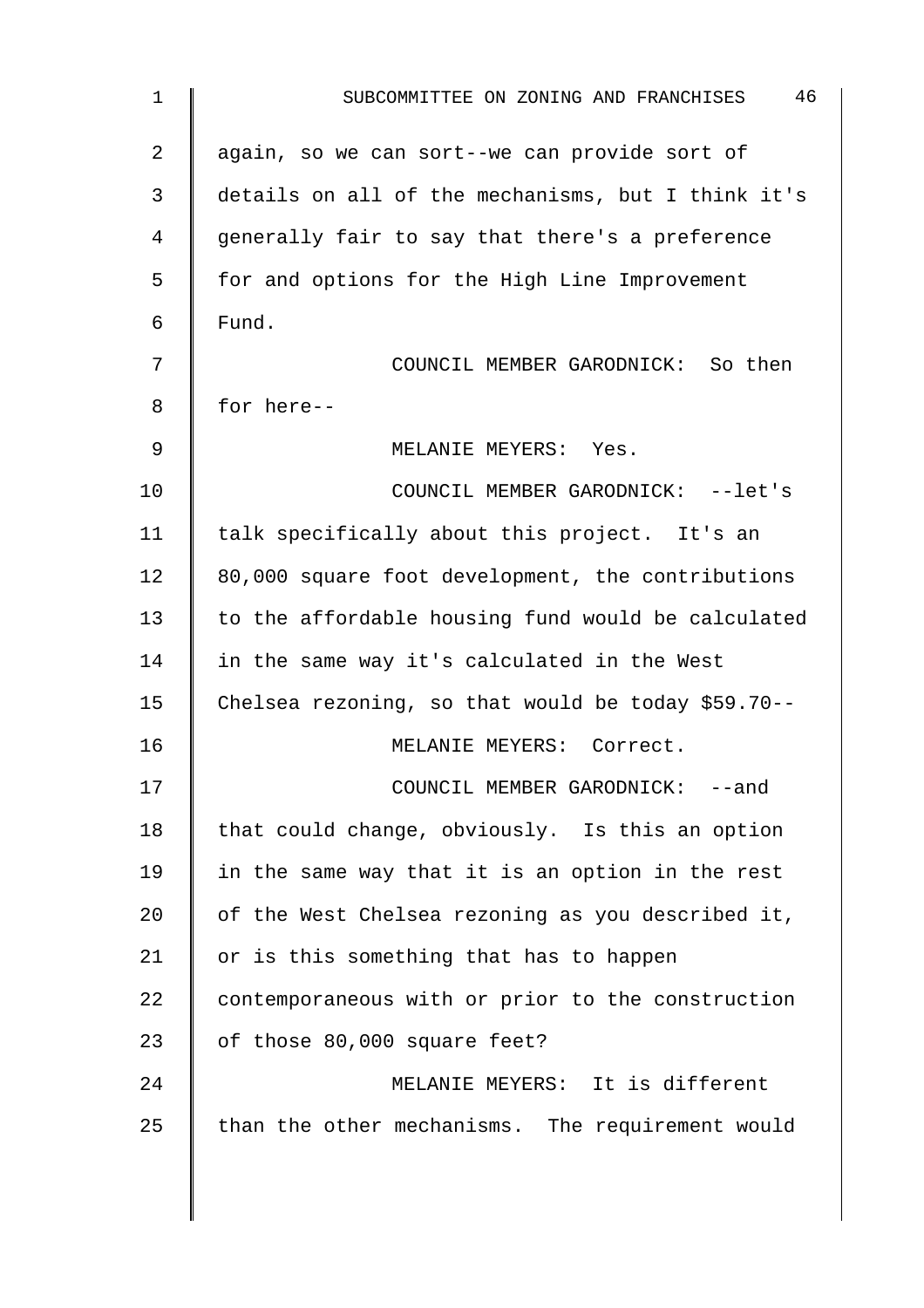again, so we can sort--we can provide sort of details on all of the mechanisms, but I think it's generally fair to say that there's a preference for and options for the High Line Improvement Fund.

COUNCIL MEMBER GARODNICK: So then for here--

MELANIE MEYERS: Yes.

COUNCIL MEMBER GARODNICK: --let's talk specifically about this project. It's an 80,000 square foot development, the contributions to the affordable housing fund would be calculated in the same way it's calculated in the West Chelsea rezoning, so that would be today $59.70--

MELANIE MEYERS: Correct.

COUNCIL MEMBER GARODNICK: --and that could change, obviously. Is this an option in the same way that it is an option in the rest of the West Chelsea rezoning as you described it, or is this something that has to happen contemporaneous with or prior to the construction of those 80,000 square feet?

MELANIE MEYERS: It is different than the other mechanisms. The requirement would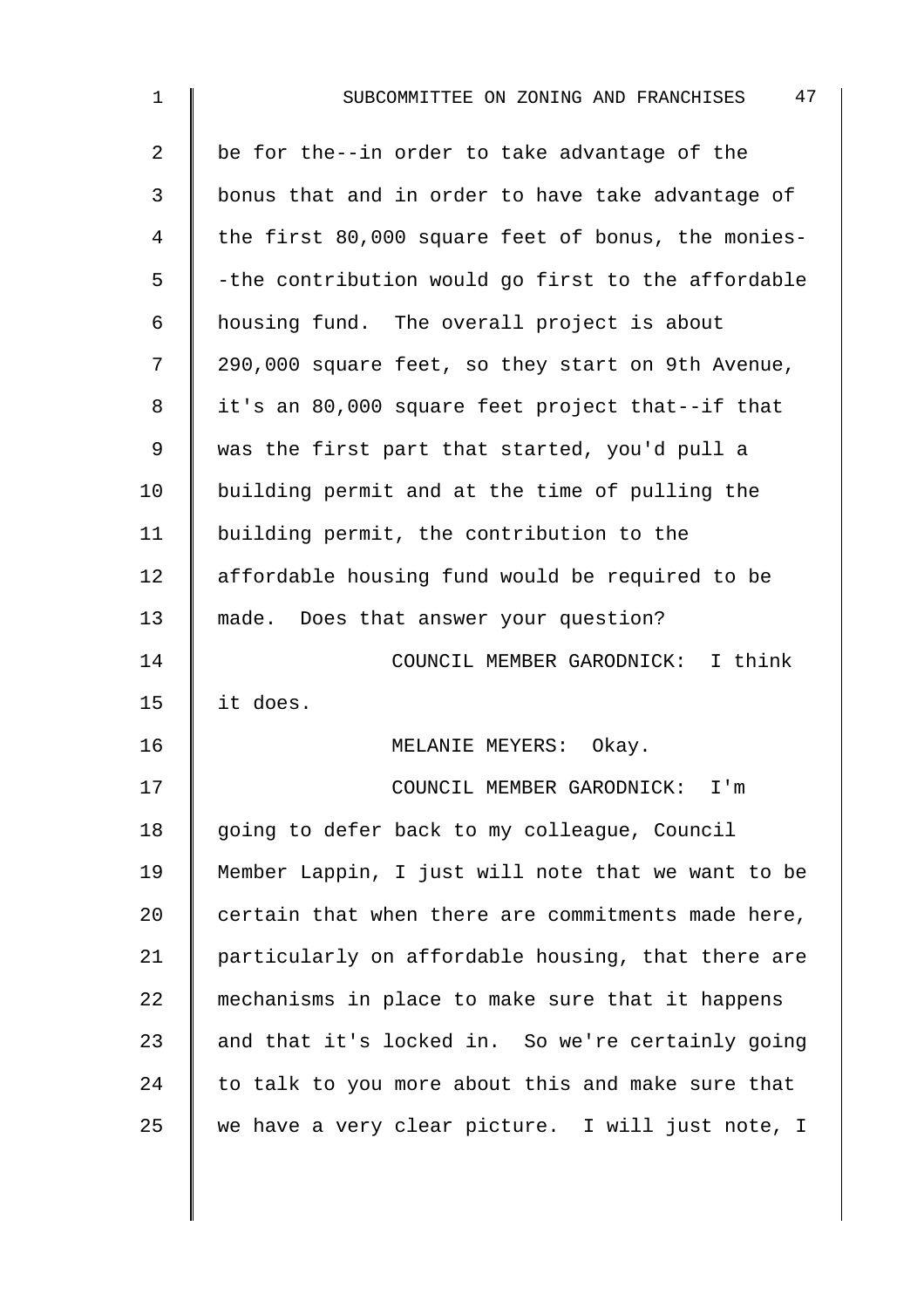be for the--in order to take advantage of the bonus that and in order to have take advantage of the first 80,000 square feet of bonus, the monies--the contribution would go first to the affordable housing fund. The overall project is about 290,000 square feet, so they start on 9th Avenue, it's an 80,000 square feet project that--if that was the first part that started, you'd pull a building permit and at the time of pulling the building permit, the contribution to the affordable housing fund would be required to be made. Does that answer your question?

COUNCIL MEMBER GARODNICK: I think it does.

MELANIE MEYERS: Okay.

COUNCIL MEMBER GARODNICK: I'm going to defer back to my colleague, Council Member Lappin, I just will note that we want to be certain that when there are commitments made here, particularly on affordable housing, that there are mechanisms in place to make sure that it happens and that it's locked in. So we're certainly going to talk to you more about this and make sure that we have a very clear picture. I will just note, I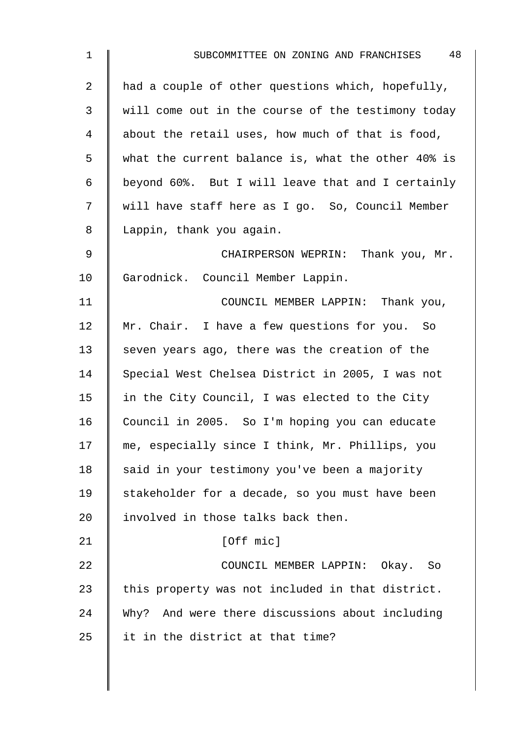had a couple of other questions which, hopefully, will come out in the course of the testimony today about the retail uses, how much of that is food, what the current balance is, what the other 40% is beyond 60%. But I will leave that and I certainly will have staff here as I go. So, Council Member Lappin, thank you again.

CHAIRPERSON WEPRIN: Thank you, Mr. Garodnick. Council Member Lappin.

COUNCIL MEMBER LAPPIN: Thank you, Mr. Chair. I have a few questions for you. So seven years ago, there was the creation of the Special West Chelsea District in 2005, I was not in the City Council, I was elected to the City Council in 2005. So I'm hoping you can educate me, especially since I think, Mr. Phillips, you said in your testimony you've been a majority stakeholder for a decade, so you must have been involved in those talks back then.

[Off mic]

COUNCIL MEMBER LAPPIN: Okay. So this property was not included in that district. Why? And were there discussions about including it in the district at that time?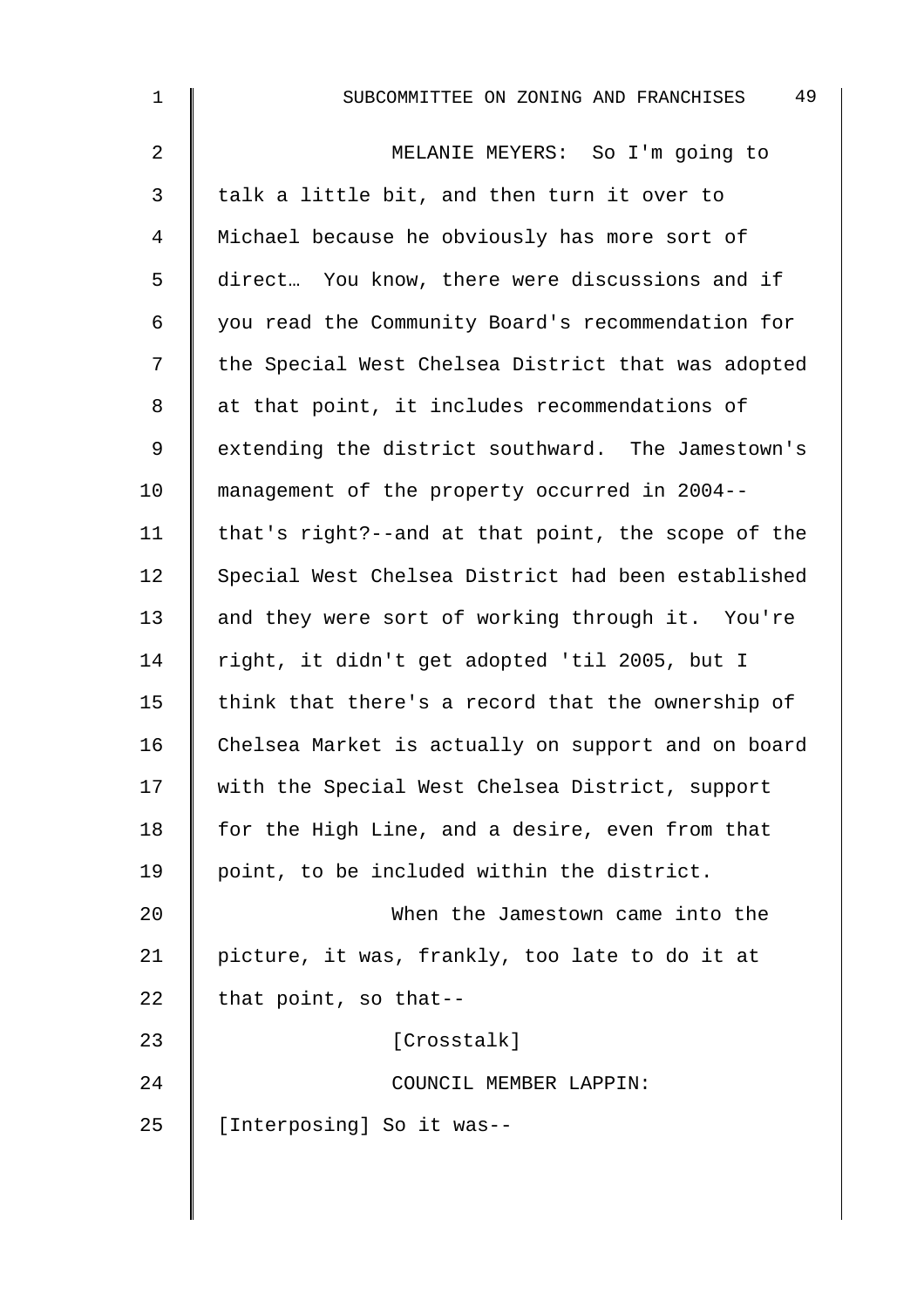MELANIE MEYERS: So I'm going to talk a little bit, and then turn it over to Michael because he obviously has more sort of direct… You know, there were discussions and if you read the Community Board's recommendation for the Special West Chelsea District that was adopted at that point, it includes recommendations of extending the district southward. The Jamestown's management of the property occurred in 2004--that's right?--and at that point, the scope of the Special West Chelsea District had been established and they were sort of working through it. You're right, it didn't get adopted 'til 2005, but I think that there's a record that the ownership of Chelsea Market is actually on support and on board with the Special West Chelsea District, support for the High Line, and a desire, even from that point, to be included within the district.

When the Jamestown came into the picture, it was, frankly, too late to do it at that point, so that--

[Crosstalk]

COUNCIL MEMBER LAPPIN: [Interposing] So it was--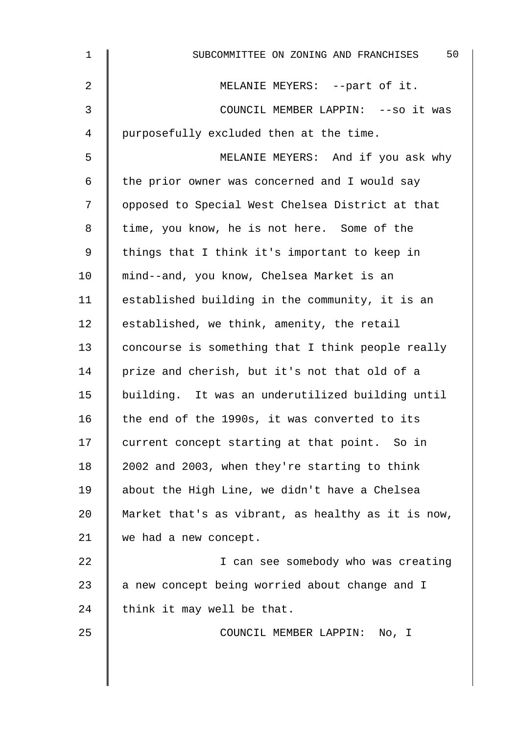MELANIE MEYERS: --part of it.

COUNCIL MEMBER LAPPIN: --so it was purposefully excluded then at the time.

MELANIE MEYERS: And if you ask why the prior owner was concerned and I would say opposed to Special West Chelsea District at that time, you know, he is not here. Some of the things that I think it's important to keep in mind--and, you know, Chelsea Market is an established building in the community, it is an established, we think, amenity, the retail concourse is something that I think people really prize and cherish, but it's not that old of a building. It was an underutilized building until the end of the 1990s, it was converted to its current concept starting at that point. So in 2002 and 2003, when they're starting to think about the High Line, we didn't have a Chelsea Market that's as vibrant, as healthy as it is now, we had a new concept.

I can see somebody who was creating a new concept being worried about change and I think it may well be that.

COUNCIL MEMBER LAPPIN: No, I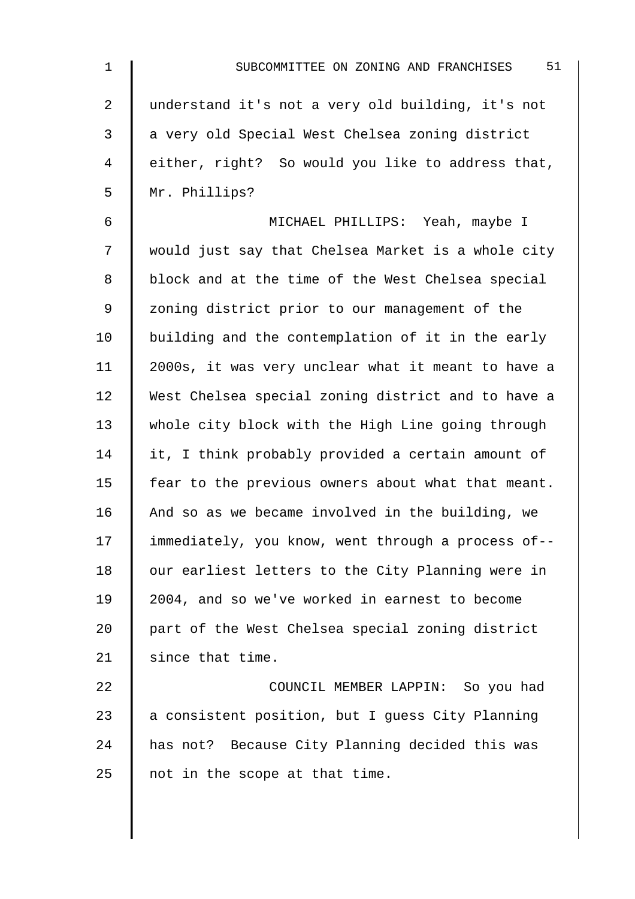understand it's not a very old building, it's not a very old Special West Chelsea zoning district either, right? So would you like to address that, Mr. Phillips?

MICHAEL PHILLIPS: Yeah, maybe I would just say that Chelsea Market is a whole city block and at the time of the West Chelsea special zoning district prior to our management of the building and the contemplation of it in the early 2000s, it was very unclear what it meant to have a West Chelsea special zoning district and to have a whole city block with the High Line going through it, I think probably provided a certain amount of fear to the previous owners about what that meant. And so as we became involved in the building, we immediately, you know, went through a process of-- our earliest letters to the City Planning were in 2004, and so we've worked in earnest to become part of the West Chelsea special zoning district since that time.

COUNCIL MEMBER LAPPIN: So you had a consistent position, but I guess City Planning has not? Because City Planning decided this was not in the scope at that time.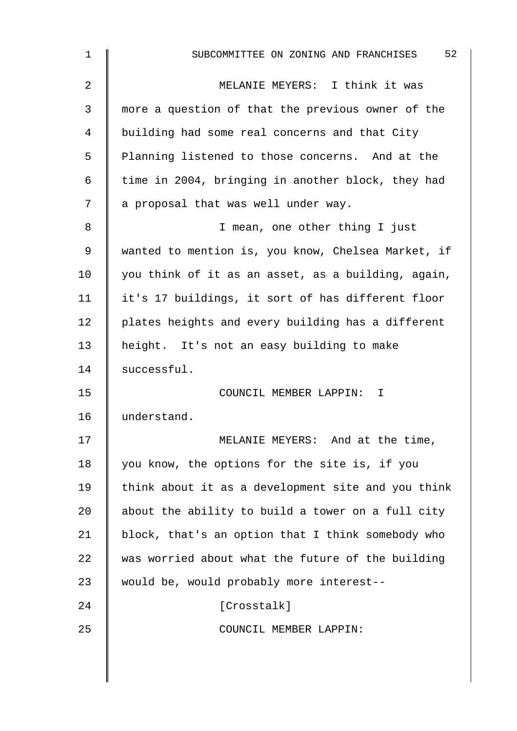MELANIE MEYERS: I think it was more a question of that the previous owner of the building had some real concerns and that City Planning listened to those concerns. And at the time in 2004, bringing in another block, they had a proposal that was well under way.

I mean, one other thing I just wanted to mention is, you know, Chelsea Market, if you think of it as an asset, as a building, again, it's 17 buildings, it sort of has different floor plates heights and every building has a different height. It's not an easy building to make successful.

COUNCIL MEMBER LAPPIN: I understand.

MELANIE MEYERS: And at the time, you know, the options for the site is, if you think about it as a development site and you think about the ability to build a tower on a full city block, that's an option that I think somebody who was worried about what the future of the building would be, would probably more interest--

[Crosstalk]

COUNCIL MEMBER LAPPIN: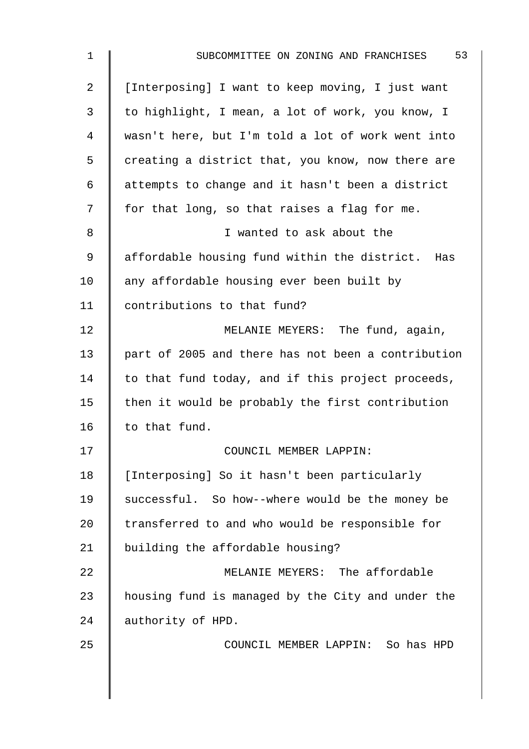[Interposing] I want to keep moving, I just want to highlight, I mean, a lot of work, you know, I wasn't here, but I'm told a lot of work went into creating a district that, you know, now there are attempts to change and it hasn't been a district for that long, so that raises a flag for me.

I wanted to ask about the affordable housing fund within the district. Has any affordable housing ever been built by contributions to that fund?

MELANIE MEYERS: The fund, again, part of 2005 and there has not been a contribution to that fund today, and if this project proceeds, then it would be probably the first contribution to that fund.

COUNCIL MEMBER LAPPIN: [Interposing] So it hasn't been particularly successful. So how--where would be the money be transferred to and who would be responsible for building the affordable housing?

MELANIE MEYERS: The affordable housing fund is managed by the City and under the authority of HPD.

COUNCIL MEMBER LAPPIN: So has HPD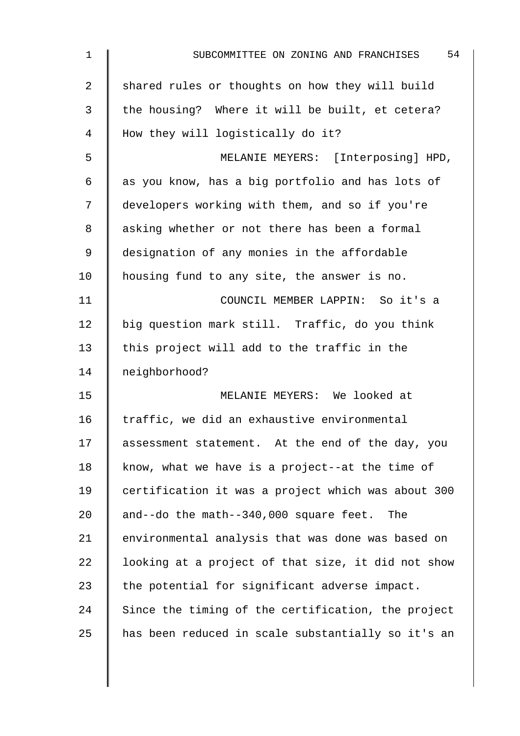shared rules or thoughts on how they will build the housing? Where it will be built, et cetera? How they will logistically do it?

MELANIE MEYERS: [Interposing] HPD, as you know, has a big portfolio and has lots of developers working with them, and so if you're asking whether or not there has been a formal designation of any monies in the affordable housing fund to any site, the answer is no.

COUNCIL MEMBER LAPPIN: So it's a big question mark still. Traffic, do you think this project will add to the traffic in the neighborhood?

MELANIE MEYERS: We looked at traffic, we did an exhaustive environmental assessment statement. At the end of the day, you know, what we have is a project--at the time of certification it was a project which was about 300 and--do the math--340,000 square feet. The environmental analysis that was done was based on looking at a project of that size, it did not show the potential for significant adverse impact. Since the timing of the certification, the project has been reduced in scale substantially so it's an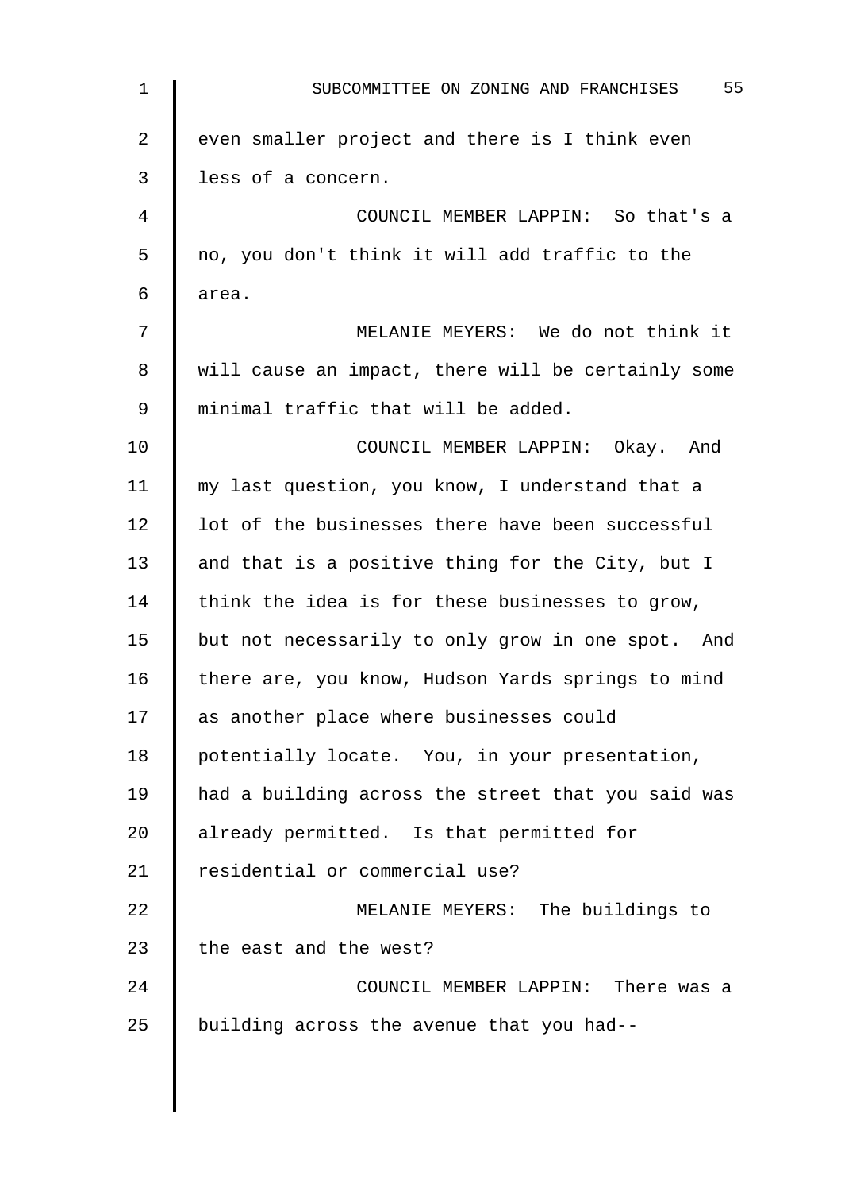even smaller project and there is I think even less of a concern.

COUNCIL MEMBER LAPPIN: So that's a no, you don't think it will add traffic to the area.

MELANIE MEYERS: We do not think it will cause an impact, there will be certainly some minimal traffic that will be added.

COUNCIL MEMBER LAPPIN: Okay. And my last question, you know, I understand that a lot of the businesses there have been successful and that is a positive thing for the City, but I think the idea is for these businesses to grow, but not necessarily to only grow in one spot. And there are, you know, Hudson Yards springs to mind as another place where businesses could potentially locate. You, in your presentation, had a building across the street that you said was already permitted. Is that permitted for residential or commercial use?

MELANIE MEYERS: The buildings to the east and the west?

COUNCIL MEMBER LAPPIN: There was a building across the avenue that you had--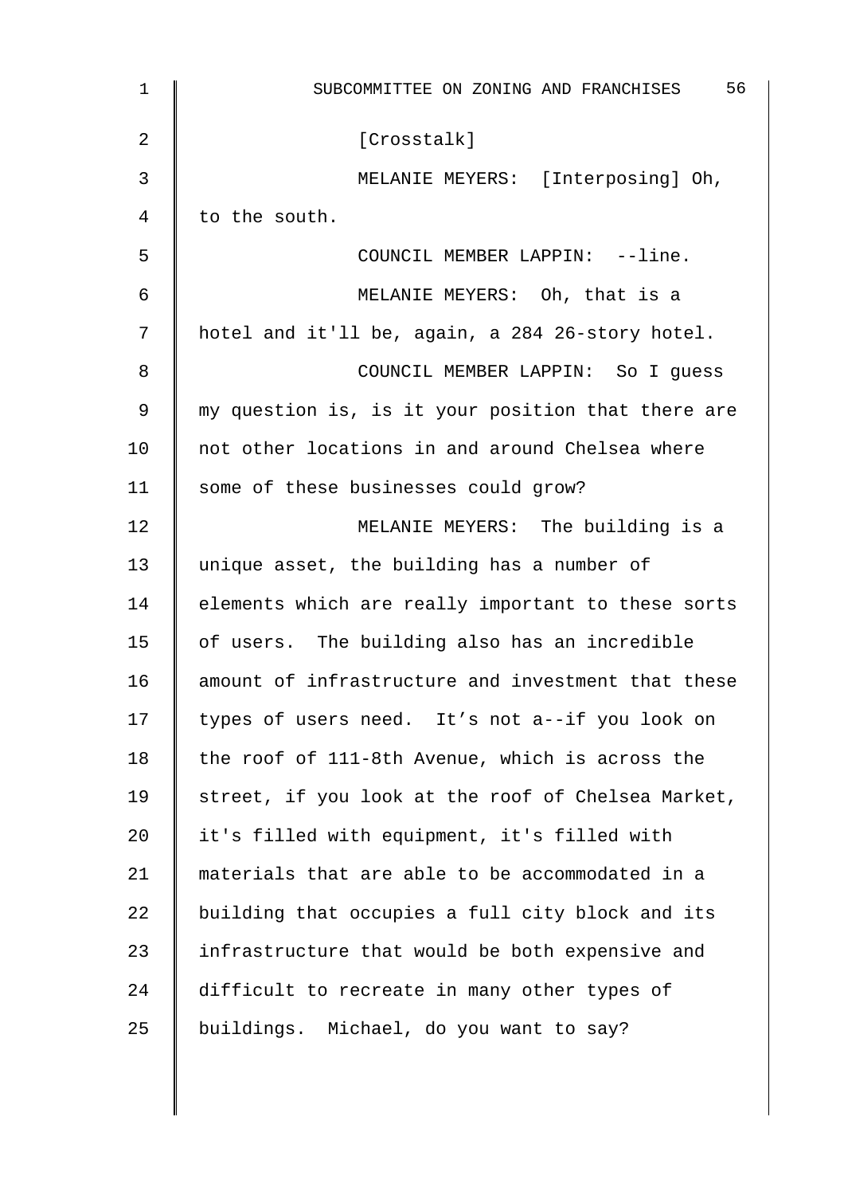[Crosstalk]

MELANIE MEYERS: [Interposing] Oh, to the south.

COUNCIL MEMBER LAPPIN: --line.

MELANIE MEYERS: Oh, that is a hotel and it'll be, again, a 284 26-story hotel.

COUNCIL MEMBER LAPPIN: So I guess my question is, is it your position that there are not other locations in and around Chelsea where some of these businesses could grow?

MELANIE MEYERS: The building is a unique asset, the building has a number of elements which are really important to these sorts of users. The building also has an incredible amount of infrastructure and investment that these types of users need. It’s not a--if you look on the roof of 111-8th Avenue, which is across the street, if you look at the roof of Chelsea Market, it's filled with equipment, it's filled with materials that are able to be accommodated in a building that occupies a full city block and its infrastructure that would be both expensive and difficult to recreate in many other types of buildings. Michael, do you want to say?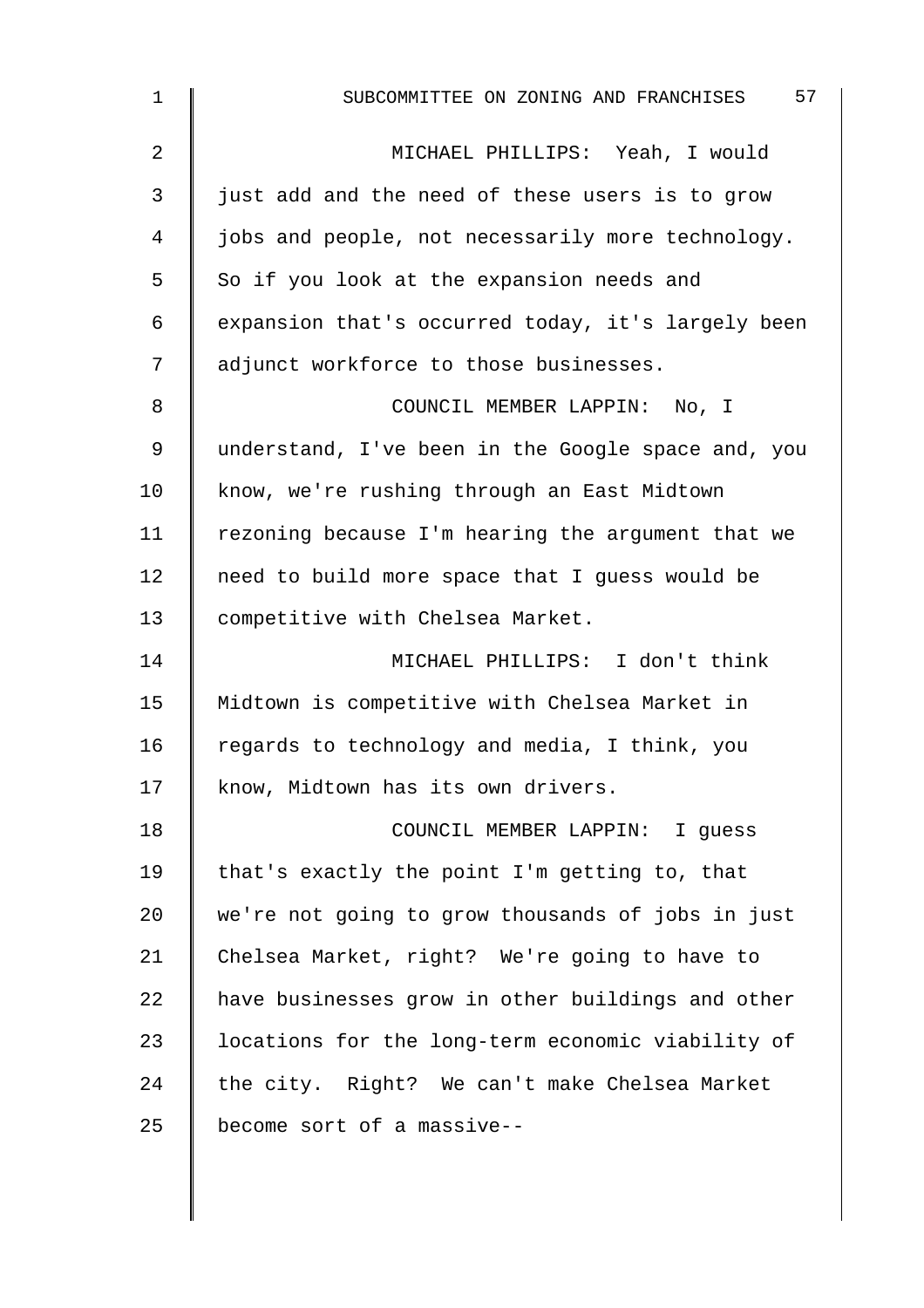MICHAEL PHILLIPS: Yeah, I would just add and the need of these users is to grow jobs and people, not necessarily more technology. So if you look at the expansion needs and expansion that's occurred today, it's largely been adjunct workforce to those businesses.

COUNCIL MEMBER LAPPIN: No, I understand, I've been in the Google space and, you know, we're rushing through an East Midtown rezoning because I'm hearing the argument that we need to build more space that I guess would be competitive with Chelsea Market.

MICHAEL PHILLIPS: I don't think Midtown is competitive with Chelsea Market in regards to technology and media, I think, you know, Midtown has its own drivers.

COUNCIL MEMBER LAPPIN: I guess that's exactly the point I'm getting to, that we're not going to grow thousands of jobs in just Chelsea Market, right? We're going to have to have businesses grow in other buildings and other locations for the long-term economic viability of the city. Right? We can't make Chelsea Market become sort of a massive--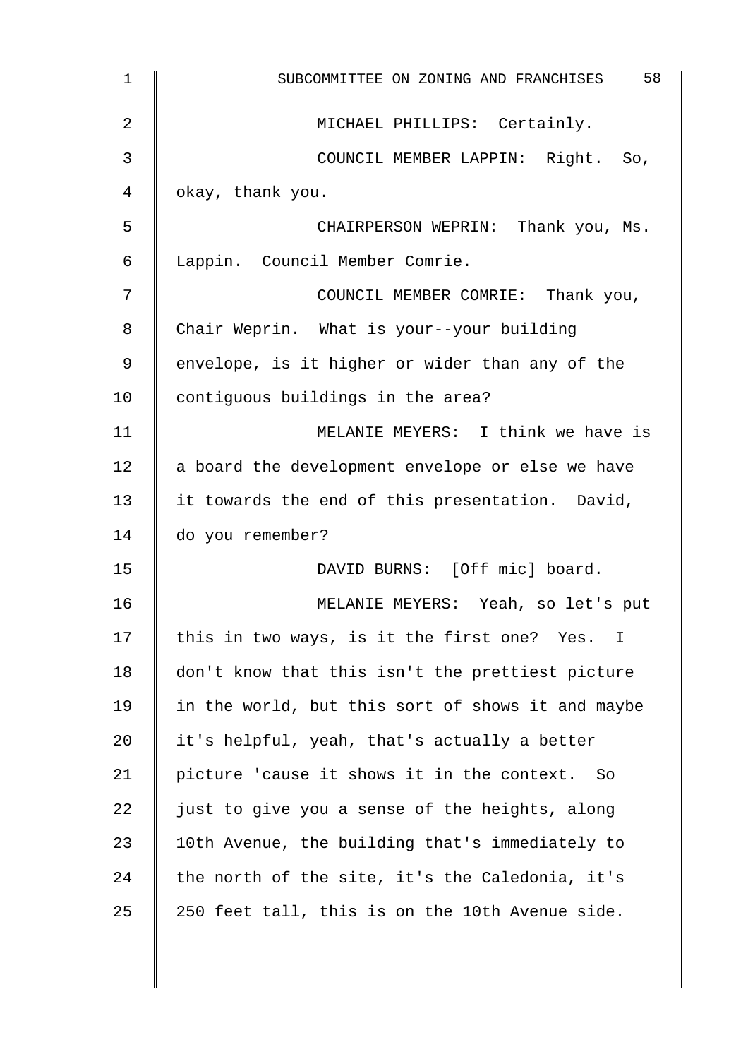MICHAEL PHILLIPS: Certainly.

COUNCIL MEMBER LAPPIN: Right. So, okay, thank you.

CHAIRPERSON WEPRIN: Thank you, Ms. Lappin. Council Member Comrie.

COUNCIL MEMBER COMRIE: Thank you, Chair Weprin. What is your--your building envelope, is it higher or wider than any of the contiguous buildings in the area?

MELANIE MEYERS: I think we have is a board the development envelope or else we have it towards the end of this presentation. David, do you remember?

DAVID BURNS: [Off mic] board.

MELANIE MEYERS: Yeah, so let's put this in two ways, is it the first one? Yes. I don't know that this isn't the prettiest picture in the world, but this sort of shows it and maybe it's helpful, yeah, that's actually a better picture 'cause it shows it in the context. So just to give you a sense of the heights, along 10th Avenue, the building that's immediately to the north of the site, it's the Caledonia, it's 250 feet tall, this is on the 10th Avenue side.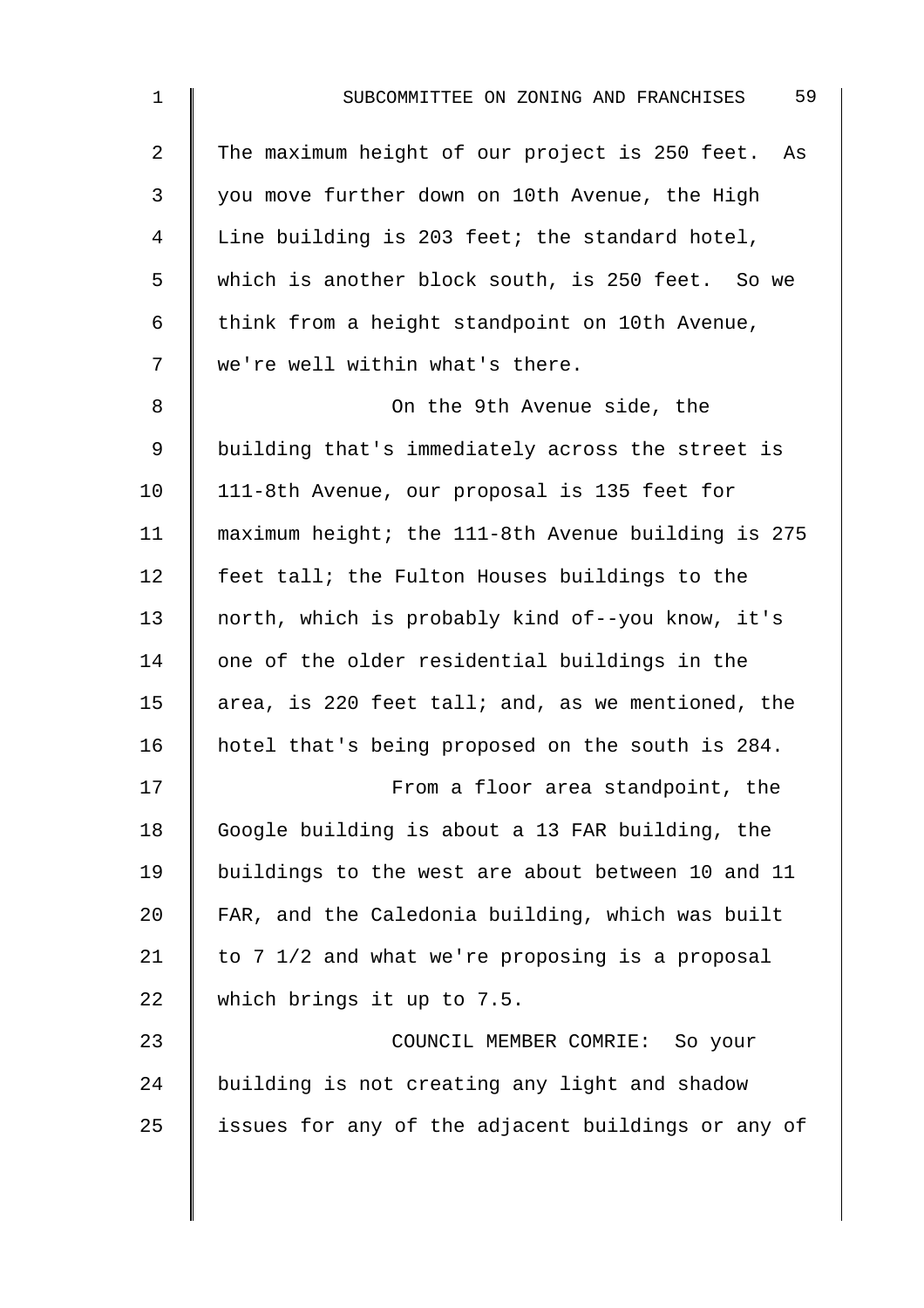The maximum height of our project is 250 feet. As you move further down on 10th Avenue, the High Line building is 203 feet; the standard hotel, which is another block south, is 250 feet. So we think from a height standpoint on 10th Avenue, we're well within what's there.

On the 9th Avenue side, the building that's immediately across the street is 111-8th Avenue, our proposal is 135 feet for maximum height; the 111-8th Avenue building is 275 feet tall; the Fulton Houses buildings to the north, which is probably kind of--you know, it's one of the older residential buildings in the area, is 220 feet tall; and, as we mentioned, the hotel that's being proposed on the south is 284.

From a floor area standpoint, the Google building is about a 13 FAR building, the buildings to the west are about between 10 and 11 FAR, and the Caledonia building, which was built to 7 1/2 and what we're proposing is a proposal which brings it up to 7.5.

COUNCIL MEMBER COMRIE: So your building is not creating any light and shadow issues for any of the adjacent buildings or any of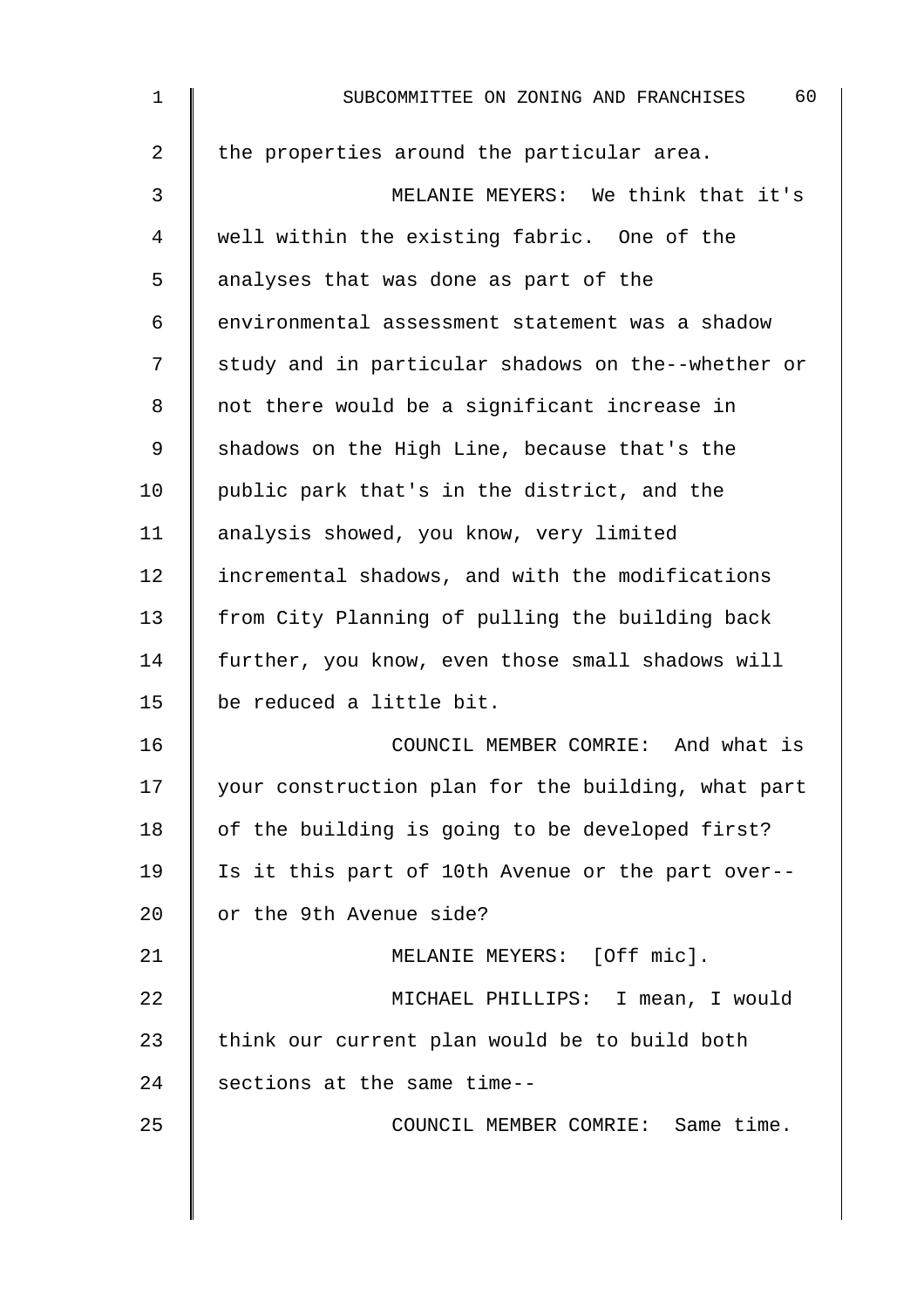the properties around the particular area.

MELANIE MEYERS: We think that it's well within the existing fabric. One of the analyses that was done as part of the environmental assessment statement was a shadow study and in particular shadows on the--whether or not there would be a significant increase in shadows on the High Line, because that's the public park that's in the district, and the analysis showed, you know, very limited incremental shadows, and with the modifications from City Planning of pulling the building back further, you know, even those small shadows will be reduced a little bit.

COUNCIL MEMBER COMRIE: And what is your construction plan for the building, what part of the building is going to be developed first? Is it this part of 10th Avenue or the part over--or the 9th Avenue side?

MELANIE MEYERS: [Off mic].

MICHAEL PHILLIPS: I mean, I would think our current plan would be to build both sections at the same time--

COUNCIL MEMBER COMRIE: Same time.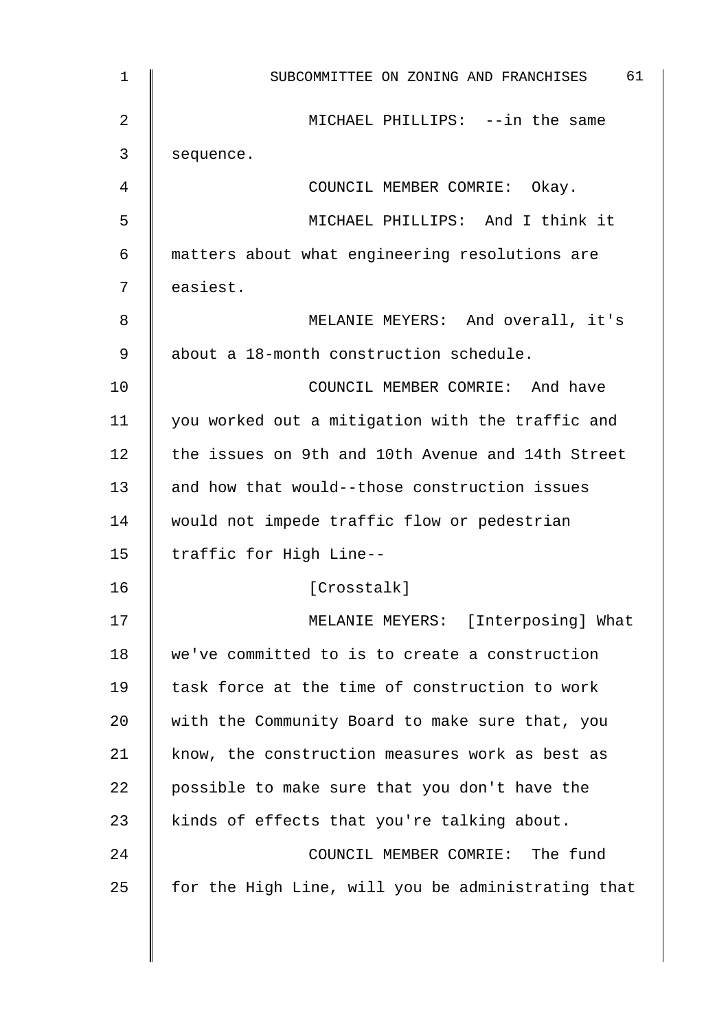MICHAEL PHILLIPS: --in the same sequence.

COUNCIL MEMBER COMRIE: Okay.

MICHAEL PHILLIPS: And I think it matters about what engineering resolutions are easiest.

MELANIE MEYERS: And overall, it's about a 18-month construction schedule.

COUNCIL MEMBER COMRIE: And have you worked out a mitigation with the traffic and the issues on 9th and 10th Avenue and 14th Street and how that would--those construction issues would not impede traffic flow or pedestrian traffic for High Line--

[Crosstalk]

MELANIE MEYERS: [Interposing] What we've committed to is to create a construction task force at the time of construction to work with the Community Board to make sure that, you know, the construction measures work as best as possible to make sure that you don't have the kinds of effects that you're talking about.

COUNCIL MEMBER COMRIE: The fund for the High Line, will you be administrating that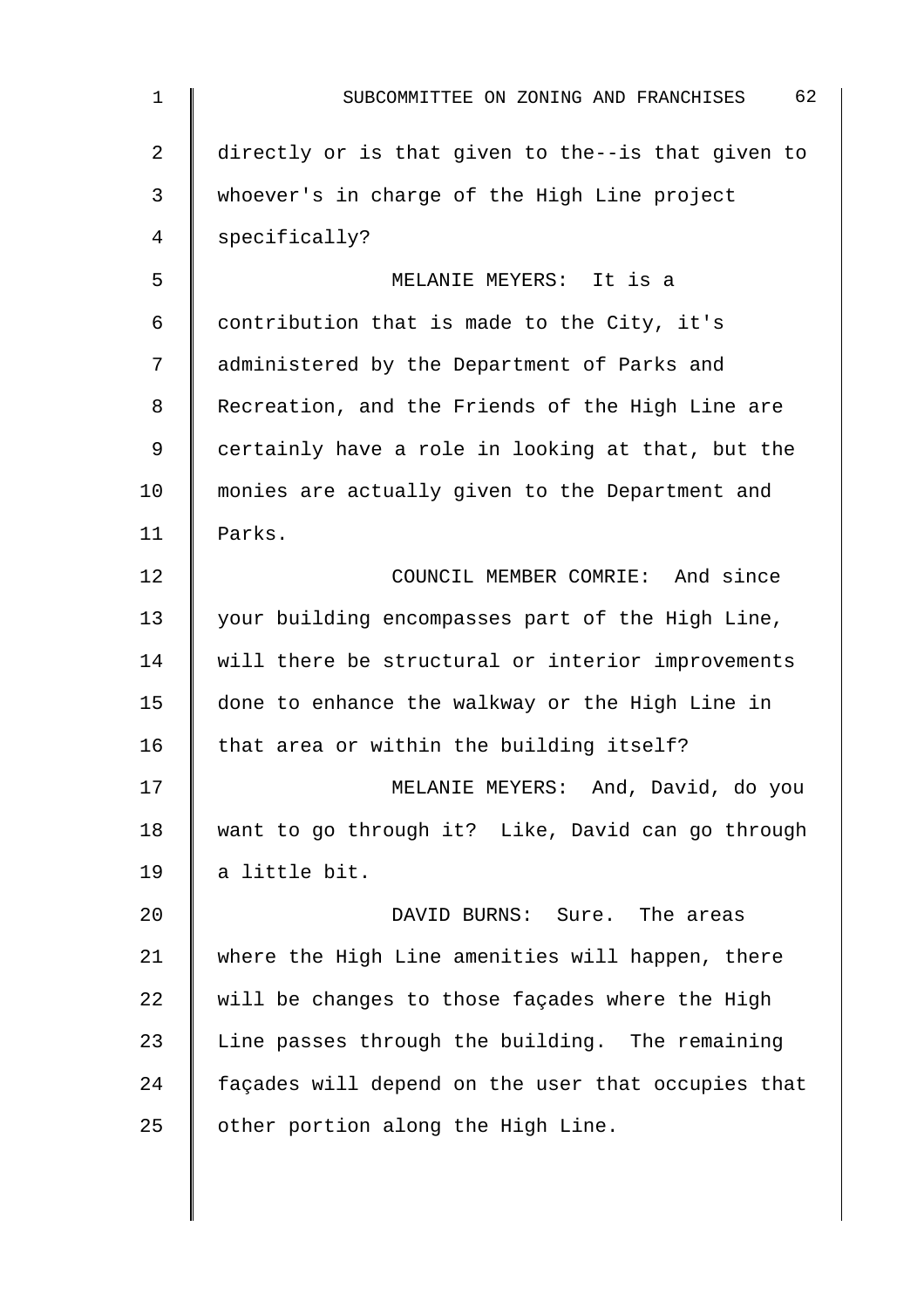directly or is that given to the--is that given to whoever's in charge of the High Line project specifically?

MELANIE MEYERS: It is a contribution that is made to the City, it's administered by the Department of Parks and Recreation, and the Friends of the High Line are certainly have a role in looking at that, but the monies are actually given to the Department and Parks.

COUNCIL MEMBER COMRIE: And since your building encompasses part of the High Line, will there be structural or interior improvements done to enhance the walkway or the High Line in that area or within the building itself?

MELANIE MEYERS: And, David, do you want to go through it? Like, David can go through a little bit.

DAVID BURNS: Sure. The areas where the High Line amenities will happen, there will be changes to those façades where the High Line passes through the building. The remaining façades will depend on the user that occupies that other portion along the High Line.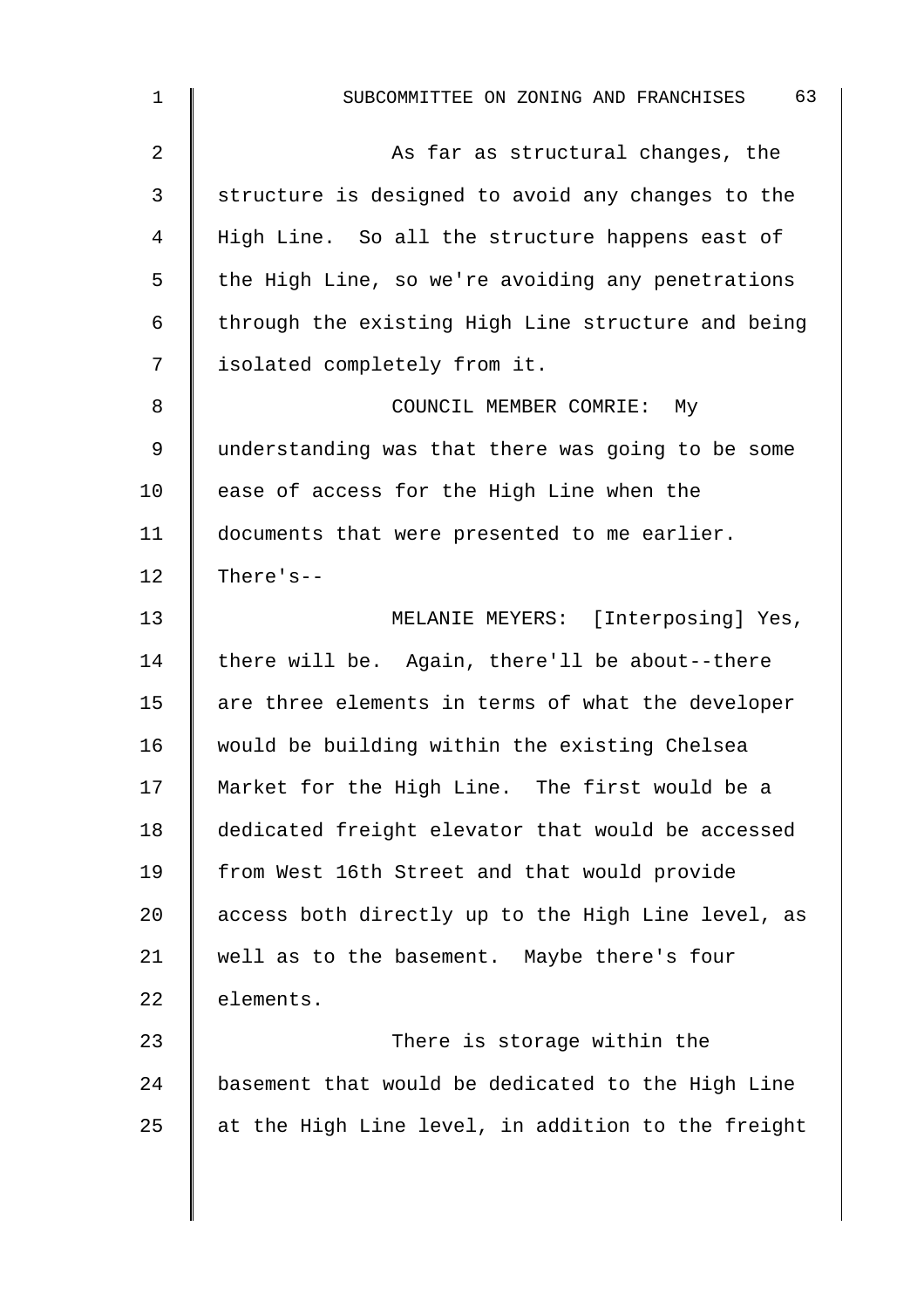As far as structural changes, the structure is designed to avoid any changes to the High Line. So all the structure happens east of the High Line, so we're avoiding any penetrations through the existing High Line structure and being isolated completely from it.

COUNCIL MEMBER COMRIE: My understanding was that there was going to be some ease of access for the High Line when the documents that were presented to me earlier. There's--

MELANIE MEYERS: [Interposing] Yes, there will be. Again, there'll be about--there are three elements in terms of what the developer would be building within the existing Chelsea Market for the High Line. The first would be a dedicated freight elevator that would be accessed from West 16th Street and that would provide access both directly up to the High Line level, as well as to the basement. Maybe there's four elements.

There is storage within the basement that would be dedicated to the High Line at the High Line level, in addition to the freight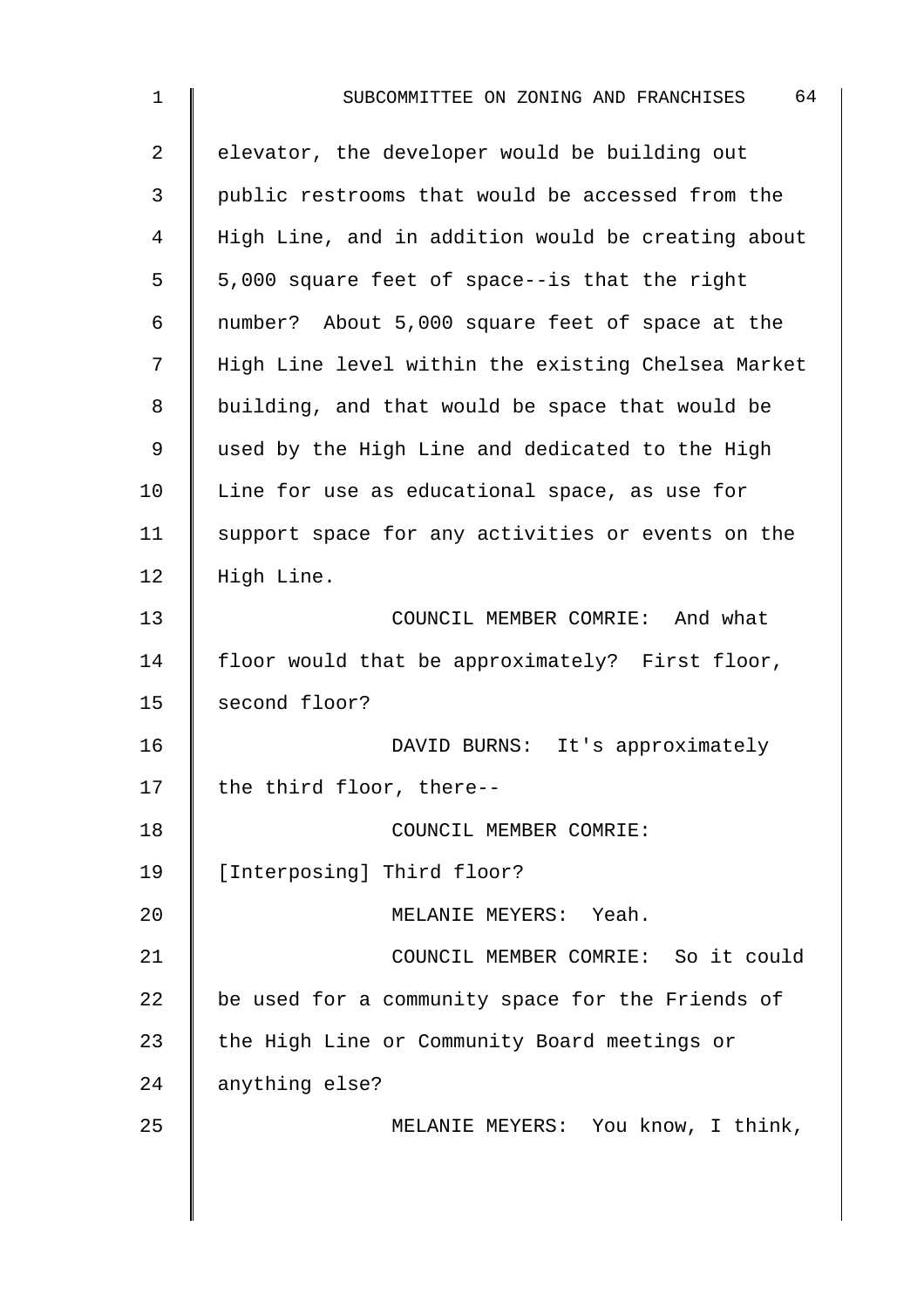elevator, the developer would be building out public restrooms that would be accessed from the High Line, and in addition would be creating about 5,000 square feet of space--is that the right number? About 5,000 square feet of space at the High Line level within the existing Chelsea Market building, and that would be space that would be used by the High Line and dedicated to the High Line for use as educational space, as use for support space for any activities or events on the High Line.

COUNCIL MEMBER COMRIE: And what floor would that be approximately? First floor, second floor?

DAVID BURNS: It's approximately the third floor, there--

COUNCIL MEMBER COMRIE: [Interposing] Third floor?

MELANIE MEYERS: Yeah.

COUNCIL MEMBER COMRIE: So it could be used for a community space for the Friends of the High Line or Community Board meetings or anything else?

MELANIE MEYERS: You know, I think,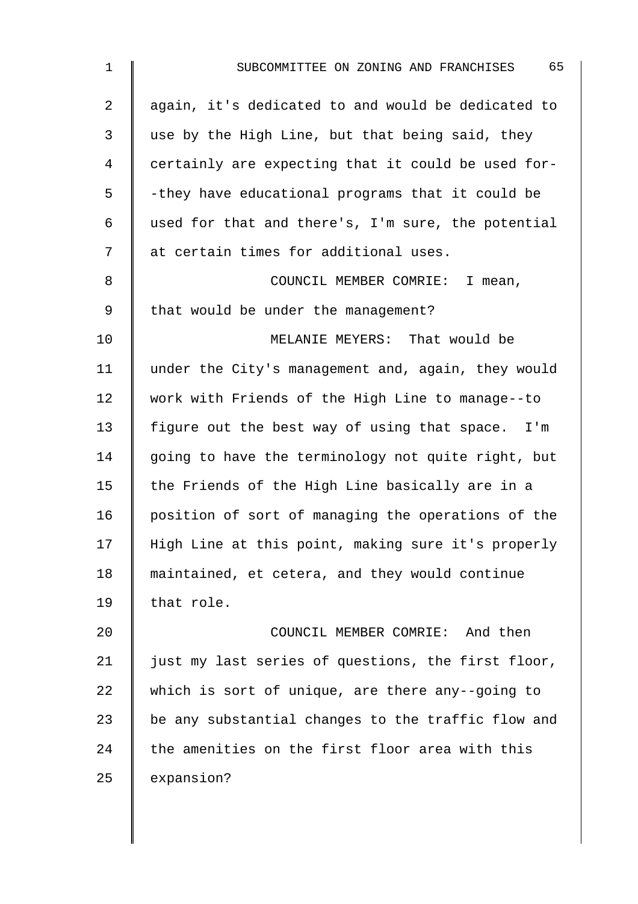again, it's dedicated to and would be dedicated to use by the High Line, but that being said, they certainly are expecting that it could be used for--they have educational programs that it could be used for that and there's, I'm sure, the potential at certain times for additional uses.

COUNCIL MEMBER COMRIE: I mean, that would be under the management?

MELANIE MEYERS: That would be under the City's management and, again, they would work with Friends of the High Line to manage--to figure out the best way of using that space. I'm going to have the terminology not quite right, but the Friends of the High Line basically are in a position of sort of managing the operations of the High Line at this point, making sure it's properly maintained, et cetera, and they would continue that role.

COUNCIL MEMBER COMRIE: And then just my last series of questions, the first floor, which is sort of unique, are there any--going to be any substantial changes to the traffic flow and the amenities on the first floor area with this expansion?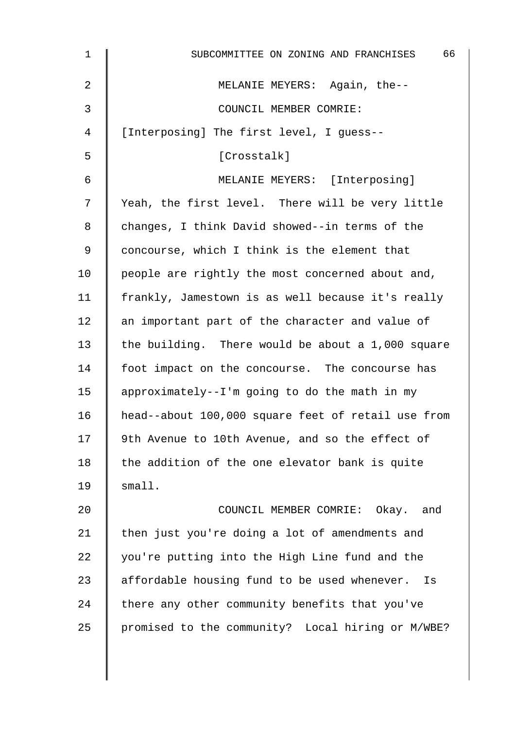MELANIE MEYERS: Again, the--

COUNCIL MEMBER COMRIE: [Interposing] The first level, I guess--

[Crosstalk]

MELANIE MEYERS: [Interposing] Yeah, the first level. There will be very little changes, I think David showed--in terms of the concourse, which I think is the element that people are rightly the most concerned about and, frankly, Jamestown is as well because it's really an important part of the character and value of the building. There would be about a 1,000 square foot impact on the concourse. The concourse has approximately--I'm going to do the math in my head--about 100,000 square feet of retail use from 9th Avenue to 10th Avenue, and so the effect of the addition of the one elevator bank is quite small.

COUNCIL MEMBER COMRIE: Okay. and then just you're doing a lot of amendments and you're putting into the High Line fund and the affordable housing fund to be used whenever. Is there any other community benefits that you've promised to the community? Local hiring or M/WBE?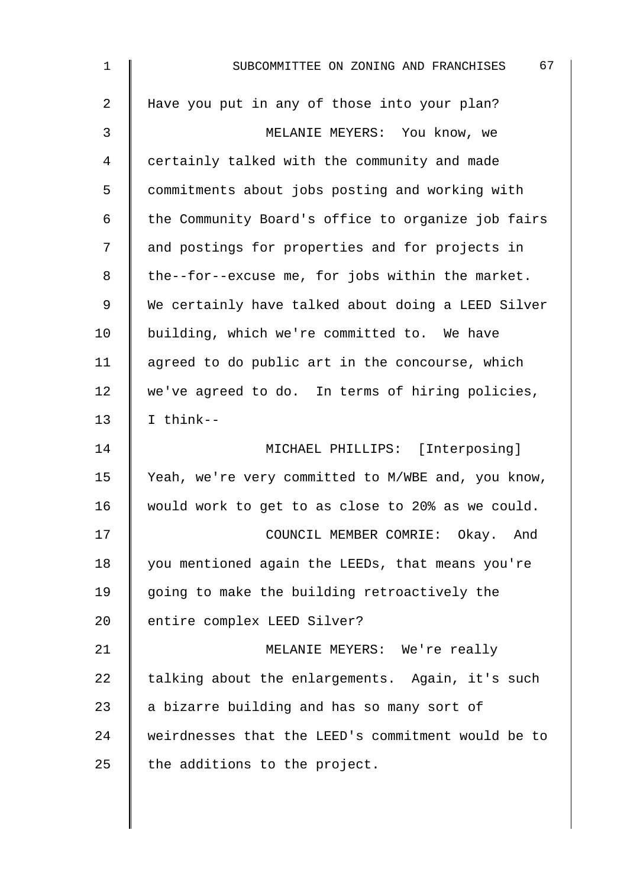Have you put in any of those into your plan?

MELANIE MEYERS: You know, we certainly talked with the community and made commitments about jobs posting and working with the Community Board's office to organize job fairs and postings for properties and for projects in the--for--excuse me, for jobs within the market. We certainly have talked about doing a LEED Silver building, which we're committed to. We have agreed to do public art in the concourse, which we've agreed to do. In terms of hiring policies, I think--

MICHAEL PHILLIPS: [Interposing] Yeah, we're very committed to M/WBE and, you know, would work to get to as close to 20% as we could.

COUNCIL MEMBER COMRIE: Okay. And you mentioned again the LEEDs, that means you're going to make the building retroactively the entire complex LEED Silver?

MELANIE MEYERS: We're really talking about the enlargements. Again, it's such a bizarre building and has so many sort of weirdnesses that the LEED's commitment would be to the additions to the project.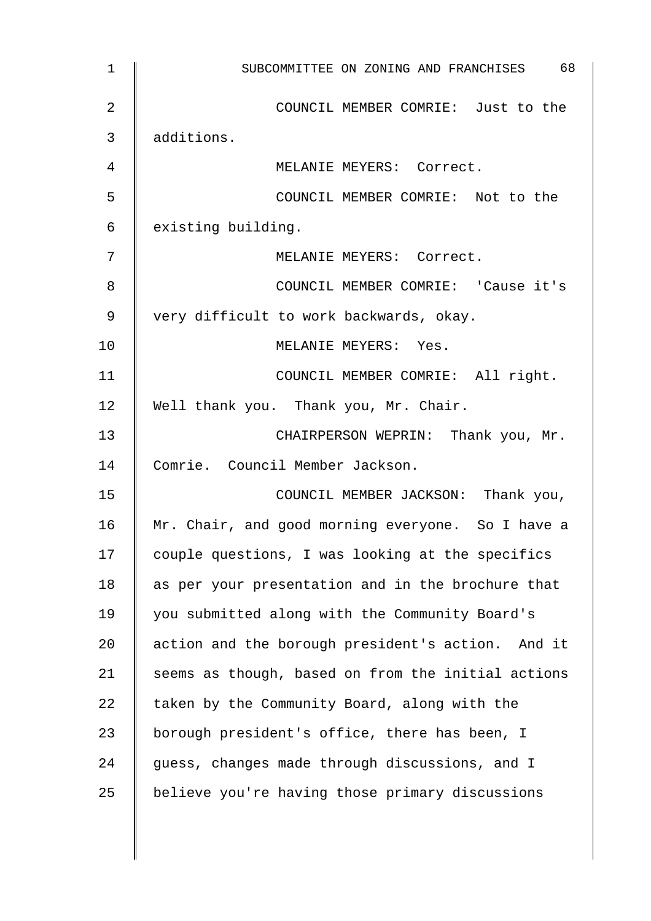COUNCIL MEMBER COMRIE: Just to the additions.

MELANIE MEYERS: Correct.

COUNCIL MEMBER COMRIE: Not to the existing building.

MELANIE MEYERS: Correct.

COUNCIL MEMBER COMRIE: 'Cause it's very difficult to work backwards, okay.

MELANIE MEYERS: Yes.

COUNCIL MEMBER COMRIE: All right. Well thank you. Thank you, Mr. Chair.

CHAIRPERSON WEPRIN: Thank you, Mr. Comrie. Council Member Jackson.

COUNCIL MEMBER JACKSON: Thank you, Mr. Chair, and good morning everyone. So I have a couple questions, I was looking at the specifics as per your presentation and in the brochure that you submitted along with the Community Board's action and the borough president's action. And it seems as though, based on from the initial actions taken by the Community Board, along with the borough president's office, there has been, I guess, changes made through discussions, and I believe you're having those primary discussions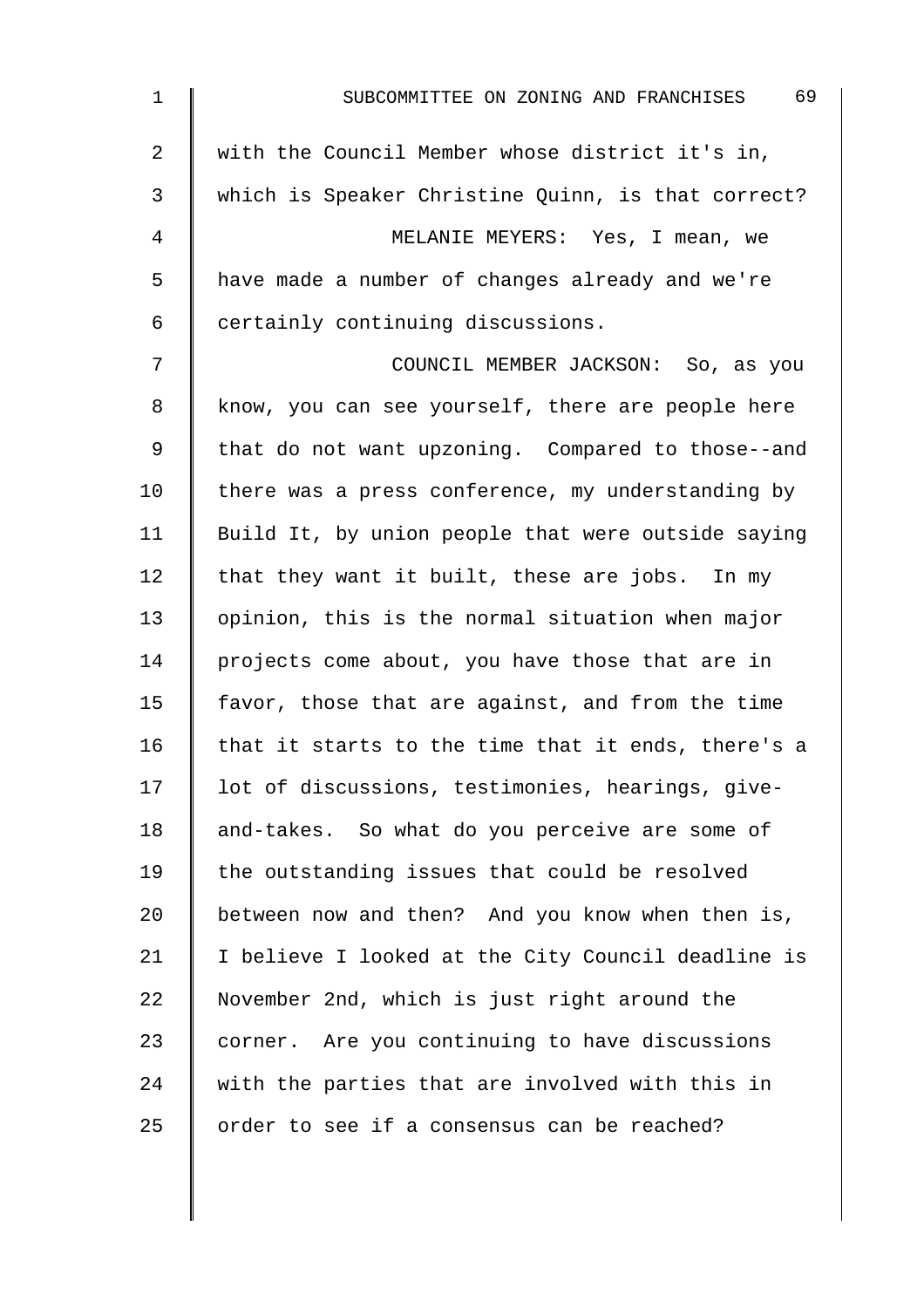with the Council Member whose district it's in, which is Speaker Christine Quinn, is that correct?

MELANIE MEYERS: Yes, I mean, we have made a number of changes already and we're certainly continuing discussions.

COUNCIL MEMBER JACKSON: So, as you know, you can see yourself, there are people here that do not want upzoning. Compared to those--and there was a press conference, my understanding by Build It, by union people that were outside saying that they want it built, these are jobs. In my opinion, this is the normal situation when major projects come about, you have those that are in favor, those that are against, and from the time that it starts to the time that it ends, there's a lot of discussions, testimonies, hearings, give-and-takes. So what do you perceive are some of the outstanding issues that could be resolved between now and then? And you know when then is, I believe I looked at the City Council deadline is November 2nd, which is just right around the corner. Are you continuing to have discussions with the parties that are involved with this in order to see if a consensus can be reached?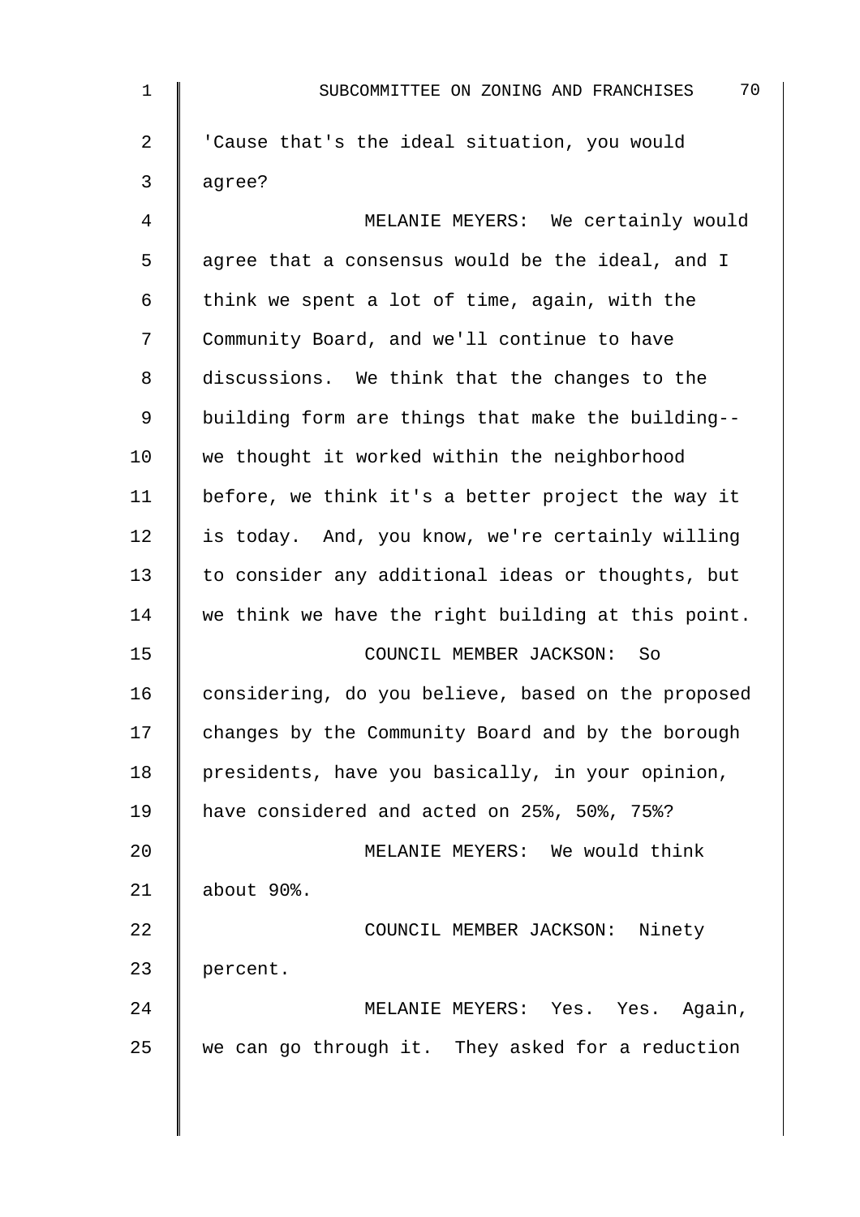'Cause that's the ideal situation, you would agree?

MELANIE MEYERS: We certainly would agree that a consensus would be the ideal, and I think we spent a lot of time, again, with the Community Board, and we'll continue to have discussions. We think that the changes to the building form are things that make the building-- we thought it worked within the neighborhood before, we think it's a better project the way it is today. And, you know, we're certainly willing to consider any additional ideas or thoughts, but we think we have the right building at this point.

COUNCIL MEMBER JACKSON: So considering, do you believe, based on the proposed changes by the Community Board and by the borough presidents, have you basically, in your opinion, have considered and acted on 25%, 50%, 75%?

MELANIE MEYERS: We would think about 90%.

COUNCIL MEMBER JACKSON: Ninety percent.

MELANIE MEYERS: Yes. Yes. Again, we can go through it. They asked for a reduction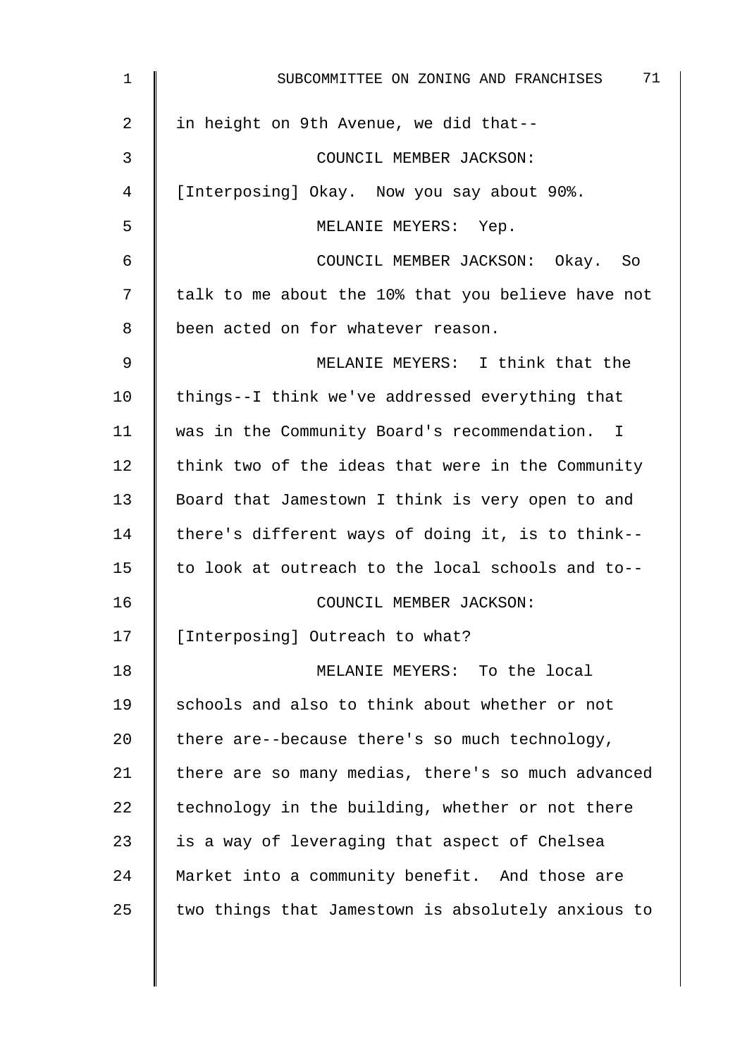in height on 9th Avenue, we did that--

COUNCIL MEMBER JACKSON: [Interposing] Okay. Now you say about 90%.

MELANIE MEYERS: Yep.

COUNCIL MEMBER JACKSON: Okay. So talk to me about the 10% that you believe have not been acted on for whatever reason.

MELANIE MEYERS: I think that the things--I think we've addressed everything that was in the Community Board's recommendation. I think two of the ideas that were in the Community Board that Jamestown I think is very open to and there's different ways of doing it, is to think--to look at outreach to the local schools and to--

COUNCIL MEMBER JACKSON: [Interposing] Outreach to what?

MELANIE MEYERS: To the local schools and also to think about whether or not there are--because there's so much technology, there are so many medias, there's so much advanced technology in the building, whether or not there is a way of leveraging that aspect of Chelsea Market into a community benefit. And those are two things that Jamestown is absolutely anxious to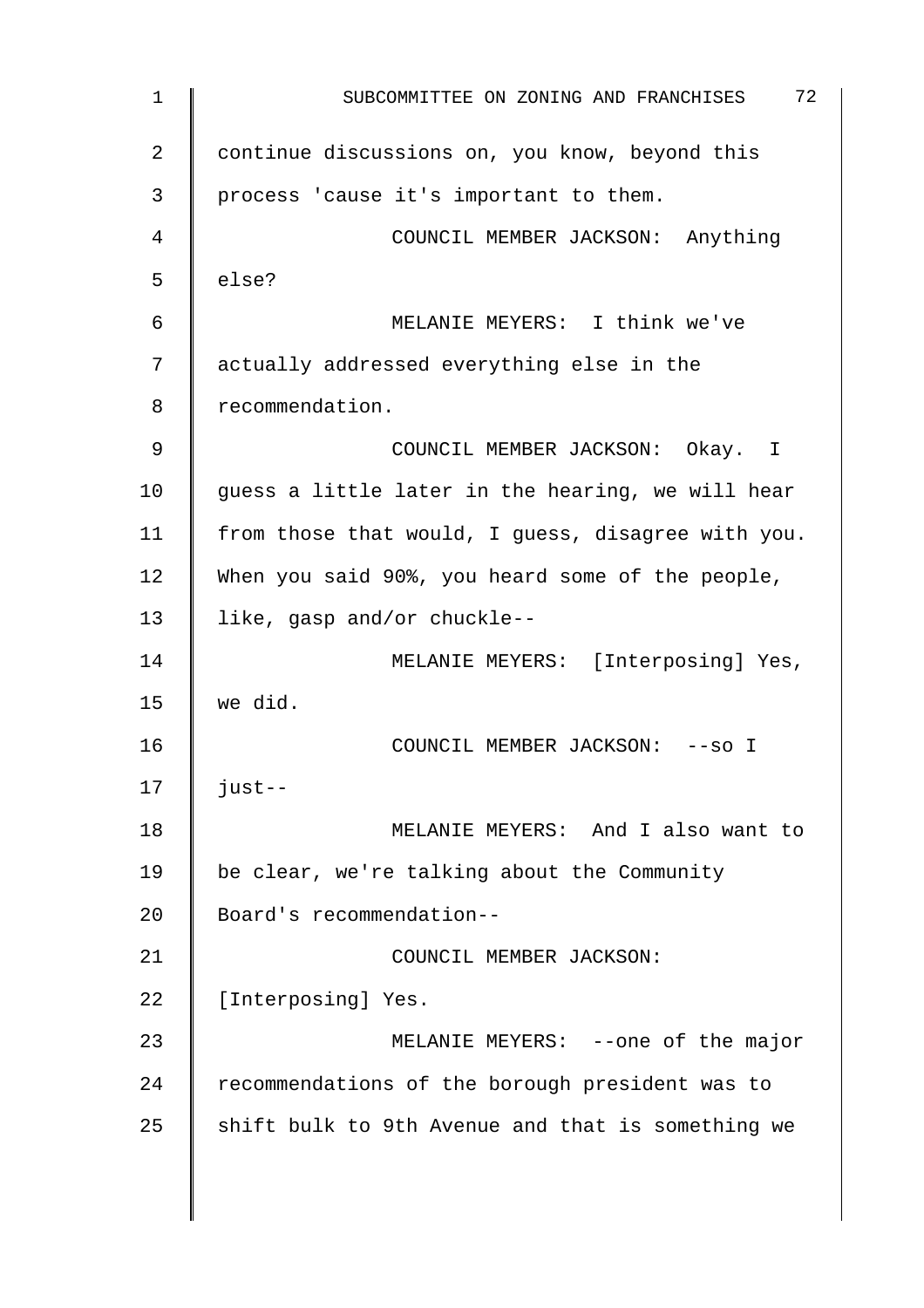continue discussions on, you know, beyond this process 'cause it's important to them.

COUNCIL MEMBER JACKSON: Anything else?

MELANIE MEYERS: I think we've actually addressed everything else in the recommendation.

COUNCIL MEMBER JACKSON: Okay. I guess a little later in the hearing, we will hear from those that would, I guess, disagree with you. When you said 90%, you heard some of the people, like, gasp and/or chuckle--

MELANIE MEYERS: [Interposing] Yes, we did.

COUNCIL MEMBER JACKSON: --so I just--

MELANIE MEYERS: And I also want to be clear, we're talking about the Community Board's recommendation--

COUNCIL MEMBER JACKSON: [Interposing] Yes.

MELANIE MEYERS: --one of the major recommendations of the borough president was to shift bulk to 9th Avenue and that is something we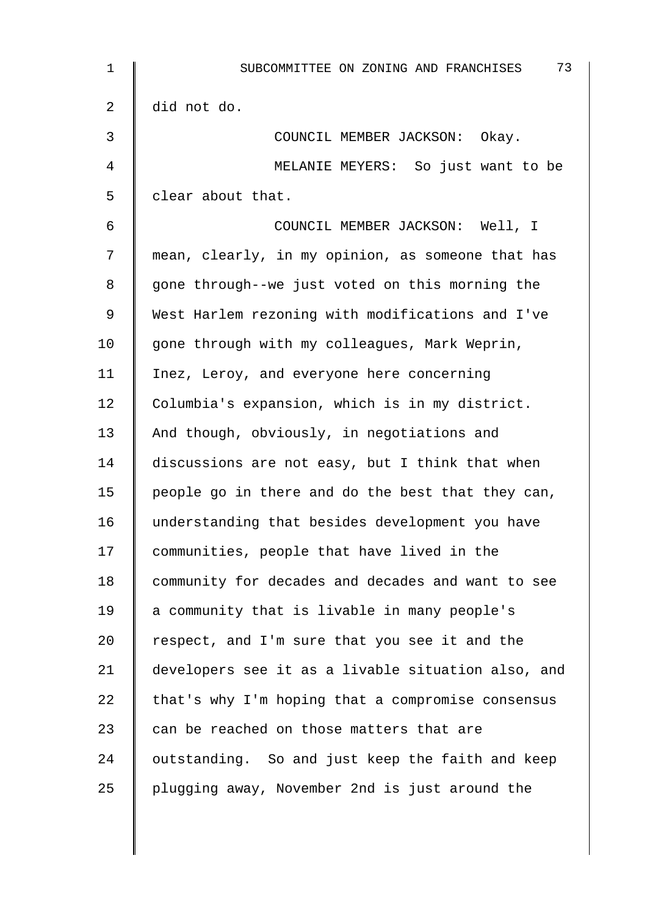did not do.

COUNCIL MEMBER JACKSON: Okay.

MELANIE MEYERS: So just want to be clear about that.

COUNCIL MEMBER JACKSON: Well, I mean, clearly, in my opinion, as someone that has gone through--we just voted on this morning the West Harlem rezoning with modifications and I've gone through with my colleagues, Mark Weprin, Inez, Leroy, and everyone here concerning Columbia's expansion, which is in my district. And though, obviously, in negotiations and discussions are not easy, but I think that when people go in there and do the best that they can, understanding that besides development you have communities, people that have lived in the community for decades and decades and want to see a community that is livable in many people's respect, and I'm sure that you see it and the developers see it as a livable situation also, and that's why I'm hoping that a compromise consensus can be reached on those matters that are outstanding. So and just keep the faith and keep plugging away, November 2nd is just around the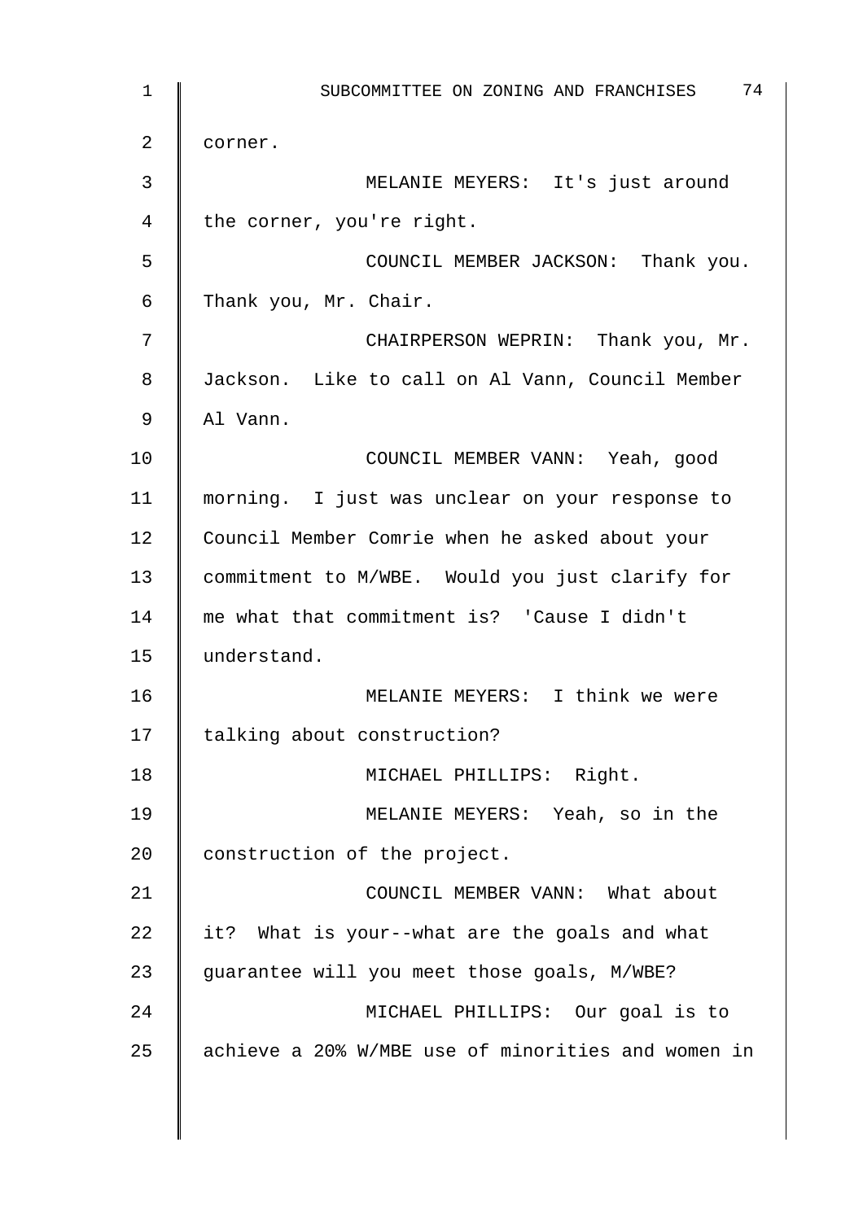corner.

MELANIE MEYERS: It's just around the corner, you're right.

COUNCIL MEMBER JACKSON: Thank you. Thank you, Mr. Chair.

CHAIRPERSON WEPRIN: Thank you, Mr. Jackson. Like to call on Al Vann, Council Member Al Vann.

COUNCIL MEMBER VANN: Yeah, good morning. I just was unclear on your response to Council Member Comrie when he asked about your commitment to M/WBE. Would you just clarify for me what that commitment is? 'Cause I didn't understand.

MELANIE MEYERS: I think we were talking about construction?

MICHAEL PHILLIPS: Right.

MELANIE MEYERS: Yeah, so in the construction of the project.

COUNCIL MEMBER VANN: What about it? What is your--what are the goals and what guarantee will you meet those goals, M/WBE?

MICHAEL PHILLIPS: Our goal is to achieve a 20% W/MBE use of minorities and women in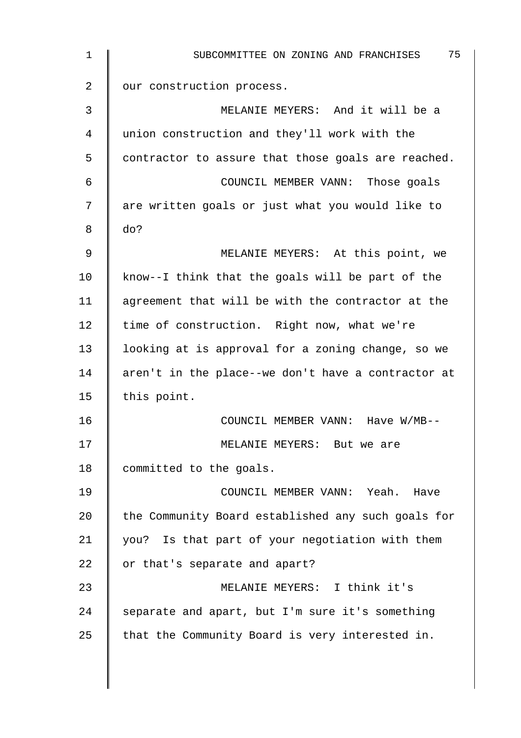our construction process.

MELANIE MEYERS: And it will be a union construction and they'll work with the contractor to assure that those goals are reached.

COUNCIL MEMBER VANN: Those goals are written goals or just what you would like to do?

MELANIE MEYERS: At this point, we know--I think that the goals will be part of the agreement that will be with the contractor at the time of construction. Right now, what we're looking at is approval for a zoning change, so we aren't in the place--we don't have a contractor at this point.

COUNCIL MEMBER VANN: Have W/MB--

MELANIE MEYERS: But we are committed to the goals.

COUNCIL MEMBER VANN: Yeah. Have the Community Board established any such goals for you? Is that part of your negotiation with them or that's separate and apart?

MELANIE MEYERS: I think it's separate and apart, but I'm sure it's something that the Community Board is very interested in.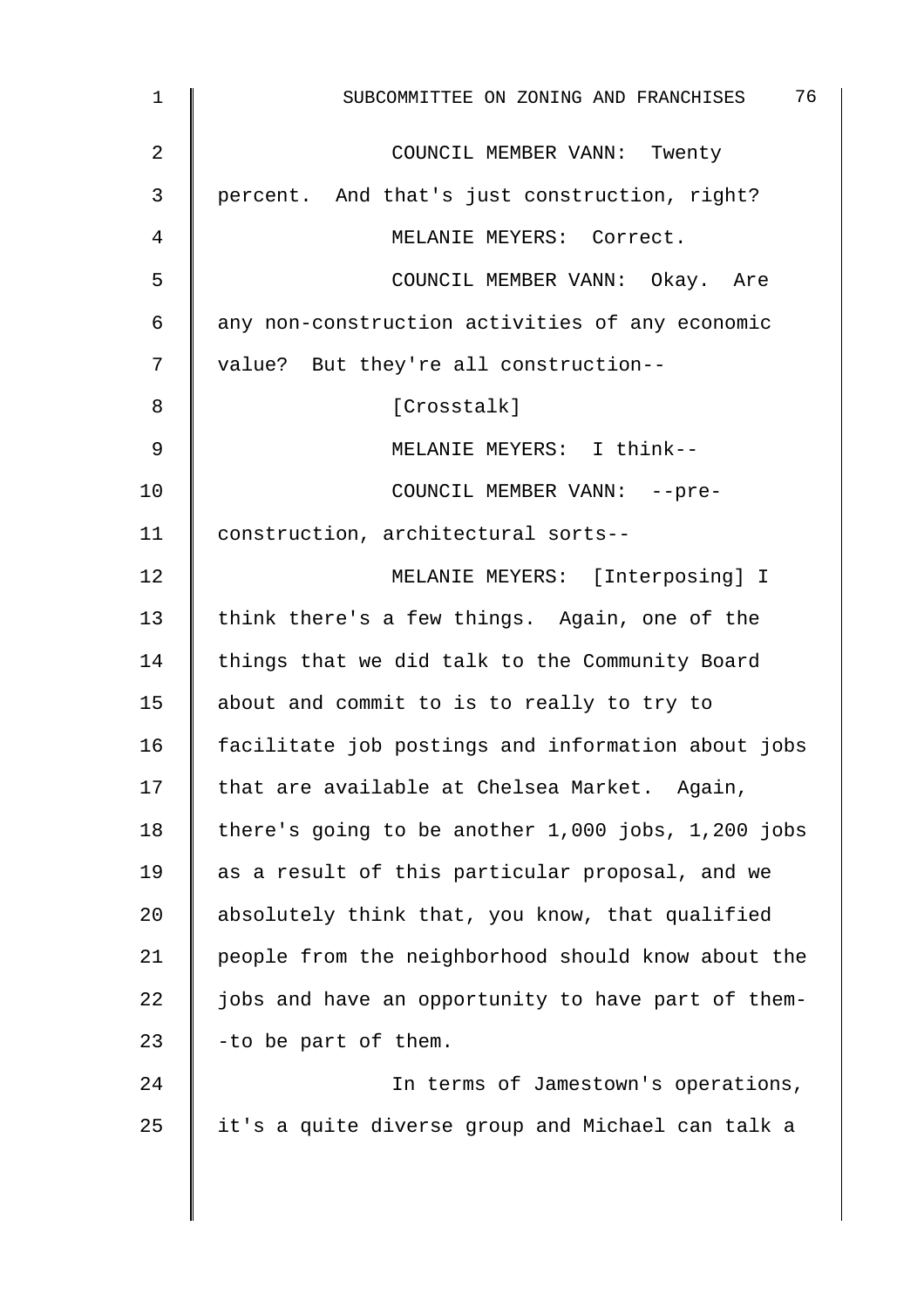COUNCIL MEMBER VANN: Twenty percent. And that's just construction, right?

MELANIE MEYERS: Correct.

COUNCIL MEMBER VANN: Okay. Are any non-construction activities of any economic value? But they're all construction--

[Crosstalk]

MELANIE MEYERS: I think--

COUNCIL MEMBER VANN: --pre-construction, architectural sorts--

MELANIE MEYERS: [Interposing] I think there's a few things. Again, one of the things that we did talk to the Community Board about and commit to is to really to try to facilitate job postings and information about jobs that are available at Chelsea Market. Again, there's going to be another 1,000 jobs, 1,200 jobs as a result of this particular proposal, and we absolutely think that, you know, that qualified people from the neighborhood should know about the jobs and have an opportunity to have part of them--to be part of them.

In terms of Jamestown's operations, it's a quite diverse group and Michael can talk a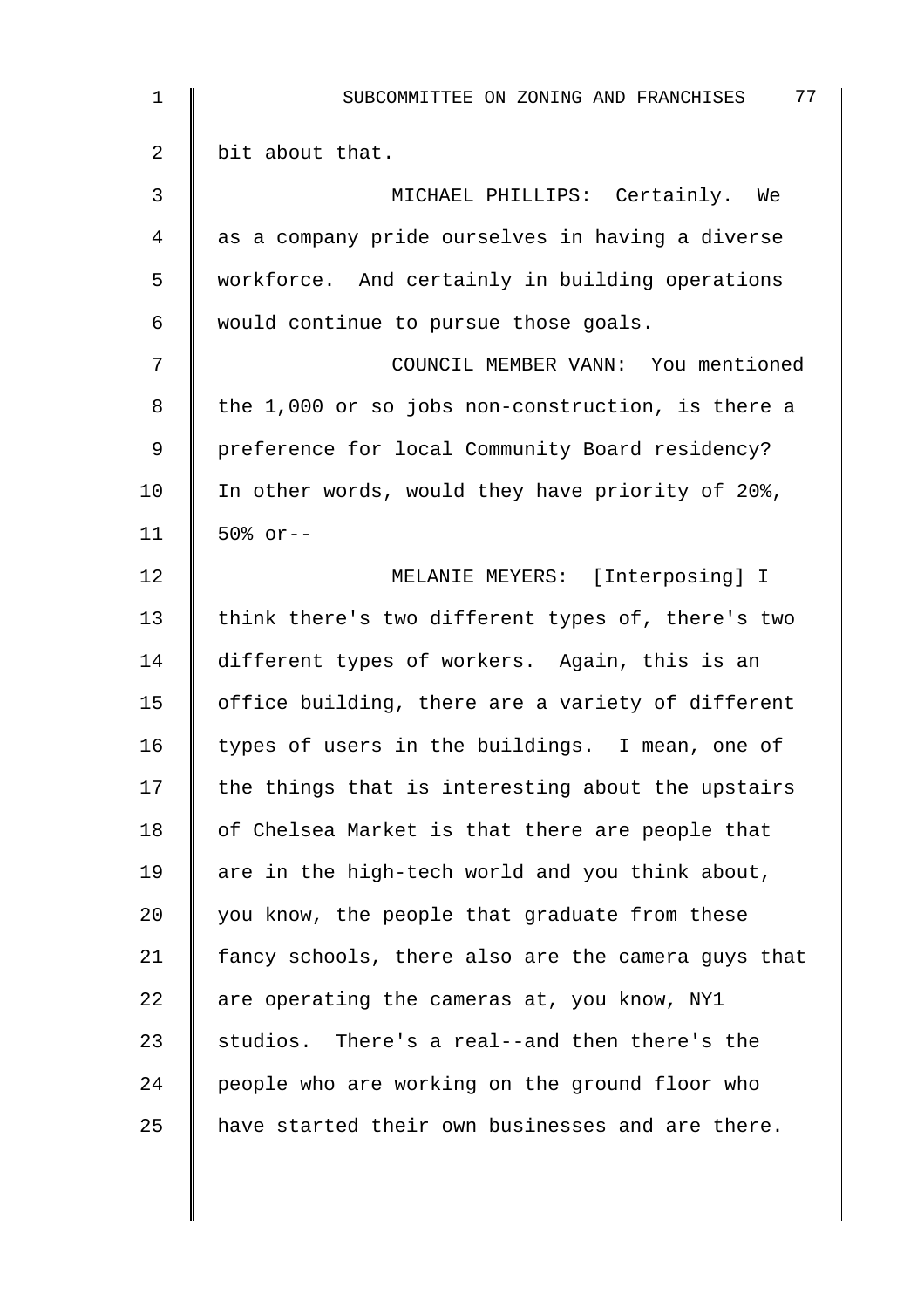bit about that.

MICHAEL PHILLIPS: Certainly. We as a company pride ourselves in having a diverse workforce. And certainly in building operations would continue to pursue those goals.

COUNCIL MEMBER VANN: You mentioned the 1,000 or so jobs non-construction, is there a preference for local Community Board residency? In other words, would they have priority of 20%, 50% or--

MELANIE MEYERS: [Interposing] I think there's two different types of, there's two different types of workers. Again, this is an office building, there are a variety of different types of users in the buildings. I mean, one of the things that is interesting about the upstairs of Chelsea Market is that there are people that are in the high-tech world and you think about, you know, the people that graduate from these fancy schools, there also are the camera guys that are operating the cameras at, you know, NY1 studios. There's a real--and then there's the people who are working on the ground floor who have started their own businesses and are there.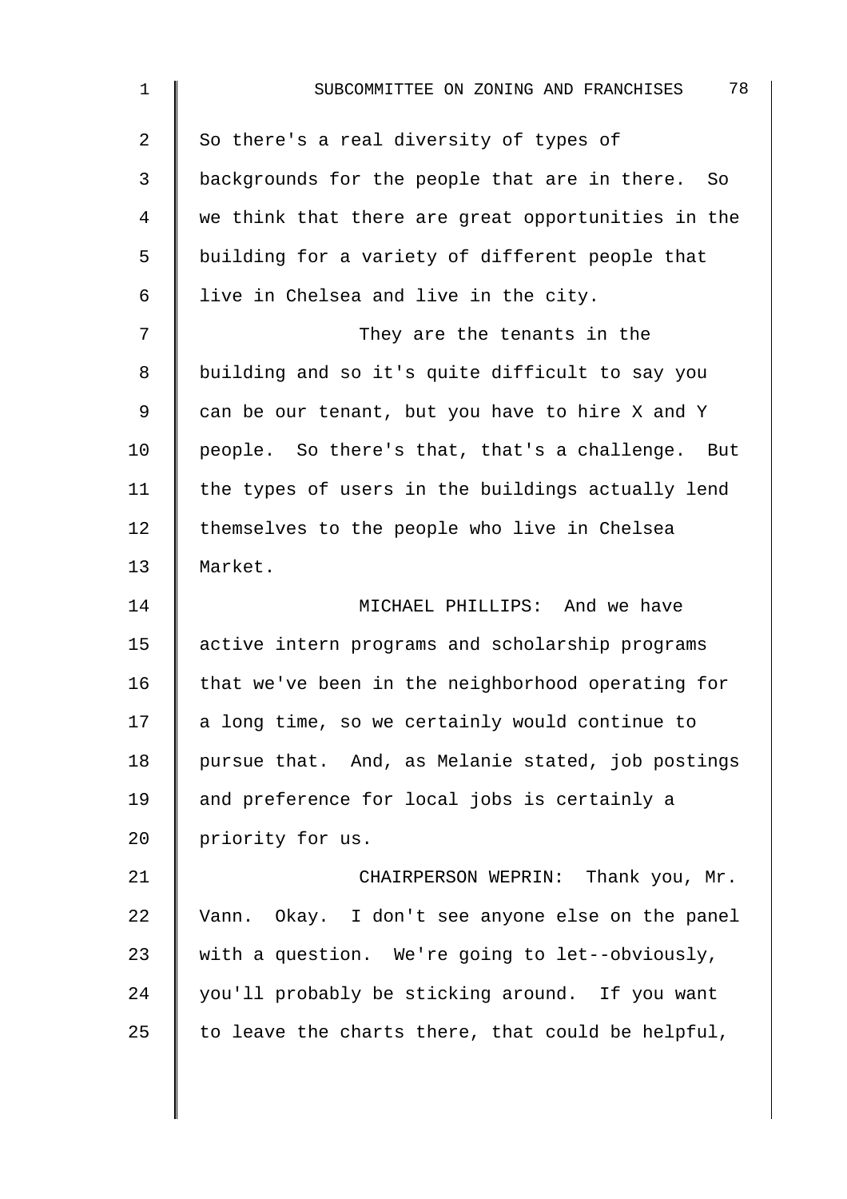So there's a real diversity of types of backgrounds for the people that are in there. So we think that there are great opportunities in the building for a variety of different people that live in Chelsea and live in the city.

They are the tenants in the building and so it's quite difficult to say you can be our tenant, but you have to hire X and Y people. So there's that, that's a challenge. But the types of users in the buildings actually lend themselves to the people who live in Chelsea Market.

MICHAEL PHILLIPS: And we have active intern programs and scholarship programs that we've been in the neighborhood operating for a long time, so we certainly would continue to pursue that. And, as Melanie stated, job postings and preference for local jobs is certainly a priority for us.

CHAIRPERSON WEPRIN: Thank you, Mr. Vann. Okay. I don't see anyone else on the panel with a question. We're going to let--obviously, you'll probably be sticking around. If you want to leave the charts there, that could be helpful,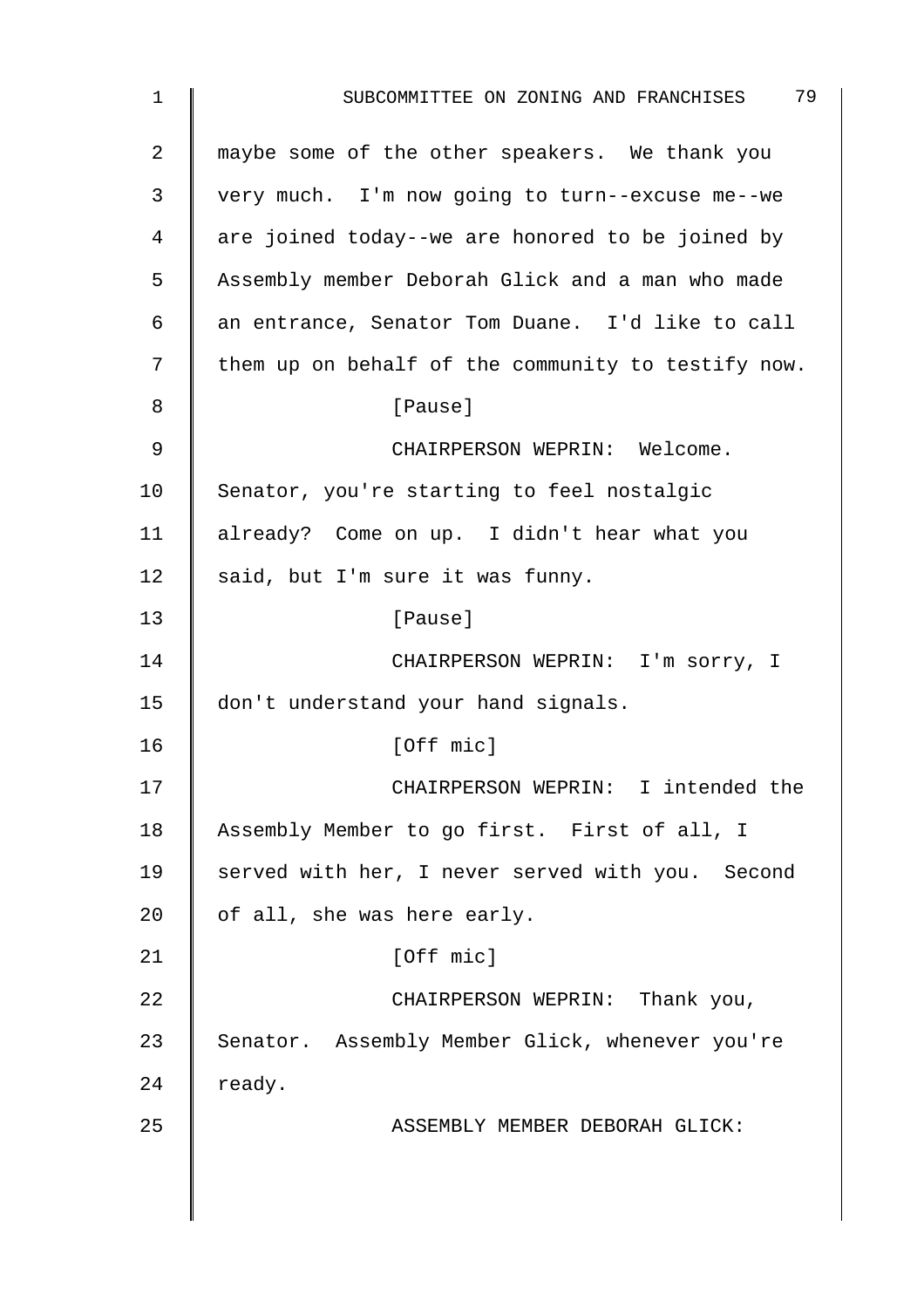maybe some of the other speakers. We thank you very much. I'm now going to turn--excuse me--we are joined today--we are honored to be joined by Assembly member Deborah Glick and a man who made an entrance, Senator Tom Duane. I'd like to call them up on behalf of the community to testify now.

[Pause]

CHAIRPERSON WEPRIN: Welcome. Senator, you're starting to feel nostalgic already? Come on up. I didn't hear what you said, but I'm sure it was funny.

[Pause]

CHAIRPERSON WEPRIN: I'm sorry, I don't understand your hand signals.

[Off mic]

CHAIRPERSON WEPRIN: I intended the Assembly Member to go first. First of all, I served with her, I never served with you. Second of all, she was here early.

[Off mic]

CHAIRPERSON WEPRIN: Thank you, Senator. Assembly Member Glick, whenever you're ready.

ASSEMBLY MEMBER DEBORAH GLICK: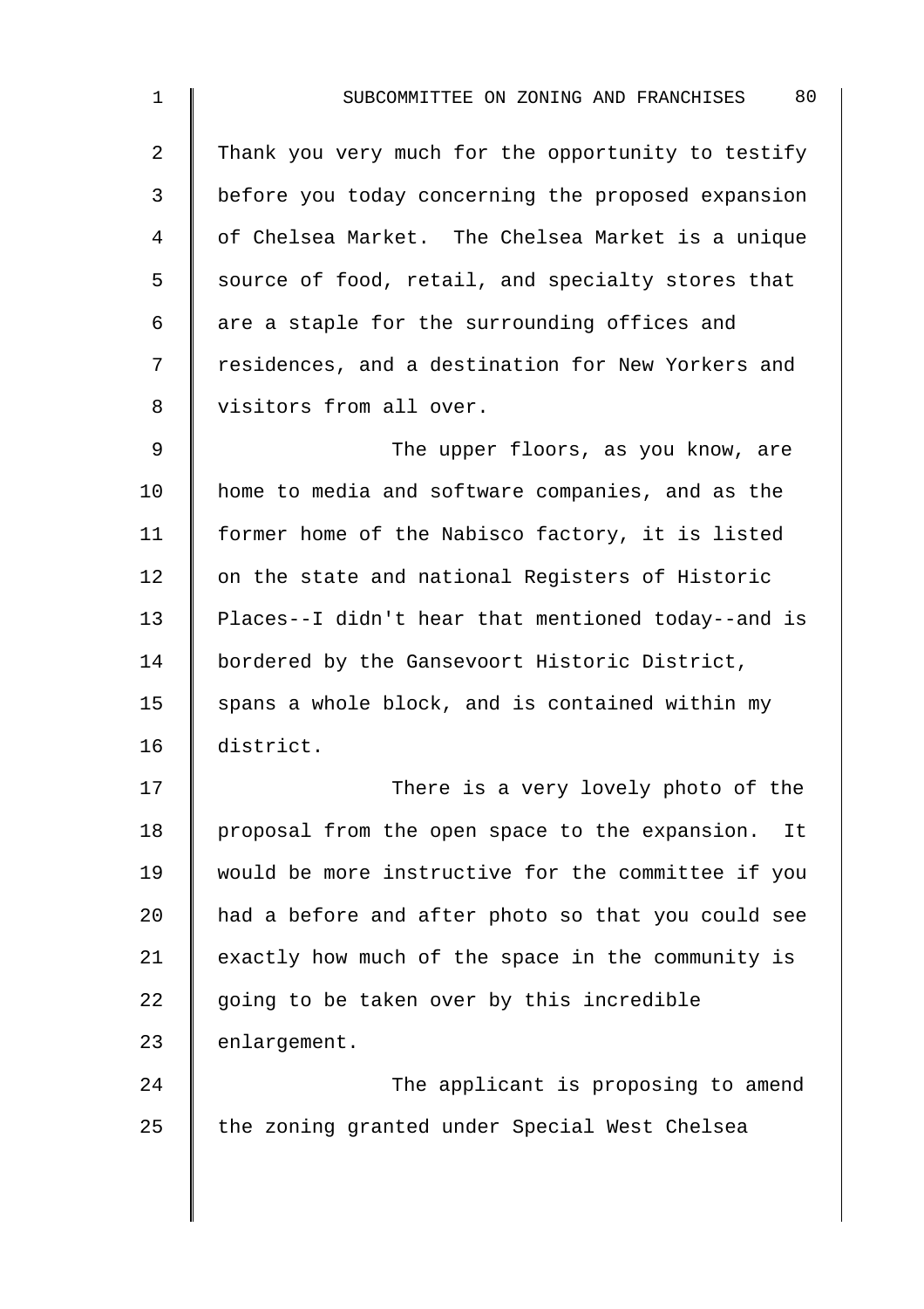Thank you very much for the opportunity to testify before you today concerning the proposed expansion of Chelsea Market. The Chelsea Market is a unique source of food, retail, and specialty stores that are a staple for the surrounding offices and residences, and a destination for New Yorkers and visitors from all over.

The upper floors, as you know, are home to media and software companies, and as the former home of the Nabisco factory, it is listed on the state and national Registers of Historic Places--I didn't hear that mentioned today--and is bordered by the Gansevoort Historic District, spans a whole block, and is contained within my district.

There is a very lovely photo of the proposal from the open space to the expansion. It would be more instructive for the committee if you had a before and after photo so that you could see exactly how much of the space in the community is going to be taken over by this incredible enlargement.

The applicant is proposing to amend the zoning granted under Special West Chelsea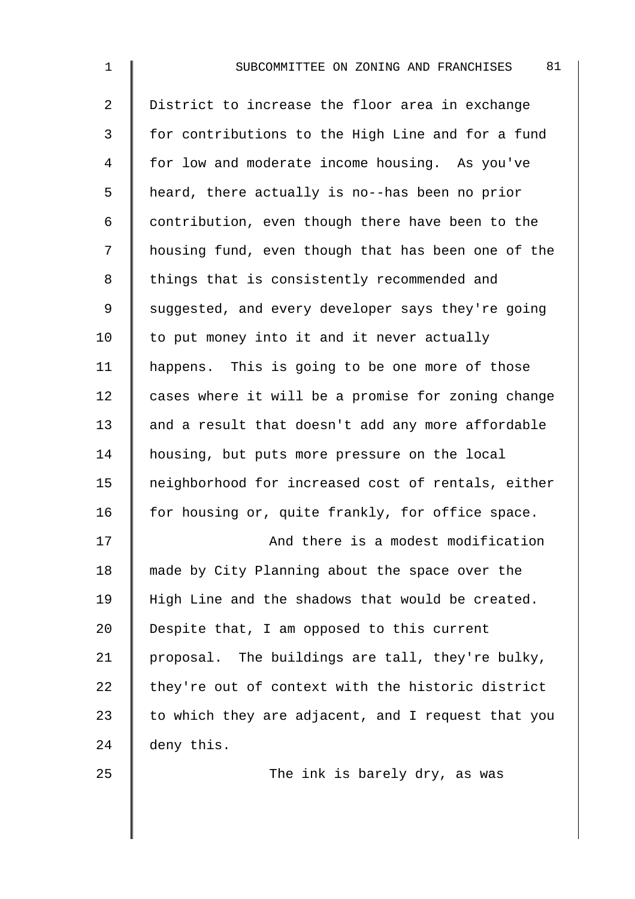District to increase the floor area in exchange for contributions to the High Line and for a fund for low and moderate income housing. As you've heard, there actually is no--has been no prior contribution, even though there have been to the housing fund, even though that has been one of the things that is consistently recommended and suggested, and every developer says they're going to put money into it and it never actually happens. This is going to be one more of those cases where it will be a promise for zoning change and a result that doesn't add any more affordable housing, but puts more pressure on the local neighborhood for increased cost of rentals, either for housing or, quite frankly, for office space.

And there is a modest modification made by City Planning about the space over the High Line and the shadows that would be created. Despite that, I am opposed to this current proposal. The buildings are tall, they're bulky, they're out of context with the historic district to which they are adjacent, and I request that you deny this.

The ink is barely dry, as was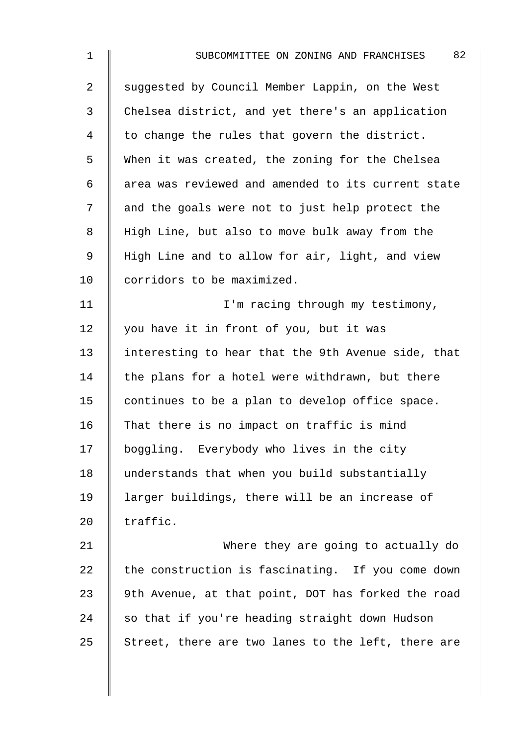suggested by Council Member Lappin, on the West Chelsea district, and yet there's an application to change the rules that govern the district. When it was created, the zoning for the Chelsea area was reviewed and amended to its current state and the goals were not to just help protect the High Line, but also to move bulk away from the High Line and to allow for air, light, and view corridors to be maximized.

I'm racing through my testimony, you have it in front of you, but it was interesting to hear that the 9th Avenue side, that the plans for a hotel were withdrawn, but there continues to be a plan to develop office space. That there is no impact on traffic is mind boggling. Everybody who lives in the city understands that when you build substantially larger buildings, there will be an increase of traffic.

Where they are going to actually do the construction is fascinating. If you come down 9th Avenue, at that point, DOT has forked the road so that if you're heading straight down Hudson Street, there are two lanes to the left, there are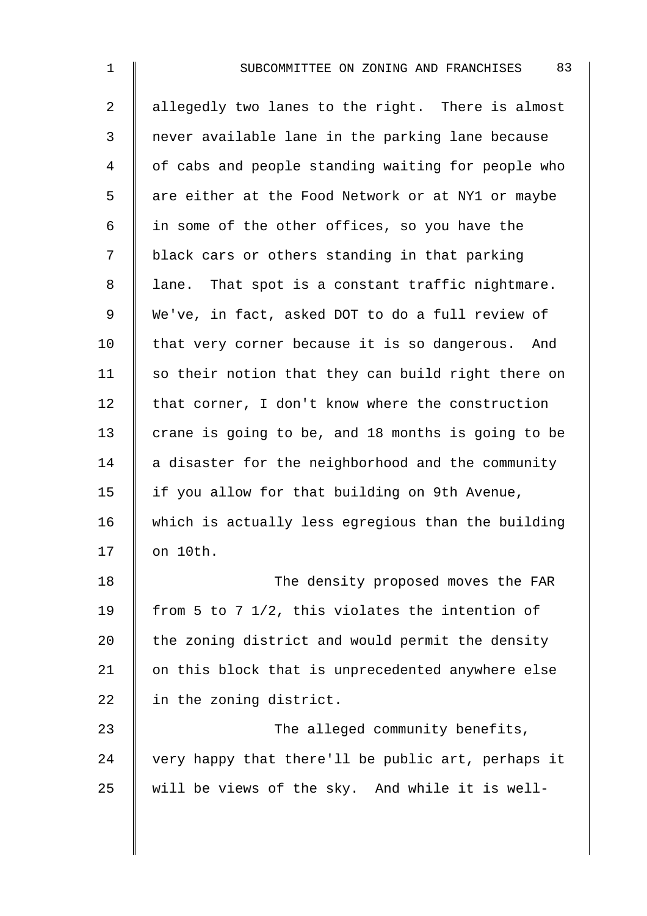allegedly two lanes to the right. There is almost never available lane in the parking lane because of cabs and people standing waiting for people who are either at the Food Network or at NY1 or maybe in some of the other offices, so you have the black cars or others standing in that parking lane. That spot is a constant traffic nightmare. We've, in fact, asked DOT to do a full review of that very corner because it is so dangerous. And so their notion that they can build right there on that corner, I don't know where the construction crane is going to be, and 18 months is going to be a disaster for the neighborhood and the community if you allow for that building on 9th Avenue, which is actually less egregious than the building on 10th.

The density proposed moves the FAR from 5 to 7 1/2, this violates the intention of the zoning district and would permit the density on this block that is unprecedented anywhere else in the zoning district.

The alleged community benefits, very happy that there'll be public art, perhaps it will be views of the sky. And while it is well-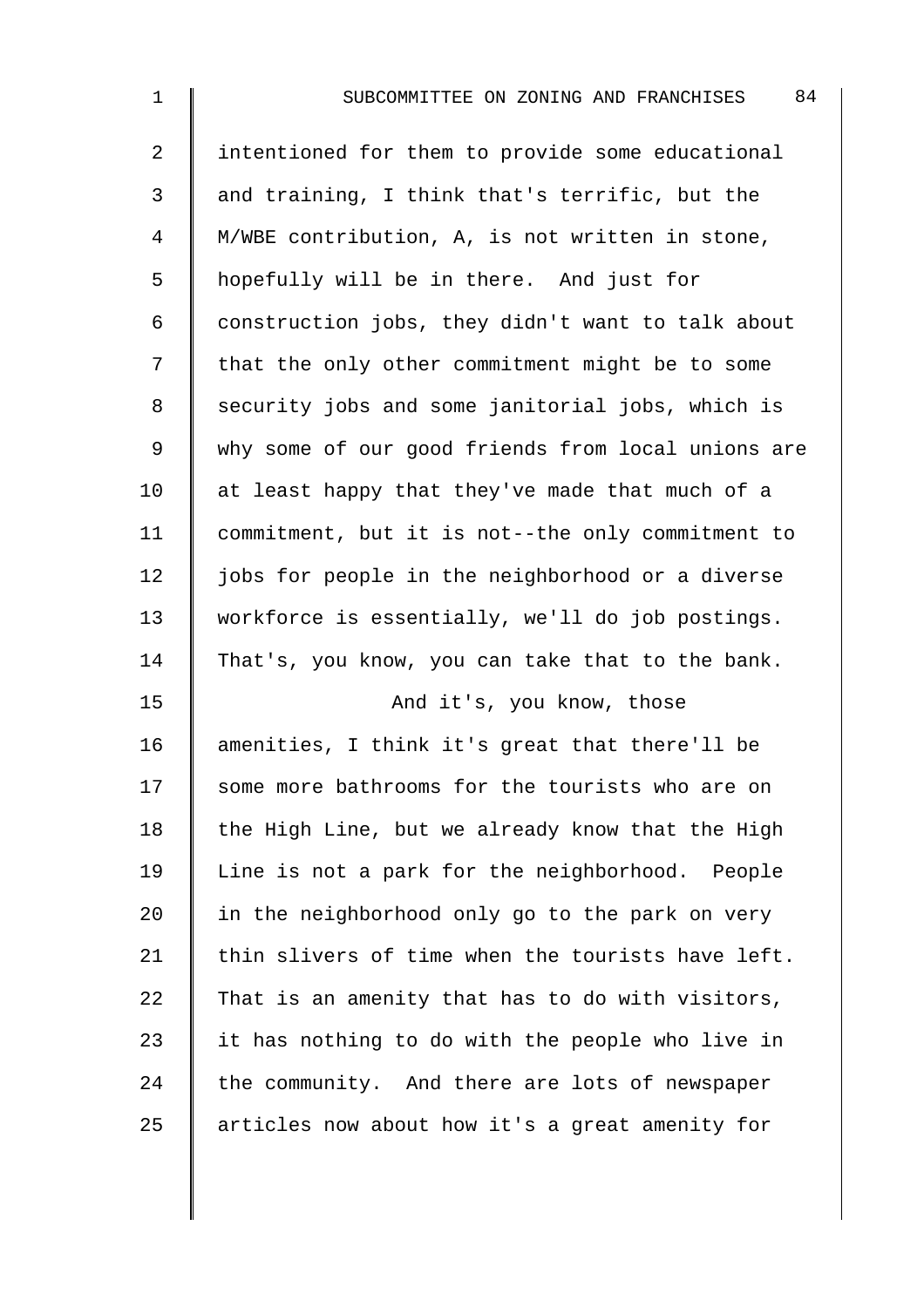intentioned for them to provide some educational and training, I think that's terrific, but the M/WBE contribution, A, is not written in stone, hopefully will be in there. And just for construction jobs, they didn't want to talk about that the only other commitment might be to some security jobs and some janitorial jobs, which is why some of our good friends from local unions are at least happy that they've made that much of a commitment, but it is not--the only commitment to jobs for people in the neighborhood or a diverse workforce is essentially, we'll do job postings. That's, you know, you can take that to the bank.

And it's, you know, those amenities, I think it's great that there'll be some more bathrooms for the tourists who are on the High Line, but we already know that the High Line is not a park for the neighborhood. People in the neighborhood only go to the park on very thin slivers of time when the tourists have left. That is an amenity that has to do with visitors, it has nothing to do with the people who live in the community. And there are lots of newspaper articles now about how it's a great amenity for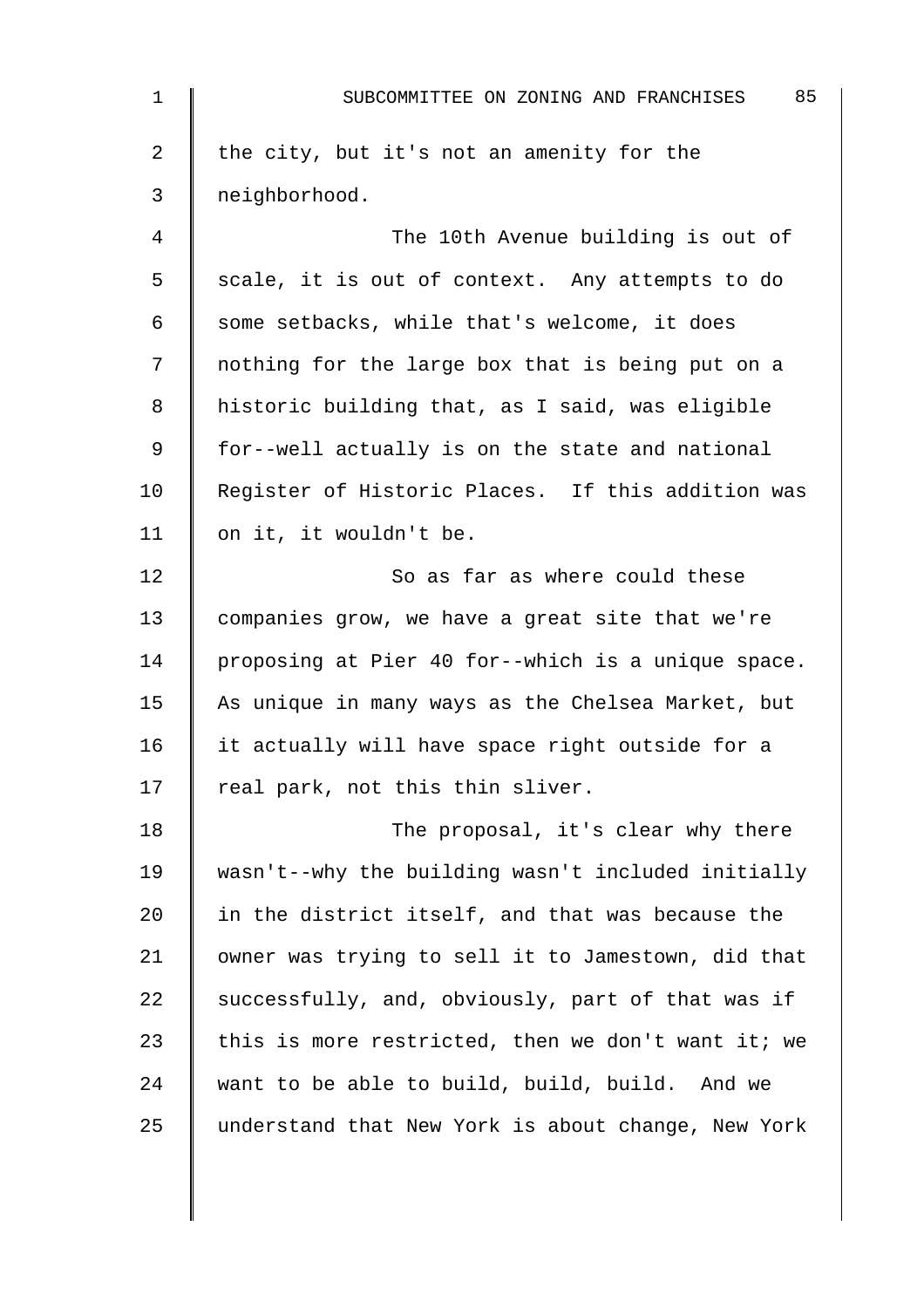the city, but it's not an amenity for the neighborhood.

The 10th Avenue building is out of scale, it is out of context. Any attempts to do some setbacks, while that's welcome, it does nothing for the large box that is being put on a historic building that, as I said, was eligible for--well actually is on the state and national Register of Historic Places. If this addition was on it, it wouldn't be.

So as far as where could these companies grow, we have a great site that we're proposing at Pier 40 for--which is a unique space. As unique in many ways as the Chelsea Market, but it actually will have space right outside for a real park, not this thin sliver.

The proposal, it's clear why there wasn't--why the building wasn't included initially in the district itself, and that was because the owner was trying to sell it to Jamestown, did that successfully, and, obviously, part of that was if this is more restricted, then we don't want it; we want to be able to build, build, build. And we understand that New York is about change, New York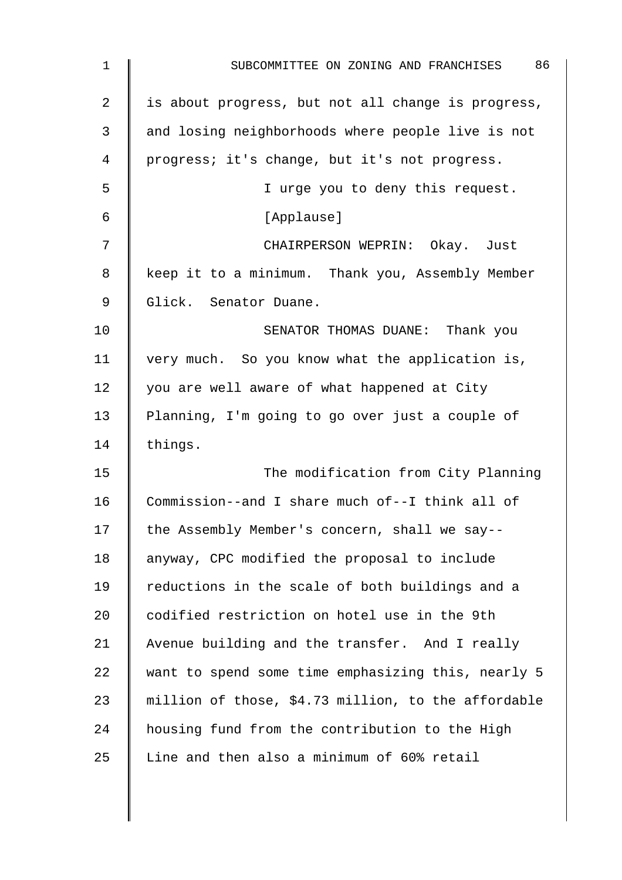is about progress, but not all change is progress, and losing neighborhoods where people live is not progress; it's change, but it's not progress.

I urge you to deny this request.

[Applause]

CHAIRPERSON WEPRIN: Okay. Just keep it to a minimum. Thank you, Assembly Member Glick. Senator Duane.

SENATOR THOMAS DUANE: Thank you very much. So you know what the application is, you are well aware of what happened at City Planning, I'm going to go over just a couple of things.

The modification from City Planning Commission--and I share much of--I think all of the Assembly Member's concern, shall we say--anyway, CPC modified the proposal to include reductions in the scale of both buildings and a codified restriction on hotel use in the 9th Avenue building and the transfer. And I really want to spend some time emphasizing this, nearly 5 million of those, $4.73 million, to the affordable housing fund from the contribution to the High Line and then also a minimum of 60% retail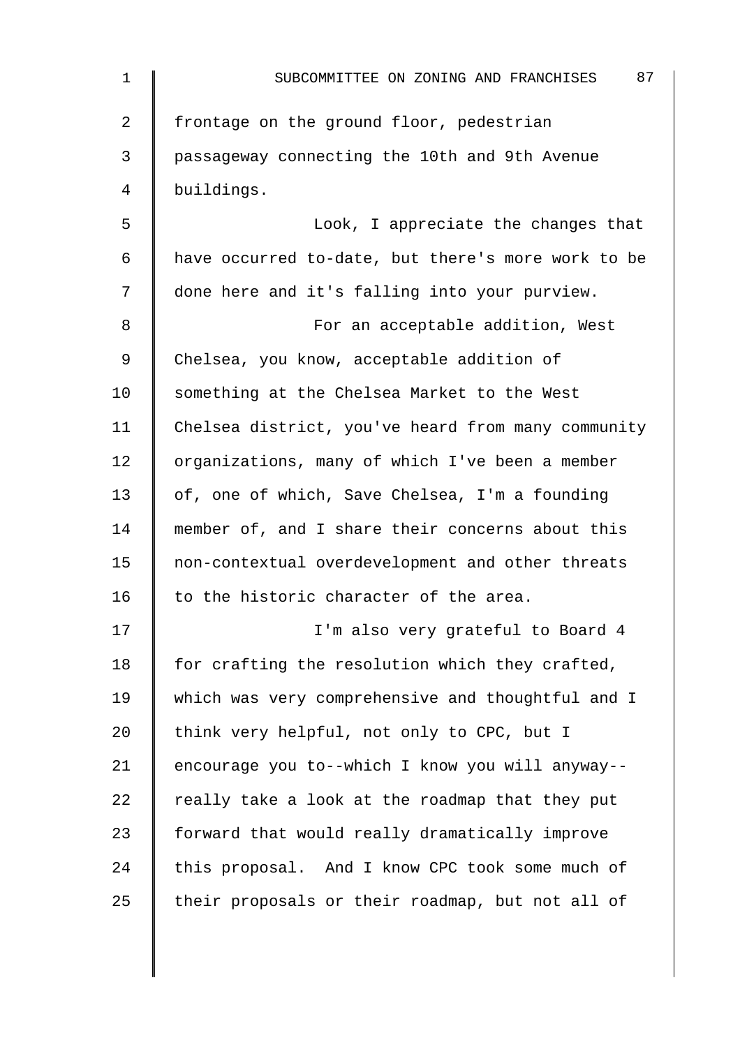frontage on the ground floor, pedestrian passageway connecting the 10th and 9th Avenue buildings.

Look, I appreciate the changes that have occurred to-date, but there's more work to be done here and it's falling into your purview.

For an acceptable addition, West Chelsea, you know, acceptable addition of something at the Chelsea Market to the West Chelsea district, you've heard from many community organizations, many of which I've been a member of, one of which, Save Chelsea, I'm a founding member of, and I share their concerns about this non-contextual overdevelopment and other threats to the historic character of the area.

I'm also very grateful to Board 4 for crafting the resolution which they crafted, which was very comprehensive and thoughtful and I think very helpful, not only to CPC, but I encourage you to--which I know you will anyway-- really take a look at the roadmap that they put forward that would really dramatically improve this proposal. And I know CPC took some much of their proposals or their roadmap, but not all of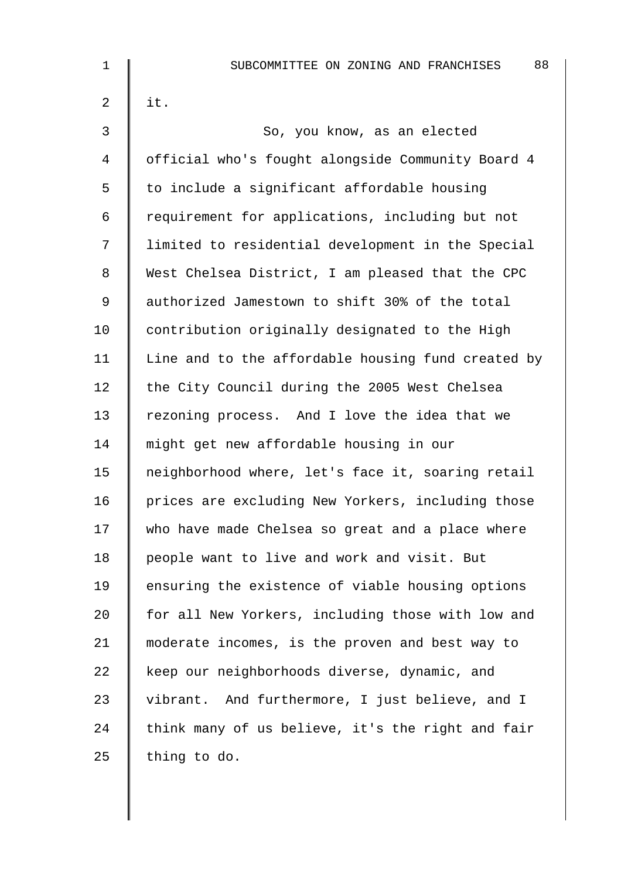it.

So, you know, as an elected official who's fought alongside Community Board 4 to include a significant affordable housing requirement for applications, including but not limited to residential development in the Special West Chelsea District, I am pleased that the CPC authorized Jamestown to shift 30% of the total contribution originally designated to the High Line and to the affordable housing fund created by the City Council during the 2005 West Chelsea rezoning process. And I love the idea that we might get new affordable housing in our neighborhood where, let's face it, soaring retail prices are excluding New Yorkers, including those who have made Chelsea so great and a place where people want to live and work and visit. But ensuring the existence of viable housing options for all New Yorkers, including those with low and moderate incomes, is the proven and best way to keep our neighborhoods diverse, dynamic, and vibrant. And furthermore, I just believe, and I think many of us believe, it's the right and fair thing to do.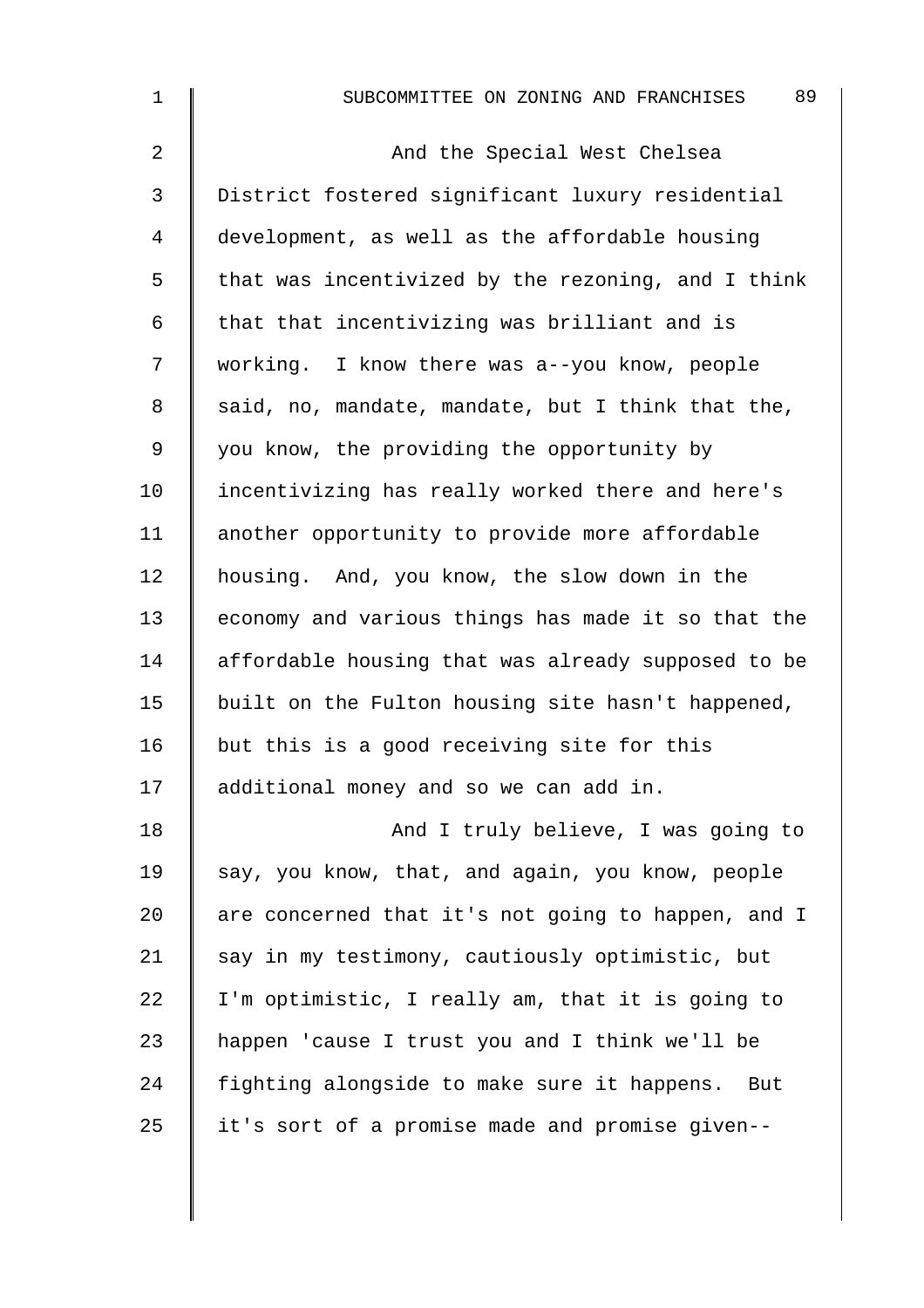And the Special West Chelsea District fostered significant luxury residential development, as well as the affordable housing that was incentivized by the rezoning, and I think that that incentivizing was brilliant and is working. I know there was a--you know, people said, no, mandate, mandate, but I think that the, you know, the providing the opportunity by incentivizing has really worked there and here's another opportunity to provide more affordable housing. And, you know, the slow down in the economy and various things has made it so that the affordable housing that was already supposed to be built on the Fulton housing site hasn't happened, but this is a good receiving site for this additional money and so we can add in.

And I truly believe, I was going to say, you know, that, and again, you know, people are concerned that it's not going to happen, and I say in my testimony, cautiously optimistic, but I'm optimistic, I really am, that it is going to happen 'cause I trust you and I think we'll be fighting alongside to make sure it happens. But it's sort of a promise made and promise given--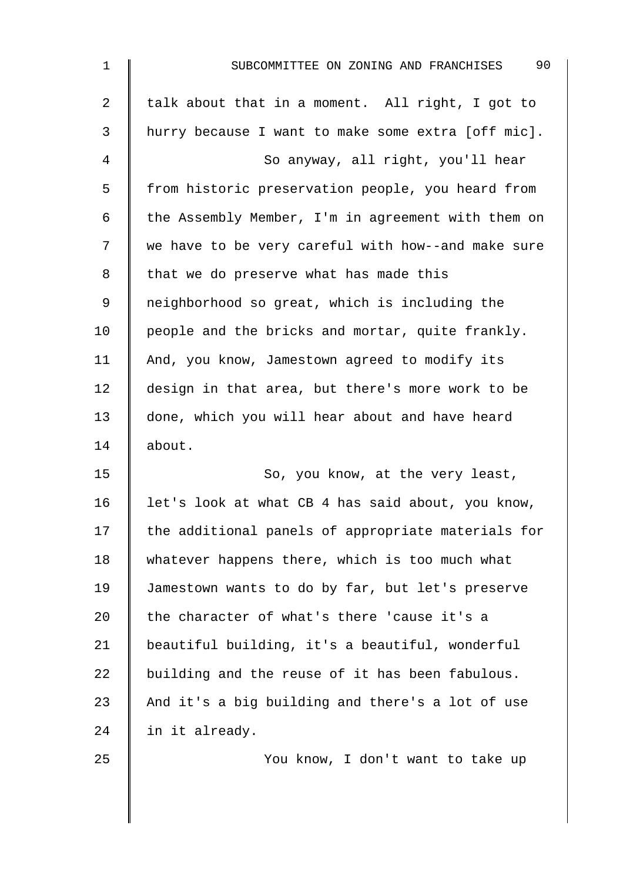talk about that in a moment. All right, I got to hurry because I want to make some extra [off mic].

So anyway, all right, you'll hear from historic preservation people, you heard from the Assembly Member, I'm in agreement with them on we have to be very careful with how--and make sure that we do preserve what has made this neighborhood so great, which is including the people and the bricks and mortar, quite frankly. And, you know, Jamestown agreed to modify its design in that area, but there's more work to be done, which you will hear about and have heard about.

So, you know, at the very least, let's look at what CB 4 has said about, you know, the additional panels of appropriate materials for whatever happens there, which is too much what Jamestown wants to do by far, but let's preserve the character of what's there 'cause it's a beautiful building, it's a beautiful, wonderful building and the reuse of it has been fabulous. And it's a big building and there's a lot of use in it already.

You know, I don't want to take up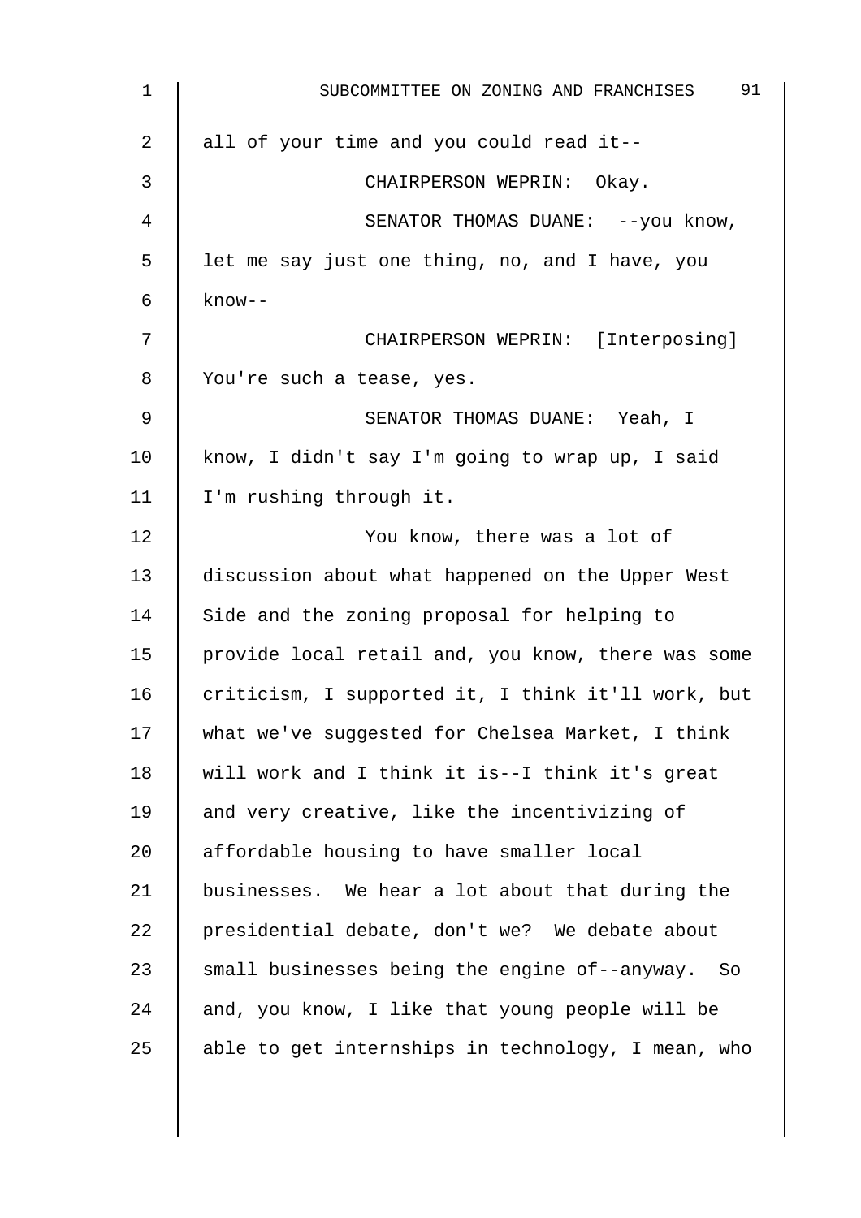all of your time and you could read it--

CHAIRPERSON WEPRIN: Okay.

SENATOR THOMAS DUANE: --you know, let me say just one thing, no, and I have, you know--

CHAIRPERSON WEPRIN: [Interposing] You're such a tease, yes.

SENATOR THOMAS DUANE: Yeah, I know, I didn't say I'm going to wrap up, I said I'm rushing through it.

You know, there was a lot of discussion about what happened on the Upper West Side and the zoning proposal for helping to provide local retail and, you know, there was some criticism, I supported it, I think it'll work, but what we've suggested for Chelsea Market, I think will work and I think it is--I think it's great and very creative, like the incentivizing of affordable housing to have smaller local businesses. We hear a lot about that during the presidential debate, don't we? We debate about small businesses being the engine of--anyway. So and, you know, I like that young people will be able to get internships in technology, I mean, who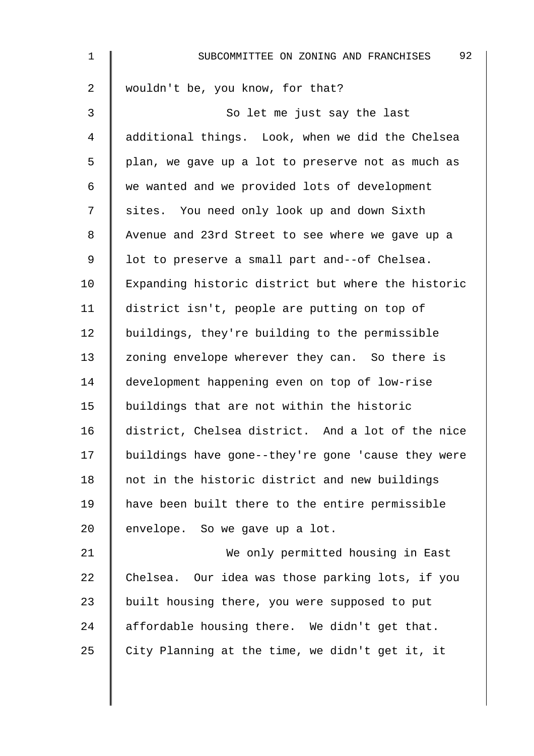wouldn't be, you know, for that?

So let me just say the last additional things. Look, when we did the Chelsea plan, we gave up a lot to preserve not as much as we wanted and we provided lots of development sites. You need only look up and down Sixth Avenue and 23rd Street to see where we gave up a lot to preserve a small part and--of Chelsea. Expanding historic district but where the historic district isn't, people are putting on top of buildings, they're building to the permissible zoning envelope wherever they can. So there is development happening even on top of low-rise buildings that are not within the historic district, Chelsea district. And a lot of the nice buildings have gone--they're gone 'cause they were not in the historic district and new buildings have been built there to the entire permissible envelope. So we gave up a lot.

We only permitted housing in East Chelsea. Our idea was those parking lots, if you built housing there, you were supposed to put affordable housing there. We didn't get that. City Planning at the time, we didn't get it, it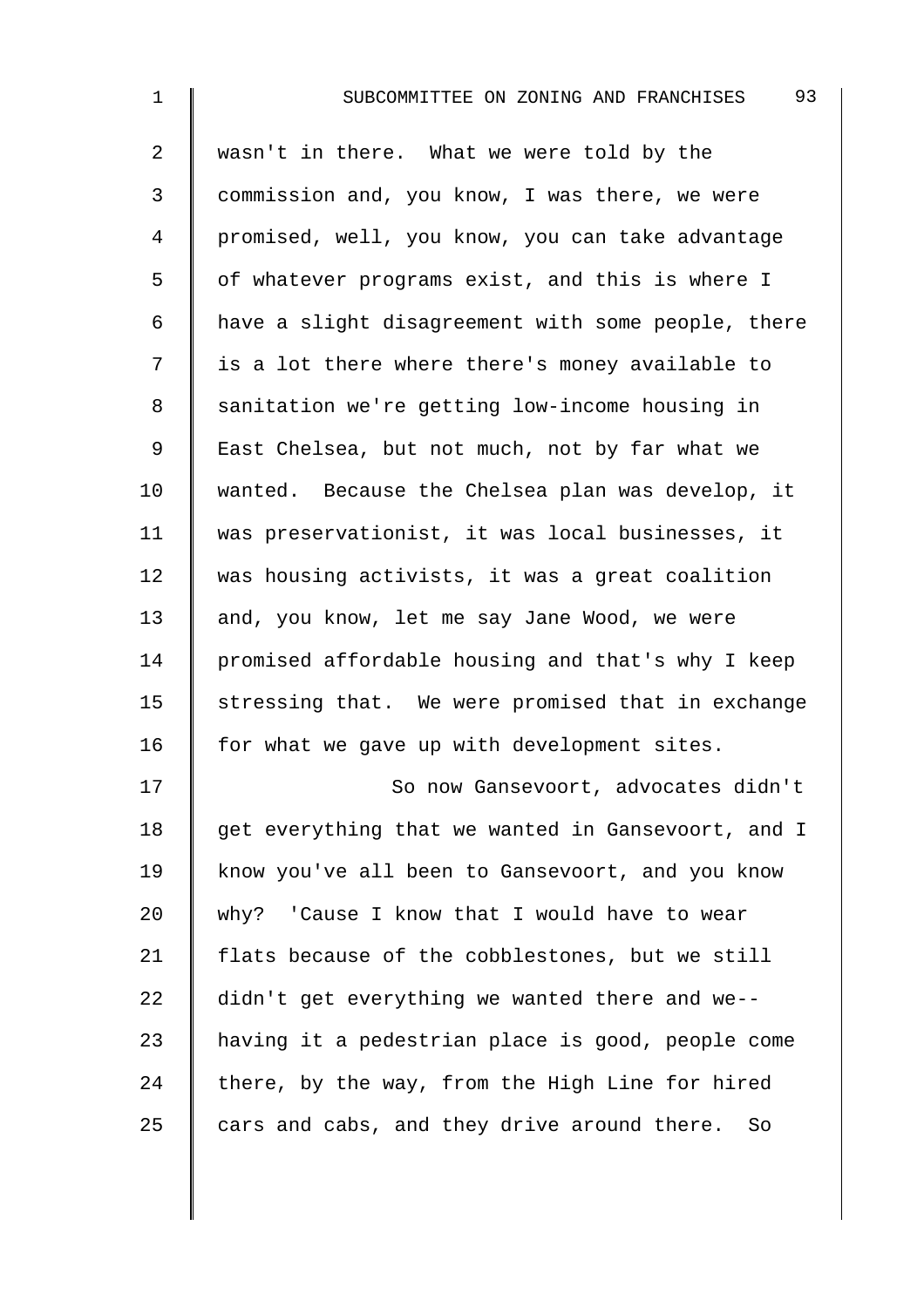wasn't in there. What we were told by the commission and, you know, I was there, we were promised, well, you know, you can take advantage of whatever programs exist, and this is where I have a slight disagreement with some people, there is a lot there where there's money available to sanitation we're getting low-income housing in East Chelsea, but not much, not by far what we wanted. Because the Chelsea plan was develop, it was preservationist, it was local businesses, it was housing activists, it was a great coalition and, you know, let me say Jane Wood, we were promised affordable housing and that's why I keep stressing that. We were promised that in exchange for what we gave up with development sites.

So now Gansevoort, advocates didn't get everything that we wanted in Gansevoort, and I know you've all been to Gansevoort, and you know why? 'Cause I know that I would have to wear flats because of the cobblestones, but we still didn't get everything we wanted there and we-- having it a pedestrian place is good, people come there, by the way, from the High Line for hired cars and cabs, and they drive around there. So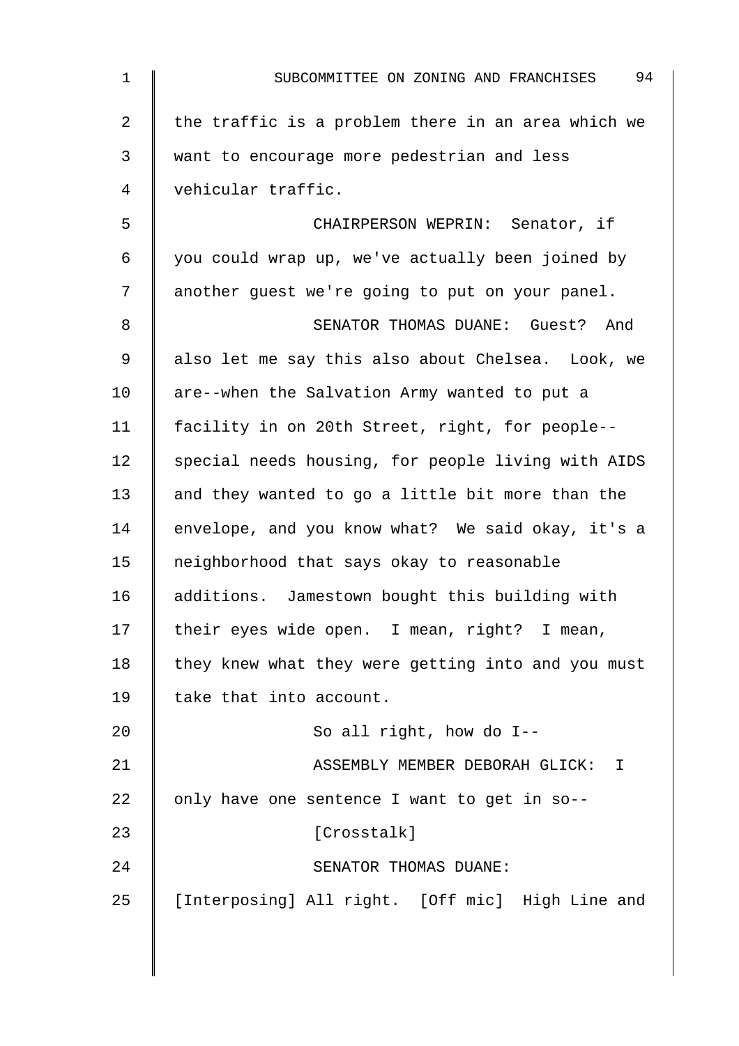the traffic is a problem there in an area which we want to encourage more pedestrian and less vehicular traffic.

CHAIRPERSON WEPRIN: Senator, if you could wrap up, we've actually been joined by another guest we're going to put on your panel.

SENATOR THOMAS DUANE: Guest? And also let me say this also about Chelsea. Look, we are--when the Salvation Army wanted to put a facility in on 20th Street, right, for people-- special needs housing, for people living with AIDS and they wanted to go a little bit more than the envelope, and you know what? We said okay, it's a neighborhood that says okay to reasonable additions. Jamestown bought this building with their eyes wide open. I mean, right? I mean, they knew what they were getting into and you must take that into account.

So all right, how do I--

ASSEMBLY MEMBER DEBORAH GLICK: I only have one sentence I want to get in so--

[Crosstalk]

SENATOR THOMAS DUANE: [Interposing] All right. [Off mic] High Line and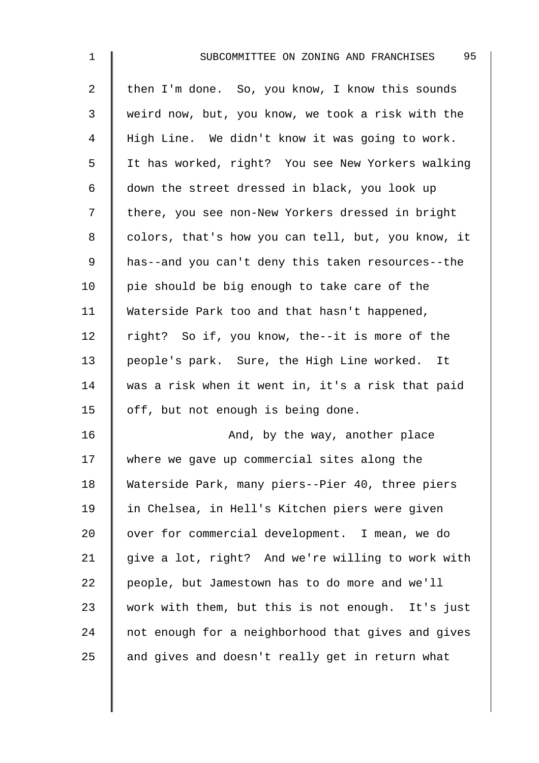then I'm done. So, you know, I know this sounds weird now, but, you know, we took a risk with the High Line. We didn't know it was going to work. It has worked, right? You see New Yorkers walking down the street dressed in black, you look up there, you see non-New Yorkers dressed in bright colors, that's how you can tell, but, you know, it has--and you can't deny this taken resources--the pie should be big enough to take care of the Waterside Park too and that hasn't happened, right? So if, you know, the--it is more of the people's park. Sure, the High Line worked. It was a risk when it went in, it's a risk that paid off, but not enough is being done.

And, by the way, another place where we gave up commercial sites along the Waterside Park, many piers--Pier 40, three piers in Chelsea, in Hell's Kitchen piers were given over for commercial development. I mean, we do give a lot, right? And we're willing to work with people, but Jamestown has to do more and we'll work with them, but this is not enough. It's just not enough for a neighborhood that gives and gives and gives and doesn't really get in return what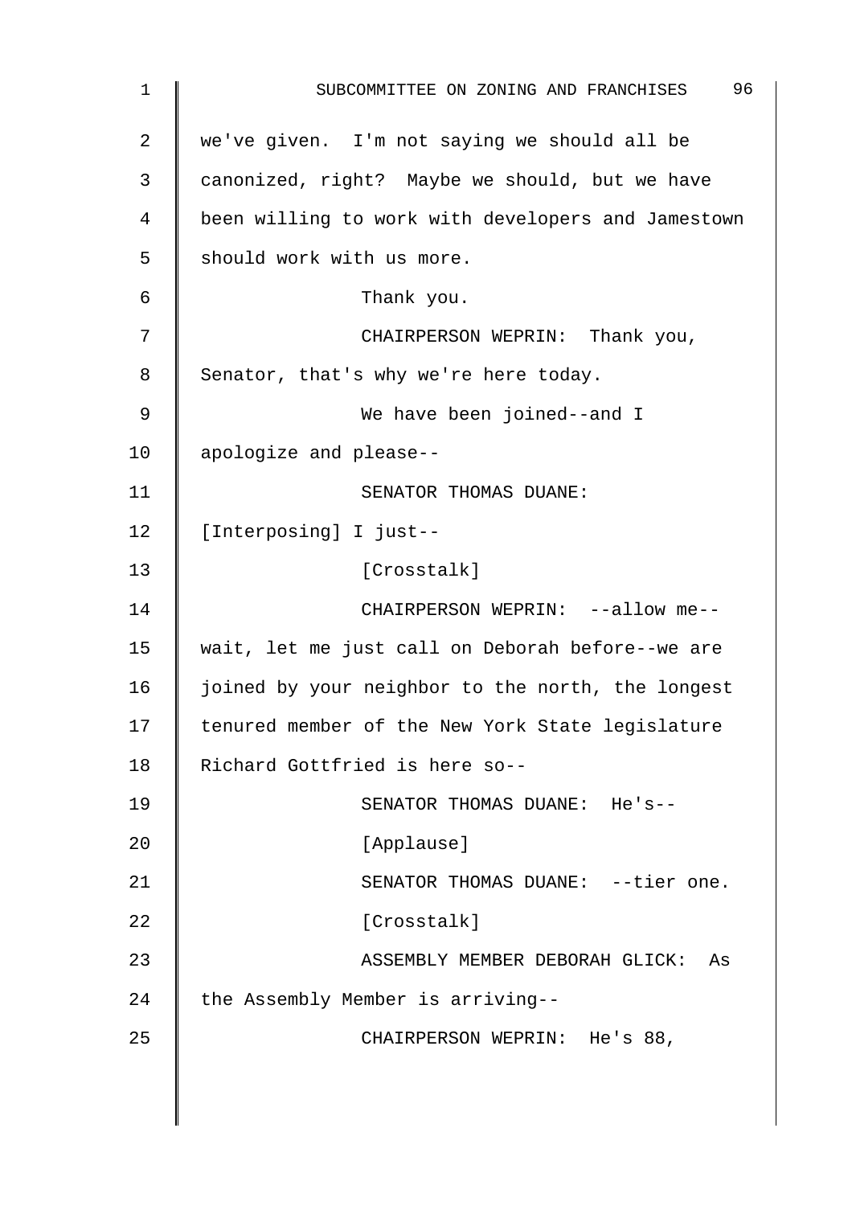we've given. I'm not saying we should all be canonized, right? Maybe we should, but we have been willing to work with developers and Jamestown should work with us more.

Thank you.

CHAIRPERSON WEPRIN: Thank you, Senator, that's why we're here today.

We have been joined--and I apologize and please--

SENATOR THOMAS DUANE: [Interposing] I just--

[Crosstalk]

CHAIRPERSON WEPRIN: --allow me--wait, let me just call on Deborah before--we are joined by your neighbor to the north, the longest tenured member of the New York State legislature Richard Gottfried is here so--

SENATOR THOMAS DUANE: He's--

[Applause]

SENATOR THOMAS DUANE: --tier one.

[Crosstalk]

ASSEMBLY MEMBER DEBORAH GLICK: As the Assembly Member is arriving--

CHAIRPERSON WEPRIN: He's 88,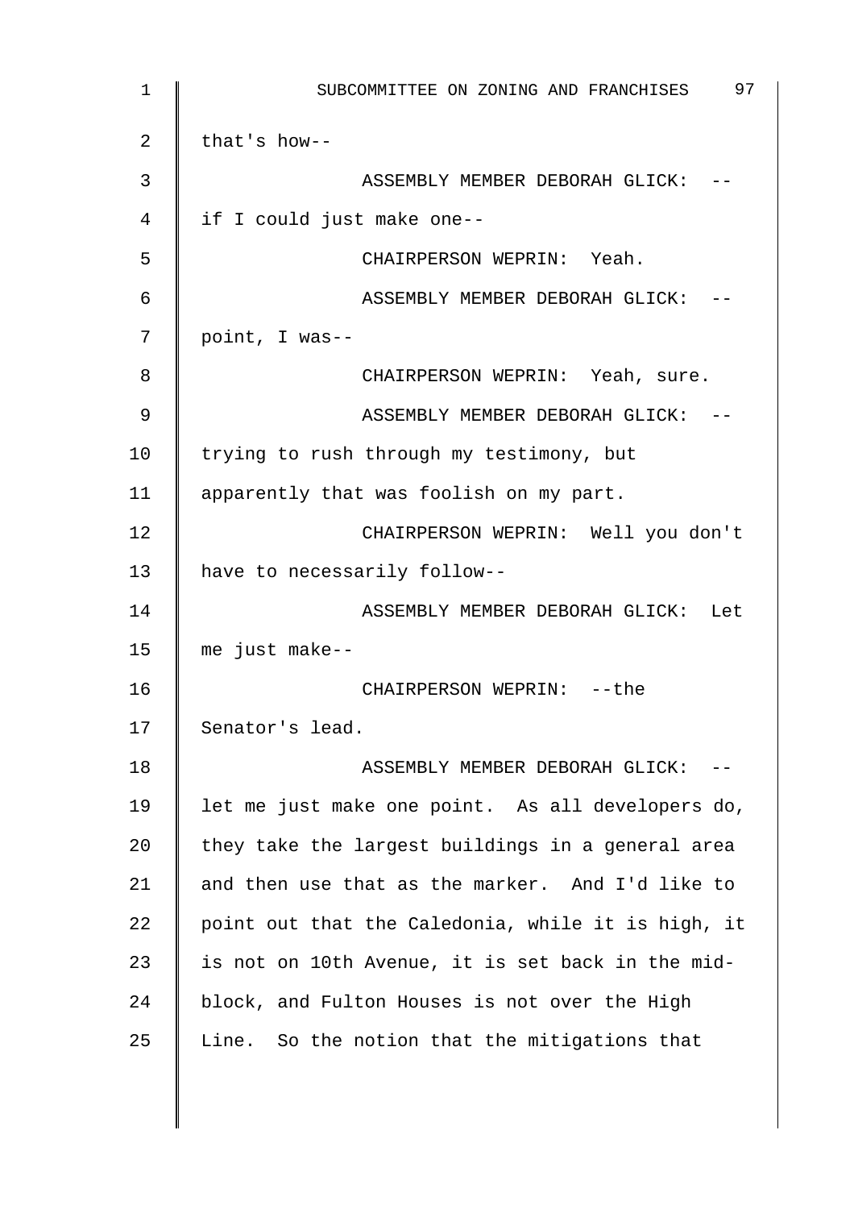that's how--

ASSEMBLY MEMBER DEBORAH GLICK: --
if I could just make one--

CHAIRPERSON WEPRIN: Yeah.

ASSEMBLY MEMBER DEBORAH GLICK: --
point, I was--

CHAIRPERSON WEPRIN: Yeah, sure.

ASSEMBLY MEMBER DEBORAH GLICK: --
trying to rush through my testimony, but
apparently that was foolish on my part.

CHAIRPERSON WEPRIN: Well you don't
have to necessarily follow--

ASSEMBLY MEMBER DEBORAH GLICK: Let
me just make--

CHAIRPERSON WEPRIN: --the
Senator's lead.

ASSEMBLY MEMBER DEBORAH GLICK: --
let me just make one point. As all developers do,
they take the largest buildings in a general area
and then use that as the marker. And I'd like to
point out that the Caledonia, while it is high, it
is not on 10th Avenue, it is set back in the mid-
block, and Fulton Houses is not over the High
Line. So the notion that the mitigations that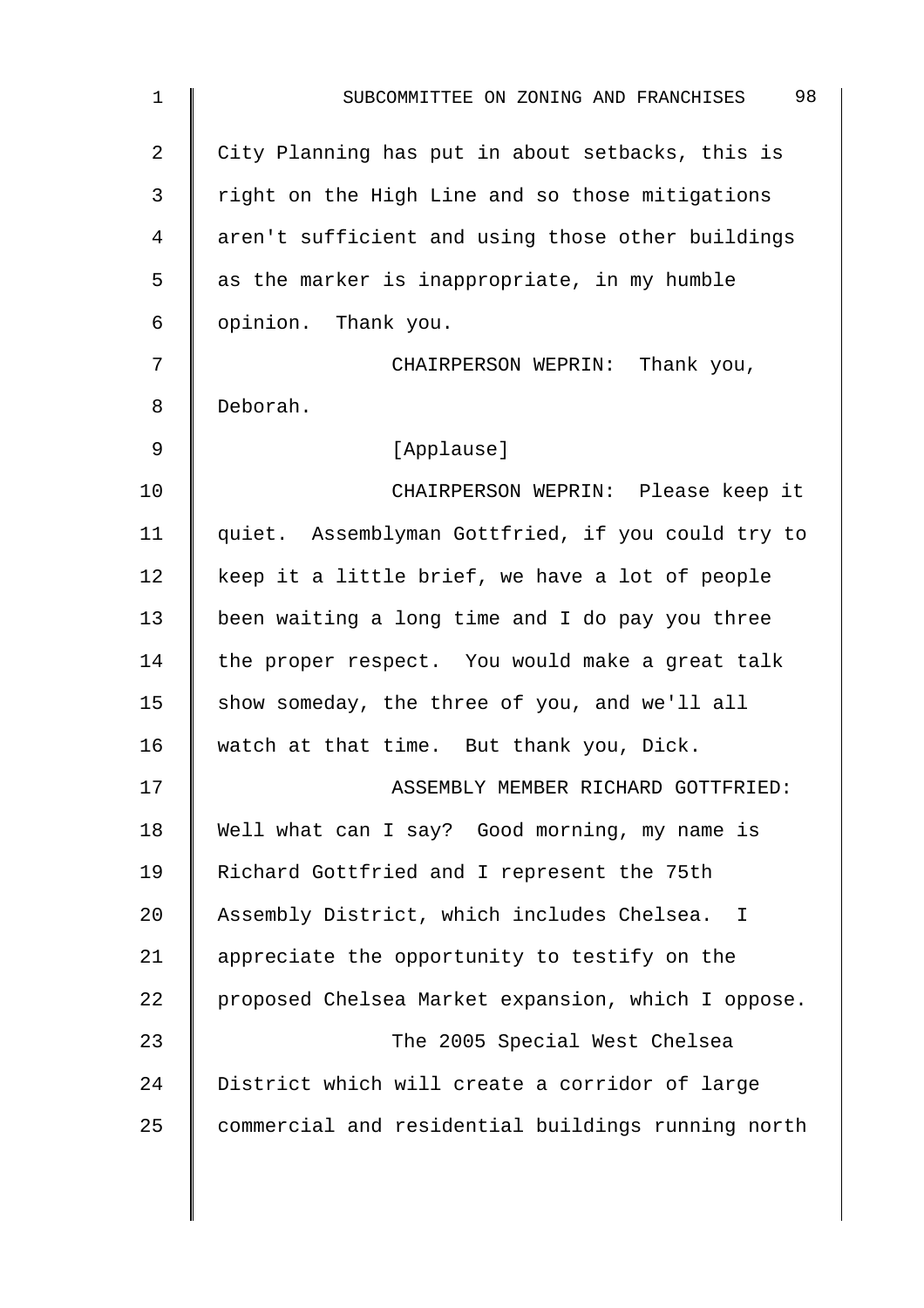City Planning has put in about setbacks, this is right on the High Line and so those mitigations aren't sufficient and using those other buildings as the marker is inappropriate, in my humble opinion. Thank you.

CHAIRPERSON WEPRIN: Thank you, Deborah.

[Applause]

CHAIRPERSON WEPRIN: Please keep it quiet. Assemblyman Gottfried, if you could try to keep it a little brief, we have a lot of people been waiting a long time and I do pay you three the proper respect. You would make a great talk show someday, the three of you, and we'll all watch at that time. But thank you, Dick.

ASSEMBLY MEMBER RICHARD GOTTFRIED: Well what can I say? Good morning, my name is Richard Gottfried and I represent the 75th Assembly District, which includes Chelsea. I appreciate the opportunity to testify on the proposed Chelsea Market expansion, which I oppose.

The 2005 Special West Chelsea District which will create a corridor of large commercial and residential buildings running north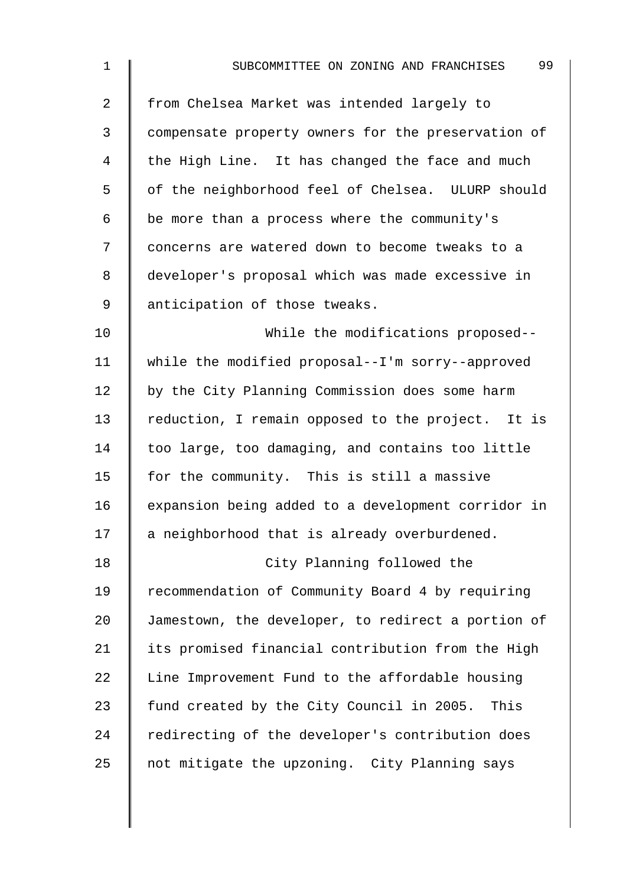from Chelsea Market was intended largely to compensate property owners for the preservation of the High Line. It has changed the face and much of the neighborhood feel of Chelsea. ULURP should be more than a process where the community's concerns are watered down to become tweaks to a developer's proposal which was made excessive in anticipation of those tweaks.

While the modifications proposed-- while the modified proposal--I'm sorry--approved by the City Planning Commission does some harm reduction, I remain opposed to the project. It is too large, too damaging, and contains too little for the community. This is still a massive expansion being added to a development corridor in a neighborhood that is already overburdened.

City Planning followed the recommendation of Community Board 4 by requiring Jamestown, the developer, to redirect a portion of its promised financial contribution from the High Line Improvement Fund to the affordable housing fund created by the City Council in 2005. This redirecting of the developer's contribution does not mitigate the upzoning. City Planning says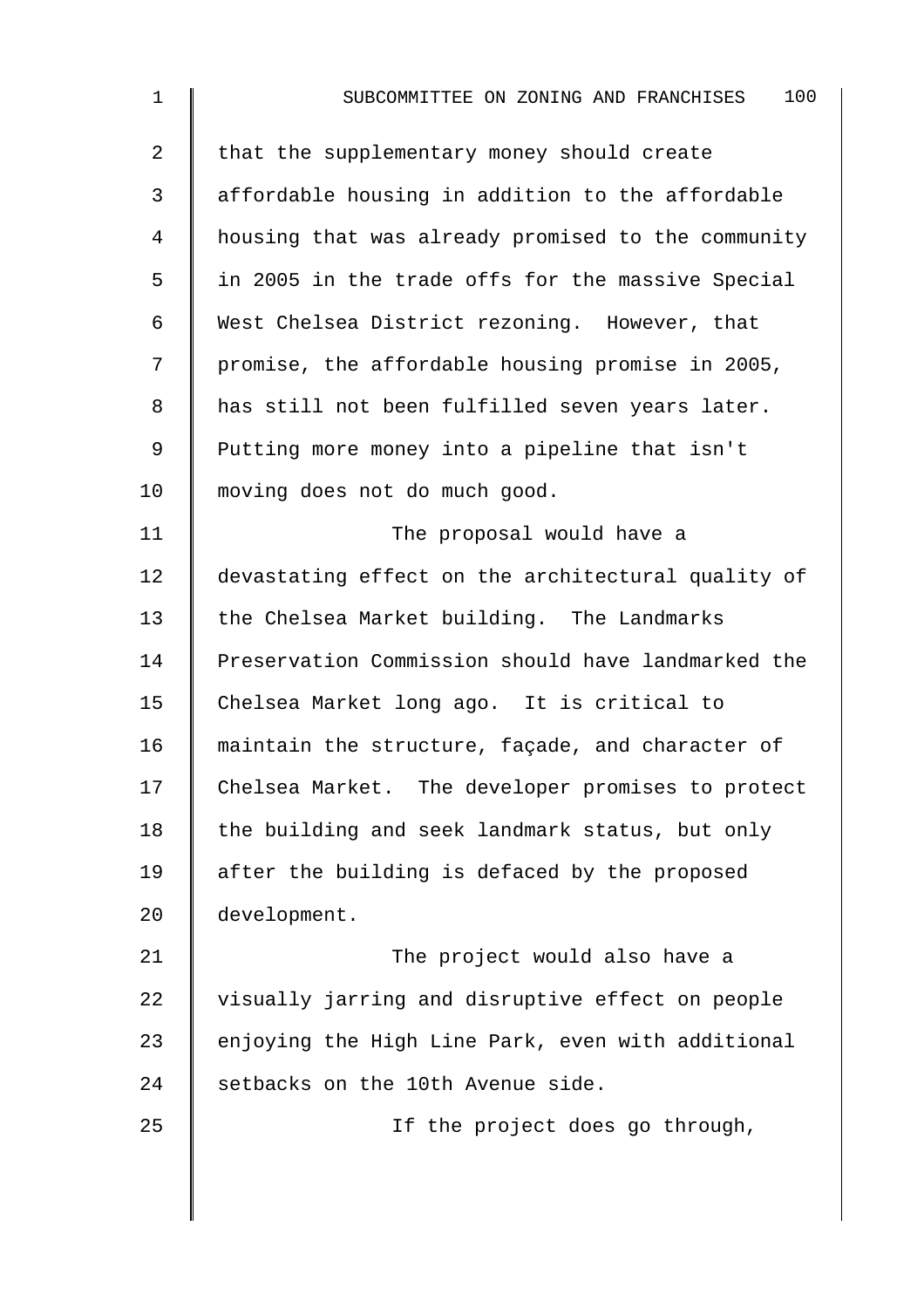that the supplementary money should create affordable housing in addition to the affordable housing that was already promised to the community in 2005 in the trade offs for the massive Special West Chelsea District rezoning. However, that promise, the affordable housing promise in 2005, has still not been fulfilled seven years later. Putting more money into a pipeline that isn't moving does not do much good.

The proposal would have a devastating effect on the architectural quality of the Chelsea Market building. The Landmarks Preservation Commission should have landmarked the Chelsea Market long ago. It is critical to maintain the structure, façade, and character of Chelsea Market. The developer promises to protect the building and seek landmark status, but only after the building is defaced by the proposed development.

The project would also have a visually jarring and disruptive effect on people enjoying the High Line Park, even with additional setbacks on the 10th Avenue side.

If the project does go through,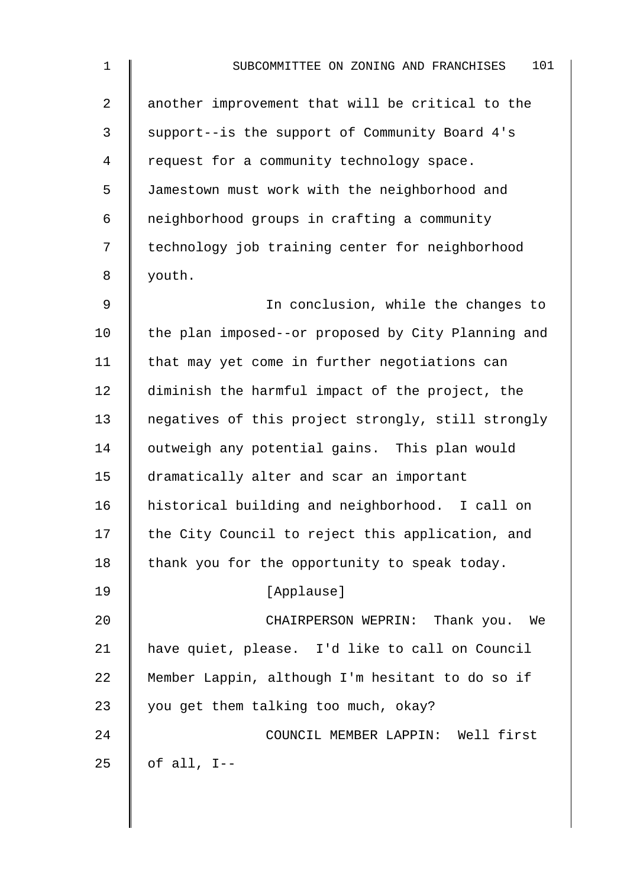another improvement that will be critical to the support--is the support of Community Board 4's request for a community technology space. Jamestown must work with the neighborhood and neighborhood groups in crafting a community technology job training center for neighborhood youth.

In conclusion, while the changes to the plan imposed--or proposed by City Planning and that may yet come in further negotiations can diminish the harmful impact of the project, the negatives of this project strongly, still strongly outweigh any potential gains. This plan would dramatically alter and scar an important historical building and neighborhood. I call on the City Council to reject this application, and thank you for the opportunity to speak today.

[Applause]

CHAIRPERSON WEPRIN: Thank you. We have quiet, please. I'd like to call on Council Member Lappin, although I'm hesitant to do so if you get them talking too much, okay?

COUNCIL MEMBER LAPPIN: Well first of all, I--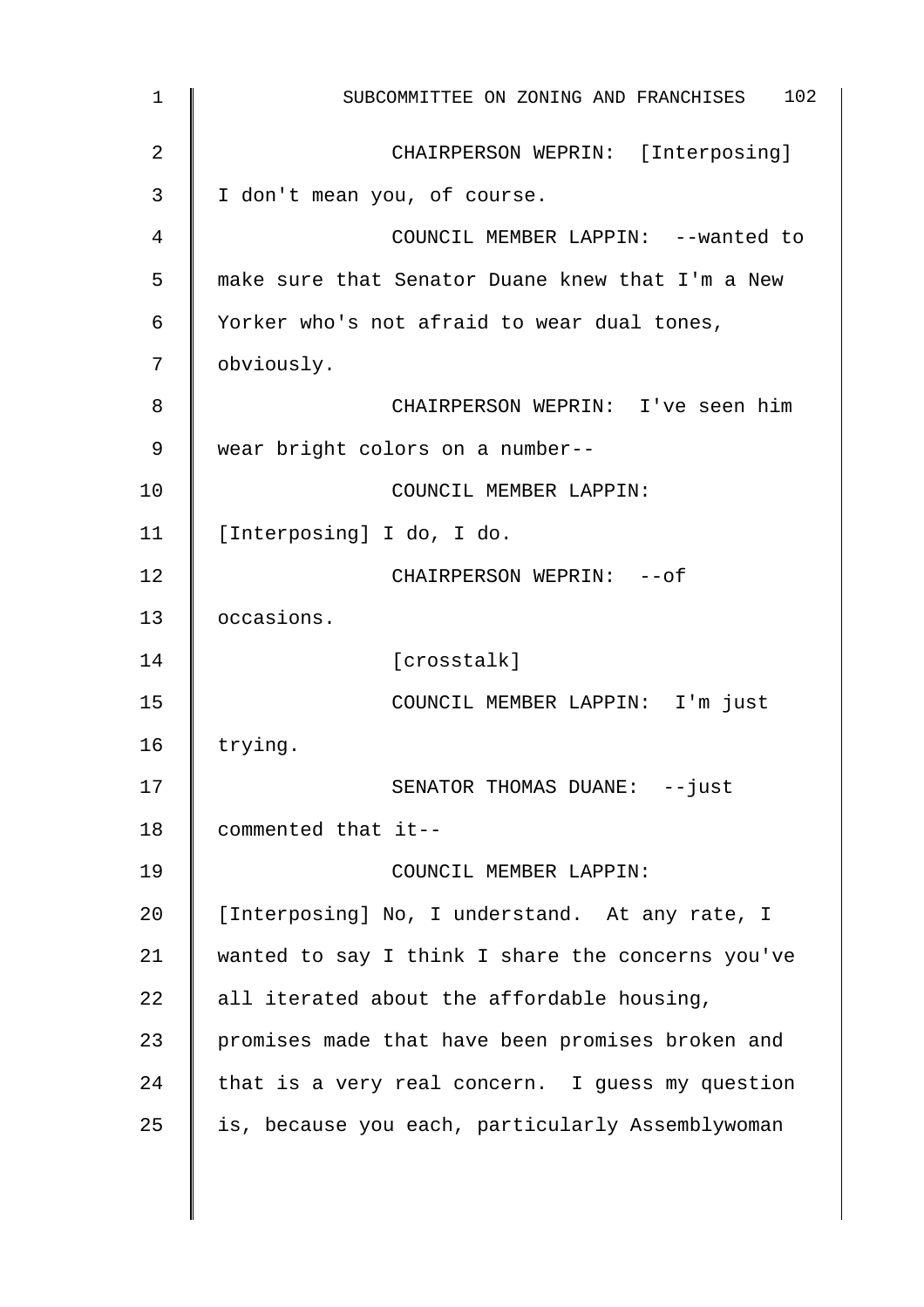CHAIRPERSON WEPRIN: [Interposing] I don't mean you, of course.

COUNCIL MEMBER LAPPIN: --wanted to make sure that Senator Duane knew that I'm a New Yorker who's not afraid to wear dual tones, obviously.

CHAIRPERSON WEPRIN: I've seen him wear bright colors on a number--

COUNCIL MEMBER LAPPIN: [Interposing] I do, I do.

CHAIRPERSON WEPRIN: --of occasions.

[crosstalk]

COUNCIL MEMBER LAPPIN: I'm just trying.

SENATOR THOMAS DUANE: --just commented that it--

COUNCIL MEMBER LAPPIN: [Interposing] No, I understand. At any rate, I wanted to say I think I share the concerns you've all iterated about the affordable housing, promises made that have been promises broken and that is a very real concern. I guess my question is, because you each, particularly Assemblywoman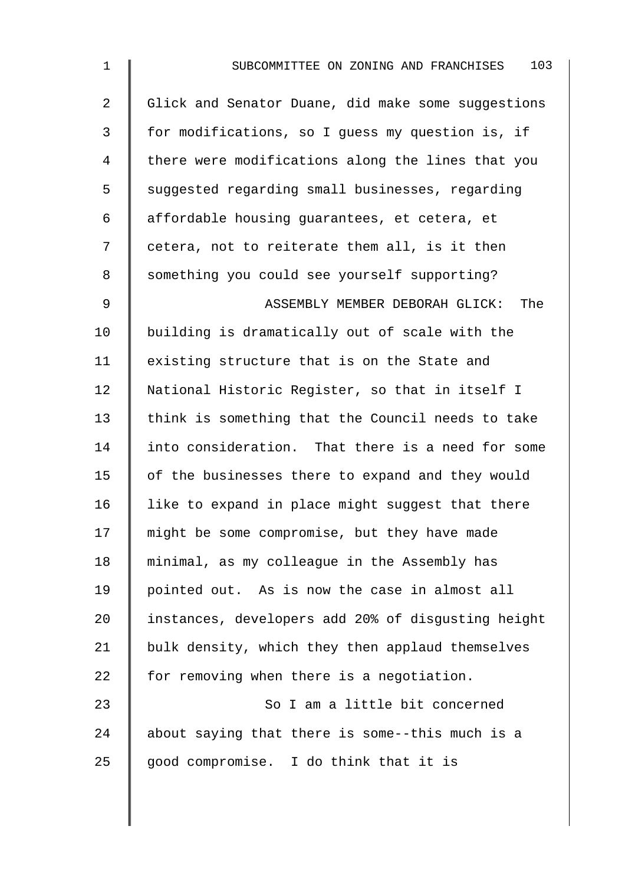Glick and Senator Duane, did make some suggestions for modifications, so I guess my question is, if there were modifications along the lines that you suggested regarding small businesses, regarding affordable housing guarantees, et cetera, et cetera, not to reiterate them all, is it then something you could see yourself supporting?

ASSEMBLY MEMBER DEBORAH GLICK: The building is dramatically out of scale with the existing structure that is on the State and National Historic Register, so that in itself I think is something that the Council needs to take into consideration. That there is a need for some of the businesses there to expand and they would like to expand in place might suggest that there might be some compromise, but they have made minimal, as my colleague in the Assembly has pointed out. As is now the case in almost all instances, developers add 20% of disgusting height bulk density, which they then applaud themselves for removing when there is a negotiation.

So I am a little bit concerned about saying that there is some--this much is a good compromise. I do think that it is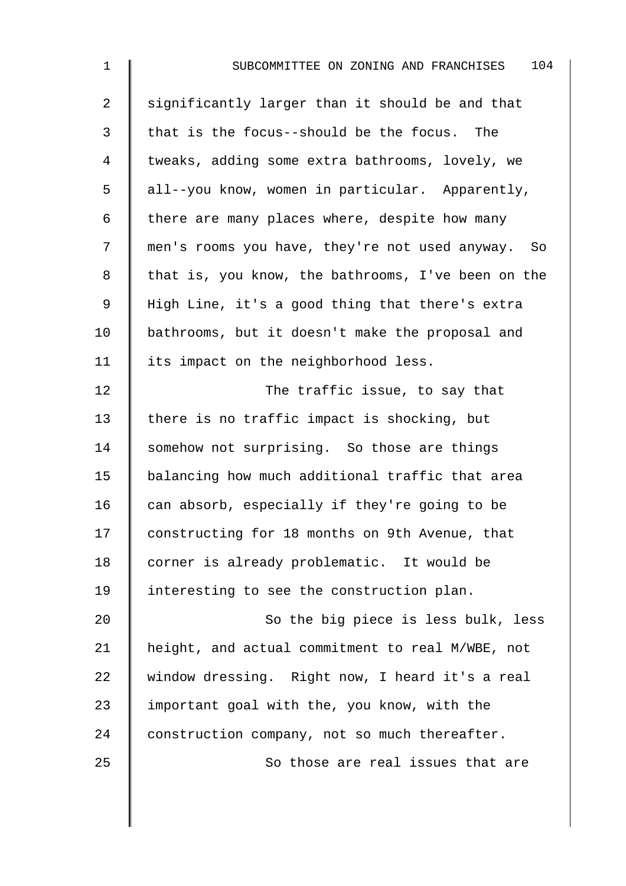significantly larger than it should be and that that is the focus--should be the focus. The tweaks, adding some extra bathrooms, lovely, we all--you know, women in particular. Apparently, there are many places where, despite how many men's rooms you have, they're not used anyway. So that is, you know, the bathrooms, I've been on the High Line, it's a good thing that there's extra bathrooms, but it doesn't make the proposal and its impact on the neighborhood less.

The traffic issue, to say that there is no traffic impact is shocking, but somehow not surprising. So those are things balancing how much additional traffic that area can absorb, especially if they're going to be constructing for 18 months on 9th Avenue, that corner is already problematic. It would be interesting to see the construction plan.

So the big piece is less bulk, less height, and actual commitment to real M/WBE, not window dressing. Right now, I heard it's a real important goal with the, you know, with the construction company, not so much thereafter.

So those are real issues that are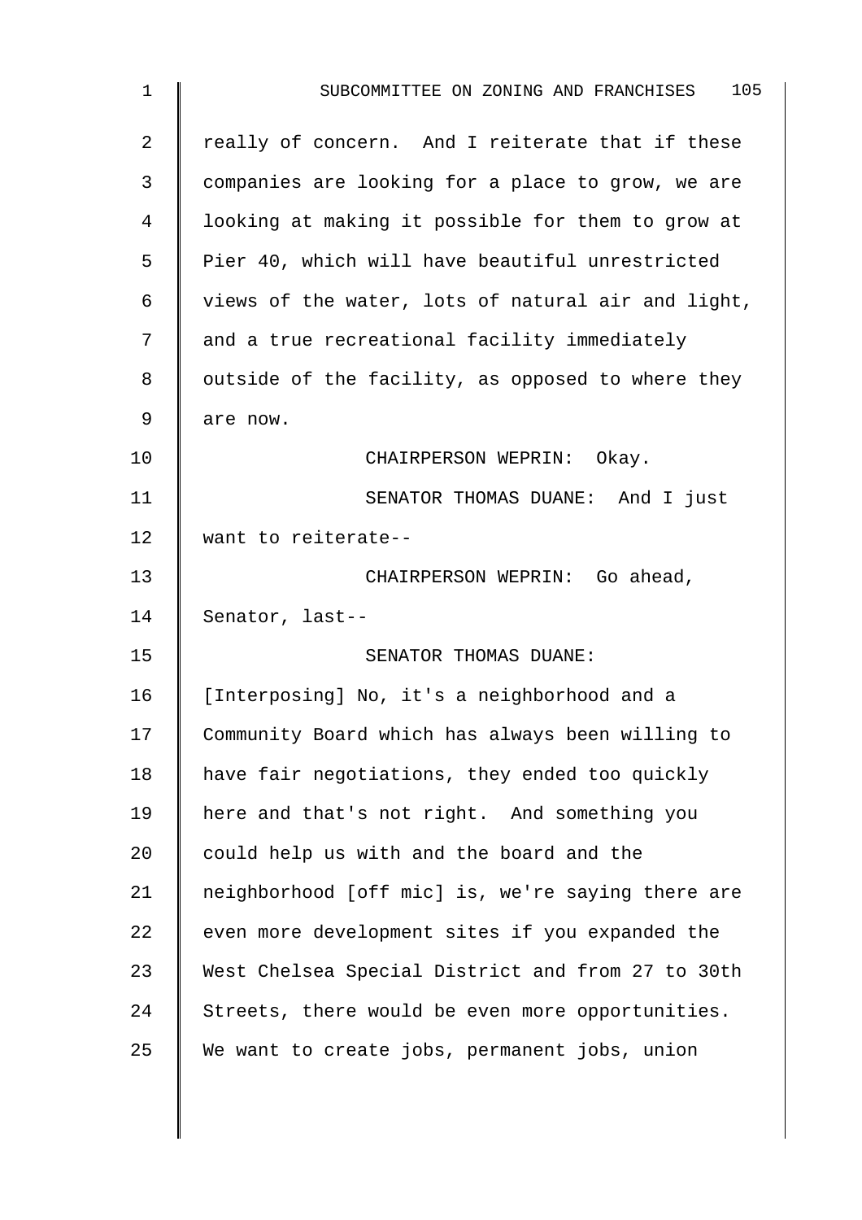really of concern. And I reiterate that if these companies are looking for a place to grow, we are looking at making it possible for them to grow at Pier 40, which will have beautiful unrestricted views of the water, lots of natural air and light, and a true recreational facility immediately outside of the facility, as opposed to where they are now.

CHAIRPERSON WEPRIN: Okay.

SENATOR THOMAS DUANE: And I just want to reiterate--

CHAIRPERSON WEPRIN: Go ahead, Senator, last--

SENATOR THOMAS DUANE: [Interposing] No, it's a neighborhood and a Community Board which has always been willing to have fair negotiations, they ended too quickly here and that's not right. And something you could help us with and the board and the neighborhood [off mic] is, we're saying there are even more development sites if you expanded the West Chelsea Special District and from 27 to 30th Streets, there would be even more opportunities. We want to create jobs, permanent jobs, union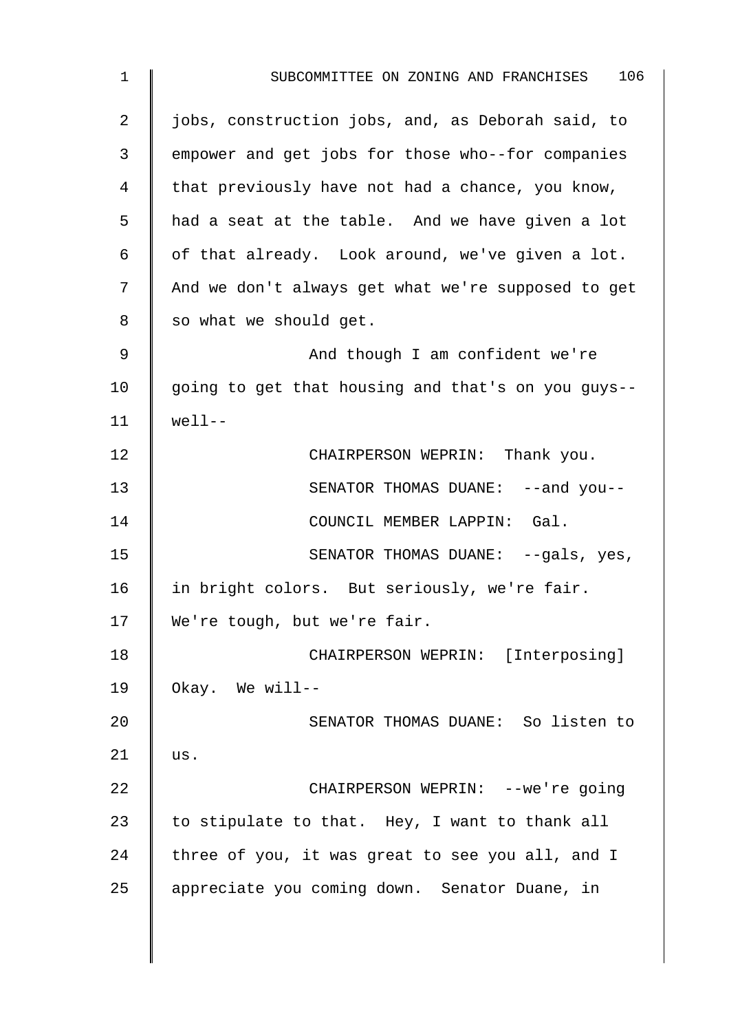jobs, construction jobs, and, as Deborah said, to empower and get jobs for those who--for companies that previously have not had a chance, you know, had a seat at the table. And we have given a lot of that already. Look around, we've given a lot. And we don't always get what we're supposed to get so what we should get.

And though I am confident we're going to get that housing and that's on you guys--well--

CHAIRPERSON WEPRIN: Thank you.

SENATOR THOMAS DUANE: --and you--

COUNCIL MEMBER LAPPIN: Gal.

SENATOR THOMAS DUANE: --gals, yes, in bright colors. But seriously, we're fair. We're tough, but we're fair.

CHAIRPERSON WEPRIN: [Interposing] Okay. We will--

SENATOR THOMAS DUANE: So listen to us.

CHAIRPERSON WEPRIN: --we're going to stipulate to that. Hey, I want to thank all three of you, it was great to see you all, and I appreciate you coming down. Senator Duane, in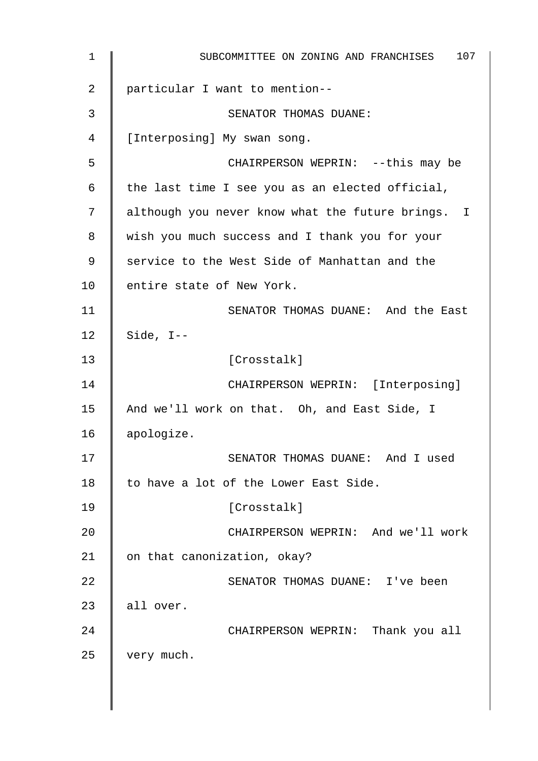particular I want to mention--

SENATOR THOMAS DUANE:

[Interposing] My swan song.

CHAIRPERSON WEPRIN: --this may be the last time I see you as an elected official, although you never know what the future brings. I wish you much success and I thank you for your service to the West Side of Manhattan and the entire state of New York.

SENATOR THOMAS DUANE: And the East Side, I--

[Crosstalk]

CHAIRPERSON WEPRIN: [Interposing] And we'll work on that. Oh, and East Side, I apologize.

SENATOR THOMAS DUANE: And I used to have a lot of the Lower East Side.

[Crosstalk]

CHAIRPERSON WEPRIN: And we'll work on that canonization, okay?

SENATOR THOMAS DUANE: I've been all over.

CHAIRPERSON WEPRIN: Thank you all very much.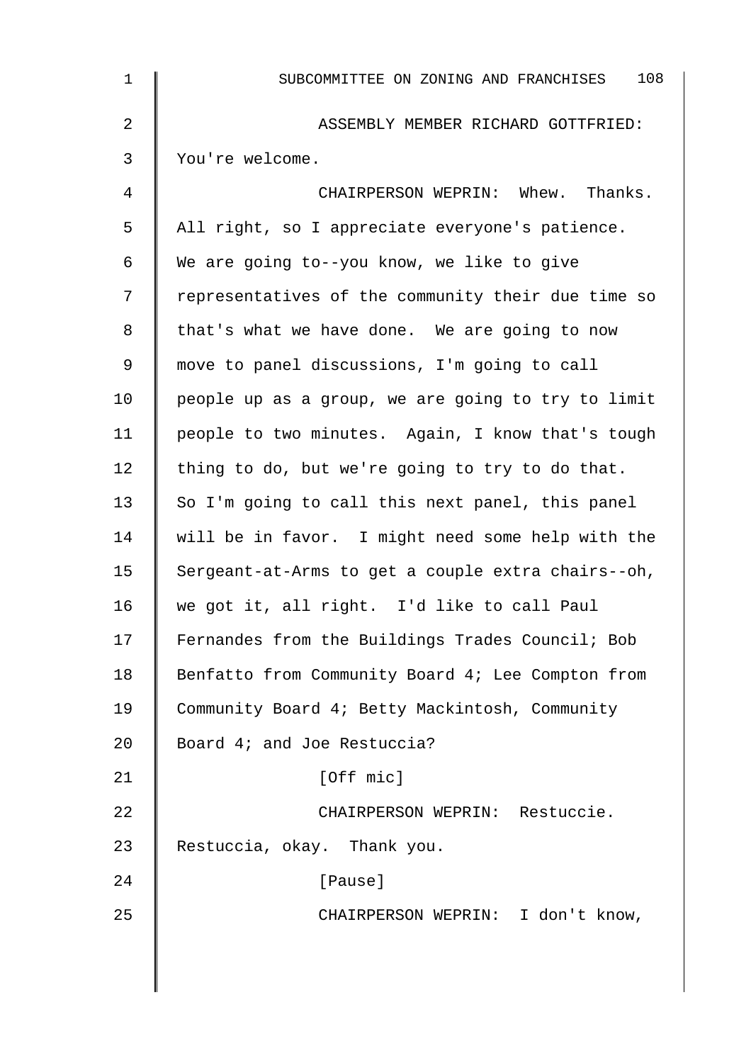ASSEMBLY MEMBER RICHARD GOTTFRIED: You're welcome.

CHAIRPERSON WEPRIN: Whew. Thanks. All right, so I appreciate everyone's patience. We are going to--you know, we like to give representatives of the community their due time so that's what we have done. We are going to now move to panel discussions, I'm going to call people up as a group, we are going to try to limit people to two minutes. Again, I know that's tough thing to do, but we're going to try to do that. So I'm going to call this next panel, this panel will be in favor. I might need some help with the Sergeant-at-Arms to get a couple extra chairs--oh, we got it, all right. I'd like to call Paul Fernandes from the Buildings Trades Council; Bob Benfatto from Community Board 4; Lee Compton from Community Board 4; Betty Mackintosh, Community Board 4; and Joe Restuccia?

[Off mic]

CHAIRPERSON WEPRIN: Restuccie. Restuccia, okay. Thank you.

[Pause]

CHAIRPERSON WEPRIN: I don't know,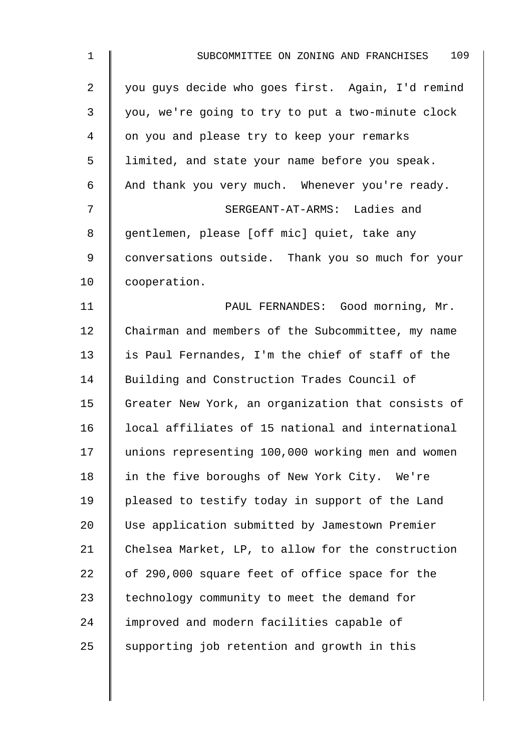you guys decide who goes first. Again, I'd remind you, we're going to try to put a two-minute clock on you and please try to keep your remarks limited, and state your name before you speak. And thank you very much. Whenever you're ready.

SERGEANT-AT-ARMS: Ladies and gentlemen, please [off mic] quiet, take any conversations outside. Thank you so much for your cooperation.

PAUL FERNANDES: Good morning, Mr. Chairman and members of the Subcommittee, my name is Paul Fernandes, I'm the chief of staff of the Building and Construction Trades Council of Greater New York, an organization that consists of local affiliates of 15 national and international unions representing 100,000 working men and women in the five boroughs of New York City. We're pleased to testify today in support of the Land Use application submitted by Jamestown Premier Chelsea Market, LP, to allow for the construction of 290,000 square feet of office space for the technology community to meet the demand for improved and modern facilities capable of supporting job retention and growth in this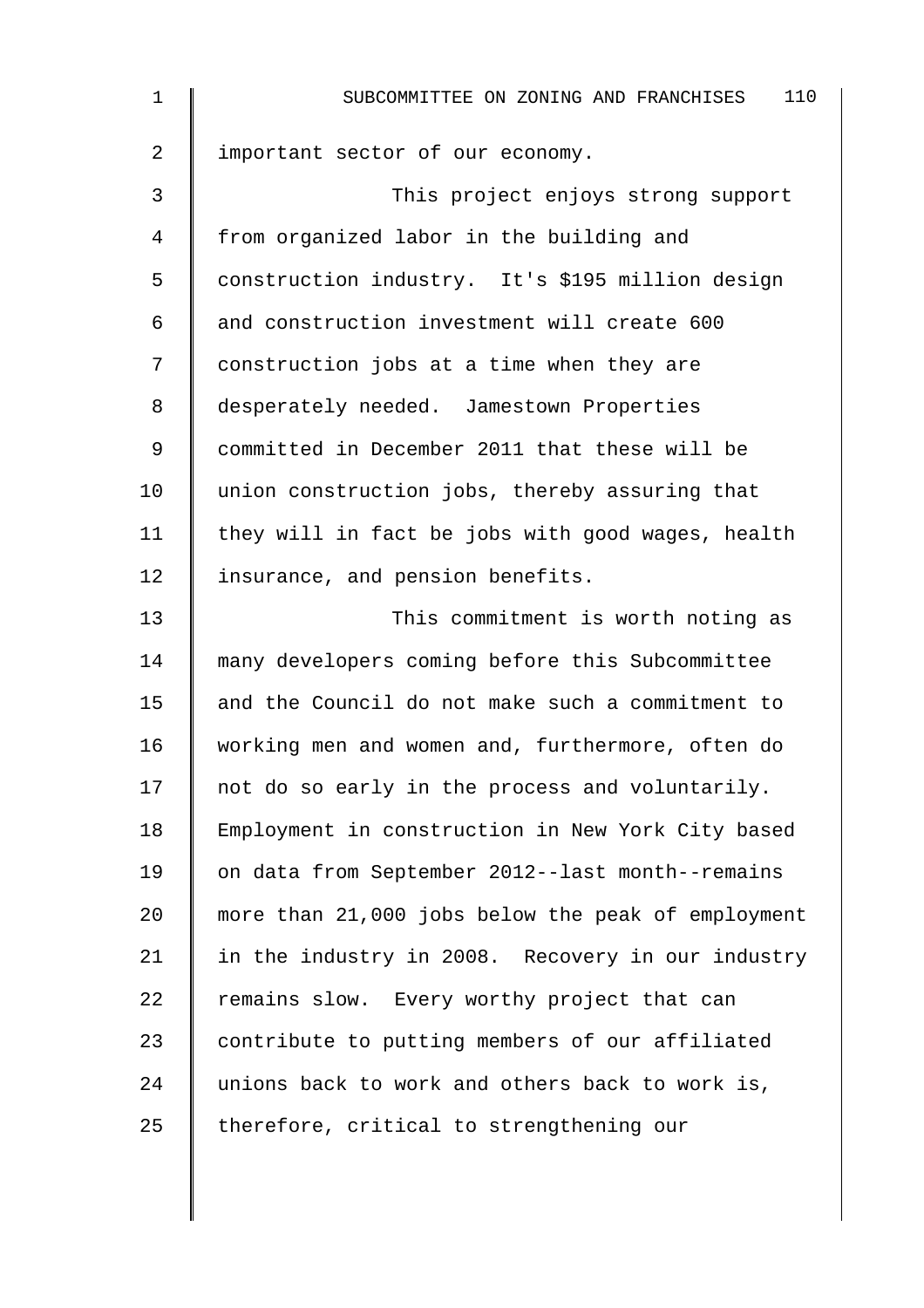important sector of our economy.

This project enjoys strong support from organized labor in the building and construction industry. It's $195 million design and construction investment will create 600 construction jobs at a time when they are desperately needed. Jamestown Properties committed in December 2011 that these will be union construction jobs, thereby assuring that they will in fact be jobs with good wages, health insurance, and pension benefits.

This commitment is worth noting as many developers coming before this Subcommittee and the Council do not make such a commitment to working men and women and, furthermore, often do not do so early in the process and voluntarily. Employment in construction in New York City based on data from September 2012--last month--remains more than 21,000 jobs below the peak of employment in the industry in 2008. Recovery in our industry remains slow. Every worthy project that can contribute to putting members of our affiliated unions back to work and others back to work is, therefore, critical to strengthening our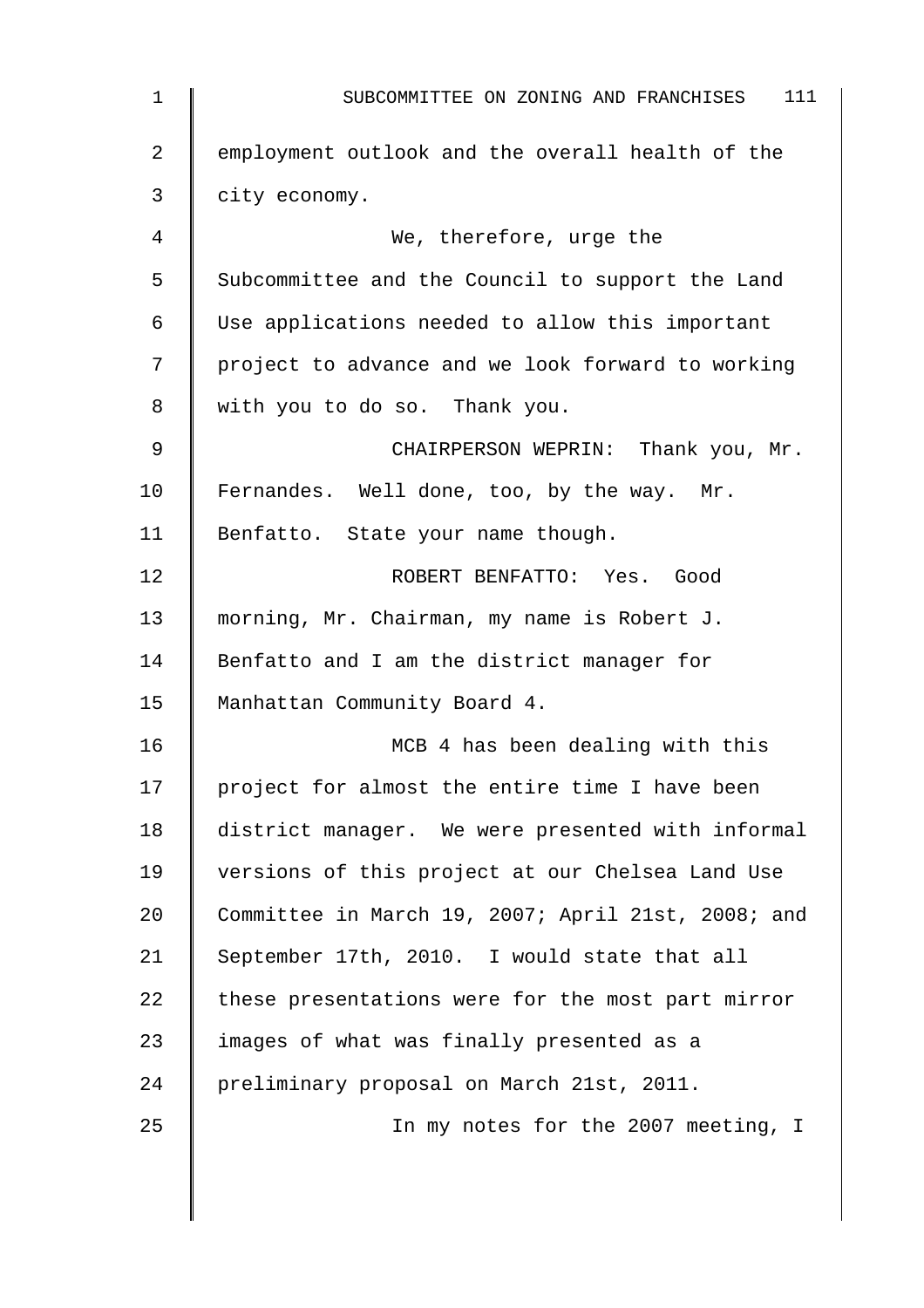employment outlook and the overall health of the city economy.

We, therefore, urge the Subcommittee and the Council to support the Land Use applications needed to allow this important project to advance and we look forward to working with you to do so. Thank you.

CHAIRPERSON WEPRIN: Thank you, Mr. Fernandes. Well done, too, by the way. Mr. Benfatto. State your name though.

ROBERT BENFATTO: Yes. Good morning, Mr. Chairman, my name is Robert J. Benfatto and I am the district manager for Manhattan Community Board 4.

MCB 4 has been dealing with this project for almost the entire time I have been district manager. We were presented with informal versions of this project at our Chelsea Land Use Committee in March 19, 2007; April 21st, 2008; and September 17th, 2010. I would state that all these presentations were for the most part mirror images of what was finally presented as a preliminary proposal on March 21st, 2011.

In my notes for the 2007 meeting, I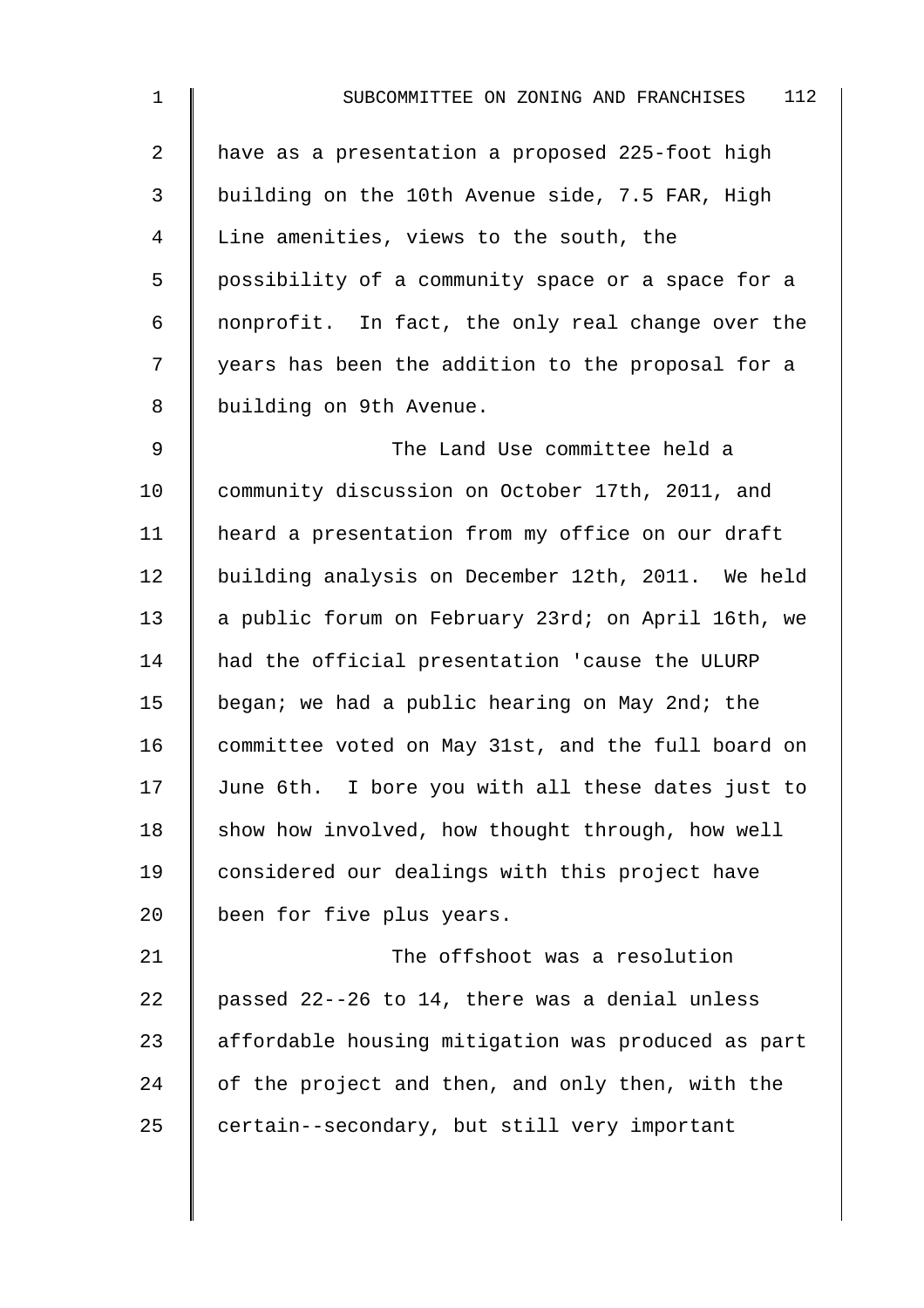have as a presentation a proposed 225-foot high building on the 10th Avenue side, 7.5 FAR, High Line amenities, views to the south, the possibility of a community space or a space for a nonprofit. In fact, the only real change over the years has been the addition to the proposal for a building on 9th Avenue.

The Land Use committee held a community discussion on October 17th, 2011, and heard a presentation from my office on our draft building analysis on December 12th, 2011. We held a public forum on February 23rd; on April 16th, we had the official presentation 'cause the ULURP began; we had a public hearing on May 2nd; the committee voted on May 31st, and the full board on June 6th. I bore you with all these dates just to show how involved, how thought through, how well considered our dealings with this project have been for five plus years.

The offshoot was a resolution passed 22--26 to 14, there was a denial unless affordable housing mitigation was produced as part of the project and then, and only then, with the certain--secondary, but still very important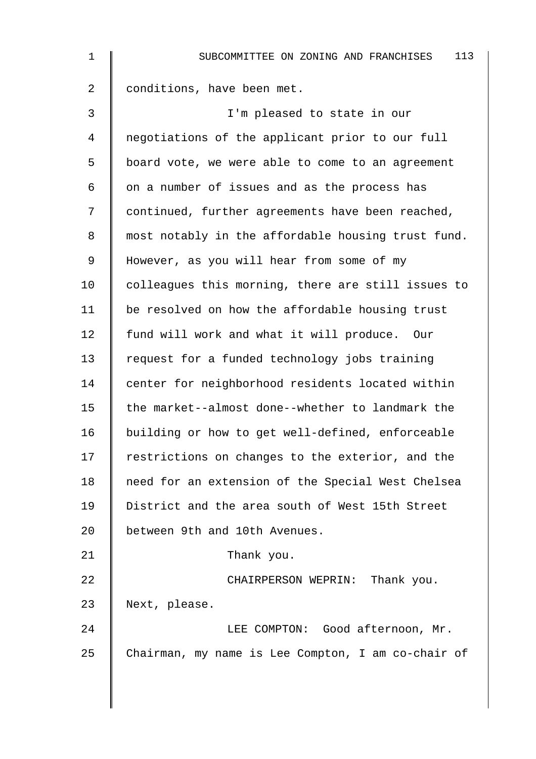conditions, have been met.

I'm pleased to state in our negotiations of the applicant prior to our full board vote, we were able to come to an agreement on a number of issues and as the process has continued, further agreements have been reached, most notably in the affordable housing trust fund. However, as you will hear from some of my colleagues this morning, there are still issues to be resolved on how the affordable housing trust fund will work and what it will produce. Our request for a funded technology jobs training center for neighborhood residents located within the market--almost done--whether to landmark the building or how to get well-defined, enforceable restrictions on changes to the exterior, and the need for an extension of the Special West Chelsea District and the area south of West 15th Street between 9th and 10th Avenues.

Thank you.

CHAIRPERSON WEPRIN: Thank you. Next, please.

LEE COMPTON: Good afternoon, Mr. Chairman, my name is Lee Compton, I am co-chair of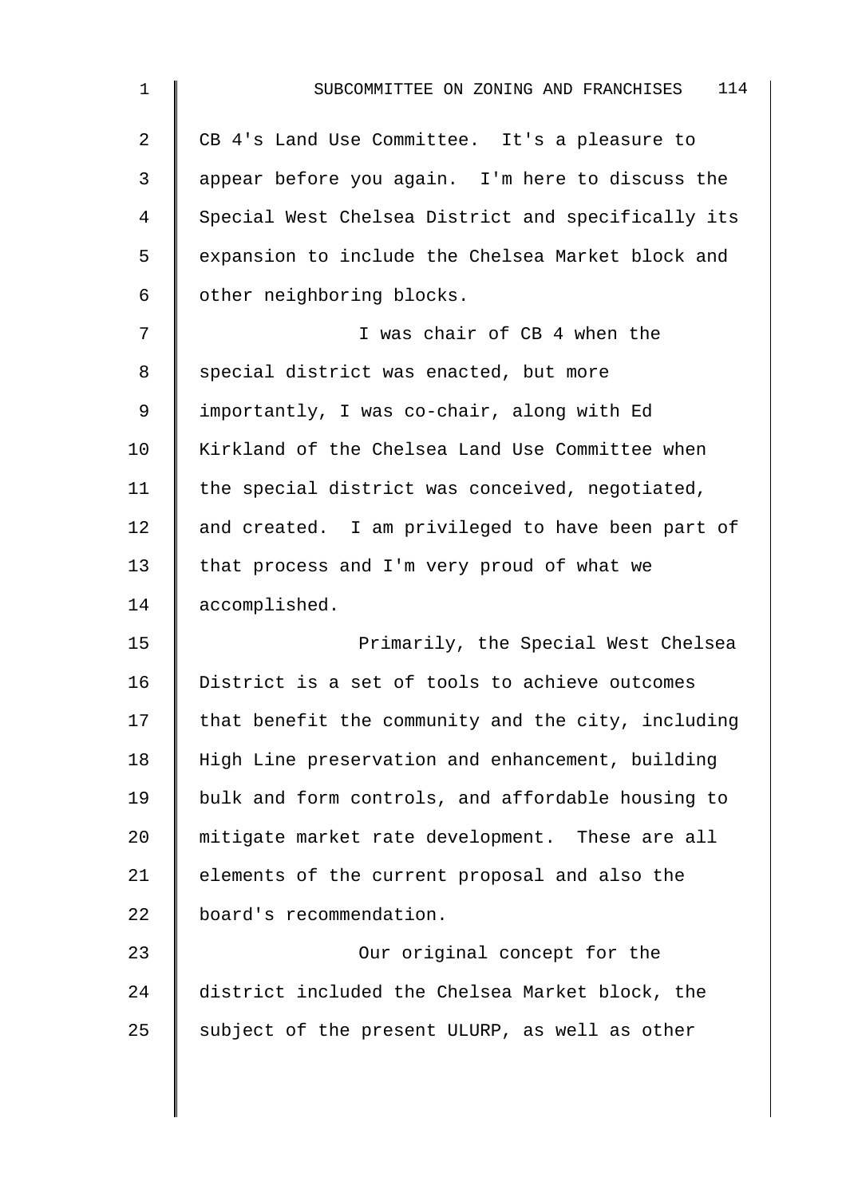CB 4's Land Use Committee. It's a pleasure to appear before you again. I'm here to discuss the Special West Chelsea District and specifically its expansion to include the Chelsea Market block and other neighboring blocks.

I was chair of CB 4 when the special district was enacted, but more importantly, I was co-chair, along with Ed Kirkland of the Chelsea Land Use Committee when the special district was conceived, negotiated, and created. I am privileged to have been part of that process and I'm very proud of what we accomplished.

Primarily, the Special West Chelsea District is a set of tools to achieve outcomes that benefit the community and the city, including High Line preservation and enhancement, building bulk and form controls, and affordable housing to mitigate market rate development. These are all elements of the current proposal and also the board's recommendation.

Our original concept for the district included the Chelsea Market block, the subject of the present ULURP, as well as other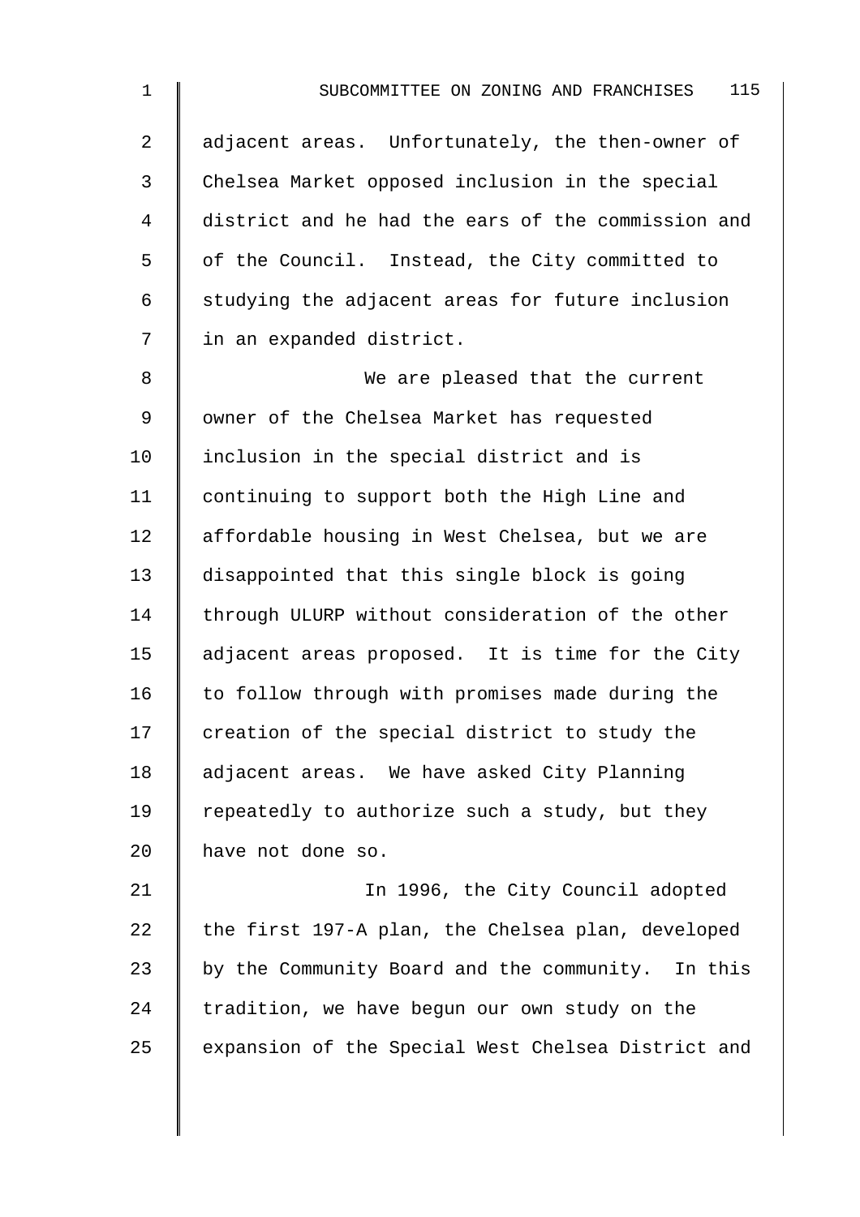adjacent areas. Unfortunately, the then-owner of Chelsea Market opposed inclusion in the special district and he had the ears of the commission and of the Council. Instead, the City committed to studying the adjacent areas for future inclusion in an expanded district.

We are pleased that the current owner of the Chelsea Market has requested inclusion in the special district and is continuing to support both the High Line and affordable housing in West Chelsea, but we are disappointed that this single block is going through ULURP without consideration of the other adjacent areas proposed. It is time for the City to follow through with promises made during the creation of the special district to study the adjacent areas. We have asked City Planning repeatedly to authorize such a study, but they have not done so.

In 1996, the City Council adopted the first 197-A plan, the Chelsea plan, developed by the Community Board and the community. In this tradition, we have begun our own study on the expansion of the Special West Chelsea District and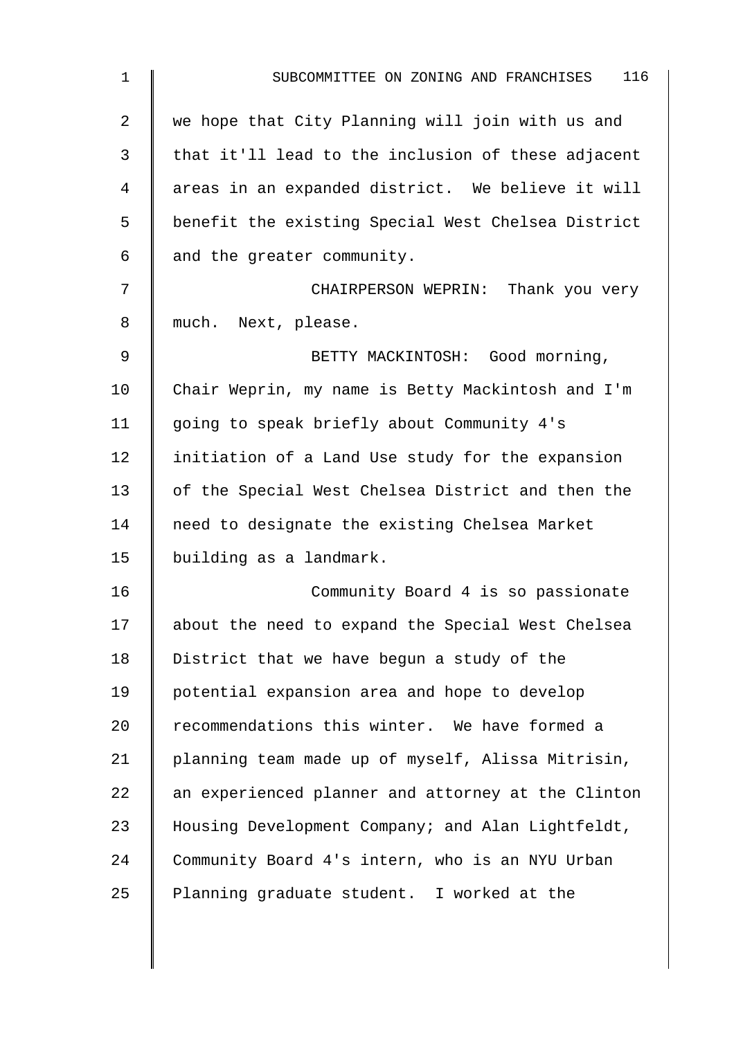we hope that City Planning will join with us and that it'll lead to the inclusion of these adjacent areas in an expanded district. We believe it will benefit the existing Special West Chelsea District and the greater community.

CHAIRPERSON WEPRIN: Thank you very much. Next, please.

BETTY MACKINTOSH: Good morning, Chair Weprin, my name is Betty Mackintosh and I'm going to speak briefly about Community 4's initiation of a Land Use study for the expansion of the Special West Chelsea District and then the need to designate the existing Chelsea Market building as a landmark.

Community Board 4 is so passionate about the need to expand the Special West Chelsea District that we have begun a study of the potential expansion area and hope to develop recommendations this winter. We have formed a planning team made up of myself, Alissa Mitrisin, an experienced planner and attorney at the Clinton Housing Development Company; and Alan Lightfeldt, Community Board 4's intern, who is an NYU Urban Planning graduate student. I worked at the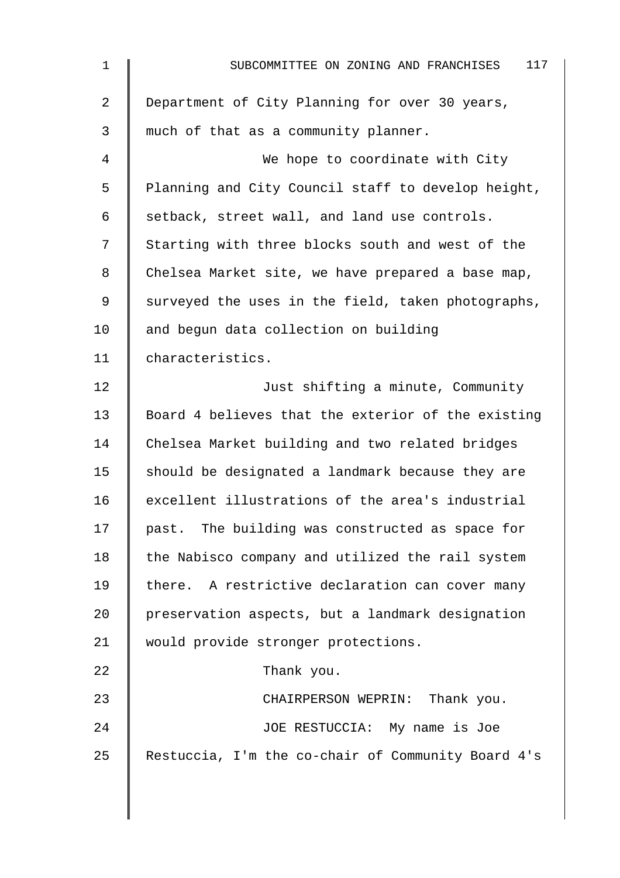Department of City Planning for over 30 years, much of that as a community planner.

We hope to coordinate with City Planning and City Council staff to develop height, setback, street wall, and land use controls. Starting with three blocks south and west of the Chelsea Market site, we have prepared a base map, surveyed the uses in the field, taken photographs, and begun data collection on building characteristics.

Just shifting a minute, Community Board 4 believes that the exterior of the existing Chelsea Market building and two related bridges should be designated a landmark because they are excellent illustrations of the area's industrial past. The building was constructed as space for the Nabisco company and utilized the rail system there. A restrictive declaration can cover many preservation aspects, but a landmark designation would provide stronger protections.

Thank you.

CHAIRPERSON WEPRIN: Thank you.

JOE RESTUCCIA: My name is Joe Restuccia, I'm the co-chair of Community Board 4's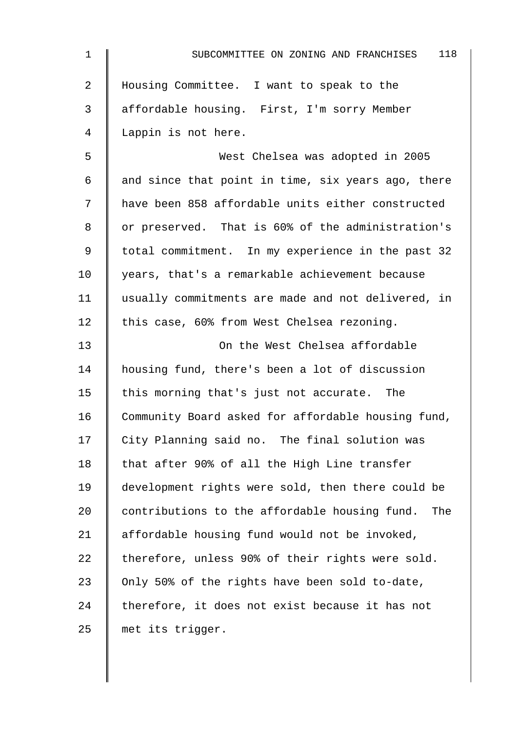Housing Committee. I want to speak to the affordable housing. First, I'm sorry Member Lappin is not here.

West Chelsea was adopted in 2005 and since that point in time, six years ago, there have been 858 affordable units either constructed or preserved. That is 60% of the administration's total commitment. In my experience in the past 32 years, that's a remarkable achievement because usually commitments are made and not delivered, in this case, 60% from West Chelsea rezoning.

On the West Chelsea affordable housing fund, there's been a lot of discussion this morning that's just not accurate. The Community Board asked for affordable housing fund, City Planning said no. The final solution was that after 90% of all the High Line transfer development rights were sold, then there could be contributions to the affordable housing fund. The affordable housing fund would not be invoked, therefore, unless 90% of their rights were sold. Only 50% of the rights have been sold to-date, therefore, it does not exist because it has not met its trigger.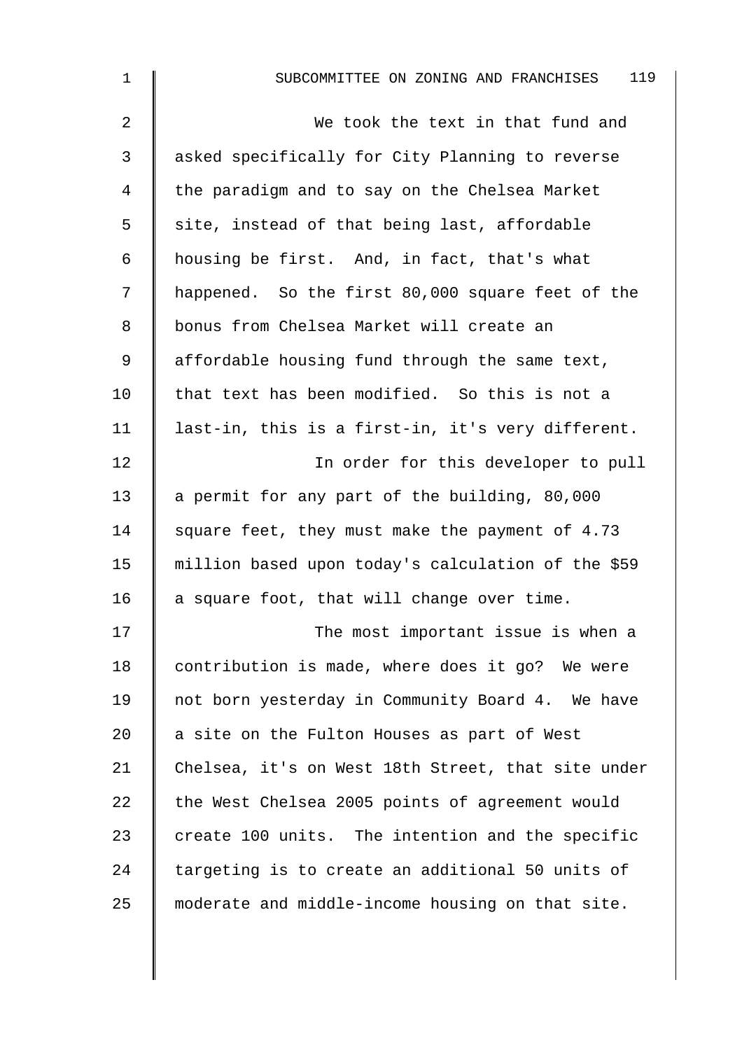We took the text in that fund and asked specifically for City Planning to reverse the paradigm and to say on the Chelsea Market site, instead of that being last, affordable housing be first. And, in fact, that's what happened. So the first 80,000 square feet of the bonus from Chelsea Market will create an affordable housing fund through the same text, that text has been modified. So this is not a last-in, this is a first-in, it's very different.

In order for this developer to pull a permit for any part of the building, 80,000 square feet, they must make the payment of 4.73 million based upon today's calculation of the $59 a square foot, that will change over time.

The most important issue is when a contribution is made, where does it go? We were not born yesterday in Community Board 4. We have a site on the Fulton Houses as part of West Chelsea, it's on West 18th Street, that site under the West Chelsea 2005 points of agreement would create 100 units. The intention and the specific targeting is to create an additional 50 units of moderate and middle-income housing on that site.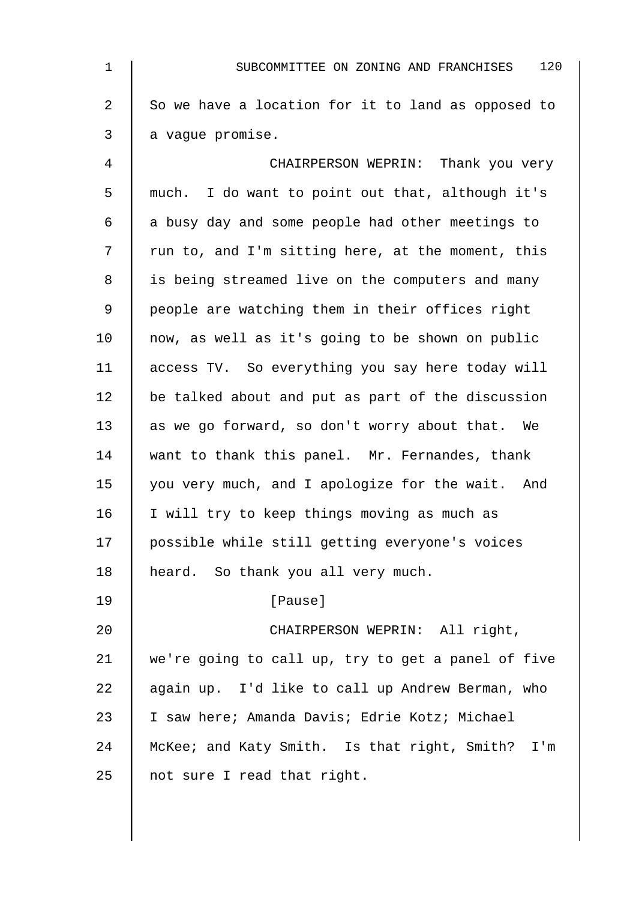So we have a location for it to land as opposed to a vague promise.

CHAIRPERSON WEPRIN: Thank you very much. I do want to point out that, although it's a busy day and some people had other meetings to run to, and I'm sitting here, at the moment, this is being streamed live on the computers and many people are watching them in their offices right now, as well as it's going to be shown on public access TV. So everything you say here today will be talked about and put as part of the discussion as we go forward, so don't worry about that. We want to thank this panel. Mr. Fernandes, thank you very much, and I apologize for the wait. And I will try to keep things moving as much as possible while still getting everyone's voices heard. So thank you all very much.

[Pause]

CHAIRPERSON WEPRIN: All right, we're going to call up, try to get a panel of five again up. I'd like to call up Andrew Berman, who I saw here; Amanda Davis; Edrie Kotz; Michael McKee; and Katy Smith. Is that right, Smith? I'm not sure I read that right.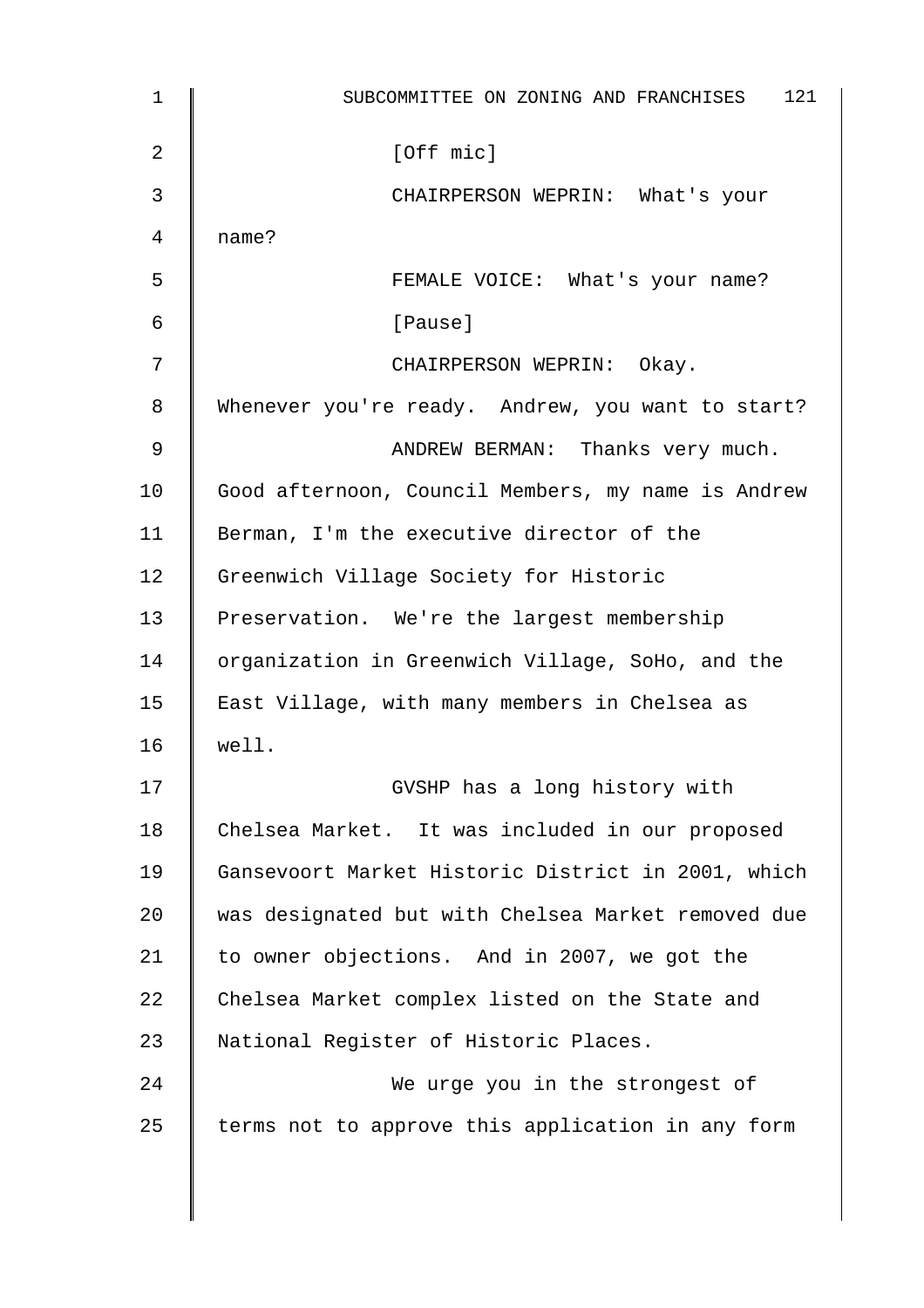[Off mic]

CHAIRPERSON WEPRIN: What's your name?

FEMALE VOICE: What's your name?

[Pause]

CHAIRPERSON WEPRIN: Okay. Whenever you're ready. Andrew, you want to start?

ANDREW BERMAN: Thanks very much. Good afternoon, Council Members, my name is Andrew Berman, I'm the executive director of the Greenwich Village Society for Historic Preservation. We're the largest membership organization in Greenwich Village, SoHo, and the East Village, with many members in Chelsea as well.

GVSHP has a long history with Chelsea Market. It was included in our proposed Gansevoort Market Historic District in 2001, which was designated but with Chelsea Market removed due to owner objections. And in 2007, we got the Chelsea Market complex listed on the State and National Register of Historic Places.

We urge you in the strongest of terms not to approve this application in any form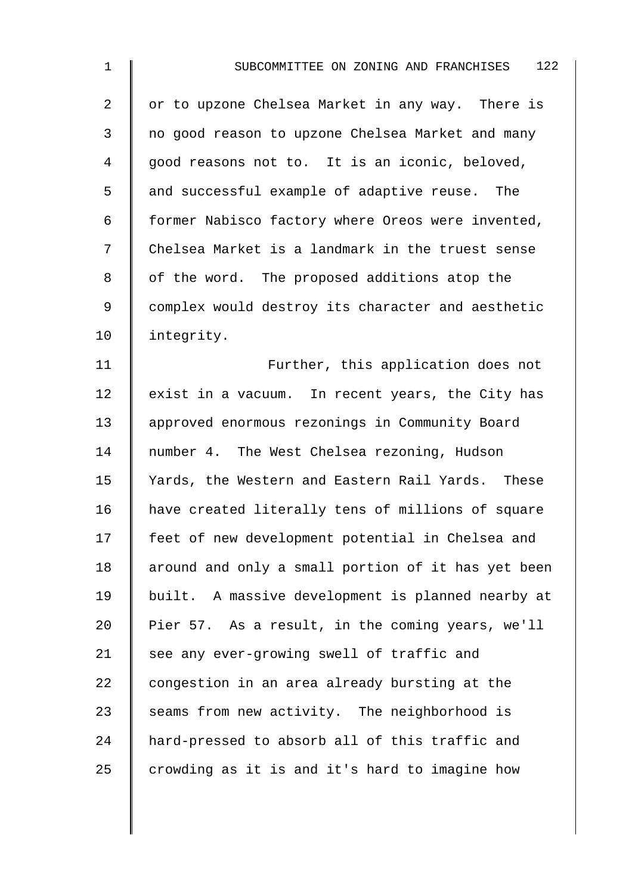or to upzone Chelsea Market in any way. There is no good reason to upzone Chelsea Market and many good reasons not to. It is an iconic, beloved, and successful example of adaptive reuse. The former Nabisco factory where Oreos were invented, Chelsea Market is a landmark in the truest sense of the word. The proposed additions atop the complex would destroy its character and aesthetic integrity.

Further, this application does not exist in a vacuum. In recent years, the City has approved enormous rezonings in Community Board number 4. The West Chelsea rezoning, Hudson Yards, the Western and Eastern Rail Yards. These have created literally tens of millions of square feet of new development potential in Chelsea and around and only a small portion of it has yet been built. A massive development is planned nearby at Pier 57. As a result, in the coming years, we'll see any ever-growing swell of traffic and congestion in an area already bursting at the seams from new activity. The neighborhood is hard-pressed to absorb all of this traffic and crowding as it is and it's hard to imagine how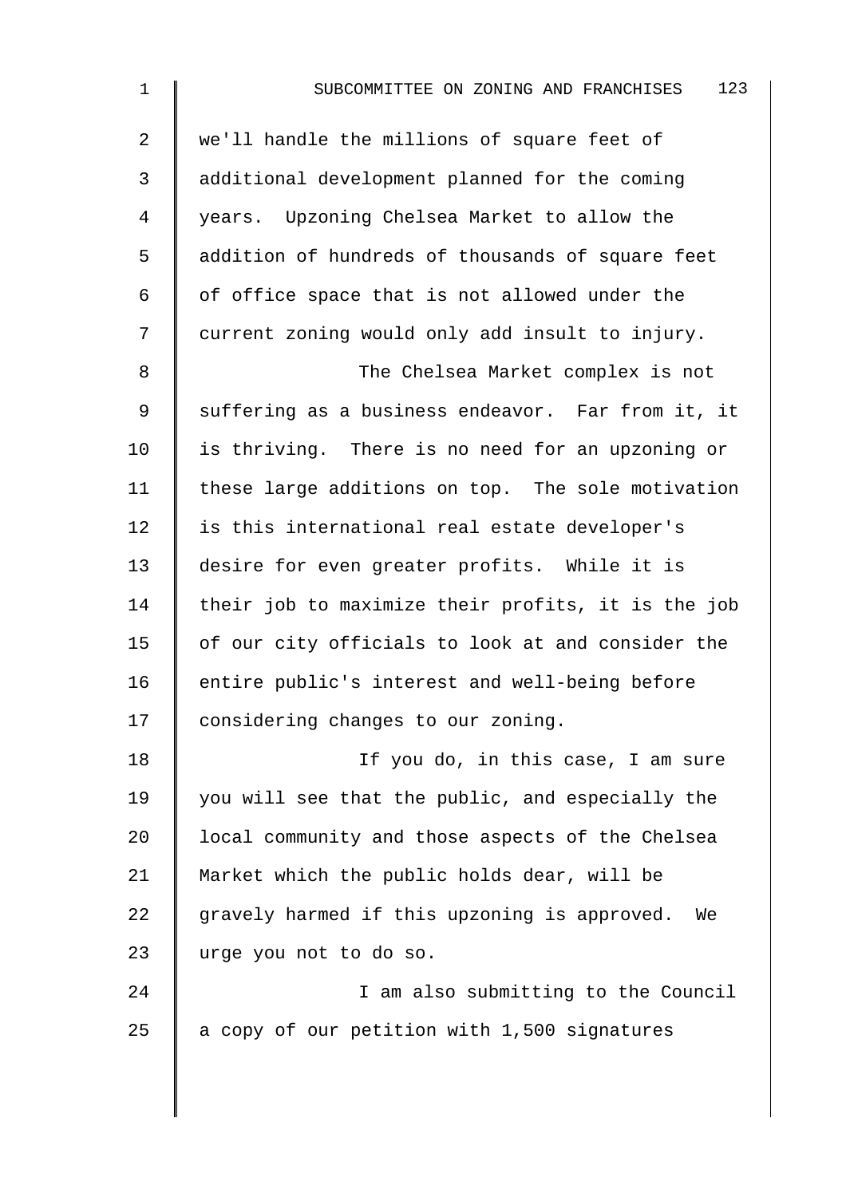we'll handle the millions of square feet of additional development planned for the coming years. Upzoning Chelsea Market to allow the addition of hundreds of thousands of square feet of office space that is not allowed under the current zoning would only add insult to injury.

The Chelsea Market complex is not suffering as a business endeavor. Far from it, it is thriving. There is no need for an upzoning or these large additions on top. The sole motivation is this international real estate developer's desire for even greater profits. While it is their job to maximize their profits, it is the job of our city officials to look at and consider the entire public's interest and well-being before considering changes to our zoning.

If you do, in this case, I am sure you will see that the public, and especially the local community and those aspects of the Chelsea Market which the public holds dear, will be gravely harmed if this upzoning is approved. We urge you not to do so.

I am also submitting to the Council a copy of our petition with 1,500 signatures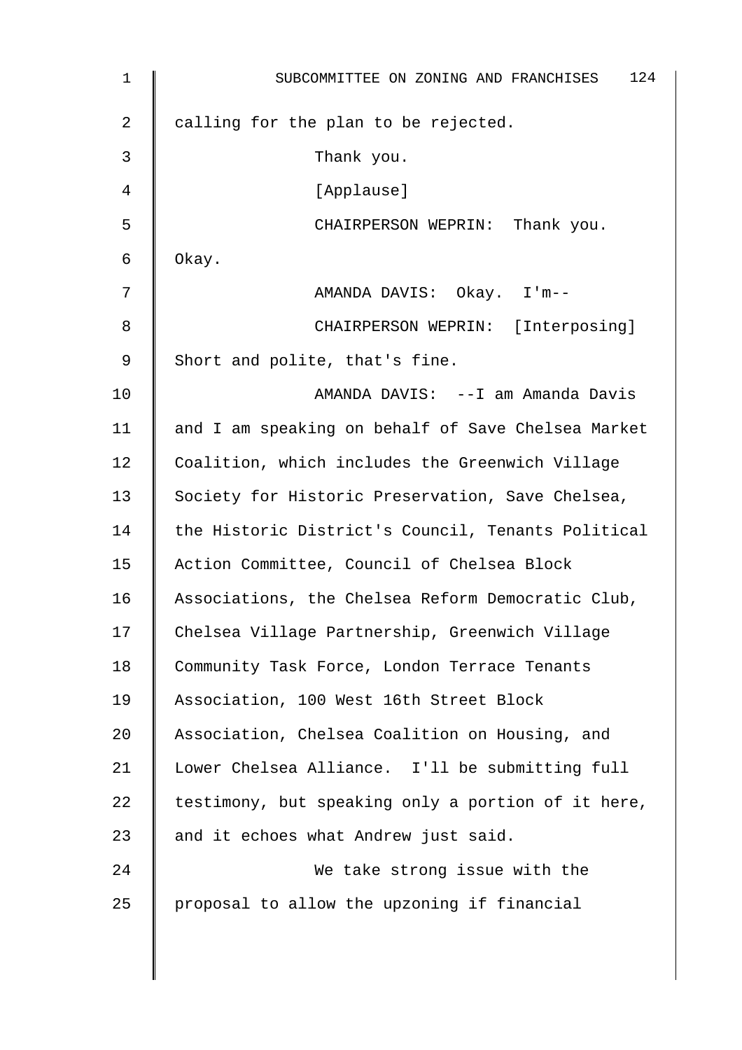calling for the plan to be rejected.

Thank you.

[Applause]

CHAIRPERSON WEPRIN: Thank you. Okay.

AMANDA DAVIS: Okay. I'm--

CHAIRPERSON WEPRIN: [Interposing] Short and polite, that's fine.

AMANDA DAVIS: --I am Amanda Davis and I am speaking on behalf of Save Chelsea Market Coalition, which includes the Greenwich Village Society for Historic Preservation, Save Chelsea, the Historic District's Council, Tenants Political Action Committee, Council of Chelsea Block Associations, the Chelsea Reform Democratic Club, Chelsea Village Partnership, Greenwich Village Community Task Force, London Terrace Tenants Association, 100 West 16th Street Block Association, Chelsea Coalition on Housing, and Lower Chelsea Alliance. I'll be submitting full testimony, but speaking only a portion of it here, and it echoes what Andrew just said.

We take strong issue with the proposal to allow the upzoning if financial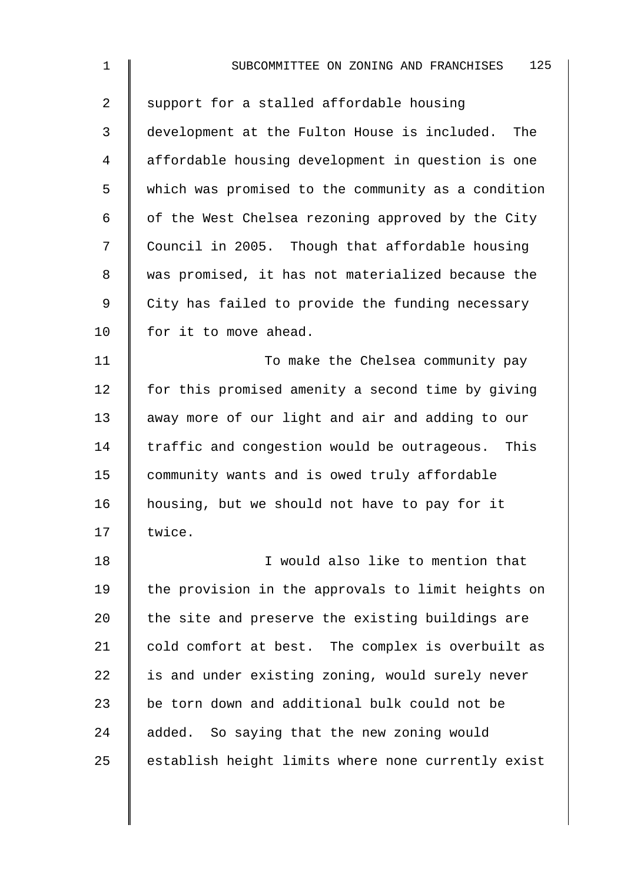support for a stalled affordable housing development at the Fulton House is included. The affordable housing development in question is one which was promised to the community as a condition of the West Chelsea rezoning approved by the City Council in 2005. Though that affordable housing was promised, it has not materialized because the City has failed to provide the funding necessary for it to move ahead.

To make the Chelsea community pay for this promised amenity a second time by giving away more of our light and air and adding to our traffic and congestion would be outrageous. This community wants and is owed truly affordable housing, but we should not have to pay for it twice.

I would also like to mention that the provision in the approvals to limit heights on the site and preserve the existing buildings are cold comfort at best. The complex is overbuilt as is and under existing zoning, would surely never be torn down and additional bulk could not be added. So saying that the new zoning would establish height limits where none currently exist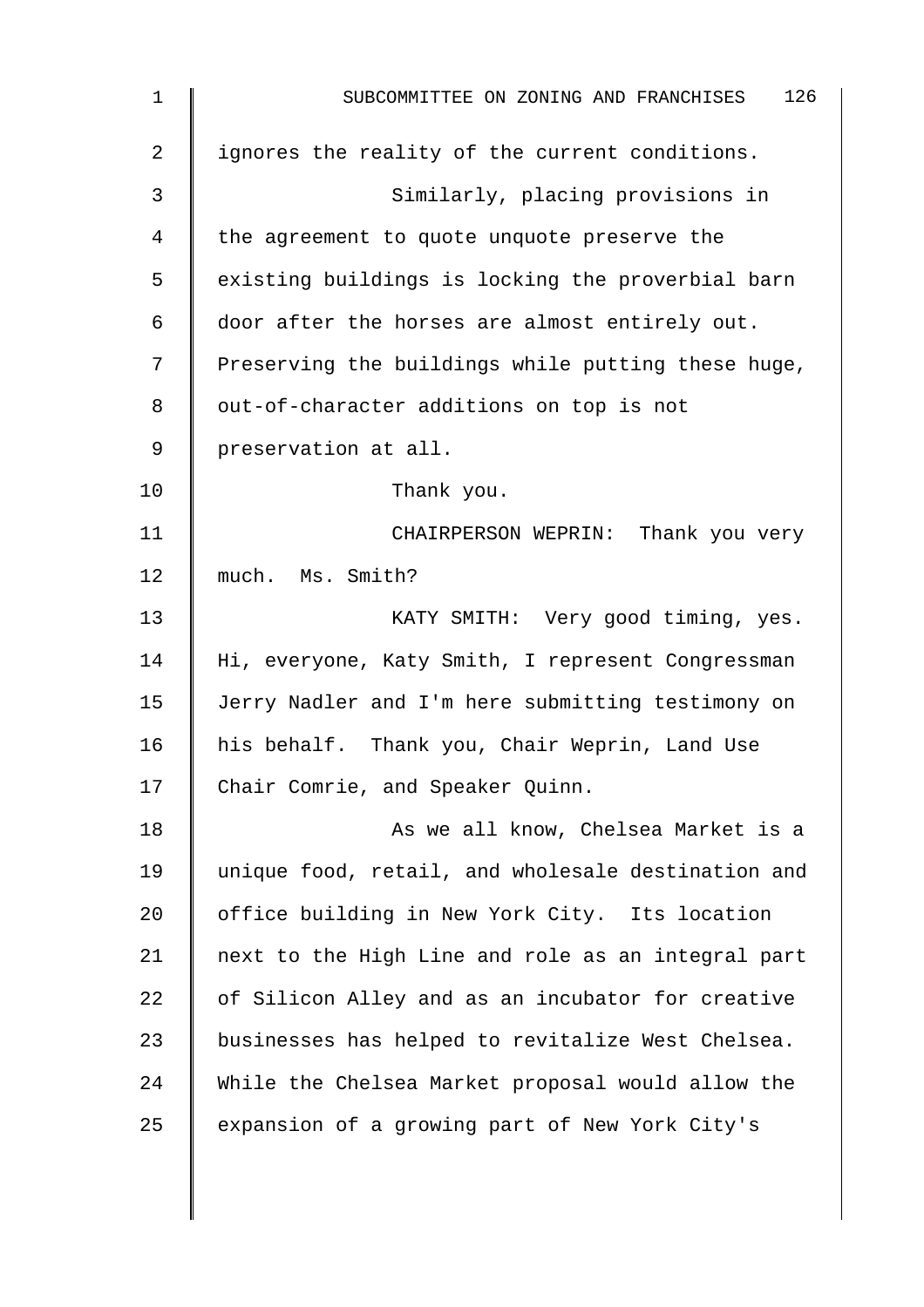ignores the reality of the current conditions.

Similarly, placing provisions in the agreement to quote unquote preserve the existing buildings is locking the proverbial barn door after the horses are almost entirely out. Preserving the buildings while putting these huge, out-of-character additions on top is not preservation at all.

Thank you.

CHAIRPERSON WEPRIN: Thank you very much. Ms. Smith?

KATY SMITH: Very good timing, yes. Hi, everyone, Katy Smith, I represent Congressman Jerry Nadler and I'm here submitting testimony on his behalf. Thank you, Chair Weprin, Land Use Chair Comrie, and Speaker Quinn.

As we all know, Chelsea Market is a unique food, retail, and wholesale destination and office building in New York City. Its location next to the High Line and role as an integral part of Silicon Alley and as an incubator for creative businesses has helped to revitalize West Chelsea. While the Chelsea Market proposal would allow the expansion of a growing part of New York City's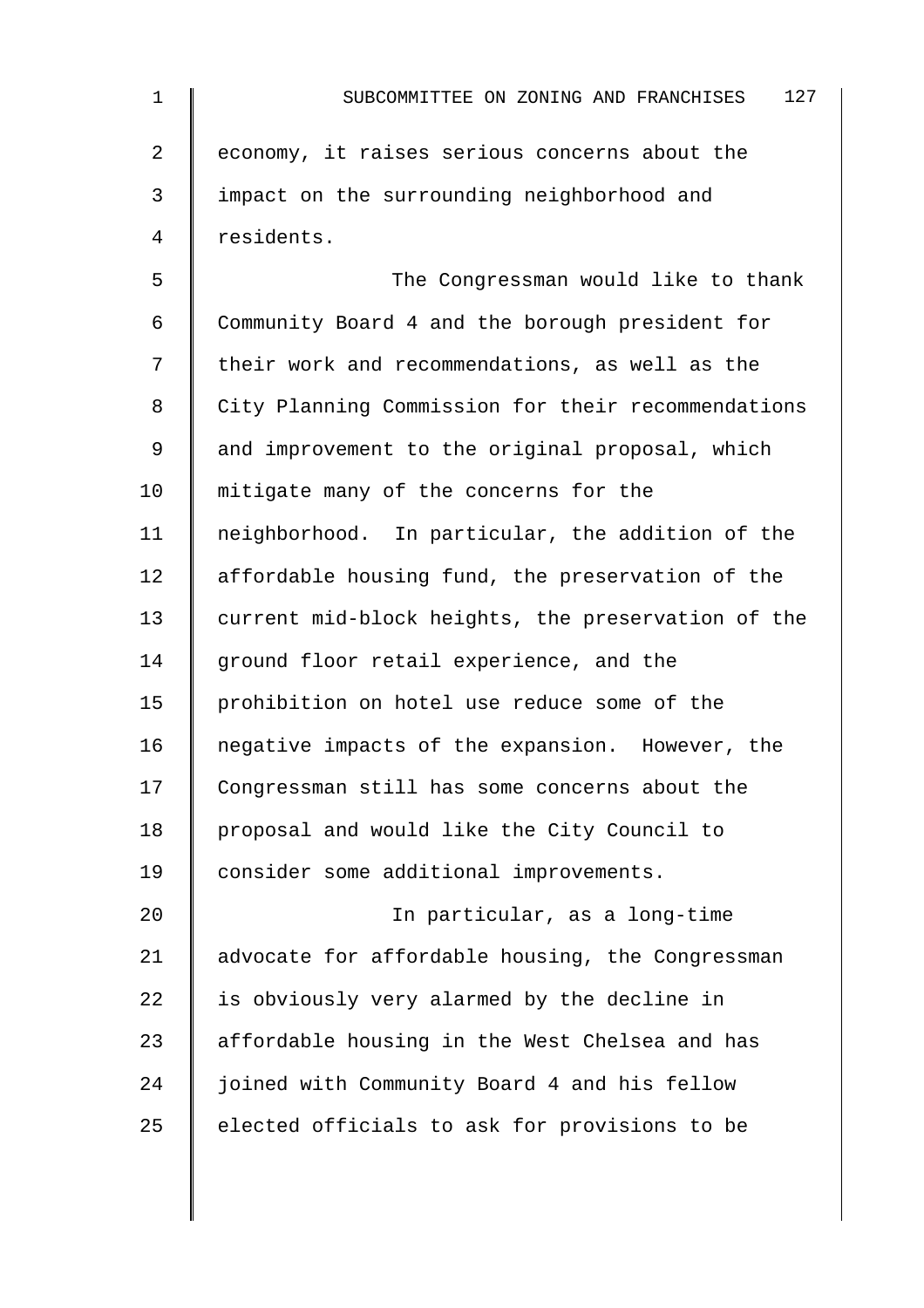economy, it raises serious concerns about the impact on the surrounding neighborhood and residents.

The Congressman would like to thank Community Board 4 and the borough president for their work and recommendations, as well as the City Planning Commission for their recommendations and improvement to the original proposal, which mitigate many of the concerns for the neighborhood. In particular, the addition of the affordable housing fund, the preservation of the current mid-block heights, the preservation of the ground floor retail experience, and the prohibition on hotel use reduce some of the negative impacts of the expansion. However, the Congressman still has some concerns about the proposal and would like the City Council to consider some additional improvements.

In particular, as a long-time advocate for affordable housing, the Congressman is obviously very alarmed by the decline in affordable housing in the West Chelsea and has joined with Community Board 4 and his fellow elected officials to ask for provisions to be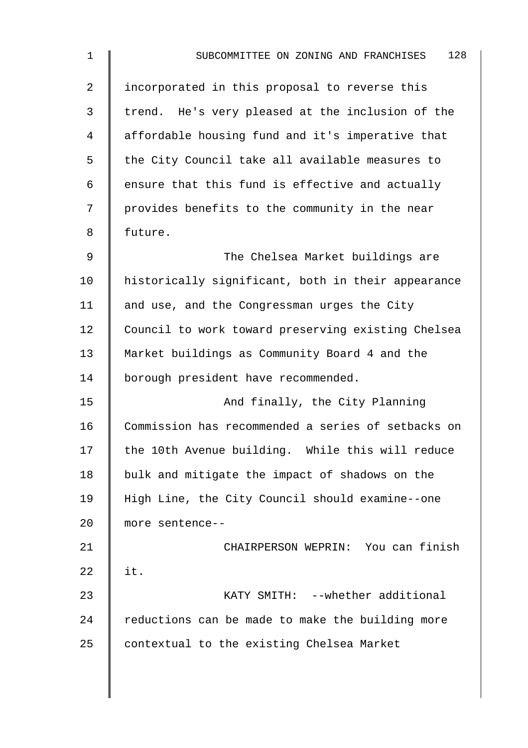incorporated in this proposal to reverse this trend. He's very pleased at the inclusion of the affordable housing fund and it's imperative that the City Council take all available measures to ensure that this fund is effective and actually provides benefits to the community in the near future.

The Chelsea Market buildings are historically significant, both in their appearance and use, and the Congressman urges the City Council to work toward preserving existing Chelsea Market buildings as Community Board 4 and the borough president have recommended.

And finally, the City Planning Commission has recommended a series of setbacks on the 10th Avenue building. While this will reduce bulk and mitigate the impact of shadows on the High Line, the City Council should examine--one more sentence--

CHAIRPERSON WEPRIN: You can finish it.

KATY SMITH: --whether additional reductions can be made to make the building more contextual to the existing Chelsea Market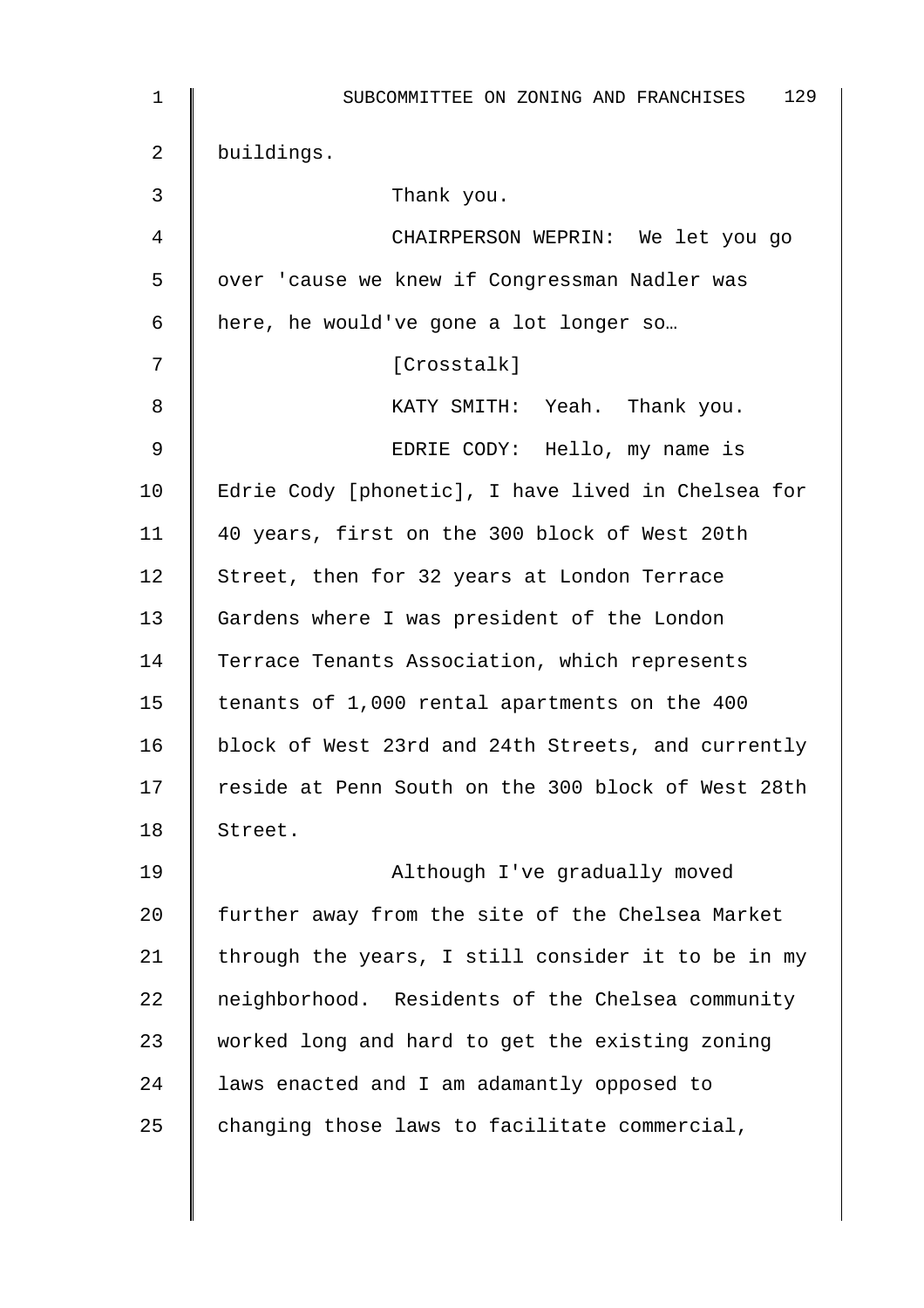buildings.

Thank you.

CHAIRPERSON WEPRIN: We let you go over 'cause we knew if Congressman Nadler was here, he would've gone a lot longer so…

[Crosstalk]

KATY SMITH: Yeah. Thank you.

EDRIE CODY: Hello, my name is Edrie Cody [phonetic], I have lived in Chelsea for 40 years, first on the 300 block of West 20th Street, then for 32 years at London Terrace Gardens where I was president of the London Terrace Tenants Association, which represents tenants of 1,000 rental apartments on the 400 block of West 23rd and 24th Streets, and currently reside at Penn South on the 300 block of West 28th Street.

Although I've gradually moved further away from the site of the Chelsea Market through the years, I still consider it to be in my neighborhood. Residents of the Chelsea community worked long and hard to get the existing zoning laws enacted and I am adamantly opposed to changing those laws to facilitate commercial,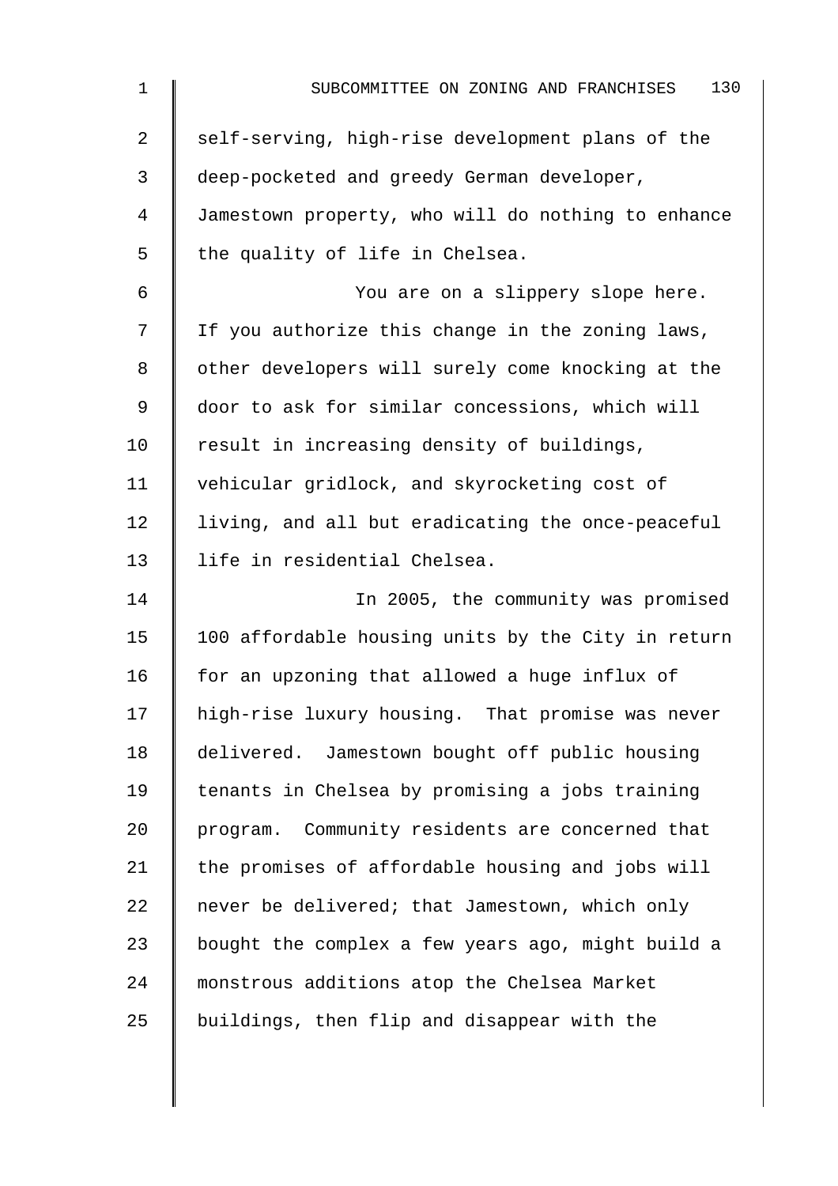self-serving, high-rise development plans of the deep-pocketed and greedy German developer, Jamestown property, who will do nothing to enhance the quality of life in Chelsea.

You are on a slippery slope here. If you authorize this change in the zoning laws, other developers will surely come knocking at the door to ask for similar concessions, which will result in increasing density of buildings, vehicular gridlock, and skyrocketing cost of living, and all but eradicating the once-peaceful life in residential Chelsea.

In 2005, the community was promised 100 affordable housing units by the City in return for an upzoning that allowed a huge influx of high-rise luxury housing. That promise was never delivered. Jamestown bought off public housing tenants in Chelsea by promising a jobs training program. Community residents are concerned that the promises of affordable housing and jobs will never be delivered; that Jamestown, which only bought the complex a few years ago, might build a monstrous additions atop the Chelsea Market buildings, then flip and disappear with the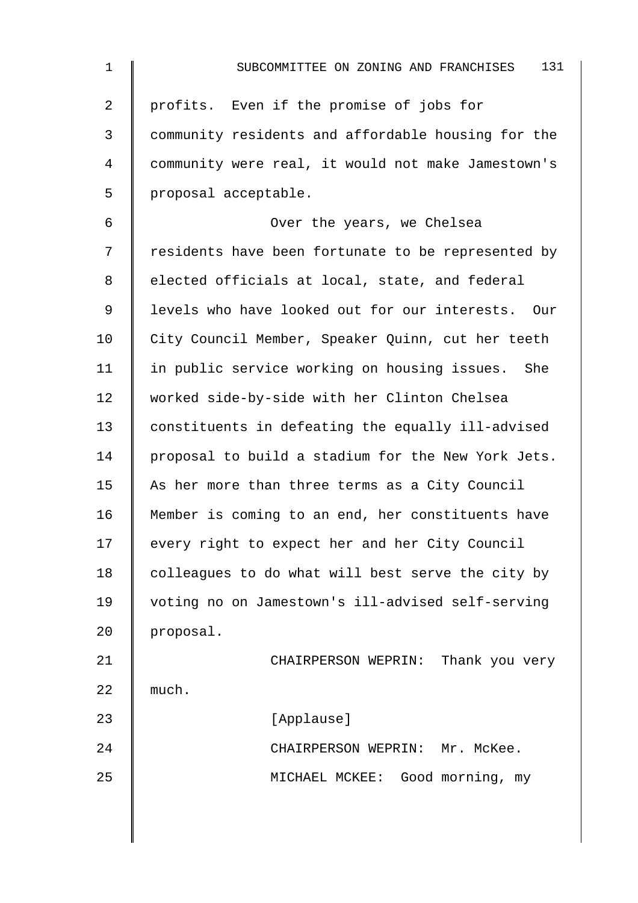profits. Even if the promise of jobs for community residents and affordable housing for the community were real, it would not make Jamestown's proposal acceptable.

Over the years, we Chelsea residents have been fortunate to be represented by elected officials at local, state, and federal levels who have looked out for our interests. Our City Council Member, Speaker Quinn, cut her teeth in public service working on housing issues. She worked side-by-side with her Clinton Chelsea constituents in defeating the equally ill-advised proposal to build a stadium for the New York Jets. As her more than three terms as a City Council Member is coming to an end, her constituents have every right to expect her and her City Council colleagues to do what will best serve the city by voting no on Jamestown's ill-advised self-serving proposal.

CHAIRPERSON WEPRIN: Thank you very much.

[Applause]

CHAIRPERSON WEPRIN: Mr. McKee.

MICHAEL MCKEE: Good morning, my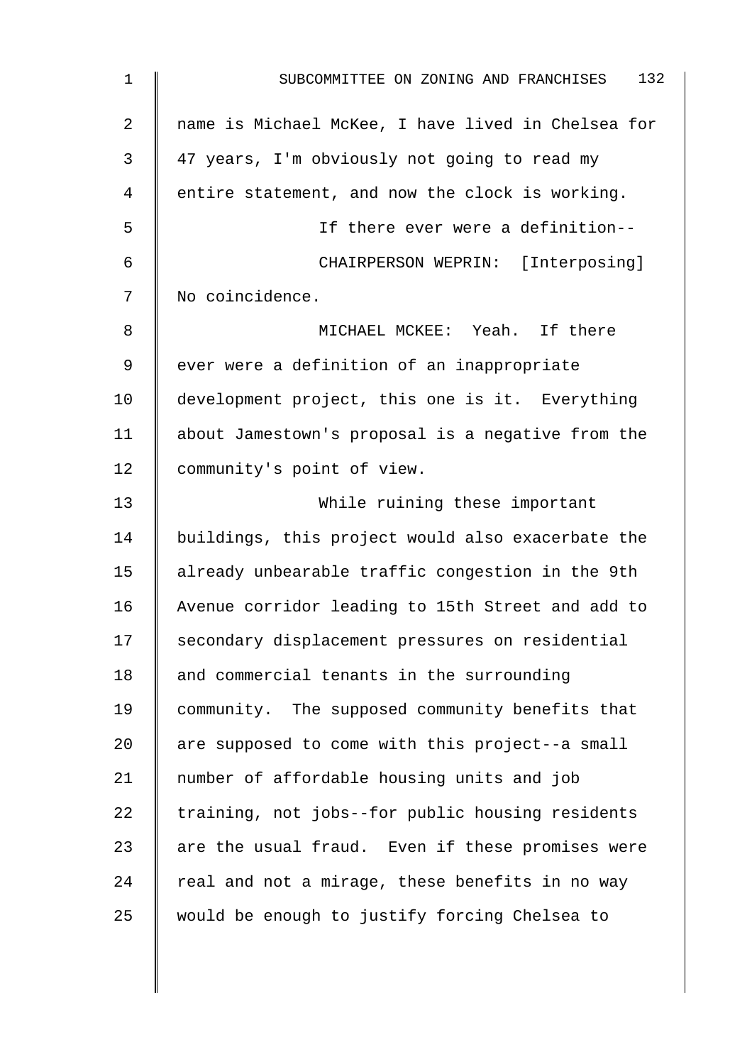name is Michael McKee, I have lived in Chelsea for 47 years, I'm obviously not going to read my entire statement, and now the clock is working.

If there ever were a definition--

CHAIRPERSON WEPRIN: [Interposing] No coincidence.

MICHAEL MCKEE: Yeah. If there ever were a definition of an inappropriate development project, this one is it. Everything about Jamestown's proposal is a negative from the community's point of view.

While ruining these important buildings, this project would also exacerbate the already unbearable traffic congestion in the 9th Avenue corridor leading to 15th Street and add to secondary displacement pressures on residential and commercial tenants in the surrounding community. The supposed community benefits that are supposed to come with this project--a small number of affordable housing units and job training, not jobs--for public housing residents are the usual fraud. Even if these promises were real and not a mirage, these benefits in no way would be enough to justify forcing Chelsea to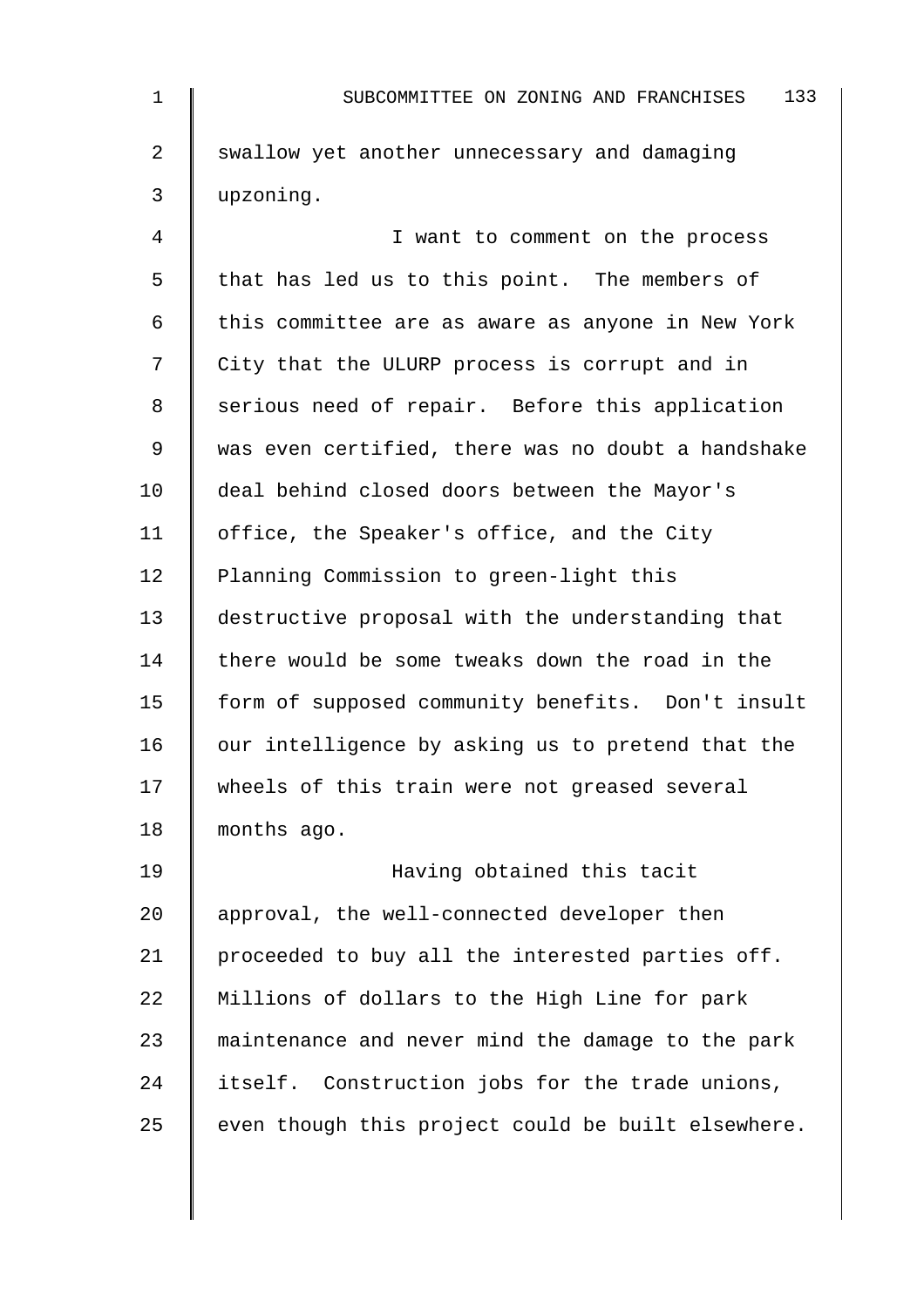swallow yet another unnecessary and damaging upzoning.

I want to comment on the process that has led us to this point. The members of this committee are as aware as anyone in New York City that the ULURP process is corrupt and in serious need of repair. Before this application was even certified, there was no doubt a handshake deal behind closed doors between the Mayor's office, the Speaker's office, and the City Planning Commission to green-light this destructive proposal with the understanding that there would be some tweaks down the road in the form of supposed community benefits. Don't insult our intelligence by asking us to pretend that the wheels of this train were not greased several months ago.

Having obtained this tacit approval, the well-connected developer then proceeded to buy all the interested parties off. Millions of dollars to the High Line for park maintenance and never mind the damage to the park itself. Construction jobs for the trade unions, even though this project could be built elsewhere.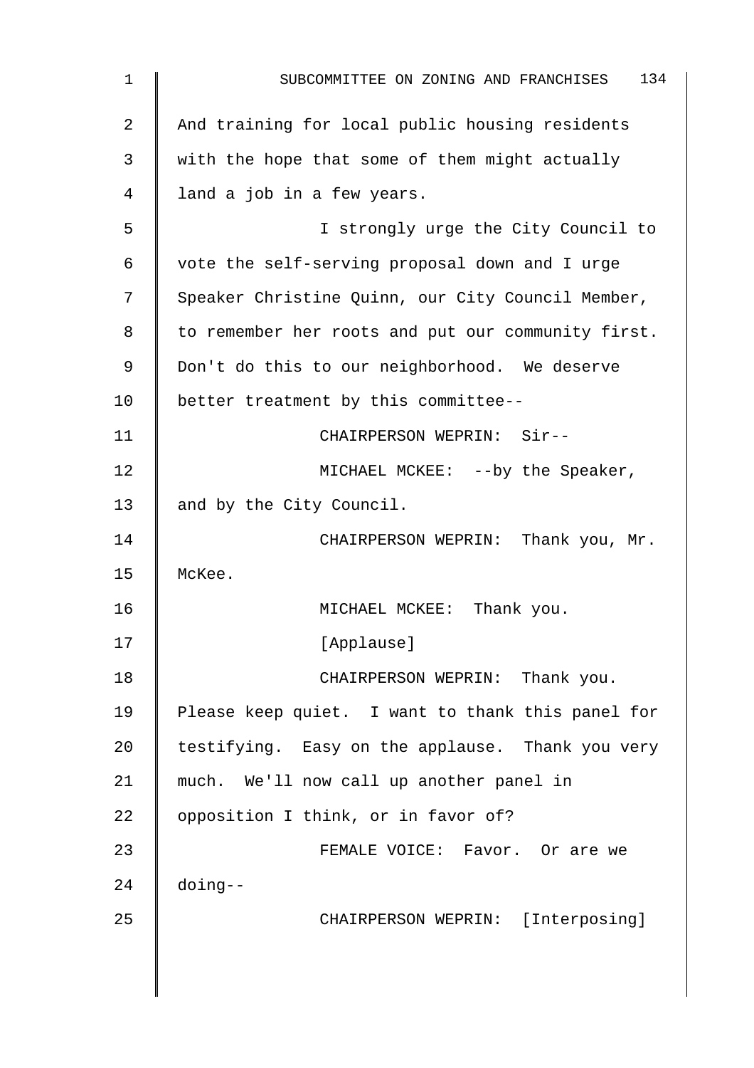And training for local public housing residents with the hope that some of them might actually land a job in a few years.

I strongly urge the City Council to vote the self-serving proposal down and I urge Speaker Christine Quinn, our City Council Member, to remember her roots and put our community first. Don't do this to our neighborhood. We deserve better treatment by this committee--

CHAIRPERSON WEPRIN: Sir--

MICHAEL MCKEE: --by the Speaker, and by the City Council.

CHAIRPERSON WEPRIN: Thank you, Mr. McKee.

MICHAEL MCKEE: Thank you.

[Applause]

CHAIRPERSON WEPRIN: Thank you. Please keep quiet. I want to thank this panel for testifying. Easy on the applause. Thank you very much. We'll now call up another panel in opposition I think, or in favor of?

FEMALE VOICE: Favor. Or are we doing--

CHAIRPERSON WEPRIN: [Interposing]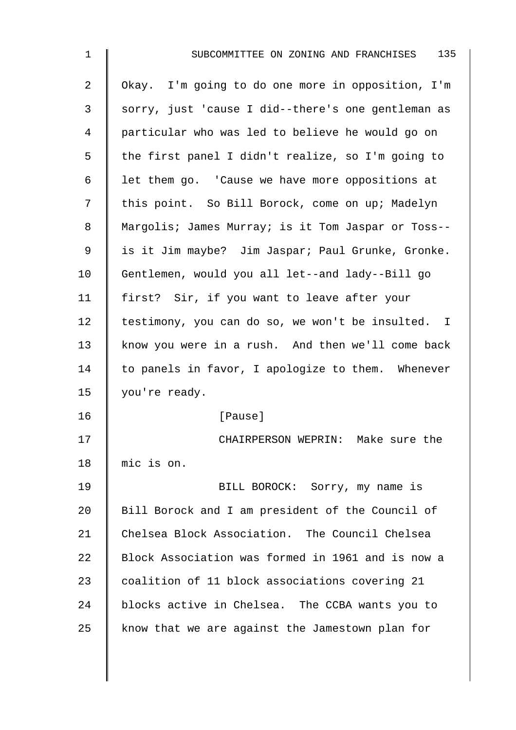Okay. I'm going to do one more in opposition, I'm sorry, just 'cause I did--there's one gentleman as particular who was led to believe he would go on the first panel I didn't realize, so I'm going to let them go. 'Cause we have more oppositions at this point. So Bill Borock, come on up; Madelyn Margolis; James Murray; is it Tom Jaspar or Toss--is it Jim maybe? Jim Jaspar; Paul Grunke, Gronke. Gentlemen, would you all let--and lady--Bill go first? Sir, if you want to leave after your testimony, you can do so, we won't be insulted. I know you were in a rush. And then we'll come back to panels in favor, I apologize to them. Whenever you're ready.

[Pause]

CHAIRPERSON WEPRIN: Make sure the mic is on.

BILL BOROCK: Sorry, my name is Bill Borock and I am president of the Council of Chelsea Block Association. The Council Chelsea Block Association was formed in 1961 and is now a coalition of 11 block associations covering 21 blocks active in Chelsea. The CCBA wants you to know that we are against the Jamestown plan for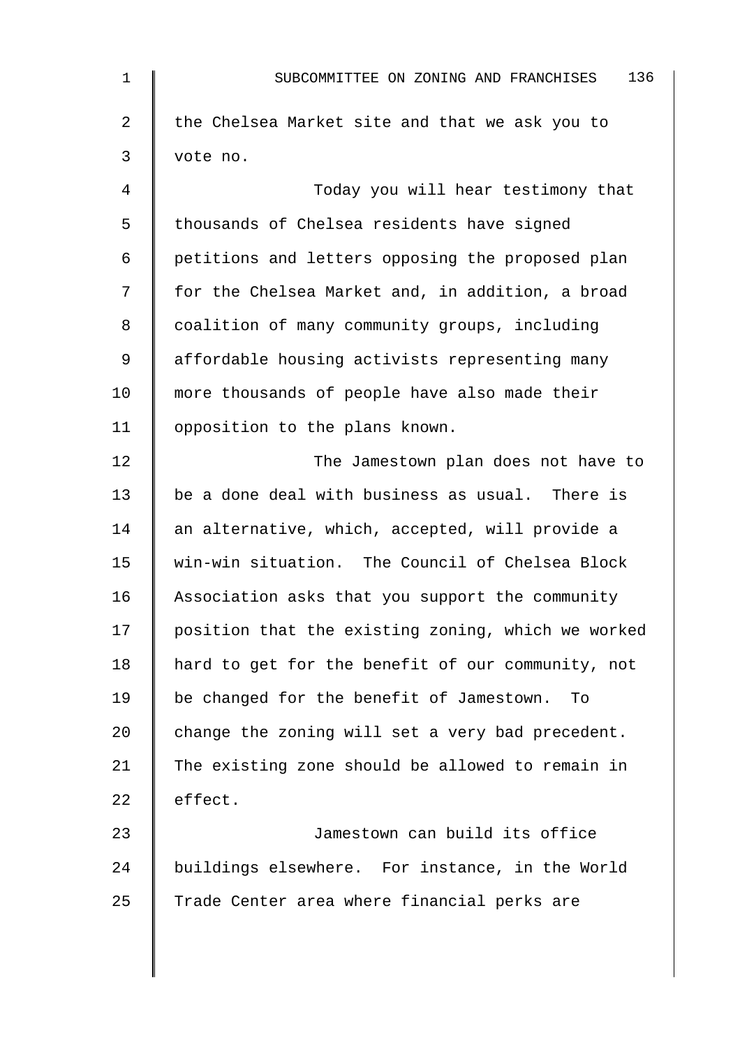the Chelsea Market site and that we ask you to vote no.

Today you will hear testimony that thousands of Chelsea residents have signed petitions and letters opposing the proposed plan for the Chelsea Market and, in addition, a broad coalition of many community groups, including affordable housing activists representing many more thousands of people have also made their opposition to the plans known.

The Jamestown plan does not have to be a done deal with business as usual. There is an alternative, which, accepted, will provide a win-win situation. The Council of Chelsea Block Association asks that you support the community position that the existing zoning, which we worked hard to get for the benefit of our community, not be changed for the benefit of Jamestown. To change the zoning will set a very bad precedent. The existing zone should be allowed to remain in effect.

Jamestown can build its office buildings elsewhere. For instance, in the World Trade Center area where financial perks are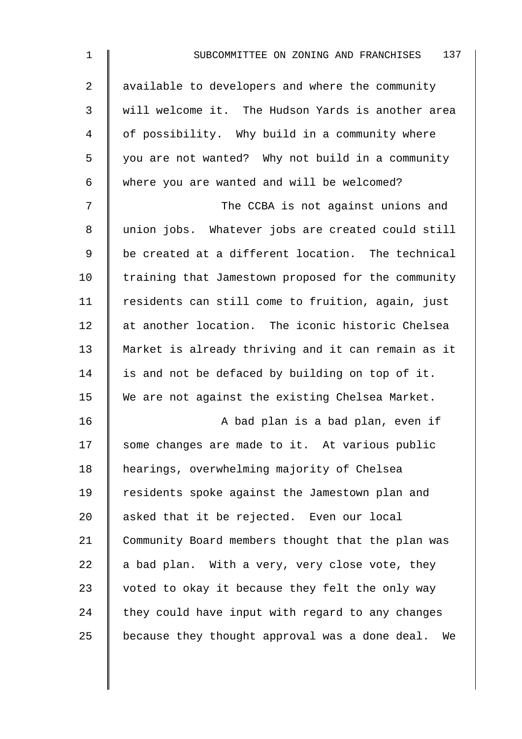available to developers and where the community will welcome it. The Hudson Yards is another area of possibility. Why build in a community where you are not wanted? Why not build in a community where you are wanted and will be welcomed?

The CCBA is not against unions and union jobs. Whatever jobs are created could still be created at a different location. The technical training that Jamestown proposed for the community residents can still come to fruition, again, just at another location. The iconic historic Chelsea Market is already thriving and it can remain as it is and not be defaced by building on top of it. We are not against the existing Chelsea Market.

A bad plan is a bad plan, even if some changes are made to it. At various public hearings, overwhelming majority of Chelsea residents spoke against the Jamestown plan and asked that it be rejected. Even our local Community Board members thought that the plan was a bad plan. With a very, very close vote, they voted to okay it because they felt the only way they could have input with regard to any changes because they thought approval was a done deal. We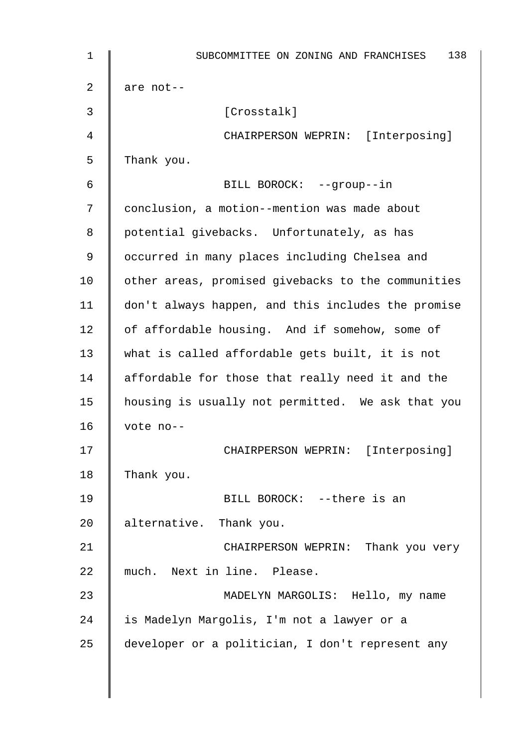are not--

[Crosstalk]

CHAIRPERSON WEPRIN: [Interposing] Thank you.

BILL BOROCK: --group--in conclusion, a motion--mention was made about potential givebacks. Unfortunately, as has occurred in many places including Chelsea and other areas, promised givebacks to the communities don't always happen, and this includes the promise of affordable housing. And if somehow, some of what is called affordable gets built, it is not affordable for those that really need it and the housing is usually not permitted. We ask that you vote no--

CHAIRPERSON WEPRIN: [Interposing] Thank you.

BILL BOROCK: --there is an alternative. Thank you.

CHAIRPERSON WEPRIN: Thank you very much. Next in line. Please.

MADELYN MARGOLIS: Hello, my name is Madelyn Margolis, I'm not a lawyer or a developer or a politician, I don't represent any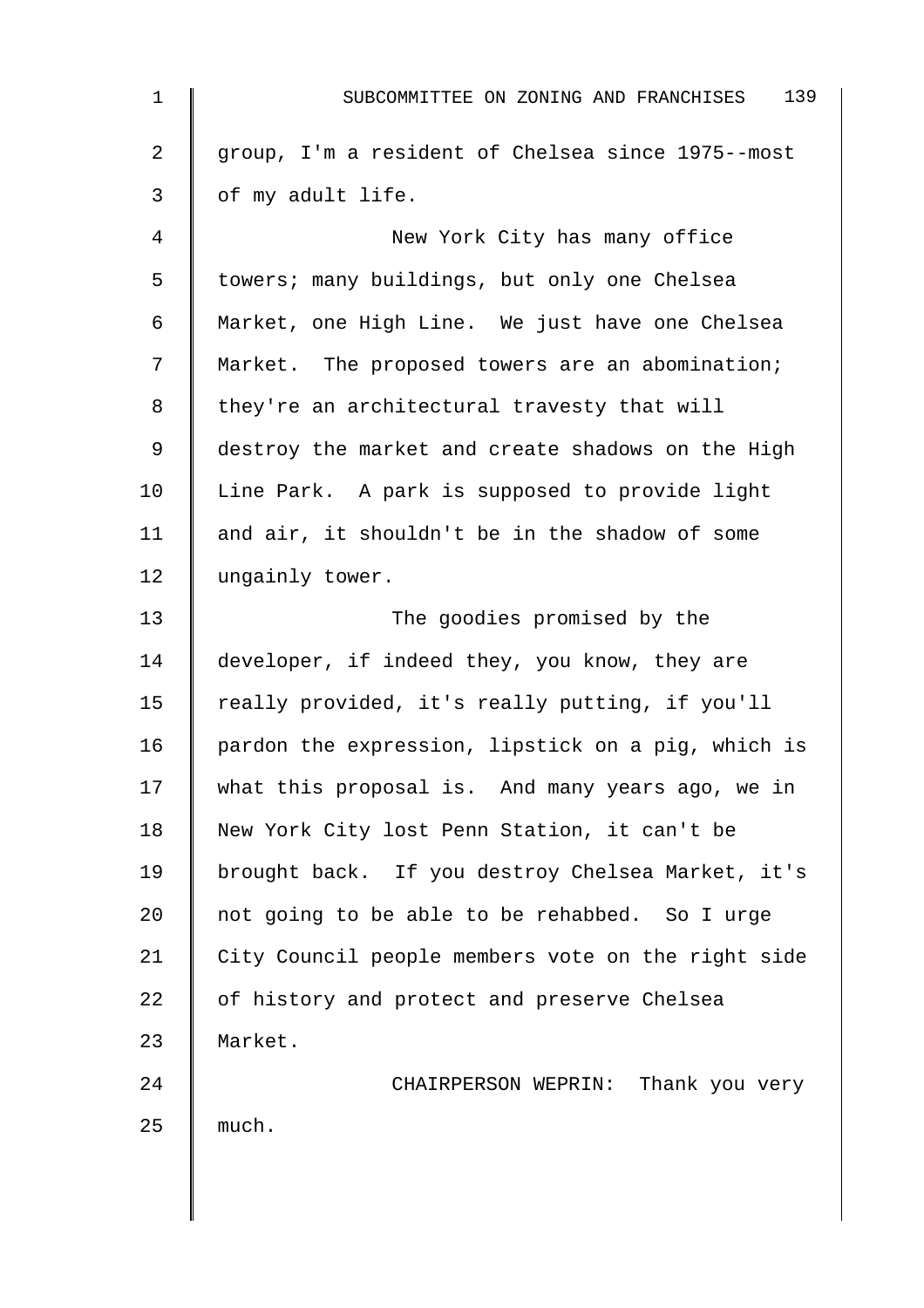group, I'm a resident of Chelsea since 1975--most of my adult life.

New York City has many office towers; many buildings, but only one Chelsea Market, one High Line. We just have one Chelsea Market. The proposed towers are an abomination; they're an architectural travesty that will destroy the market and create shadows on the High Line Park. A park is supposed to provide light and air, it shouldn't be in the shadow of some ungainly tower.

The goodies promised by the developer, if indeed they, you know, they are really provided, it's really putting, if you'll pardon the expression, lipstick on a pig, which is what this proposal is. And many years ago, we in New York City lost Penn Station, it can't be brought back. If you destroy Chelsea Market, it's not going to be able to be rehabbed. So I urge City Council people members vote on the right side of history and protect and preserve Chelsea Market.

CHAIRPERSON WEPRIN: Thank you very much.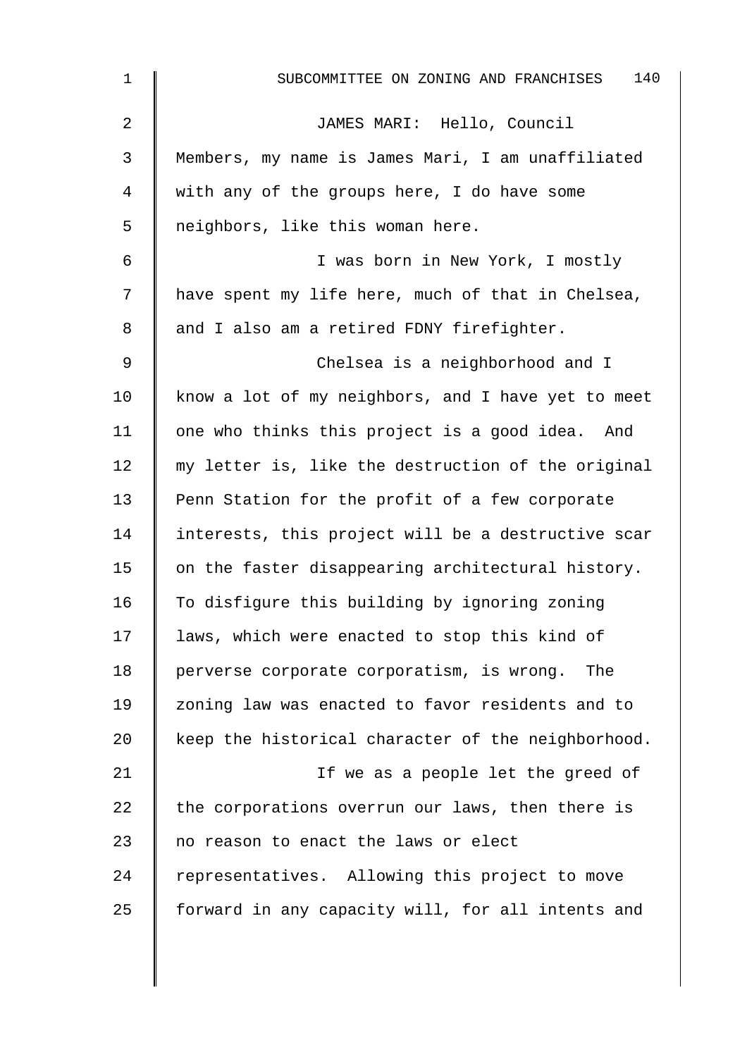JAMES MARI: Hello, Council Members, my name is James Mari, I am unaffiliated with any of the groups here, I do have some neighbors, like this woman here.

I was born in New York, I mostly have spent my life here, much of that in Chelsea, and I also am a retired FDNY firefighter.

Chelsea is a neighborhood and I know a lot of my neighbors, and I have yet to meet one who thinks this project is a good idea. And my letter is, like the destruction of the original Penn Station for the profit of a few corporate interests, this project will be a destructive scar on the faster disappearing architectural history. To disfigure this building by ignoring zoning laws, which were enacted to stop this kind of perverse corporate corporatism, is wrong. The zoning law was enacted to favor residents and to keep the historical character of the neighborhood.

If we as a people let the greed of the corporations overrun our laws, then there is no reason to enact the laws or elect representatives. Allowing this project to move forward in any capacity will, for all intents and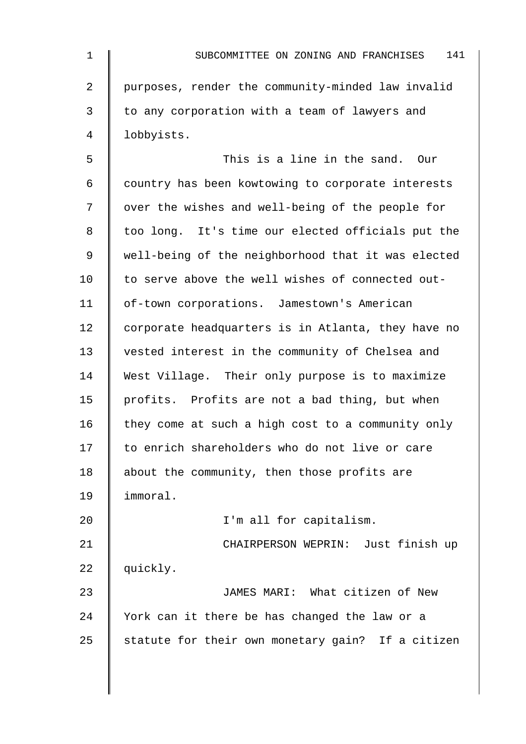purposes, render the community-minded law invalid to any corporation with a team of lawyers and lobbyists.

This is a line in the sand. Our country has been kowtowing to corporate interests over the wishes and well-being of the people for too long. It's time our elected officials put the well-being of the neighborhood that it was elected to serve above the well wishes of connected out-of-town corporations. Jamestown's American corporate headquarters is in Atlanta, they have no vested interest in the community of Chelsea and West Village. Their only purpose is to maximize profits. Profits are not a bad thing, but when they come at such a high cost to a community only to enrich shareholders who do not live or care about the community, then those profits are immoral.

I'm all for capitalism.

CHAIRPERSON WEPRIN: Just finish up quickly.

JAMES MARI: What citizen of New York can it there be has changed the law or a statute for their own monetary gain? If a citizen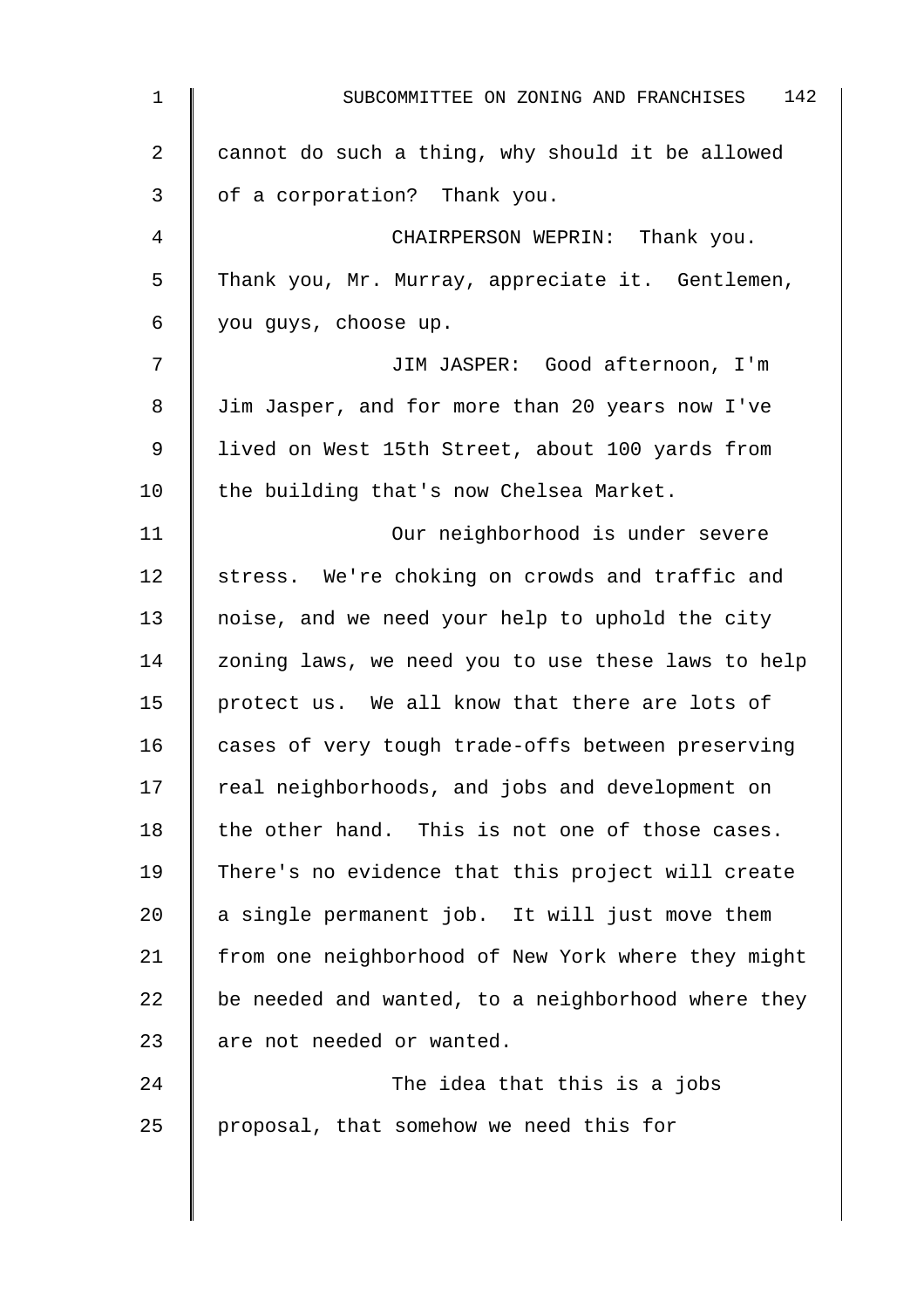cannot do such a thing, why should it be allowed of a corporation? Thank you.

CHAIRPERSON WEPRIN: Thank you. Thank you, Mr. Murray, appreciate it. Gentlemen, you guys, choose up.

JIM JASPER: Good afternoon, I'm Jim Jasper, and for more than 20 years now I've lived on West 15th Street, about 100 yards from the building that's now Chelsea Market.

Our neighborhood is under severe stress. We're choking on crowds and traffic and noise, and we need your help to uphold the city zoning laws, we need you to use these laws to help protect us. We all know that there are lots of cases of very tough trade-offs between preserving real neighborhoods, and jobs and development on the other hand. This is not one of those cases. There's no evidence that this project will create a single permanent job. It will just move them from one neighborhood of New York where they might be needed and wanted, to a neighborhood where they are not needed or wanted.

The idea that this is a jobs proposal, that somehow we need this for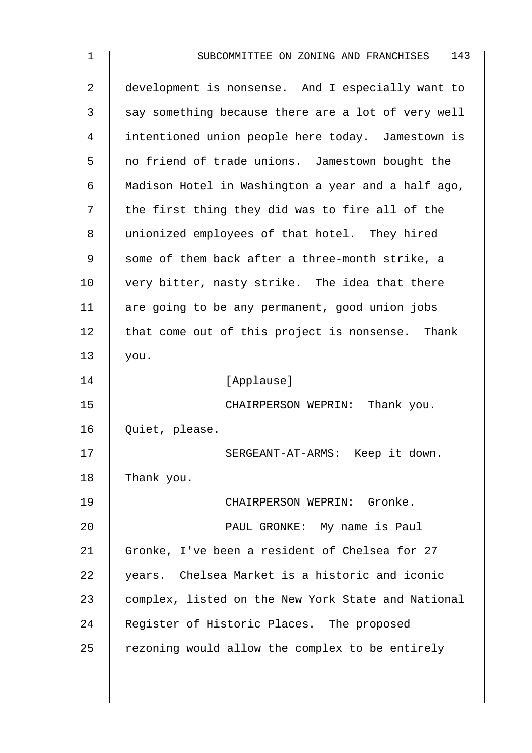development is nonsense. And I especially want to say something because there are a lot of very well intentioned union people here today. Jamestown is no friend of trade unions. Jamestown bought the Madison Hotel in Washington a year and a half ago, the first thing they did was to fire all of the unionized employees of that hotel. They hired some of them back after a three-month strike, a very bitter, nasty strike. The idea that there are going to be any permanent, good union jobs that come out of this project is nonsense. Thank you.

[Applause]

CHAIRPERSON WEPRIN: Thank you. Quiet, please.

SERGEANT-AT-ARMS: Keep it down. Thank you.

CHAIRPERSON WEPRIN: Gronke.

PAUL GRONKE: My name is Paul Gronke, I've been a resident of Chelsea for 27 years. Chelsea Market is a historic and iconic complex, listed on the New York State and National Register of Historic Places. The proposed rezoning would allow the complex to be entirely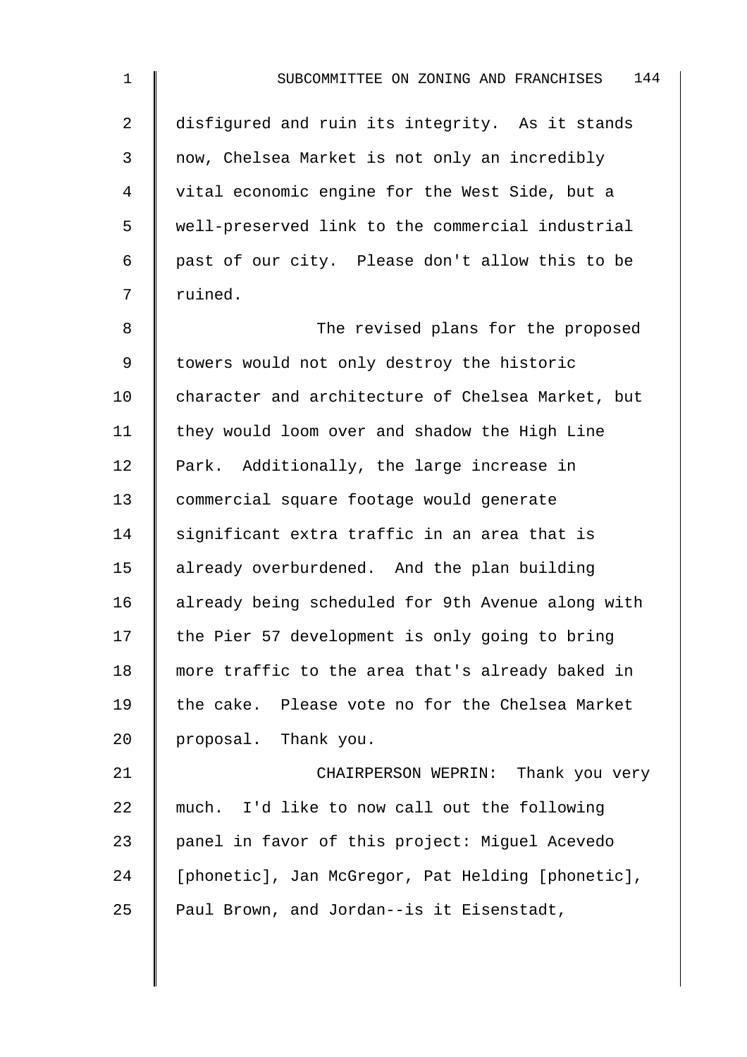disfigured and ruin its integrity. As it stands now, Chelsea Market is not only an incredibly vital economic engine for the West Side, but a well-preserved link to the commercial industrial past of our city. Please don't allow this to be ruined.

The revised plans for the proposed towers would not only destroy the historic character and architecture of Chelsea Market, but they would loom over and shadow the High Line Park. Additionally, the large increase in commercial square footage would generate significant extra traffic in an area that is already overburdened. And the plan building already being scheduled for 9th Avenue along with the Pier 57 development is only going to bring more traffic to the area that's already baked in the cake. Please vote no for the Chelsea Market proposal. Thank you.

CHAIRPERSON WEPRIN: Thank you very much. I'd like to now call out the following panel in favor of this project: Miguel Acevedo [phonetic], Jan McGregor, Pat Helding [phonetic], Paul Brown, and Jordan--is it Eisenstadt,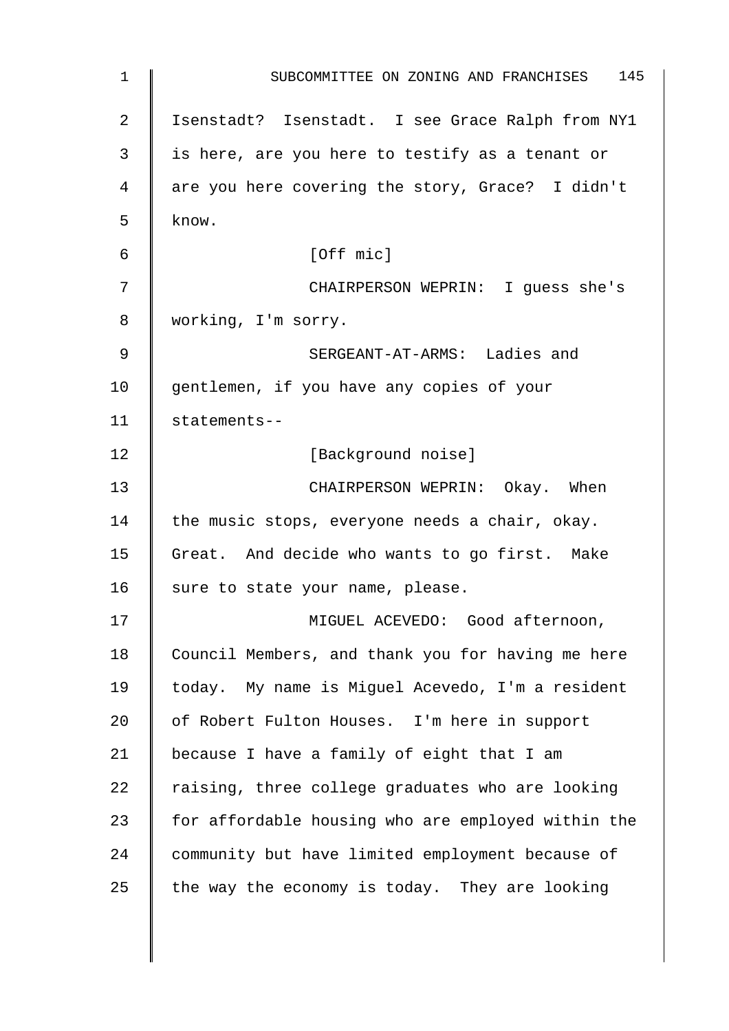Isenstadt? Isenstadt. I see Grace Ralph from NY1 is here, are you here to testify as a tenant or are you here covering the story, Grace? I didn't know.

[Off mic]

CHAIRPERSON WEPRIN: I guess she's working, I'm sorry.

SERGEANT-AT-ARMS: Ladies and gentlemen, if you have any copies of your statements--

[Background noise]

CHAIRPERSON WEPRIN: Okay. When the music stops, everyone needs a chair, okay. Great. And decide who wants to go first. Make sure to state your name, please.

MIGUEL ACEVEDO: Good afternoon, Council Members, and thank you for having me here today. My name is Miguel Acevedo, I'm a resident of Robert Fulton Houses. I'm here in support because I have a family of eight that I am raising, three college graduates who are looking for affordable housing who are employed within the community but have limited employment because of the way the economy is today. They are looking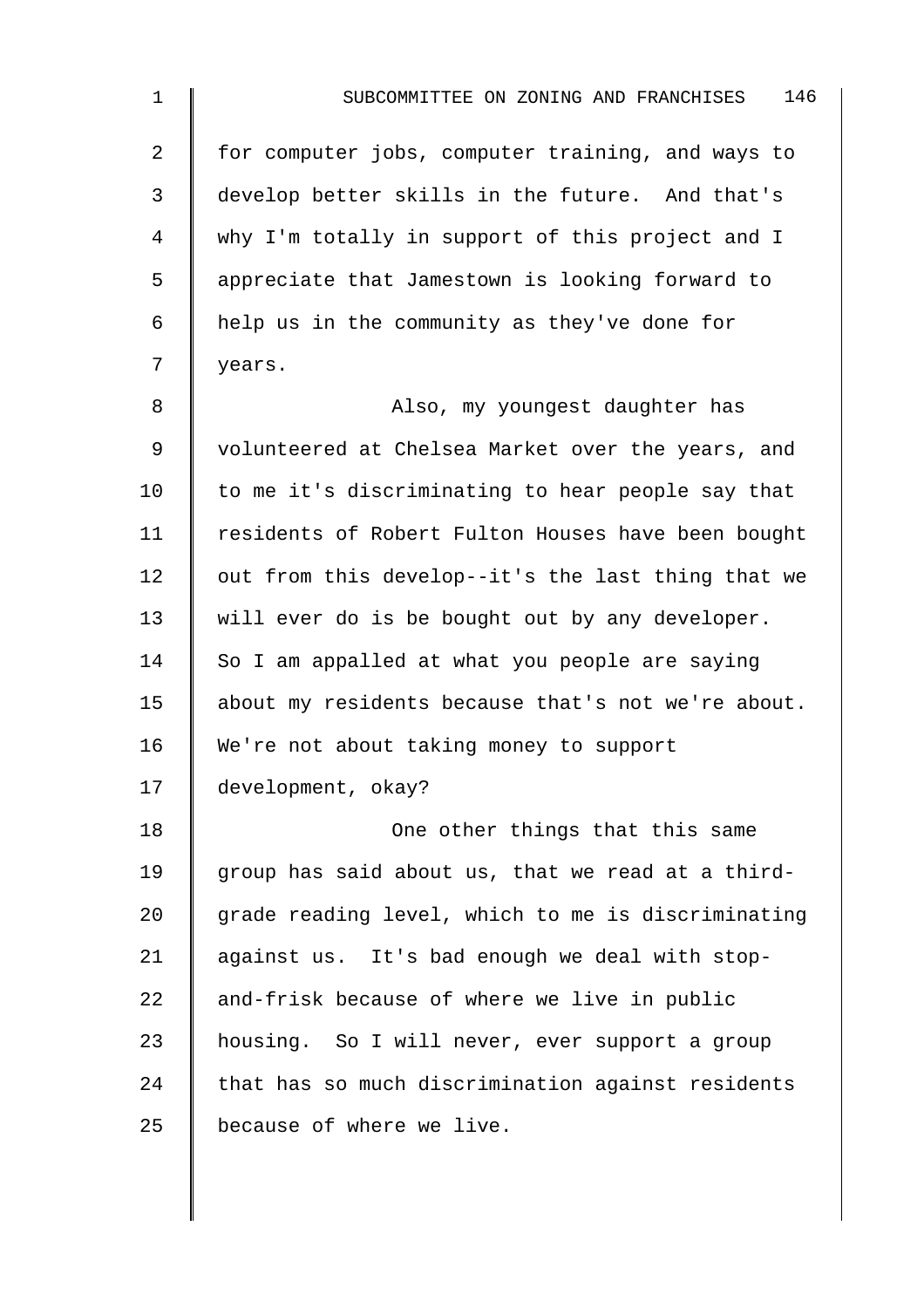for computer jobs, computer training, and ways to develop better skills in the future. And that's why I'm totally in support of this project and I appreciate that Jamestown is looking forward to help us in the community as they've done for years.

Also, my youngest daughter has volunteered at Chelsea Market over the years, and to me it's discriminating to hear people say that residents of Robert Fulton Houses have been bought out from this develop--it's the last thing that we will ever do is be bought out by any developer. So I am appalled at what you people are saying about my residents because that's not we're about. We're not about taking money to support development, okay?

One other things that this same group has said about us, that we read at a third-grade reading level, which to me is discriminating against us. It's bad enough we deal with stop-and-frisk because of where we live in public housing. So I will never, ever support a group that has so much discrimination against residents because of where we live.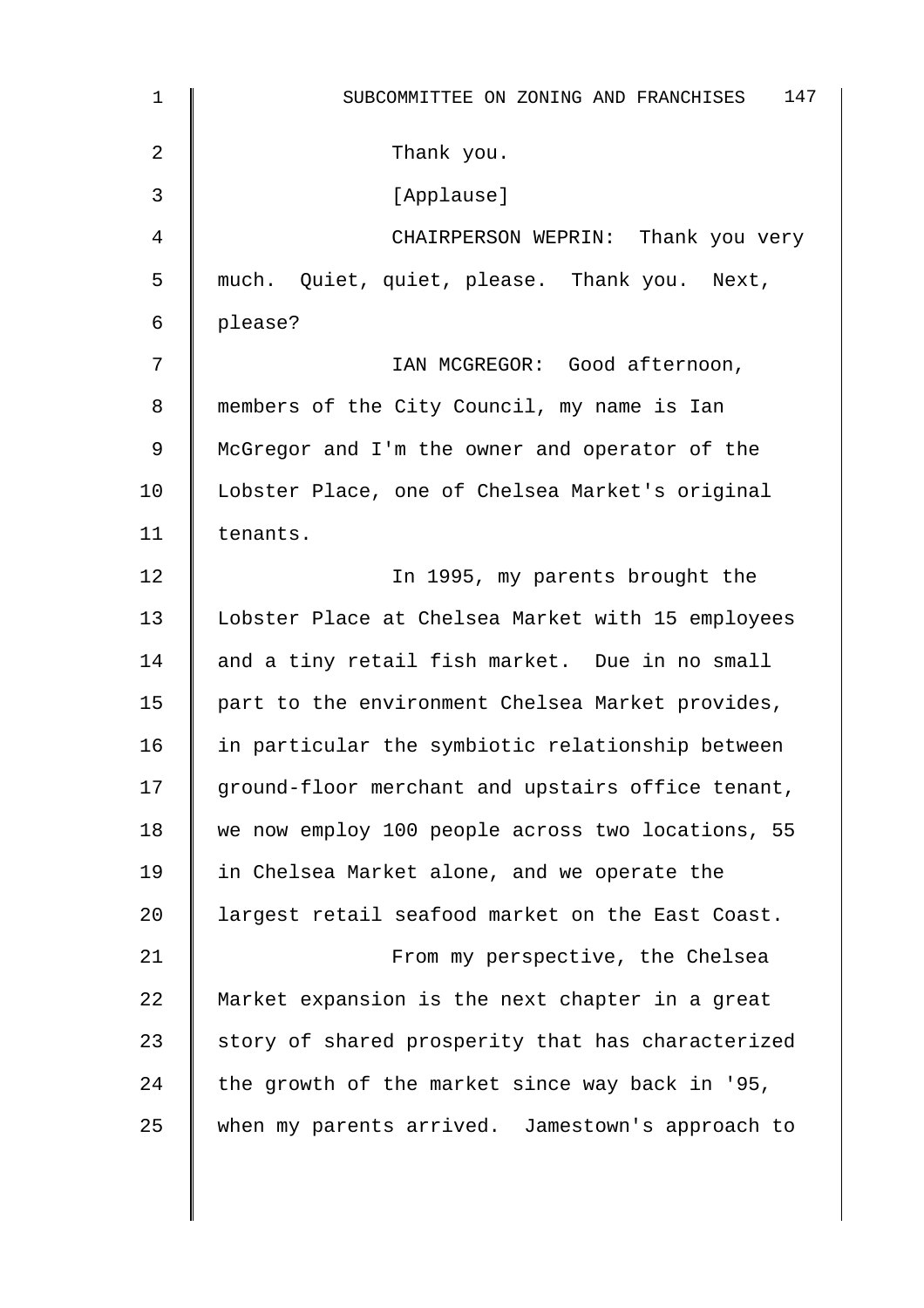Thank you.

[Applause]

CHAIRPERSON WEPRIN: Thank you very much. Quiet, quiet, please. Thank you. Next, please?

IAN MCGREGOR: Good afternoon, members of the City Council, my name is Ian McGregor and I'm the owner and operator of the Lobster Place, one of Chelsea Market's original tenants.

In 1995, my parents brought the Lobster Place at Chelsea Market with 15 employees and a tiny retail fish market. Due in no small part to the environment Chelsea Market provides, in particular the symbiotic relationship between ground-floor merchant and upstairs office tenant, we now employ 100 people across two locations, 55 in Chelsea Market alone, and we operate the largest retail seafood market on the East Coast.

From my perspective, the Chelsea Market expansion is the next chapter in a great story of shared prosperity that has characterized the growth of the market since way back in '95, when my parents arrived. Jamestown's approach to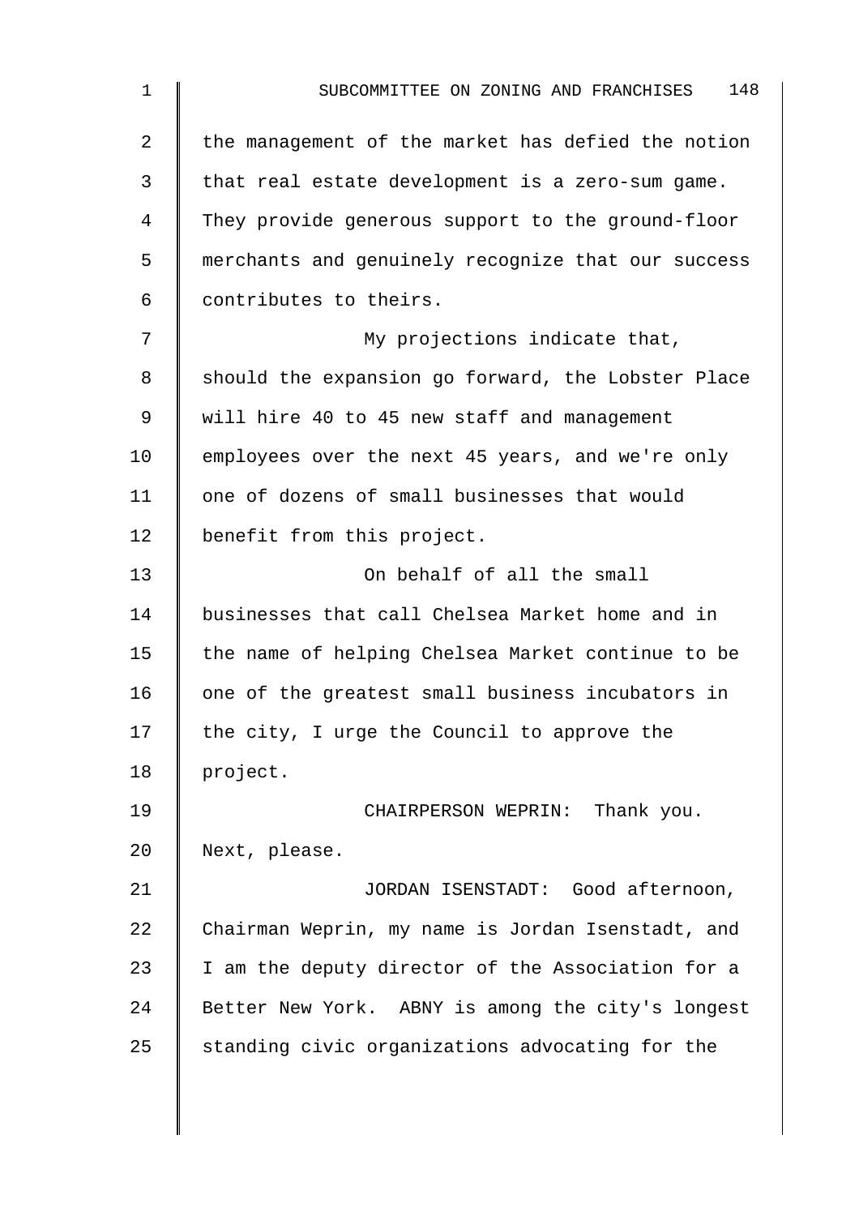the management of the market has defied the notion that real estate development is a zero-sum game. They provide generous support to the ground-floor merchants and genuinely recognize that our success contributes to theirs.

My projections indicate that, should the expansion go forward, the Lobster Place will hire 40 to 45 new staff and management employees over the next 45 years, and we're only one of dozens of small businesses that would benefit from this project.

On behalf of all the small businesses that call Chelsea Market home and in the name of helping Chelsea Market continue to be one of the greatest small business incubators in the city, I urge the Council to approve the project.

CHAIRPERSON WEPRIN: Thank you. Next, please.

JORDAN ISENSTADT: Good afternoon, Chairman Weprin, my name is Jordan Isenstadt, and I am the deputy director of the Association for a Better New York. ABNY is among the city's longest standing civic organizations advocating for the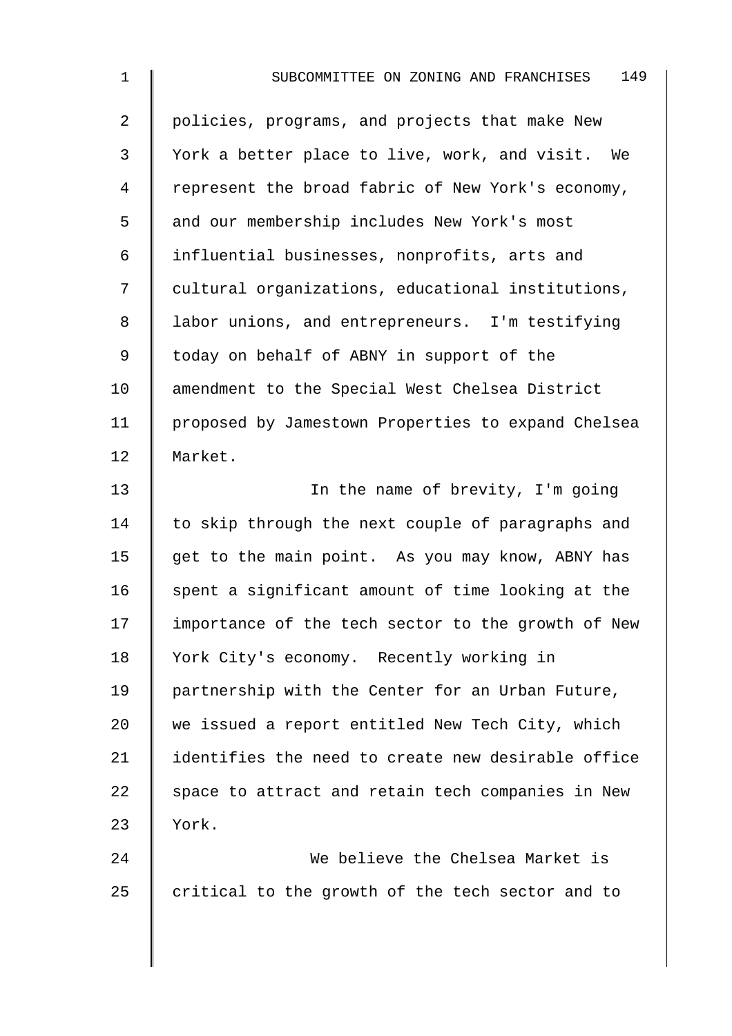policies, programs, and projects that make New York a better place to live, work, and visit. We represent the broad fabric of New York's economy, and our membership includes New York's most influential businesses, nonprofits, arts and cultural organizations, educational institutions, labor unions, and entrepreneurs. I'm testifying today on behalf of ABNY in support of the amendment to the Special West Chelsea District proposed by Jamestown Properties to expand Chelsea Market.

In the name of brevity, I'm going to skip through the next couple of paragraphs and get to the main point. As you may know, ABNY has spent a significant amount of time looking at the importance of the tech sector to the growth of New York City's economy. Recently working in partnership with the Center for an Urban Future, we issued a report entitled New Tech City, which identifies the need to create new desirable office space to attract and retain tech companies in New York.

We believe the Chelsea Market is critical to the growth of the tech sector and to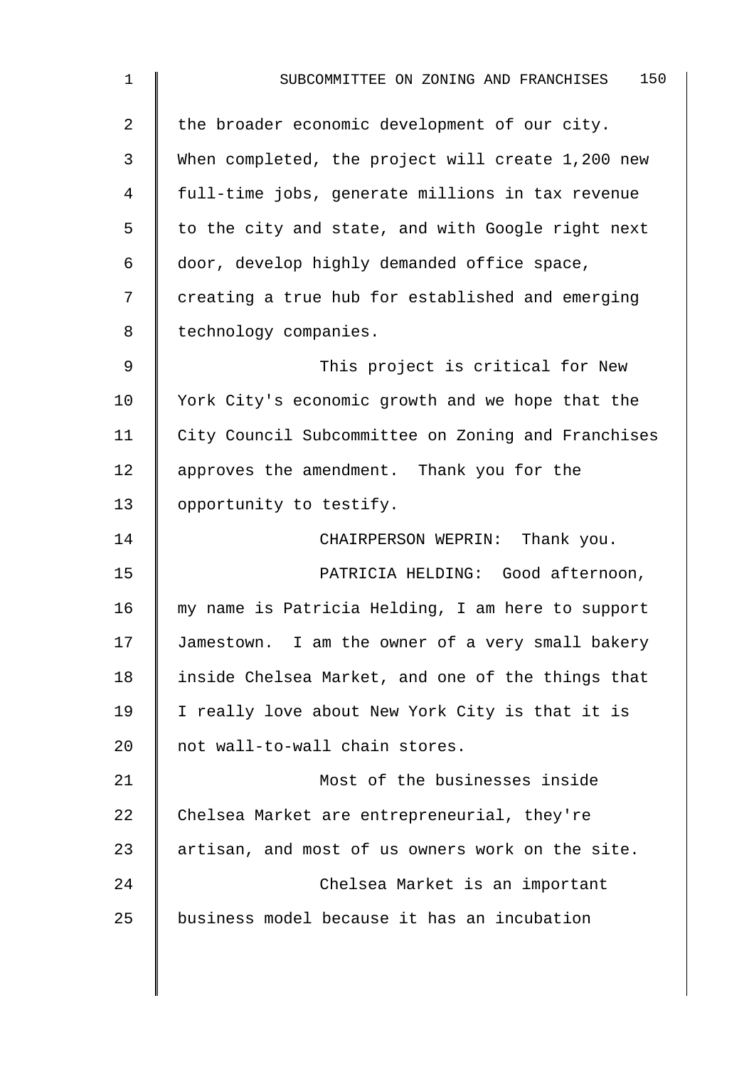the broader economic development of our city. When completed, the project will create 1,200 new full-time jobs, generate millions in tax revenue to the city and state, and with Google right next door, develop highly demanded office space, creating a true hub for established and emerging technology companies.

This project is critical for New York City's economic growth and we hope that the City Council Subcommittee on Zoning and Franchises approves the amendment. Thank you for the opportunity to testify.

CHAIRPERSON WEPRIN: Thank you.

PATRICIA HELDING: Good afternoon, my name is Patricia Helding, I am here to support Jamestown. I am the owner of a very small bakery inside Chelsea Market, and one of the things that I really love about New York City is that it is not wall-to-wall chain stores.

Most of the businesses inside Chelsea Market are entrepreneurial, they're artisan, and most of us owners work on the site.

Chelsea Market is an important business model because it has an incubation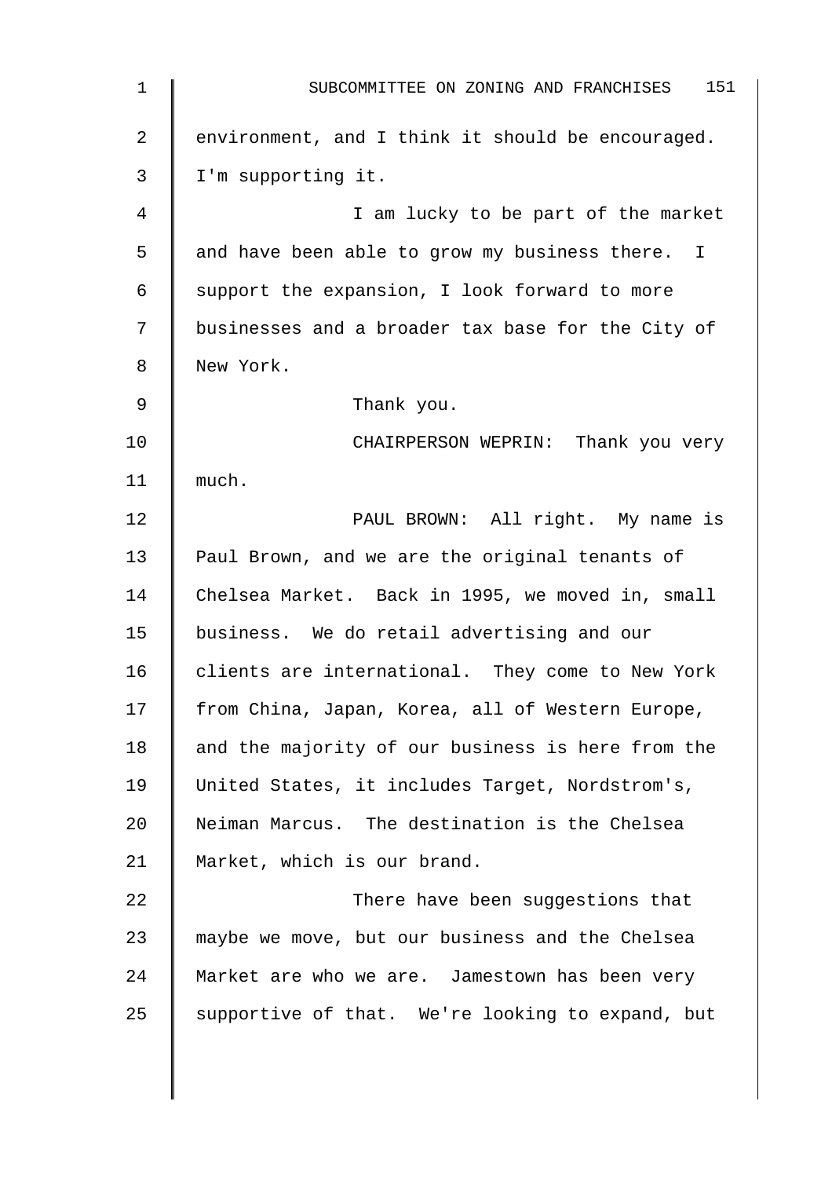environment, and I think it should be encouraged. I'm supporting it.

I am lucky to be part of the market and have been able to grow my business there. I support the expansion, I look forward to more businesses and a broader tax base for the City of New York.

Thank you.

CHAIRPERSON WEPRIN: Thank you very much.

PAUL BROWN: All right. My name is Paul Brown, and we are the original tenants of Chelsea Market. Back in 1995, we moved in, small business. We do retail advertising and our clients are international. They come to New York from China, Japan, Korea, all of Western Europe, and the majority of our business is here from the United States, it includes Target, Nordstrom's, Neiman Marcus. The destination is the Chelsea Market, which is our brand.

There have been suggestions that maybe we move, but our business and the Chelsea Market are who we are. Jamestown has been very supportive of that. We're looking to expand, but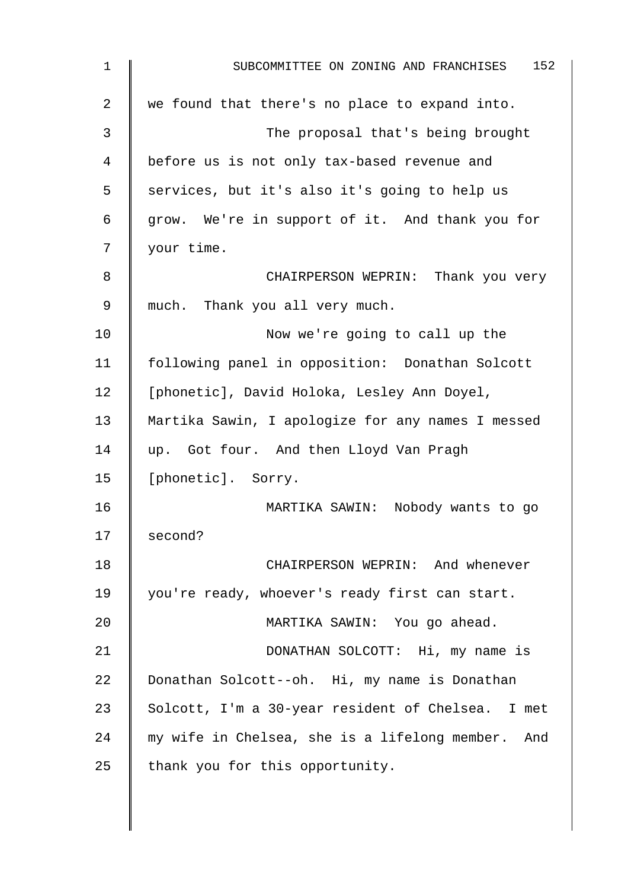we found that there's no place to expand into.

The proposal that's being brought before us is not only tax-based revenue and services, but it's also it's going to help us grow. We're in support of it. And thank you for your time.

CHAIRPERSON WEPRIN: Thank you very much. Thank you all very much.

Now we're going to call up the following panel in opposition: Donathan Solcott [phonetic], David Holoka, Lesley Ann Doyel, Martika Sawin, I apologize for any names I messed up. Got four. And then Lloyd Van Pragh [phonetic]. Sorry.

MARTIKA SAWIN: Nobody wants to go second?

CHAIRPERSON WEPRIN: And whenever you're ready, whoever's ready first can start.

MARTIKA SAWIN: You go ahead.

DONATHAN SOLCOTT: Hi, my name is Donathan Solcott--oh. Hi, my name is Donathan Solcott, I'm a 30-year resident of Chelsea. I met my wife in Chelsea, she is a lifelong member. And thank you for this opportunity.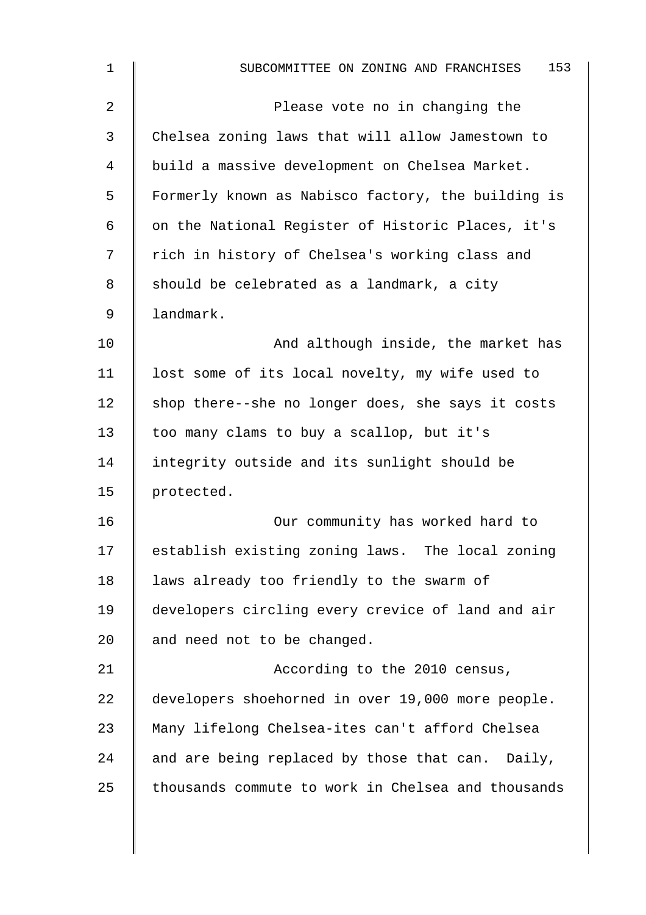Please vote no in changing the Chelsea zoning laws that will allow Jamestown to build a massive development on Chelsea Market. Formerly known as Nabisco factory, the building is on the National Register of Historic Places, it's rich in history of Chelsea's working class and should be celebrated as a landmark, a city landmark.

And although inside, the market has lost some of its local novelty, my wife used to shop there--she no longer does, she says it costs too many clams to buy a scallop, but it's integrity outside and its sunlight should be protected.

Our community has worked hard to establish existing zoning laws. The local zoning laws already too friendly to the swarm of developers circling every crevice of land and air and need not to be changed.

According to the 2010 census, developers shoehorned in over 19,000 more people. Many lifelong Chelsea-ites can't afford Chelsea and are being replaced by those that can. Daily, thousands commute to work in Chelsea and thousands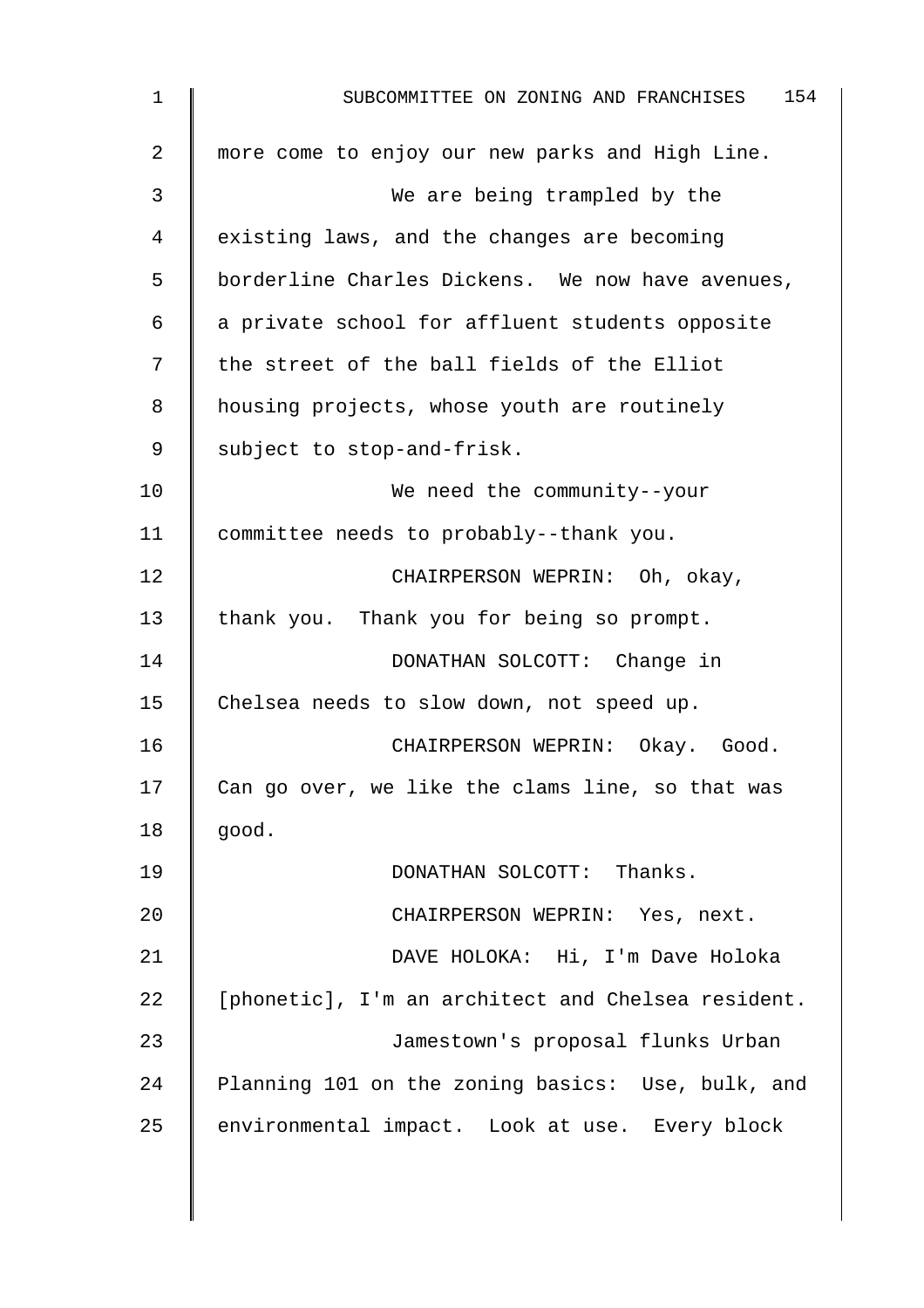more come to enjoy our new parks and High Line.

We are being trampled by the existing laws, and the changes are becoming borderline Charles Dickens. We now have avenues, a private school for affluent students opposite the street of the ball fields of the Elliot housing projects, whose youth are routinely subject to stop-and-frisk.

We need the community--your committee needs to probably--thank you.

CHAIRPERSON WEPRIN: Oh, okay, thank you. Thank you for being so prompt.

DONATHAN SOLCOTT: Change in Chelsea needs to slow down, not speed up.

CHAIRPERSON WEPRIN: Okay. Good. Can go over, we like the clams line, so that was good.

DONATHAN SOLCOTT: Thanks.

CHAIRPERSON WEPRIN: Yes, next.

DAVE HOLOKA: Hi, I'm Dave Holoka [phonetic], I'm an architect and Chelsea resident.

Jamestown's proposal flunks Urban Planning 101 on the zoning basics: Use, bulk, and environmental impact. Look at use. Every block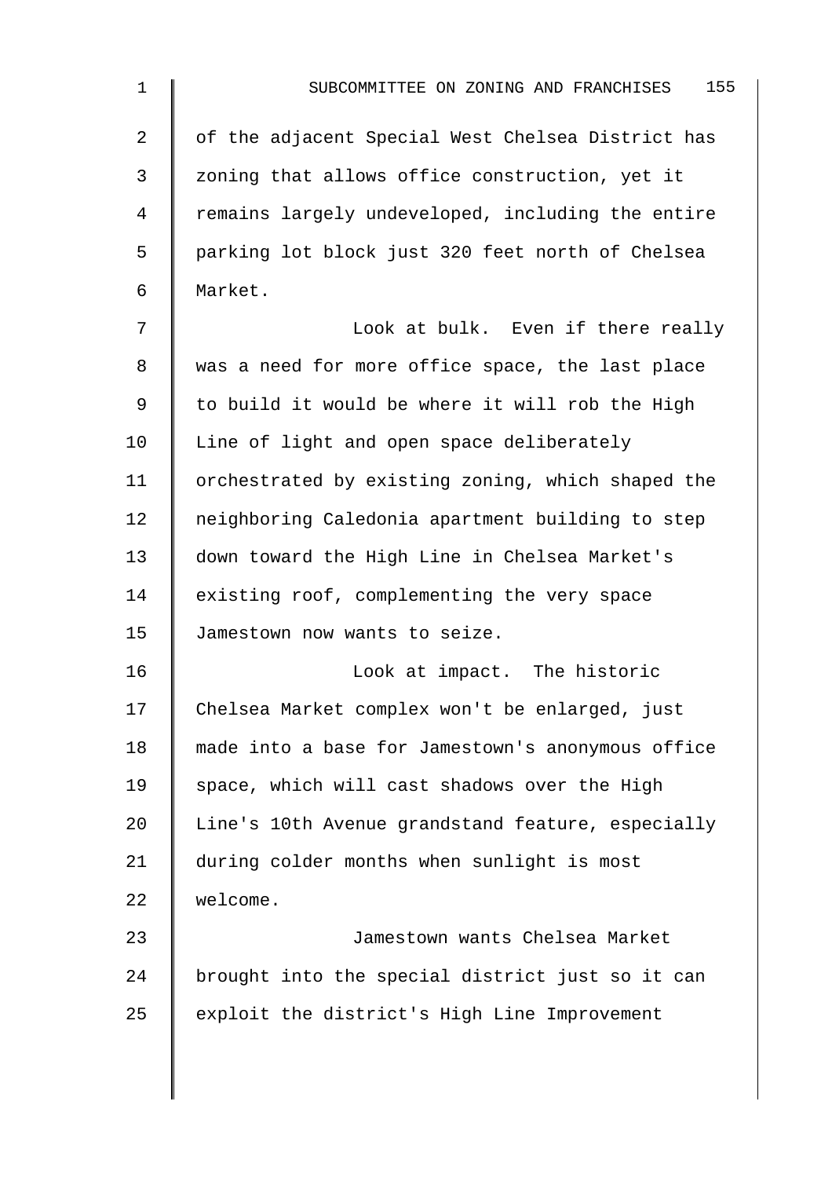of the adjacent Special West Chelsea District has zoning that allows office construction, yet it remains largely undeveloped, including the entire parking lot block just 320 feet north of Chelsea Market.

Look at bulk. Even if there really was a need for more office space, the last place to build it would be where it will rob the High Line of light and open space deliberately orchestrated by existing zoning, which shaped the neighboring Caledonia apartment building to step down toward the High Line in Chelsea Market's existing roof, complementing the very space Jamestown now wants to seize.

Look at impact. The historic Chelsea Market complex won't be enlarged, just made into a base for Jamestown's anonymous office space, which will cast shadows over the High Line's 10th Avenue grandstand feature, especially during colder months when sunlight is most welcome.

Jamestown wants Chelsea Market brought into the special district just so it can exploit the district's High Line Improvement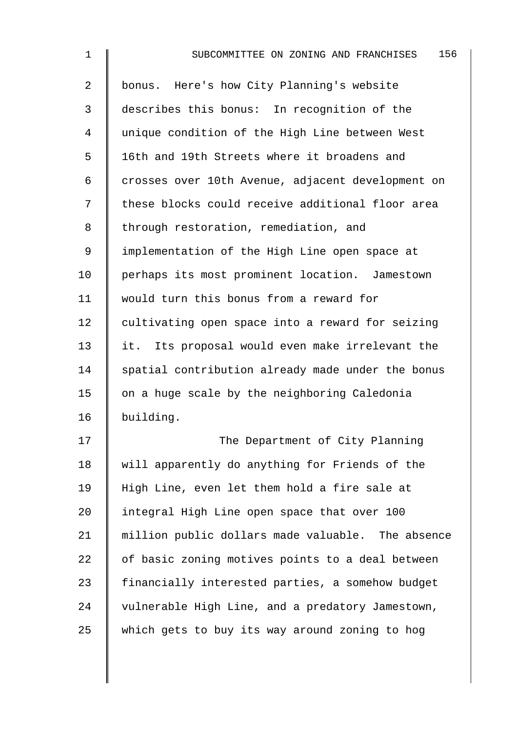bonus. Here's how City Planning's website describes this bonus: In recognition of the unique condition of the High Line between West 16th and 19th Streets where it broadens and crosses over 10th Avenue, adjacent development on these blocks could receive additional floor area through restoration, remediation, and implementation of the High Line open space at perhaps its most prominent location. Jamestown would turn this bonus from a reward for cultivating open space into a reward for seizing it. Its proposal would even make irrelevant the spatial contribution already made under the bonus on a huge scale by the neighboring Caledonia building.

The Department of City Planning will apparently do anything for Friends of the High Line, even let them hold a fire sale at integral High Line open space that over 100 million public dollars made valuable. The absence of basic zoning motives points to a deal between financially interested parties, a somehow budget vulnerable High Line, and a predatory Jamestown, which gets to buy its way around zoning to hog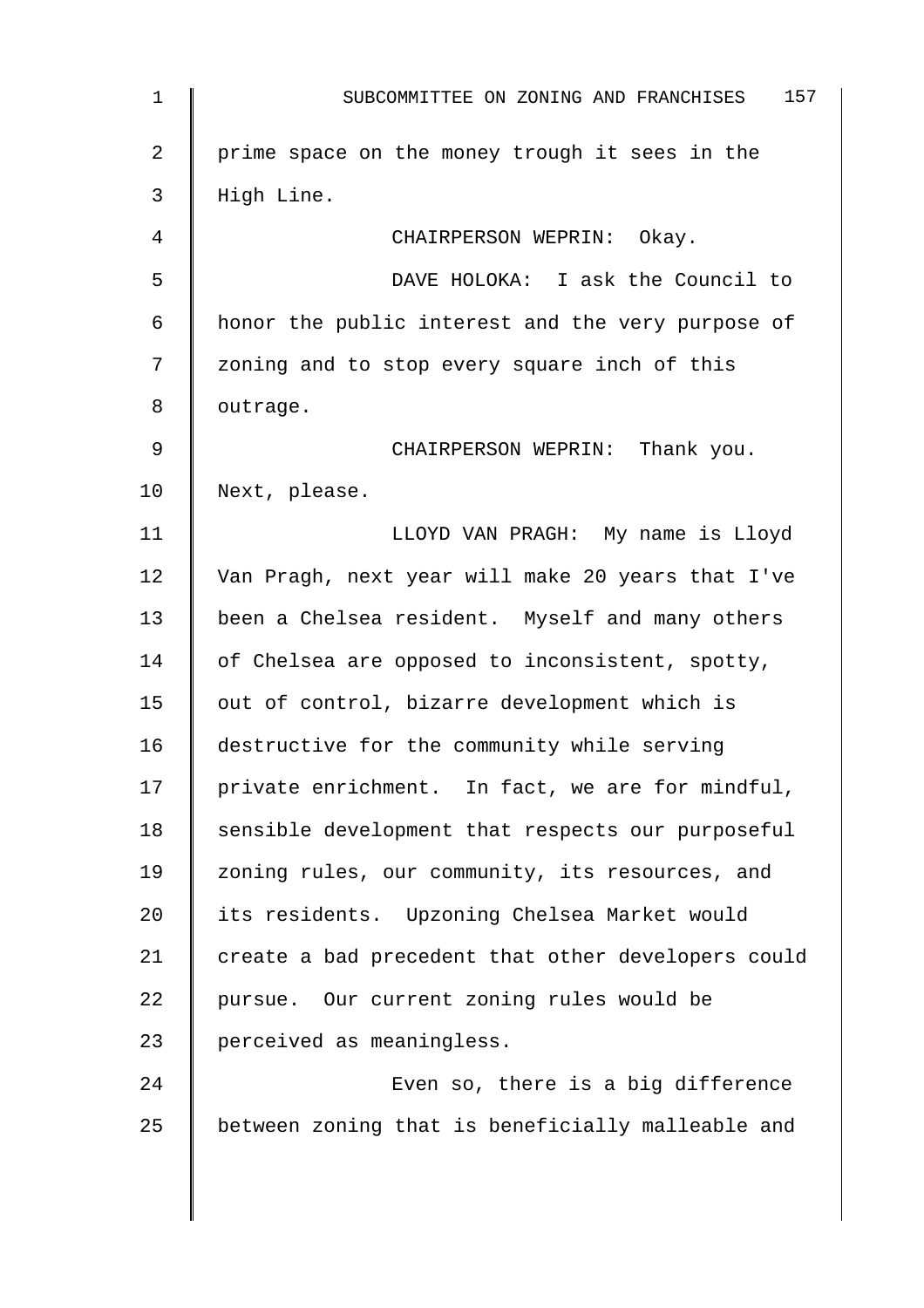prime space on the money trough it sees in the High Line.

CHAIRPERSON WEPRIN: Okay.

DAVE HOLOKA: I ask the Council to honor the public interest and the very purpose of zoning and to stop every square inch of this outrage.

CHAIRPERSON WEPRIN: Thank you. Next, please.

LLOYD VAN PRAGH: My name is Lloyd Van Pragh, next year will make 20 years that I've been a Chelsea resident. Myself and many others of Chelsea are opposed to inconsistent, spotty, out of control, bizarre development which is destructive for the community while serving private enrichment. In fact, we are for mindful, sensible development that respects our purposeful zoning rules, our community, its resources, and its residents. Upzoning Chelsea Market would create a bad precedent that other developers could pursue. Our current zoning rules would be perceived as meaningless.

Even so, there is a big difference between zoning that is beneficially malleable and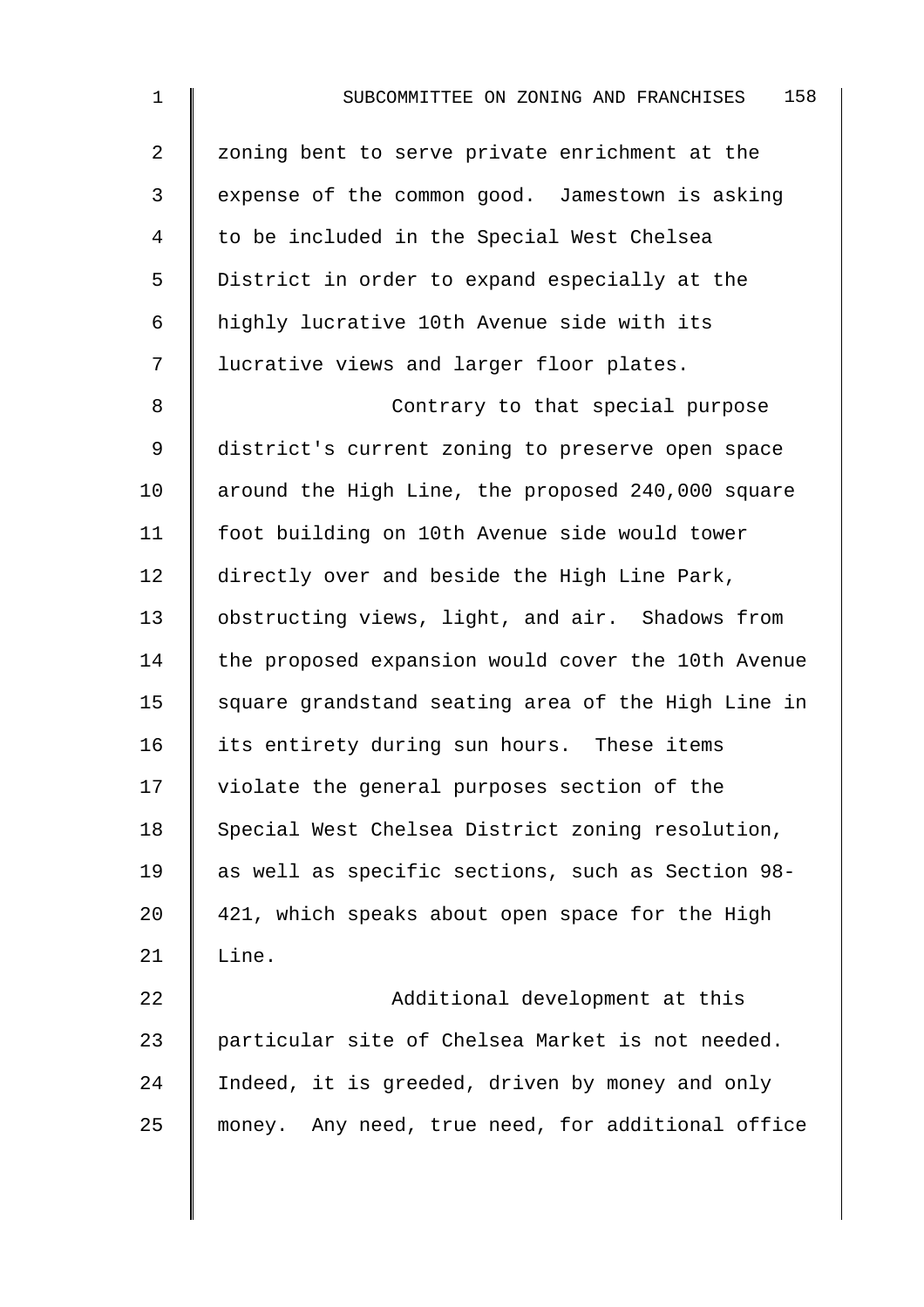zoning bent to serve private enrichment at the expense of the common good. Jamestown is asking to be included in the Special West Chelsea District in order to expand especially at the highly lucrative 10th Avenue side with its lucrative views and larger floor plates.

Contrary to that special purpose district's current zoning to preserve open space around the High Line, the proposed 240,000 square foot building on 10th Avenue side would tower directly over and beside the High Line Park, obstructing views, light, and air. Shadows from the proposed expansion would cover the 10th Avenue square grandstand seating area of the High Line in its entirety during sun hours. These items violate the general purposes section of the Special West Chelsea District zoning resolution, as well as specific sections, such as Section 98-421, which speaks about open space for the High Line.

Additional development at this particular site of Chelsea Market is not needed. Indeed, it is greeded, driven by money and only money. Any need, true need, for additional office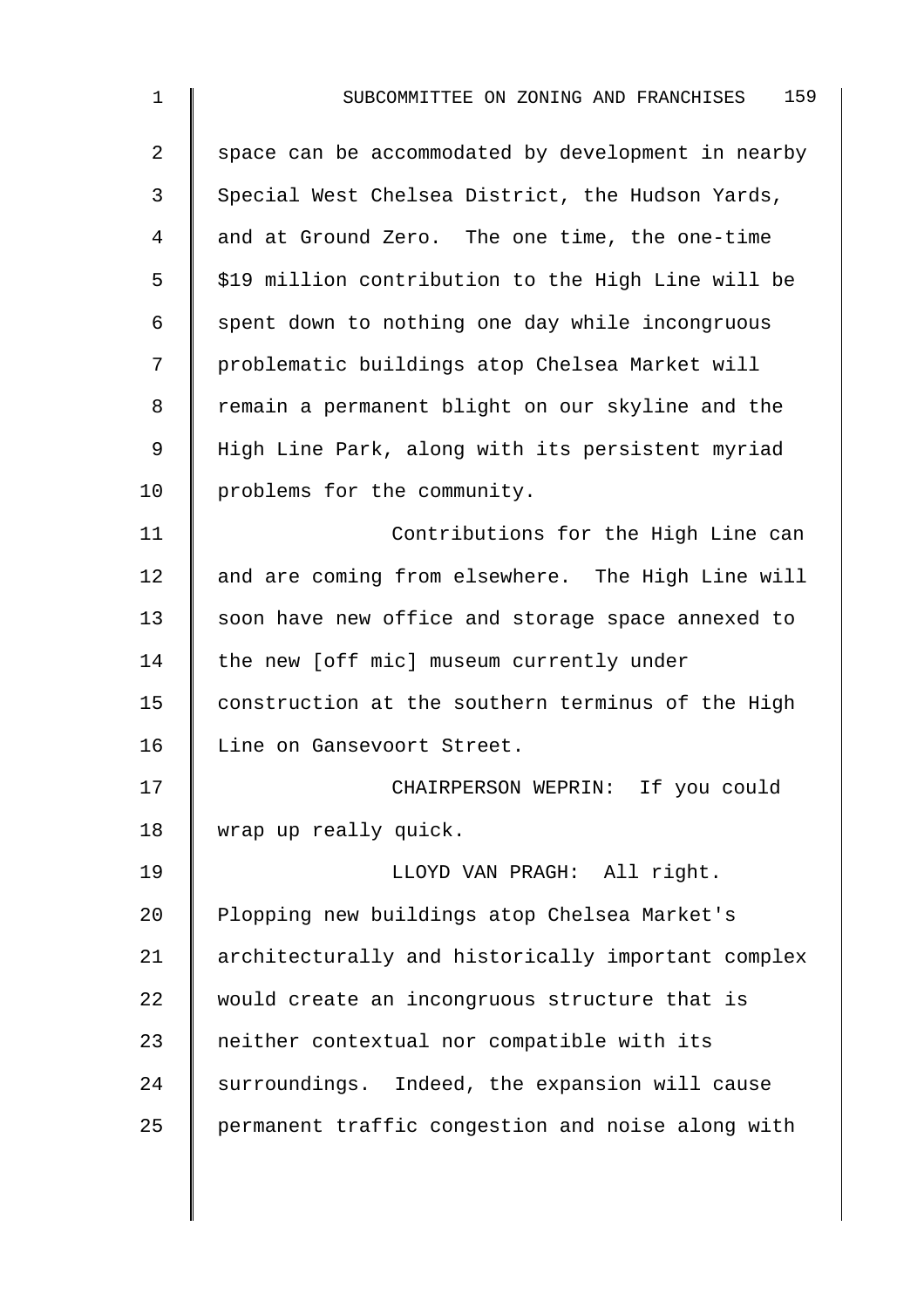space can be accommodated by development in nearby Special West Chelsea District, the Hudson Yards, and at Ground Zero. The one time, the one-time $19 million contribution to the High Line will be spent down to nothing one day while incongruous problematic buildings atop Chelsea Market will remain a permanent blight on our skyline and the High Line Park, along with its persistent myriad problems for the community.

Contributions for the High Line can and are coming from elsewhere. The High Line will soon have new office and storage space annexed to the new [off mic] museum currently under construction at the southern terminus of the High Line on Gansevoort Street.

CHAIRPERSON WEPRIN: If you could wrap up really quick.

LLOYD VAN PRAGH: All right. Plopping new buildings atop Chelsea Market's architecturally and historically important complex would create an incongruous structure that is neither contextual nor compatible with its surroundings. Indeed, the expansion will cause permanent traffic congestion and noise along with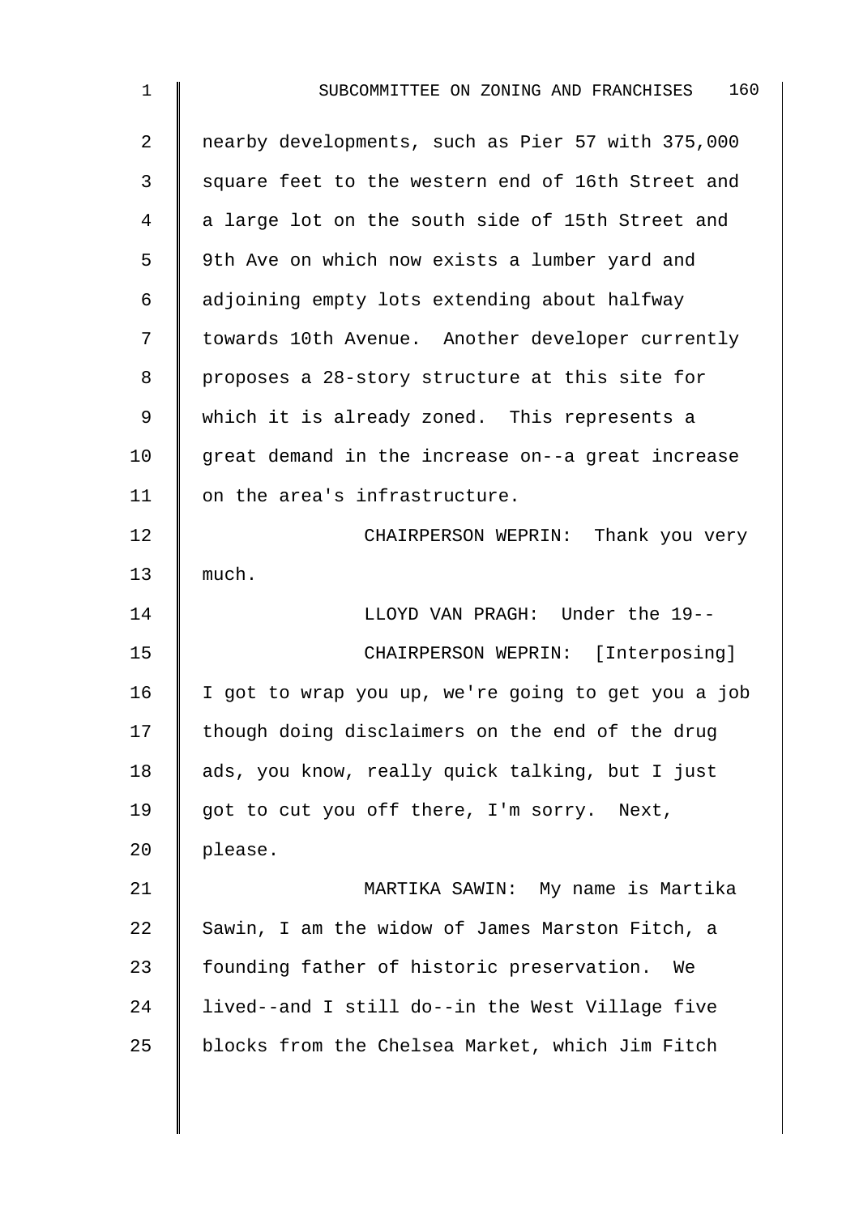nearby developments, such as Pier 57 with 375,000 square feet to the western end of 16th Street and a large lot on the south side of 15th Street and 9th Ave on which now exists a lumber yard and adjoining empty lots extending about halfway towards 10th Avenue. Another developer currently proposes a 28-story structure at this site for which it is already zoned. This represents a great demand in the increase on--a great increase on the area's infrastructure.

CHAIRPERSON WEPRIN: Thank you very much.

LLOYD VAN PRAGH: Under the 19--

CHAIRPERSON WEPRIN: [Interposing] I got to wrap you up, we're going to get you a job though doing disclaimers on the end of the drug ads, you know, really quick talking, but I just got to cut you off there, I'm sorry. Next, please.

MARTIKA SAWIN: My name is Martika Sawin, I am the widow of James Marston Fitch, a founding father of historic preservation. We lived--and I still do--in the West Village five blocks from the Chelsea Market, which Jim Fitch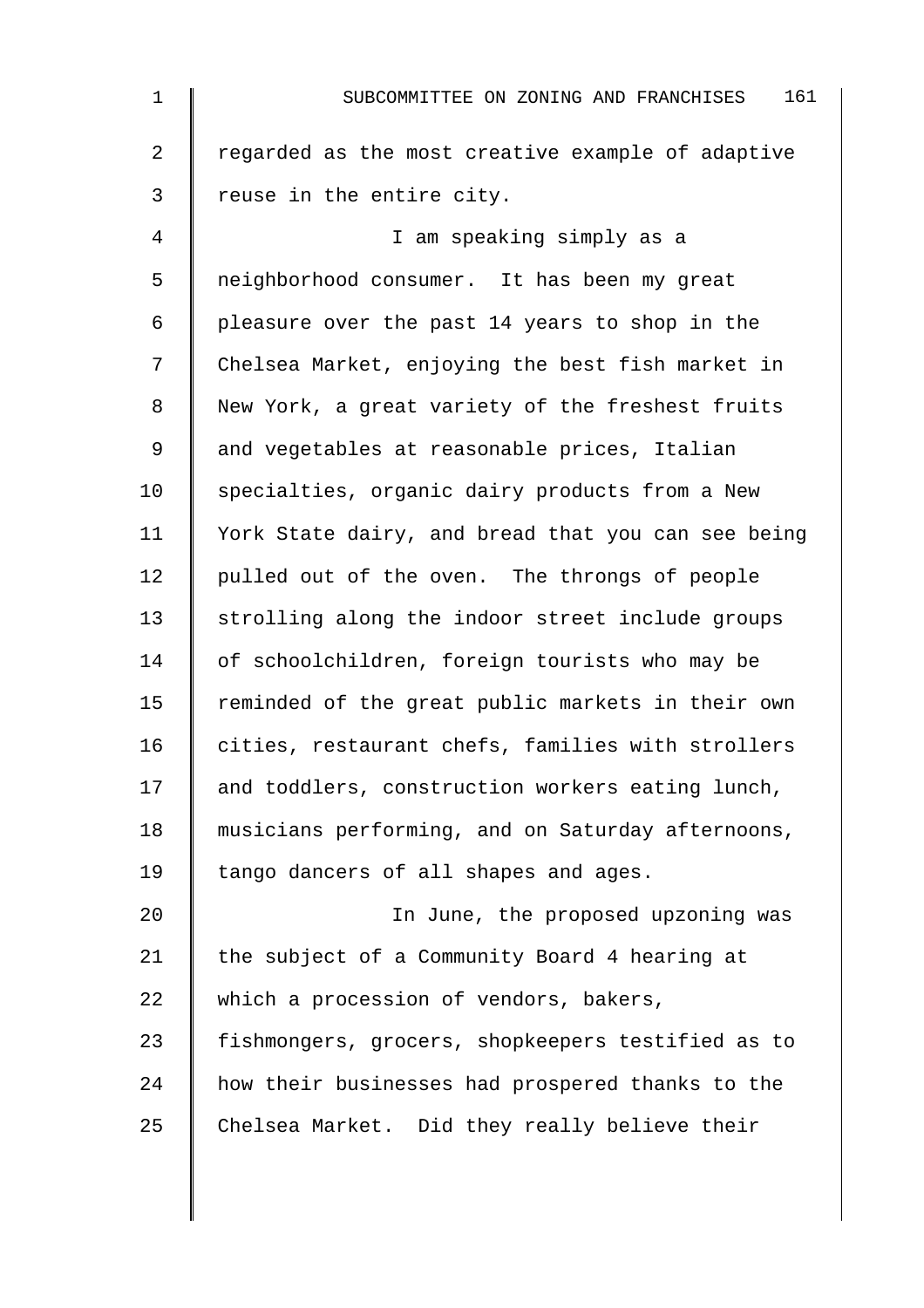regarded as the most creative example of adaptive reuse in the entire city.

I am speaking simply as a neighborhood consumer. It has been my great pleasure over the past 14 years to shop in the Chelsea Market, enjoying the best fish market in New York, a great variety of the freshest fruits and vegetables at reasonable prices, Italian specialties, organic dairy products from a New York State dairy, and bread that you can see being pulled out of the oven. The throngs of people strolling along the indoor street include groups of schoolchildren, foreign tourists who may be reminded of the great public markets in their own cities, restaurant chefs, families with strollers and toddlers, construction workers eating lunch, musicians performing, and on Saturday afternoons, tango dancers of all shapes and ages.

In June, the proposed upzoning was the subject of a Community Board 4 hearing at which a procession of vendors, bakers, fishmongers, grocers, shopkeepers testified as to how their businesses had prospered thanks to the Chelsea Market. Did they really believe their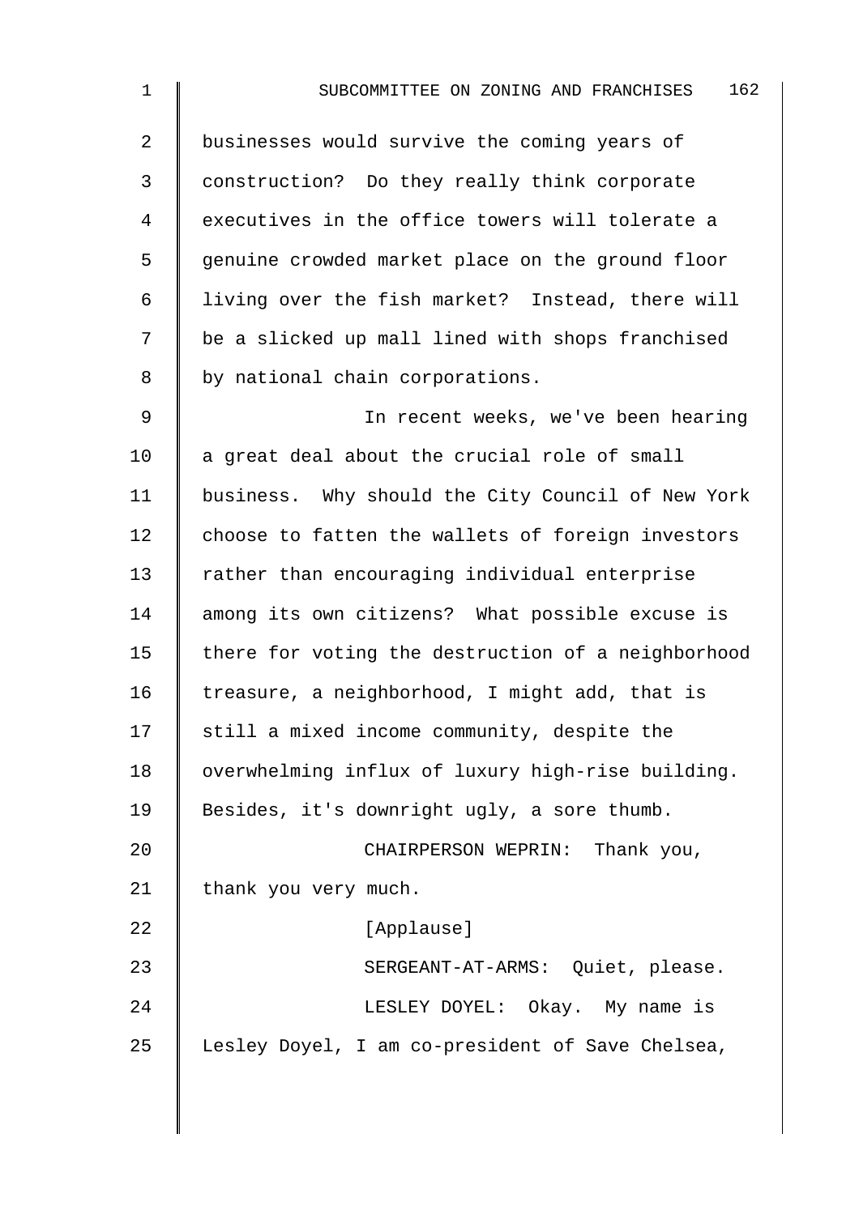businesses would survive the coming years of construction? Do they really think corporate executives in the office towers will tolerate a genuine crowded market place on the ground floor living over the fish market? Instead, there will be a slicked up mall lined with shops franchised by national chain corporations.

In recent weeks, we've been hearing a great deal about the crucial role of small business. Why should the City Council of New York choose to fatten the wallets of foreign investors rather than encouraging individual enterprise among its own citizens? What possible excuse is there for voting the destruction of a neighborhood treasure, a neighborhood, I might add, that is still a mixed income community, despite the overwhelming influx of luxury high-rise building. Besides, it's downright ugly, a sore thumb.

CHAIRPERSON WEPRIN: Thank you, thank you very much.

[Applause]

SERGEANT-AT-ARMS: Quiet, please.

LESLEY DOYEL: Okay. My name is Lesley Doyel, I am co-president of Save Chelsea,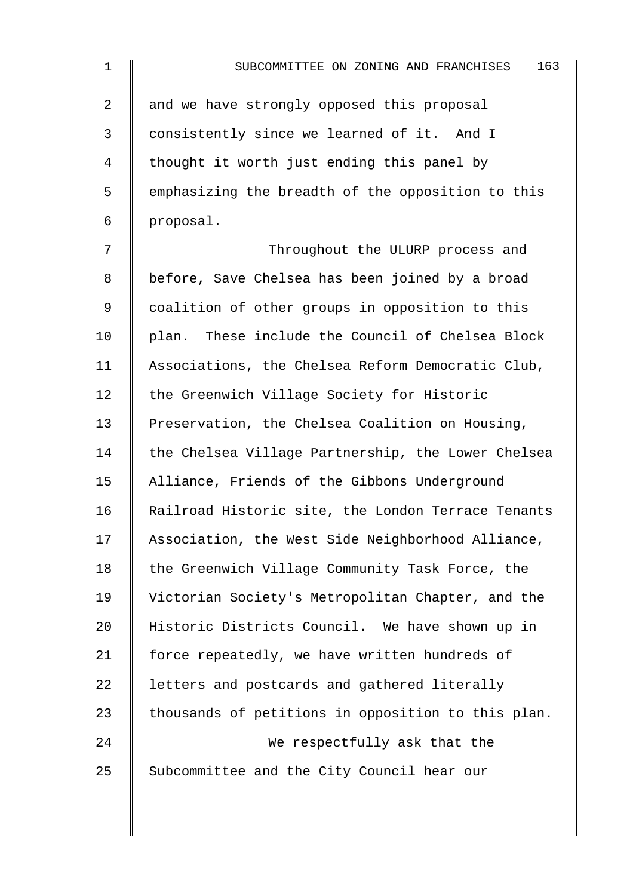and we have strongly opposed this proposal consistently since we learned of it. And I thought it worth just ending this panel by emphasizing the breadth of the opposition to this proposal.

Throughout the ULURP process and before, Save Chelsea has been joined by a broad coalition of other groups in opposition to this plan. These include the Council of Chelsea Block Associations, the Chelsea Reform Democratic Club, the Greenwich Village Society for Historic Preservation, the Chelsea Coalition on Housing, the Chelsea Village Partnership, the Lower Chelsea Alliance, Friends of the Gibbons Underground Railroad Historic site, the London Terrace Tenants Association, the West Side Neighborhood Alliance, the Greenwich Village Community Task Force, the Victorian Society's Metropolitan Chapter, and the Historic Districts Council. We have shown up in force repeatedly, we have written hundreds of letters and postcards and gathered literally thousands of petitions in opposition to this plan.

We respectfully ask that the Subcommittee and the City Council hear our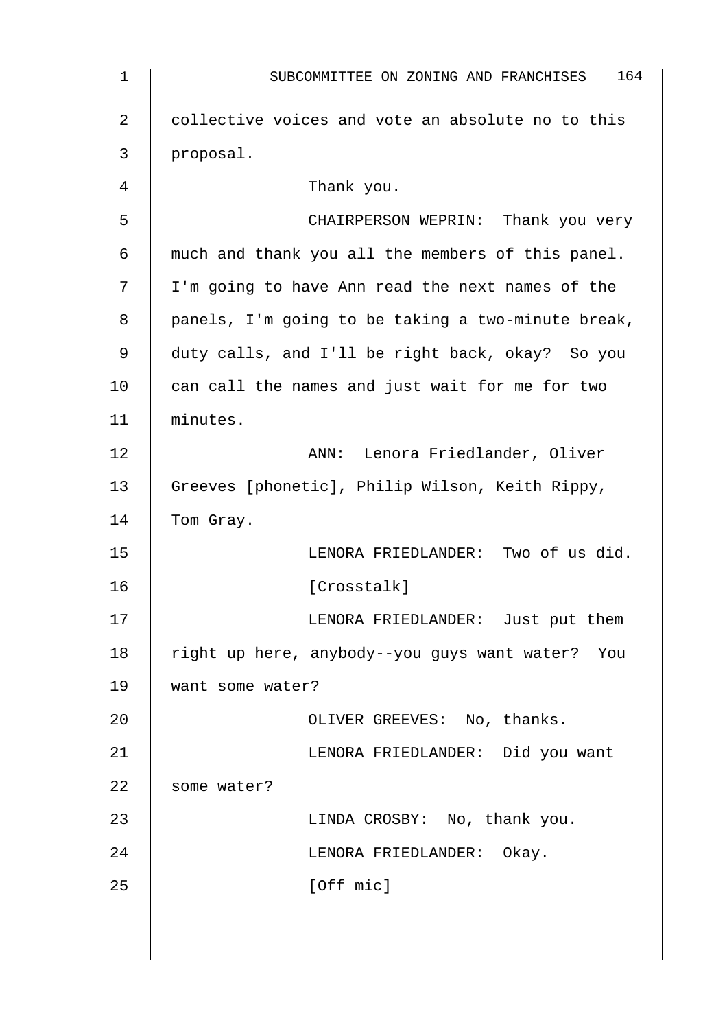collective voices and vote an absolute no to this proposal.

Thank you.

CHAIRPERSON WEPRIN: Thank you very much and thank you all the members of this panel. I'm going to have Ann read the next names of the panels, I'm going to be taking a two-minute break, duty calls, and I'll be right back, okay? So you can call the names and just wait for me for two minutes.

ANN: Lenora Friedlander, Oliver Greeves [phonetic], Philip Wilson, Keith Rippy, Tom Gray.

LENORA FRIEDLANDER: Two of us did.

[Crosstalk]

LENORA FRIEDLANDER: Just put them right up here, anybody--you guys want water? You want some water?

OLIVER GREEVES: No, thanks.

LENORA FRIEDLANDER: Did you want some water?

LINDA CROSBY: No, thank you.

LENORA FRIEDLANDER: Okay.

[Off mic]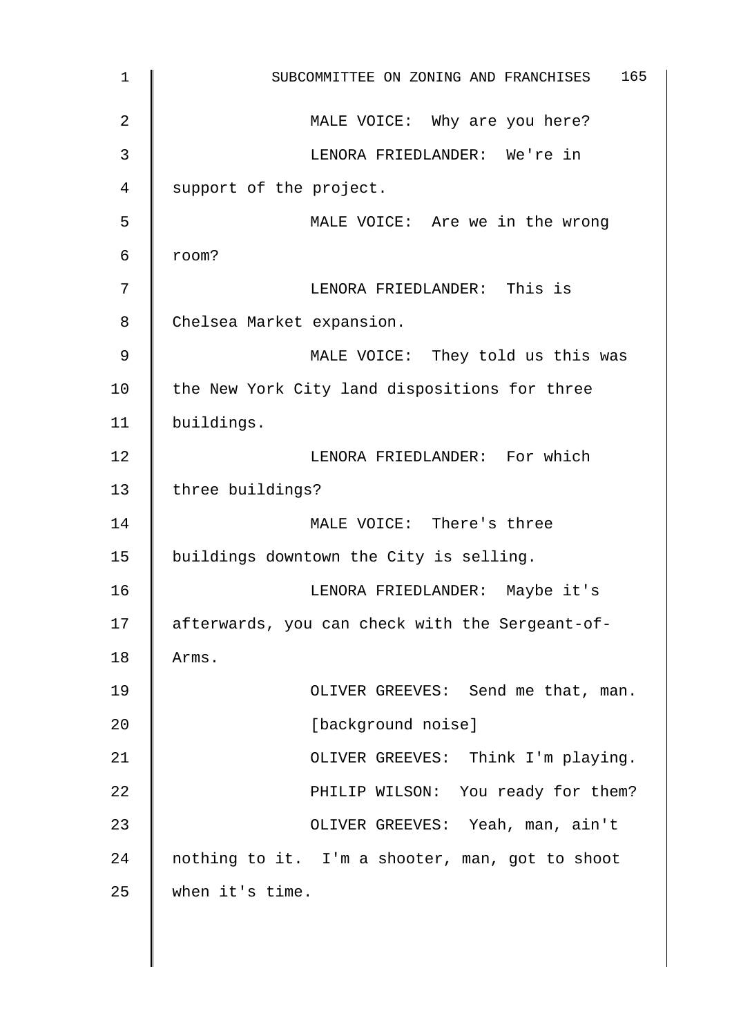MALE VOICE: Why are you here?

LENORA FRIEDLANDER: We're in support of the project.

MALE VOICE: Are we in the wrong room?

LENORA FRIEDLANDER: This is Chelsea Market expansion.

MALE VOICE: They told us this was the New York City land dispositions for three buildings.

LENORA FRIEDLANDER: For which three buildings?

MALE VOICE: There's three buildings downtown the City is selling.

LENORA FRIEDLANDER: Maybe it's afterwards, you can check with the Sergeant-of-Arms.

OLIVER GREEVES: Send me that, man.

[background noise]

OLIVER GREEVES: Think I'm playing.

PHILIP WILSON: You ready for them?

OLIVER GREEVES: Yeah, man, ain't nothing to it. I'm a shooter, man, got to shoot when it's time.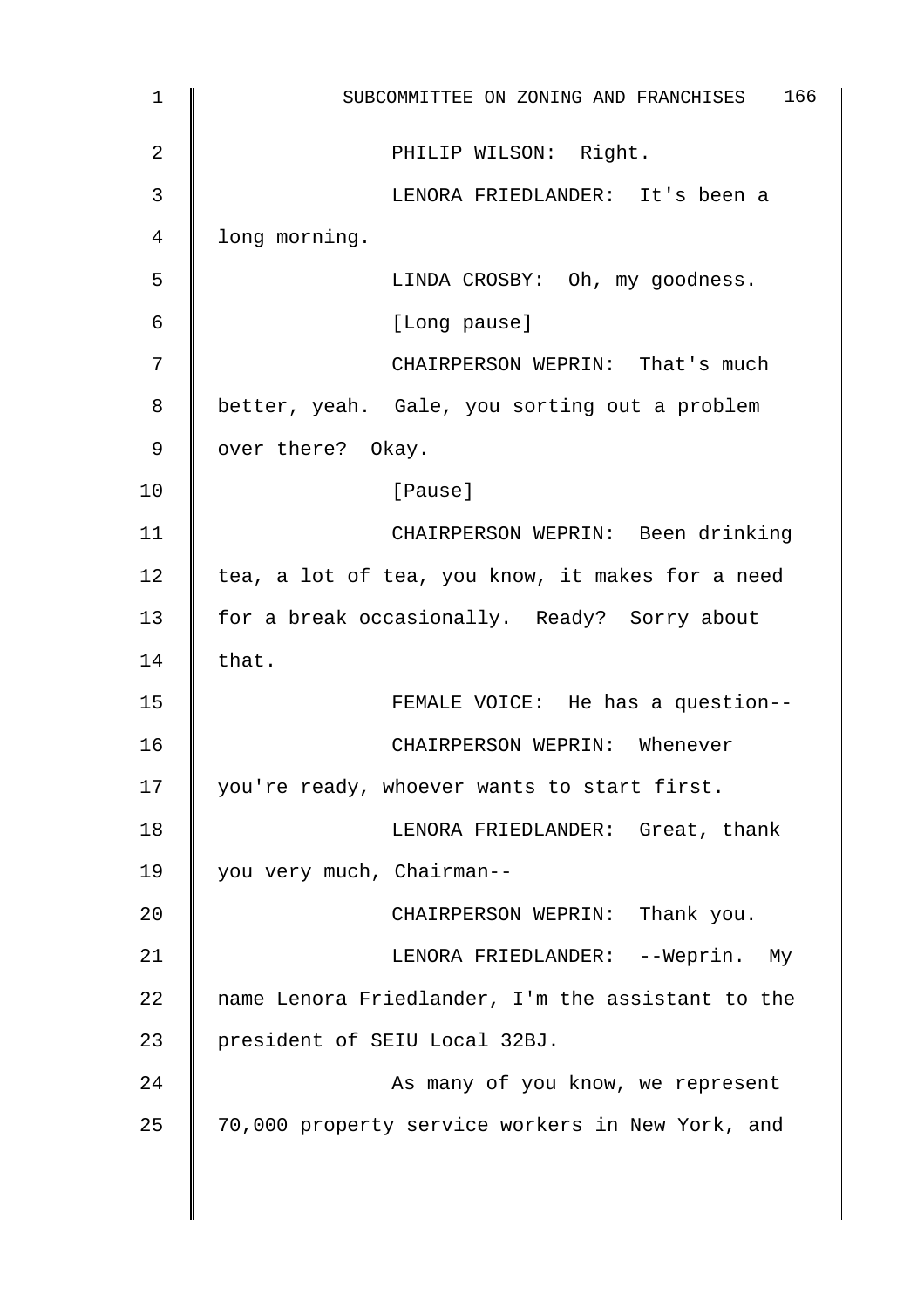PHILIP WILSON: Right.

LENORA FRIEDLANDER: It's been a long morning.

LINDA CROSBY: Oh, my goodness.

[Long pause]

CHAIRPERSON WEPRIN: That's much better, yeah. Gale, you sorting out a problem over there? Okay.

[Pause]

CHAIRPERSON WEPRIN: Been drinking tea, a lot of tea, you know, it makes for a need for a break occasionally. Ready? Sorry about that.

FEMALE VOICE: He has a question--

CHAIRPERSON WEPRIN: Whenever you're ready, whoever wants to start first.

LENORA FRIEDLANDER: Great, thank you very much, Chairman--

CHAIRPERSON WEPRIN: Thank you.

LENORA FRIEDLANDER: --Weprin. My name Lenora Friedlander, I'm the assistant to the president of SEIU Local 32BJ.

As many of you know, we represent 70,000 property service workers in New York, and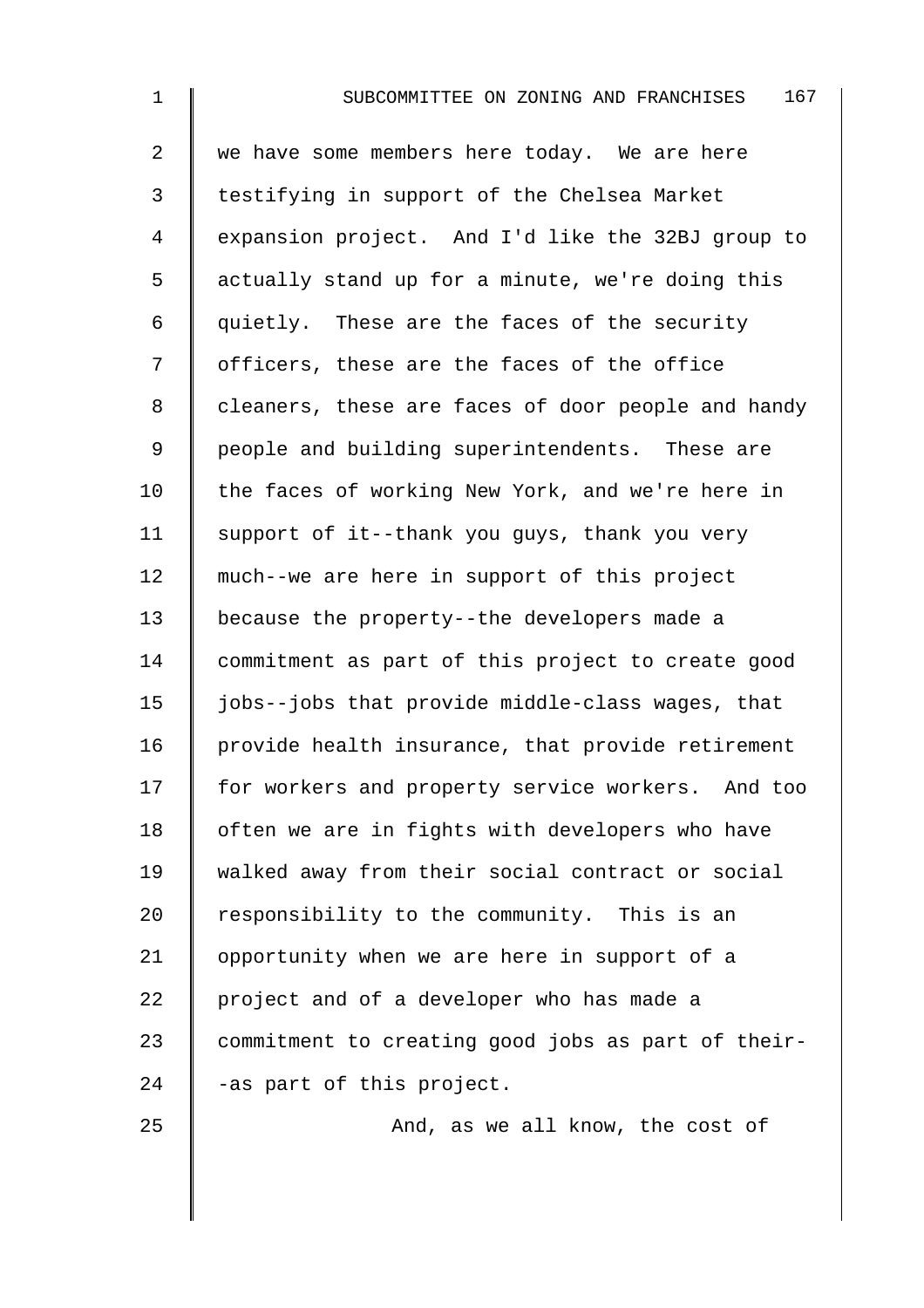we have some members here today. We are here testifying in support of the Chelsea Market expansion project. And I'd like the 32BJ group to actually stand up for a minute, we're doing this quietly. These are the faces of the security officers, these are the faces of the office cleaners, these are faces of door people and handy people and building superintendents. These are the faces of working New York, and we're here in support of it--thank you guys, thank you very much--we are here in support of this project because the property--the developers made a commitment as part of this project to create good jobs--jobs that provide middle-class wages, that provide health insurance, that provide retirement for workers and property service workers. And too often we are in fights with developers who have walked away from their social contract or social responsibility to the community. This is an opportunity when we are here in support of a project and of a developer who has made a commitment to creating good jobs as part of their--as part of this project.

And, as we all know, the cost of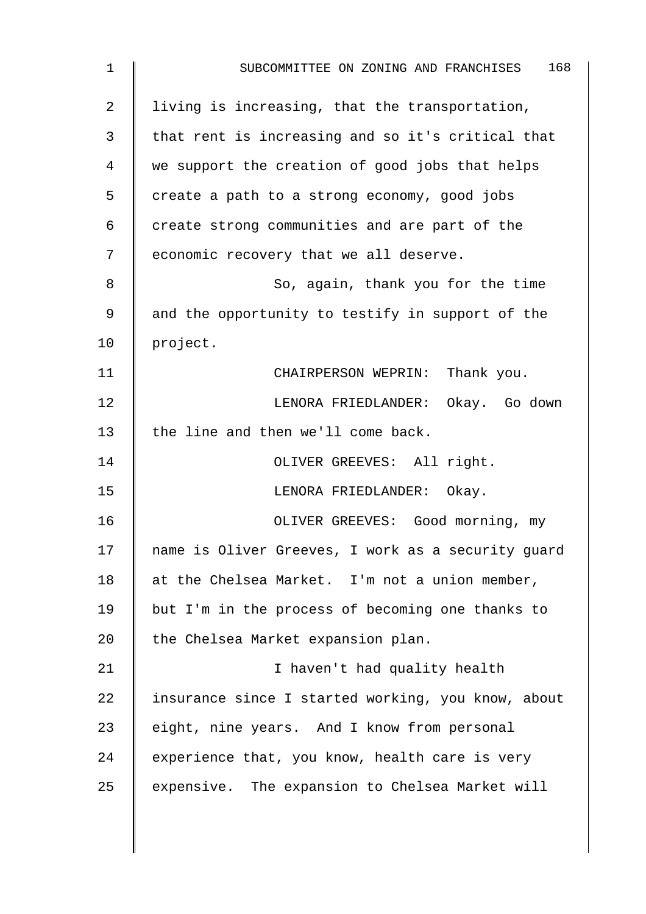living is increasing, that the transportation, that rent is increasing and so it's critical that we support the creation of good jobs that helps create a path to a strong economy, good jobs create strong communities and are part of the economic recovery that we all deserve.

So, again, thank you for the time and the opportunity to testify in support of the project.

CHAIRPERSON WEPRIN: Thank you.

LENORA FRIEDLANDER: Okay. Go down the line and then we'll come back.

OLIVER GREEVES: All right.

LENORA FRIEDLANDER: Okay.

OLIVER GREEVES: Good morning, my name is Oliver Greeves, I work as a security guard at the Chelsea Market. I'm not a union member, but I'm in the process of becoming one thanks to the Chelsea Market expansion plan.

I haven't had quality health insurance since I started working, you know, about eight, nine years. And I know from personal experience that, you know, health care is very expensive. The expansion to Chelsea Market will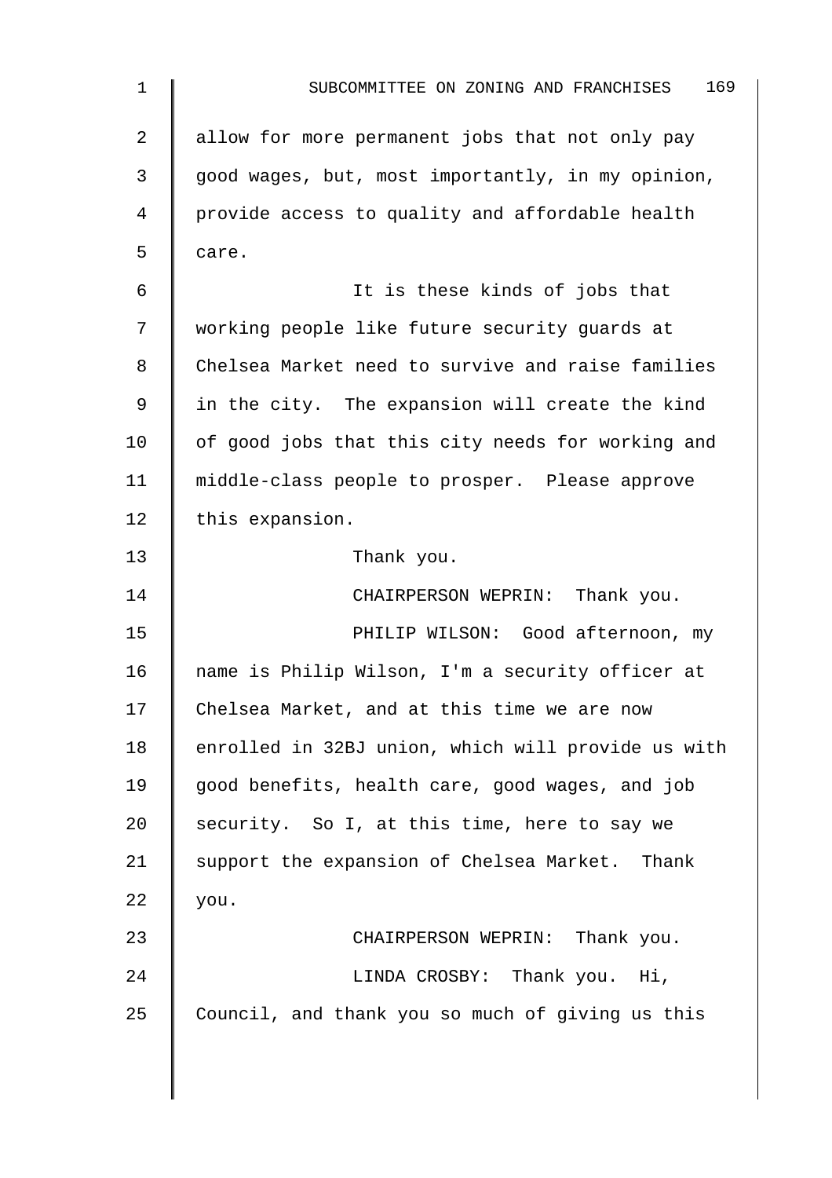allow for more permanent jobs that not only pay good wages, but, most importantly, in my opinion, provide access to quality and affordable health care.

It is these kinds of jobs that working people like future security guards at Chelsea Market need to survive and raise families in the city. The expansion will create the kind of good jobs that this city needs for working and middle-class people to prosper. Please approve this expansion.

Thank you.

CHAIRPERSON WEPRIN: Thank you.

PHILIP WILSON: Good afternoon, my name is Philip Wilson, I'm a security officer at Chelsea Market, and at this time we are now enrolled in 32BJ union, which will provide us with good benefits, health care, good wages, and job security. So I, at this time, here to say we support the expansion of Chelsea Market. Thank you.

CHAIRPERSON WEPRIN: Thank you.

LINDA CROSBY: Thank you. Hi, Council, and thank you so much of giving us this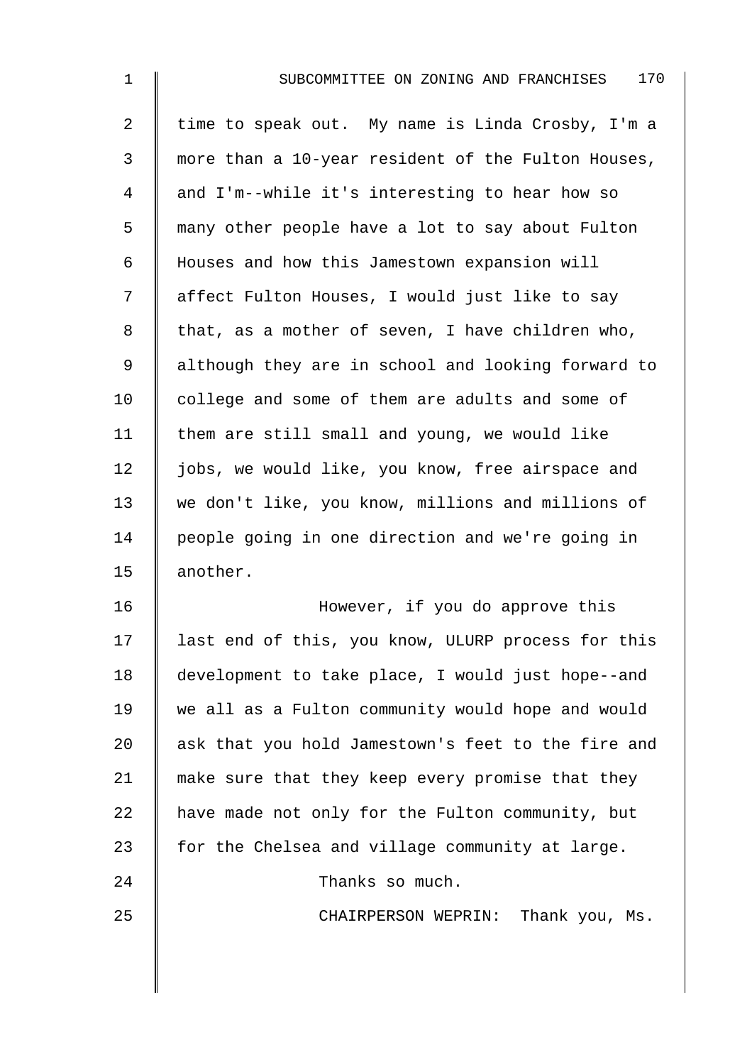time to speak out. My name is Linda Crosby, I'm a more than a 10-year resident of the Fulton Houses, and I'm--while it's interesting to hear how so many other people have a lot to say about Fulton Houses and how this Jamestown expansion will affect Fulton Houses, I would just like to say that, as a mother of seven, I have children who, although they are in school and looking forward to college and some of them are adults and some of them are still small and young, we would like jobs, we would like, you know, free airspace and we don't like, you know, millions and millions of people going in one direction and we're going in another.

However, if you do approve this last end of this, you know, ULURP process for this development to take place, I would just hope--and we all as a Fulton community would hope and would ask that you hold Jamestown's feet to the fire and make sure that they keep every promise that they have made not only for the Fulton community, but for the Chelsea and village community at large.

Thanks so much.

CHAIRPERSON WEPRIN: Thank you, Ms.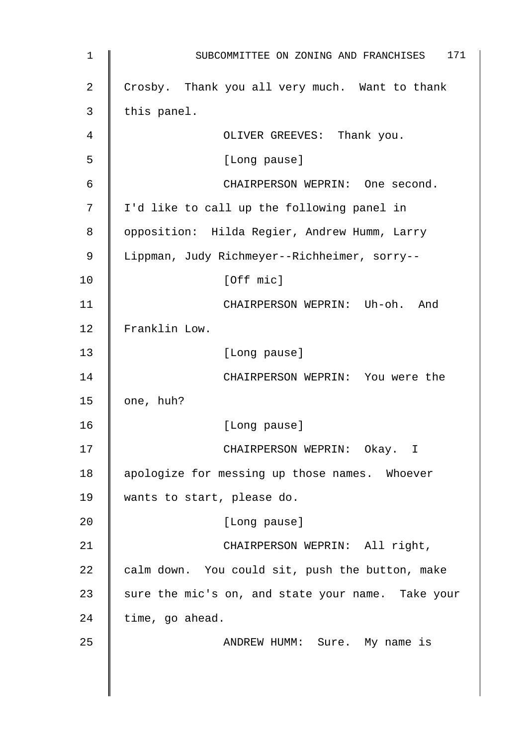Crosby. Thank you all very much. Want to thank this panel.

OLIVER GREEVES: Thank you.

[Long pause]

CHAIRPERSON WEPRIN: One second. I'd like to call up the following panel in opposition: Hilda Regier, Andrew Humm, Larry Lippman, Judy Richmeyer--Richheimer, sorry--

[Off mic]

CHAIRPERSON WEPRIN: Uh-oh. And Franklin Low.

[Long pause]

CHAIRPERSON WEPRIN: You were the one, huh?

[Long pause]

CHAIRPERSON WEPRIN: Okay. I apologize for messing up those names. Whoever wants to start, please do.

[Long pause]

CHAIRPERSON WEPRIN: All right, calm down. You could sit, push the button, make sure the mic's on, and state your name. Take your time, go ahead.

ANDREW HUMM: Sure. My name is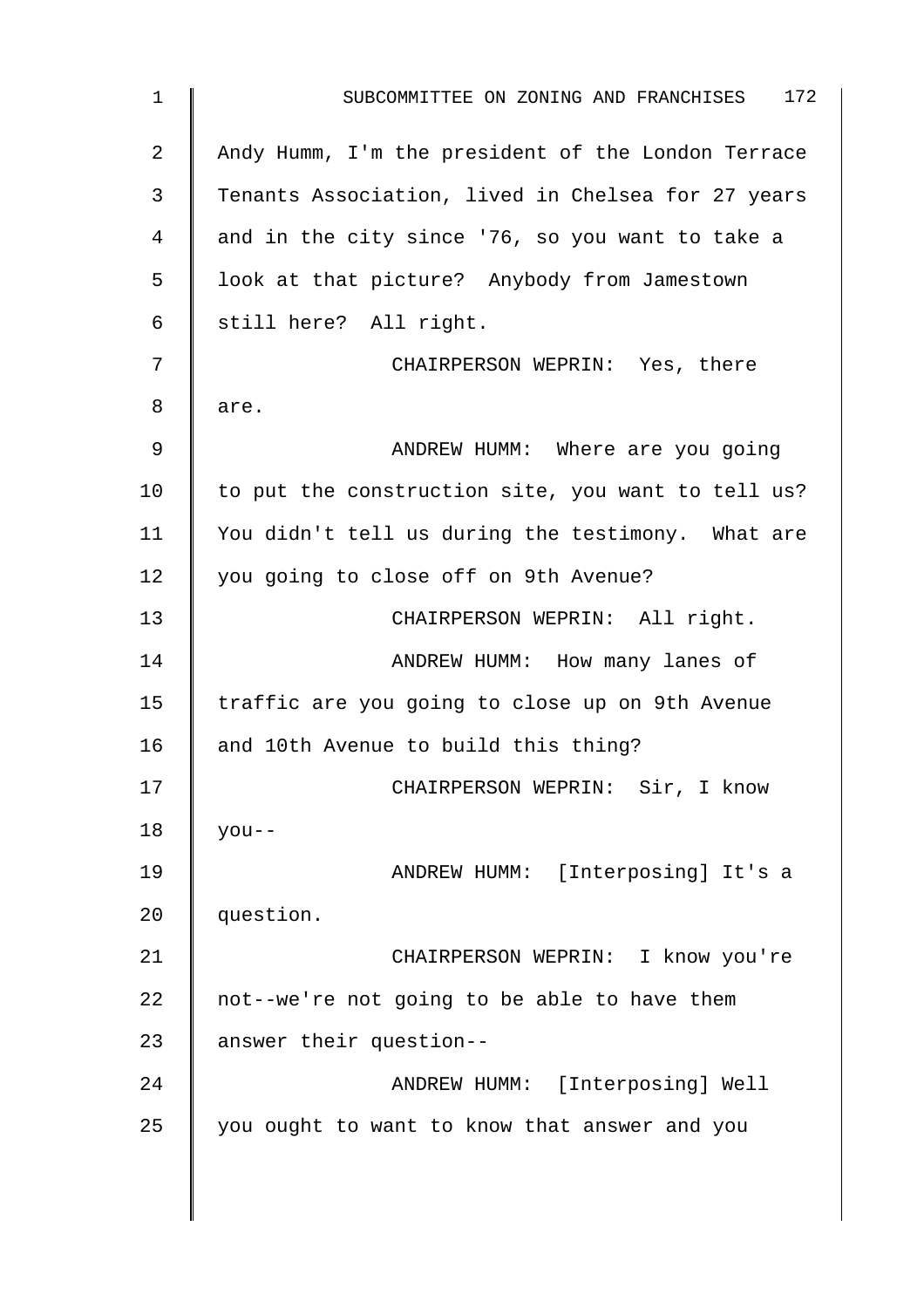Andy Humm, I'm the president of the London Terrace Tenants Association, lived in Chelsea for 27 years and in the city since '76, so you want to take a look at that picture? Anybody from Jamestown still here? All right.

CHAIRPERSON WEPRIN: Yes, there are.

ANDREW HUMM: Where are you going to put the construction site, you want to tell us? You didn't tell us during the testimony. What are you going to close off on 9th Avenue?

CHAIRPERSON WEPRIN: All right.

ANDREW HUMM: How many lanes of traffic are you going to close up on 9th Avenue and 10th Avenue to build this thing?

CHAIRPERSON WEPRIN: Sir, I know you--

ANDREW HUMM: [Interposing] It's a question.

CHAIRPERSON WEPRIN: I know you're not--we're not going to be able to have them answer their question--

ANDREW HUMM: [Interposing] Well you ought to want to know that answer and you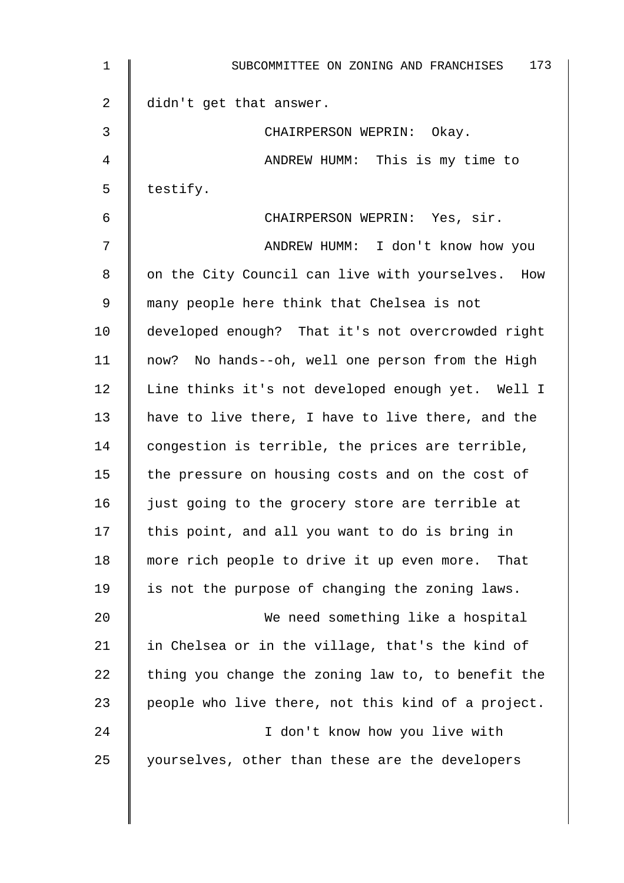didn't get that answer.

CHAIRPERSON WEPRIN: Okay.

ANDREW HUMM: This is my time to testify.

CHAIRPERSON WEPRIN: Yes, sir.

ANDREW HUMM: I don't know how you on the City Council can live with yourselves. How many people here think that Chelsea is not developed enough? That it's not overcrowded right now? No hands--oh, well one person from the High Line thinks it's not developed enough yet. Well I have to live there, I have to live there, and the congestion is terrible, the prices are terrible, the pressure on housing costs and on the cost of just going to the grocery store are terrible at this point, and all you want to do is bring in more rich people to drive it up even more. That is not the purpose of changing the zoning laws.

We need something like a hospital in Chelsea or in the village, that's the kind of thing you change the zoning law to, to benefit the people who live there, not this kind of a project.

I don't know how you live with yourselves, other than these are the developers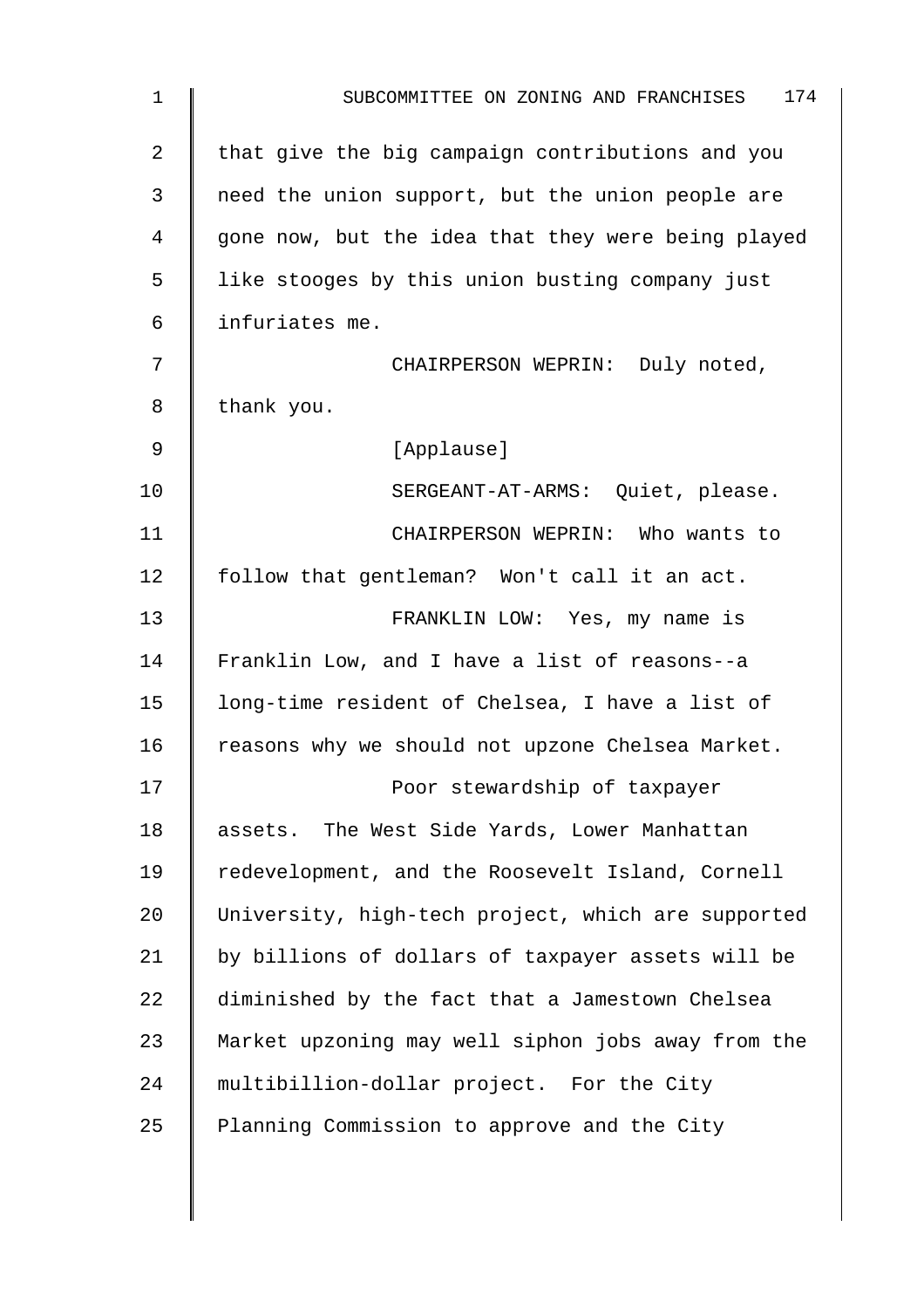that give the big campaign contributions and you need the union support, but the union people are gone now, but the idea that they were being played like stooges by this union busting company just infuriates me.

CHAIRPERSON WEPRIN: Duly noted, thank you.

[Applause]

SERGEANT-AT-ARMS: Quiet, please.

CHAIRPERSON WEPRIN: Who wants to follow that gentleman? Won't call it an act.

FRANKLIN LOW: Yes, my name is Franklin Low, and I have a list of reasons--a long-time resident of Chelsea, I have a list of reasons why we should not upzone Chelsea Market.

Poor stewardship of taxpayer assets. The West Side Yards, Lower Manhattan redevelopment, and the Roosevelt Island, Cornell University, high-tech project, which are supported by billions of dollars of taxpayer assets will be diminished by the fact that a Jamestown Chelsea Market upzoning may well siphon jobs away from the multibillion-dollar project. For the City Planning Commission to approve and the City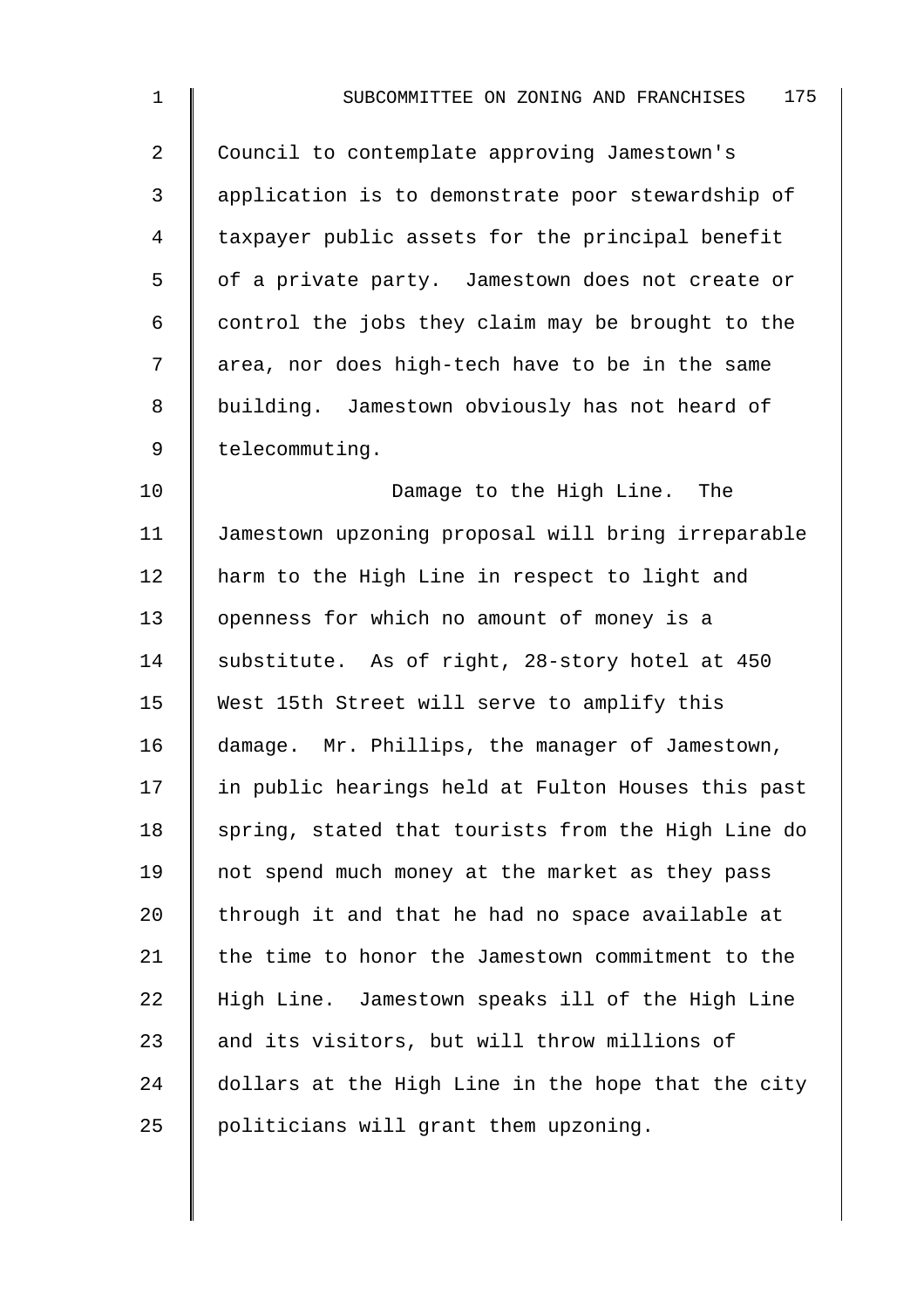Council to contemplate approving Jamestown's application is to demonstrate poor stewardship of taxpayer public assets for the principal benefit of a private party. Jamestown does not create or control the jobs they claim may be brought to the area, nor does high-tech have to be in the same building. Jamestown obviously has not heard of telecommuting.

Damage to the High Line. The Jamestown upzoning proposal will bring irreparable harm to the High Line in respect to light and openness for which no amount of money is a substitute. As of right, 28-story hotel at 450 West 15th Street will serve to amplify this damage. Mr. Phillips, the manager of Jamestown, in public hearings held at Fulton Houses this past spring, stated that tourists from the High Line do not spend much money at the market as they pass through it and that he had no space available at the time to honor the Jamestown commitment to the High Line. Jamestown speaks ill of the High Line and its visitors, but will throw millions of dollars at the High Line in the hope that the city politicians will grant them upzoning.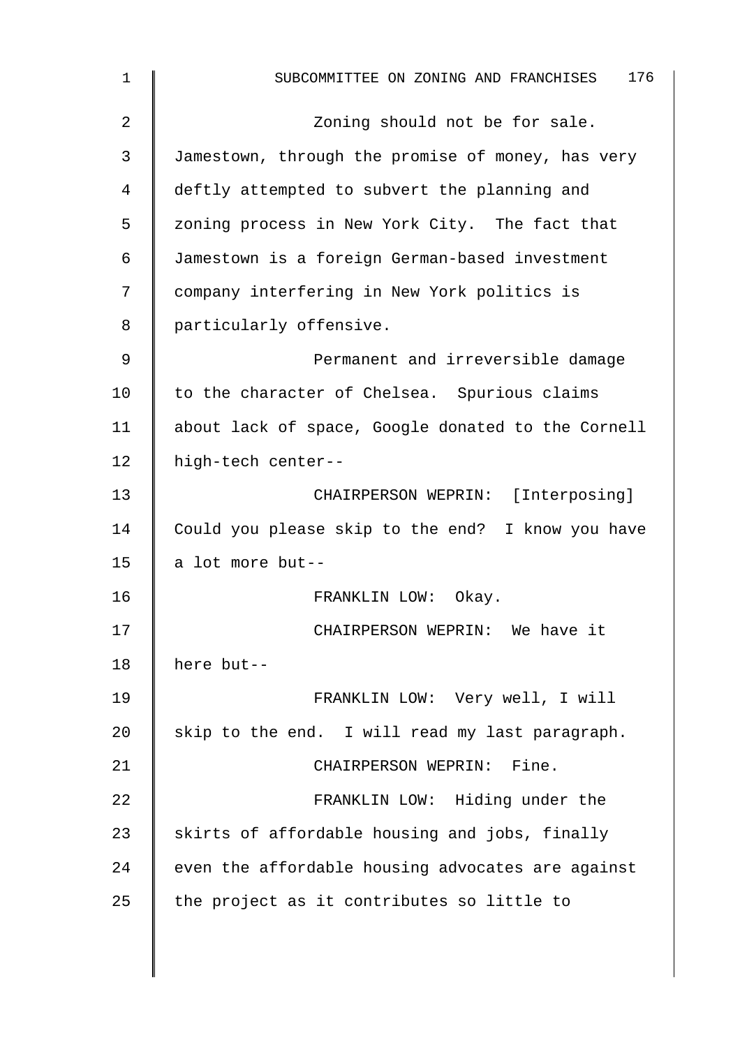Zoning should not be for sale. Jamestown, through the promise of money, has very deftly attempted to subvert the planning and zoning process in New York City. The fact that Jamestown is a foreign German-based investment company interfering in New York politics is particularly offensive.

Permanent and irreversible damage to the character of Chelsea. Spurious claims about lack of space, Google donated to the Cornell high-tech center--

CHAIRPERSON WEPRIN: [Interposing] Could you please skip to the end? I know you have a lot more but--

FRANKLIN LOW: Okay.

CHAIRPERSON WEPRIN: We have it here but--

FRANKLIN LOW: Very well, I will skip to the end. I will read my last paragraph.

CHAIRPERSON WEPRIN: Fine.

FRANKLIN LOW: Hiding under the skirts of affordable housing and jobs, finally even the affordable housing advocates are against the project as it contributes so little to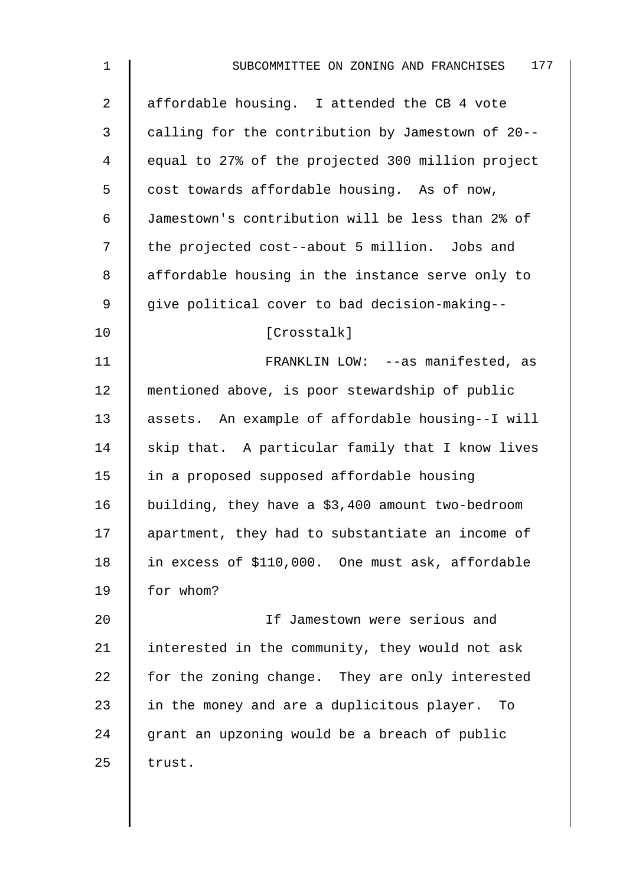affordable housing. I attended the CB 4 vote calling for the contribution by Jamestown of 20--equal to 27% of the projected 300 million project cost towards affordable housing. As of now, Jamestown's contribution will be less than 2% of the projected cost--about 5 million. Jobs and affordable housing in the instance serve only to give political cover to bad decision-making--

[Crosstalk]

FRANKLIN LOW: --as manifested, as mentioned above, is poor stewardship of public assets. An example of affordable housing--I will skip that. A particular family that I know lives in a proposed supposed affordable housing building, they have a $3,400 amount two-bedroom apartment, they had to substantiate an income of in excess of $110,000. One must ask, affordable for whom?

If Jamestown were serious and interested in the community, they would not ask for the zoning change. They are only interested in the money and are a duplicitous player. To grant an upzoning would be a breach of public trust.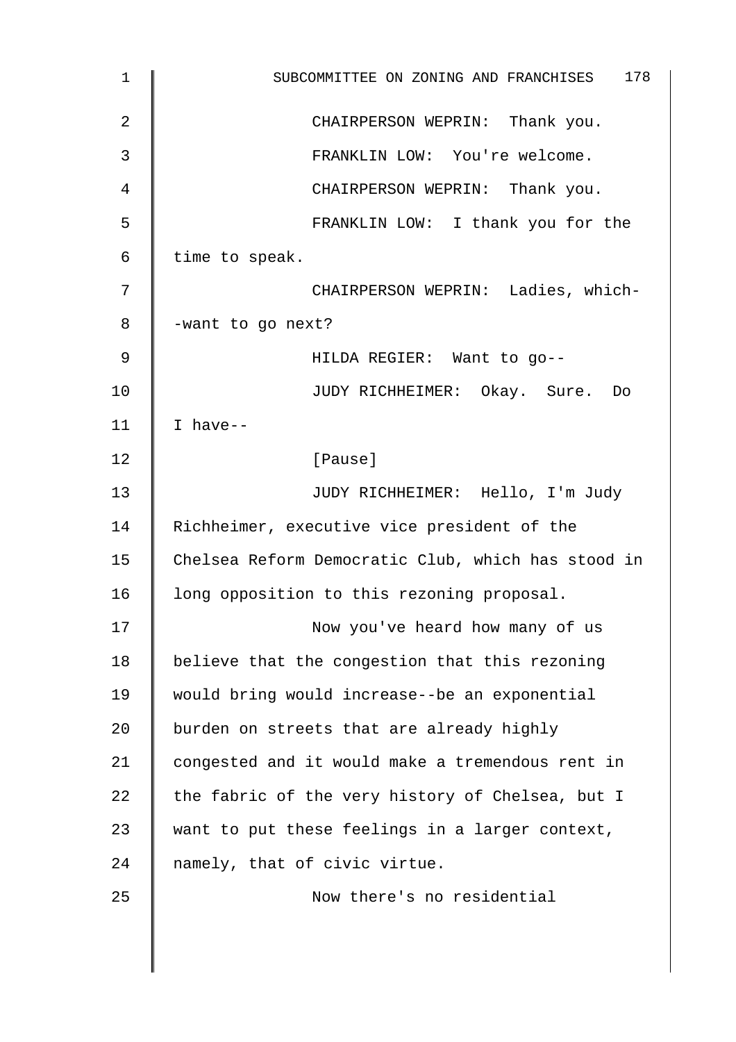CHAIRPERSON WEPRIN: Thank you.

FRANKLIN LOW: You're welcome.

CHAIRPERSON WEPRIN: Thank you.

FRANKLIN LOW: I thank you for the time to speak.

CHAIRPERSON WEPRIN: Ladies, which--want to go next?

HILDA REGIER: Want to go--

JUDY RICHHEIMER: Okay. Sure. Do I have--

[Pause]

JUDY RICHHEIMER: Hello, I'm Judy Richheimer, executive vice president of the Chelsea Reform Democratic Club, which has stood in long opposition to this rezoning proposal.

Now you've heard how many of us believe that the congestion that this rezoning would bring would increase--be an exponential burden on streets that are already highly congested and it would make a tremendous rent in the fabric of the very history of Chelsea, but I want to put these feelings in a larger context, namely, that of civic virtue.

Now there's no residential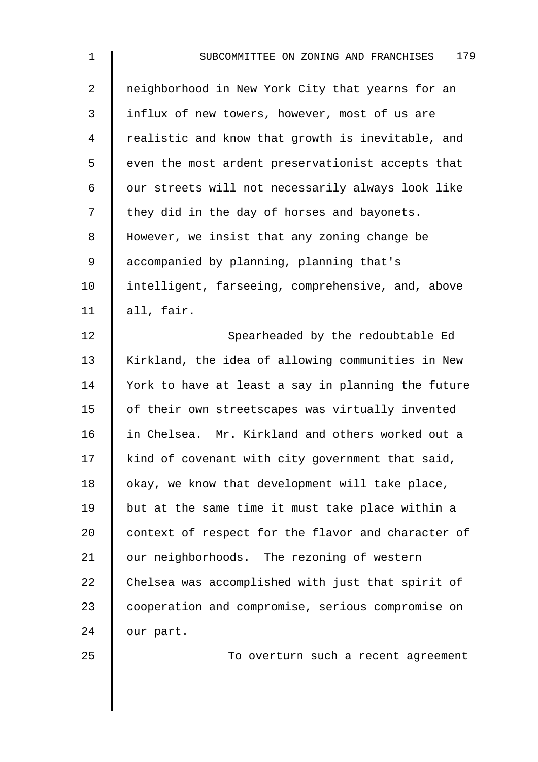neighborhood in New York City that yearns for an influx of new towers, however, most of us are realistic and know that growth is inevitable, and even the most ardent preservationist accepts that our streets will not necessarily always look like they did in the day of horses and bayonets. However, we insist that any zoning change be accompanied by planning, planning that's intelligent, farseeing, comprehensive, and, above all, fair.

Spearheaded by the redoubtable Ed Kirkland, the idea of allowing communities in New York to have at least a say in planning the future of their own streetscapes was virtually invented in Chelsea. Mr. Kirkland and others worked out a kind of covenant with city government that said, okay, we know that development will take place, but at the same time it must take place within a context of respect for the flavor and character of our neighborhoods. The rezoning of western Chelsea was accomplished with just that spirit of cooperation and compromise, serious compromise on our part.

To overturn such a recent agreement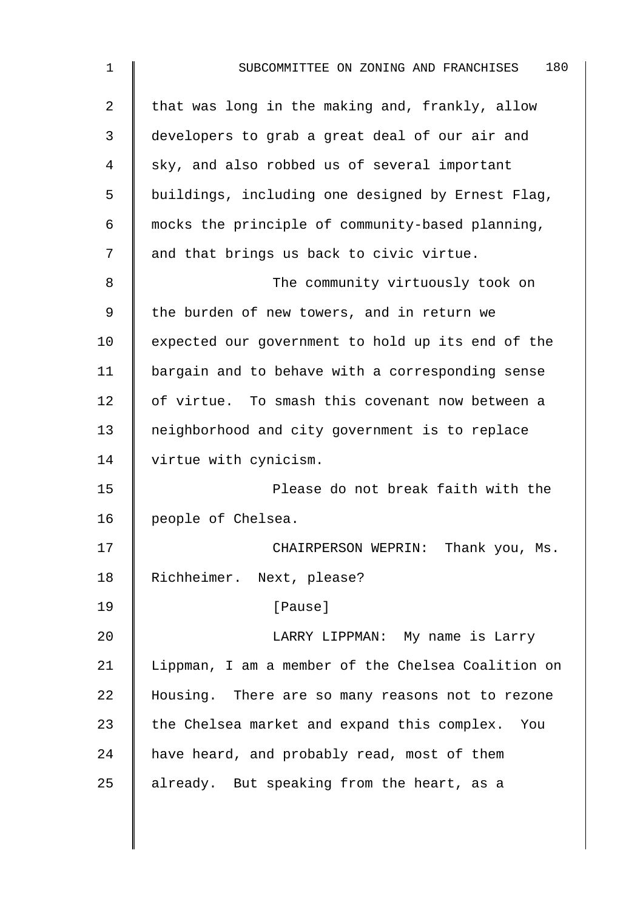that was long in the making and, frankly, allow developers to grab a great deal of our air and sky, and also robbed us of several important buildings, including one designed by Ernest Flag, mocks the principle of community-based planning, and that brings us back to civic virtue.

The community virtuously took on the burden of new towers, and in return we expected our government to hold up its end of the bargain and to behave with a corresponding sense of virtue. To smash this covenant now between a neighborhood and city government is to replace virtue with cynicism.

Please do not break faith with the people of Chelsea.

CHAIRPERSON WEPRIN: Thank you, Ms. Richheimer. Next, please?

[Pause]

LARRY LIPPMAN: My name is Larry Lippman, I am a member of the Chelsea Coalition on Housing. There are so many reasons not to rezone the Chelsea market and expand this complex. You have heard, and probably read, most of them already. But speaking from the heart, as a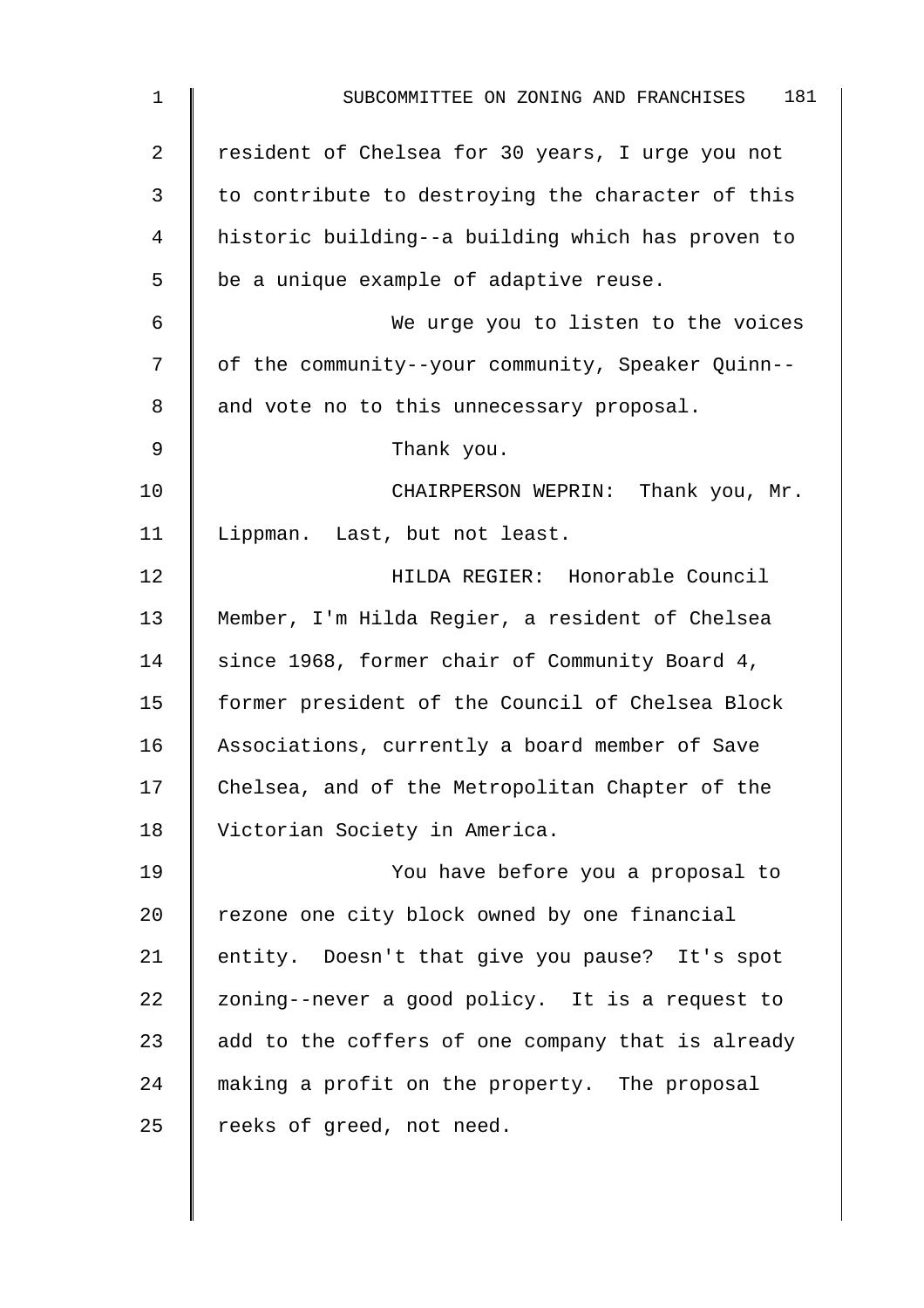resident of Chelsea for 30 years, I urge you not to contribute to destroying the character of this historic building--a building which has proven to be a unique example of adaptive reuse.

We urge you to listen to the voices of the community--your community, Speaker Quinn--and vote no to this unnecessary proposal.

Thank you.

CHAIRPERSON WEPRIN: Thank you, Mr. Lippman. Last, but not least.

HILDA REGIER: Honorable Council Member, I'm Hilda Regier, a resident of Chelsea since 1968, former chair of Community Board 4, former president of the Council of Chelsea Block Associations, currently a board member of Save Chelsea, and of the Metropolitan Chapter of the Victorian Society in America.

You have before you a proposal to rezone one city block owned by one financial entity. Doesn't that give you pause? It's spot zoning--never a good policy. It is a request to add to the coffers of one company that is already making a profit on the property. The proposal reeks of greed, not need.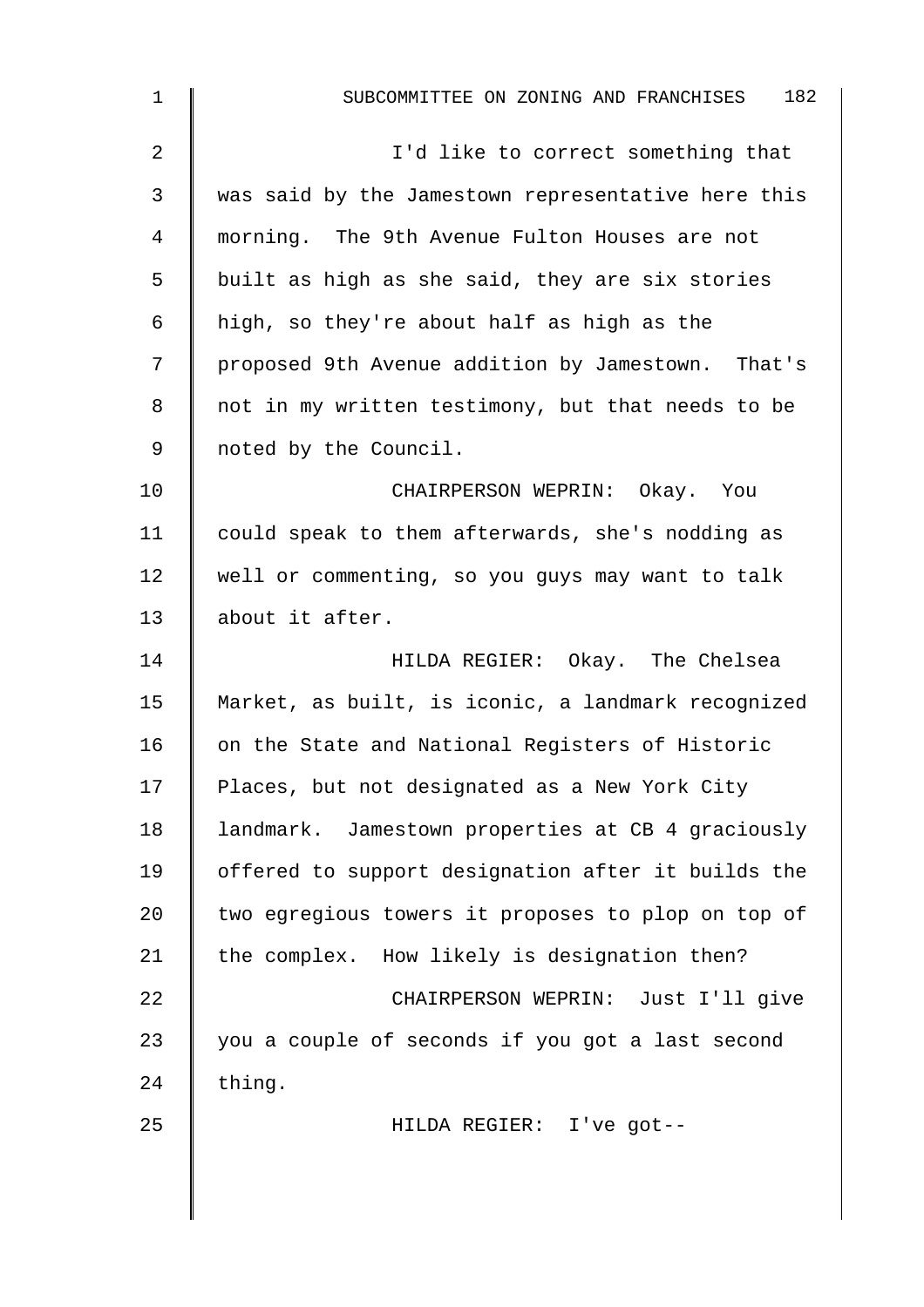I'd like to correct something that was said by the Jamestown representative here this morning. The 9th Avenue Fulton Houses are not built as high as she said, they are six stories high, so they're about half as high as the proposed 9th Avenue addition by Jamestown. That's not in my written testimony, but that needs to be noted by the Council.

CHAIRPERSON WEPRIN: Okay. You could speak to them afterwards, she's nodding as well or commenting, so you guys may want to talk about it after.

HILDA REGIER: Okay. The Chelsea Market, as built, is iconic, a landmark recognized on the State and National Registers of Historic Places, but not designated as a New York City landmark. Jamestown properties at CB 4 graciously offered to support designation after it builds the two egregious towers it proposes to plop on top of the complex. How likely is designation then?

CHAIRPERSON WEPRIN: Just I'll give you a couple of seconds if you got a last second thing.

HILDA REGIER: I've got--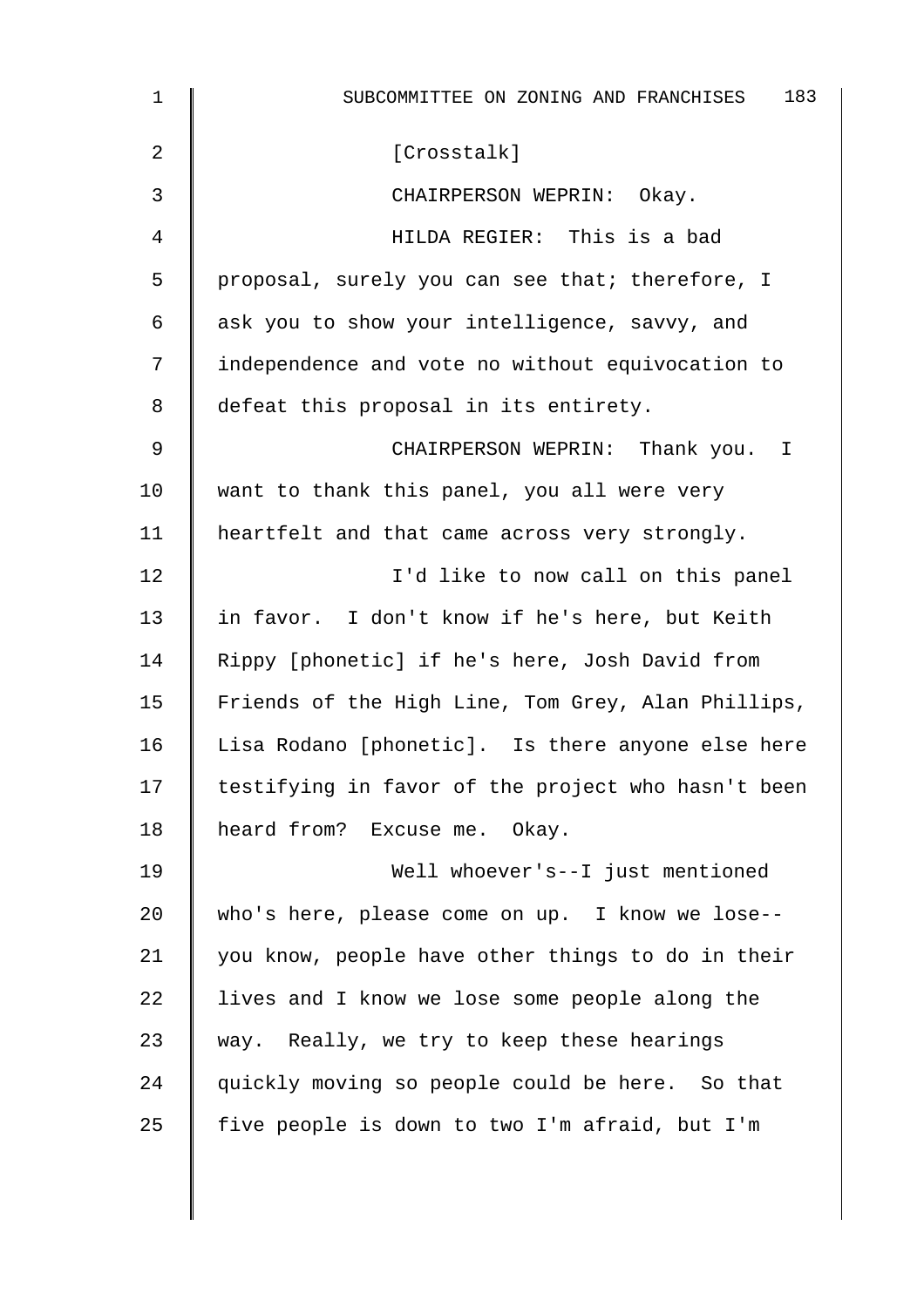[Crosstalk]

CHAIRPERSON WEPRIN: Okay.

HILDA REGIER: This is a bad proposal, surely you can see that; therefore, I ask you to show your intelligence, savvy, and independence and vote no without equivocation to defeat this proposal in its entirety.

CHAIRPERSON WEPRIN: Thank you. I want to thank this panel, you all were very heartfelt and that came across very strongly.

I'd like to now call on this panel in favor. I don't know if he's here, but Keith Rippy [phonetic] if he's here, Josh David from Friends of the High Line, Tom Grey, Alan Phillips, Lisa Rodano [phonetic]. Is there anyone else here testifying in favor of the project who hasn't been heard from? Excuse me. Okay.

Well whoever's--I just mentioned who's here, please come on up. I know we lose-- you know, people have other things to do in their lives and I know we lose some people along the way. Really, we try to keep these hearings quickly moving so people could be here. So that five people is down to two I'm afraid, but I'm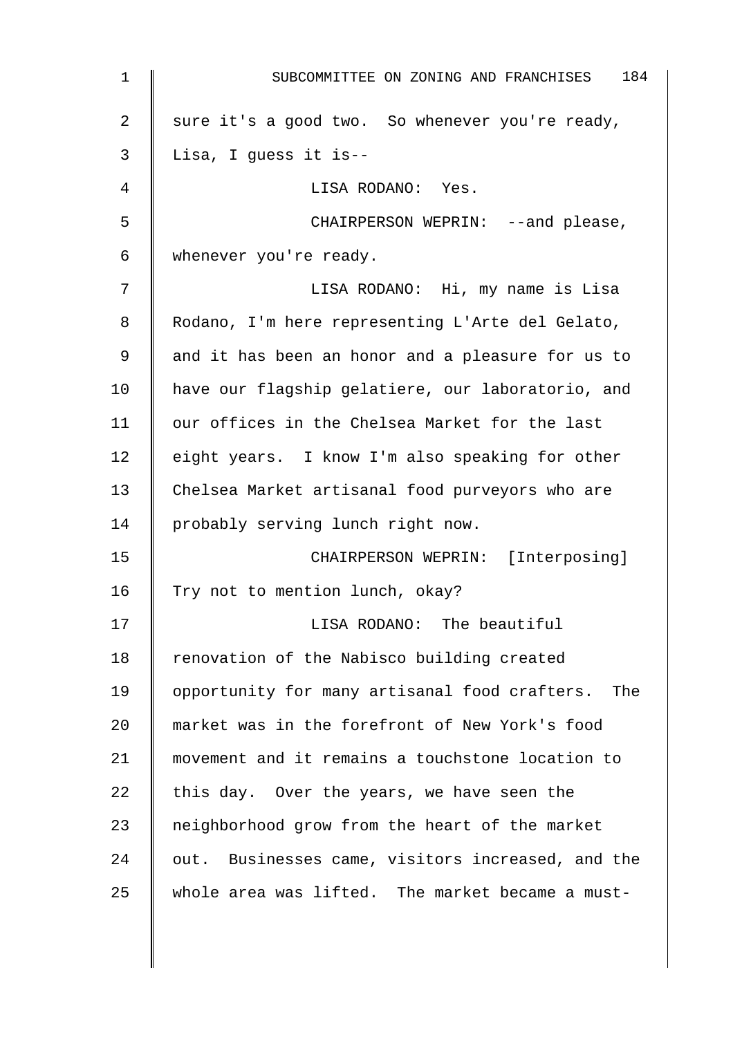sure it's a good two. So whenever you're ready, Lisa, I guess it is--

LISA RODANO: Yes.

CHAIRPERSON WEPRIN: --and please, whenever you're ready.

LISA RODANO: Hi, my name is Lisa Rodano, I'm here representing L'Arte del Gelato, and it has been an honor and a pleasure for us to have our flagship gelatiere, our laboratorio, and our offices in the Chelsea Market for the last eight years. I know I'm also speaking for other Chelsea Market artisanal food purveyors who are probably serving lunch right now.

CHAIRPERSON WEPRIN: [Interposing] Try not to mention lunch, okay?

LISA RODANO: The beautiful renovation of the Nabisco building created opportunity for many artisanal food crafters. The market was in the forefront of New York's food movement and it remains a touchstone location to this day. Over the years, we have seen the neighborhood grow from the heart of the market out. Businesses came, visitors increased, and the whole area was lifted. The market became a must-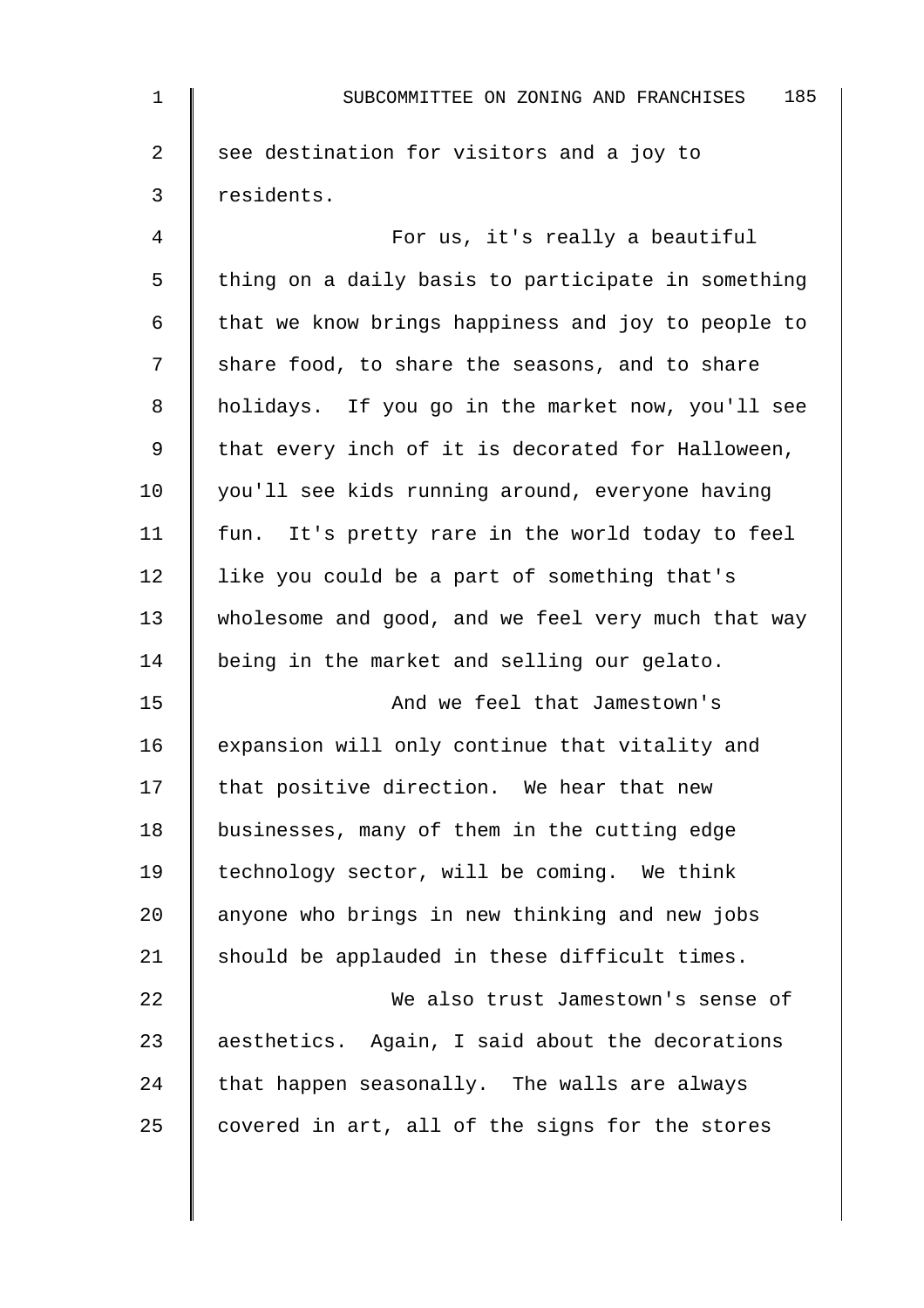see destination for visitors and a joy to residents.

For us, it's really a beautiful thing on a daily basis to participate in something that we know brings happiness and joy to people to share food, to share the seasons, and to share holidays. If you go in the market now, you'll see that every inch of it is decorated for Halloween, you'll see kids running around, everyone having fun. It's pretty rare in the world today to feel like you could be a part of something that's wholesome and good, and we feel very much that way being in the market and selling our gelato.

And we feel that Jamestown's expansion will only continue that vitality and that positive direction. We hear that new businesses, many of them in the cutting edge technology sector, will be coming. We think anyone who brings in new thinking and new jobs should be applauded in these difficult times.

We also trust Jamestown's sense of aesthetics. Again, I said about the decorations that happen seasonally. The walls are always covered in art, all of the signs for the stores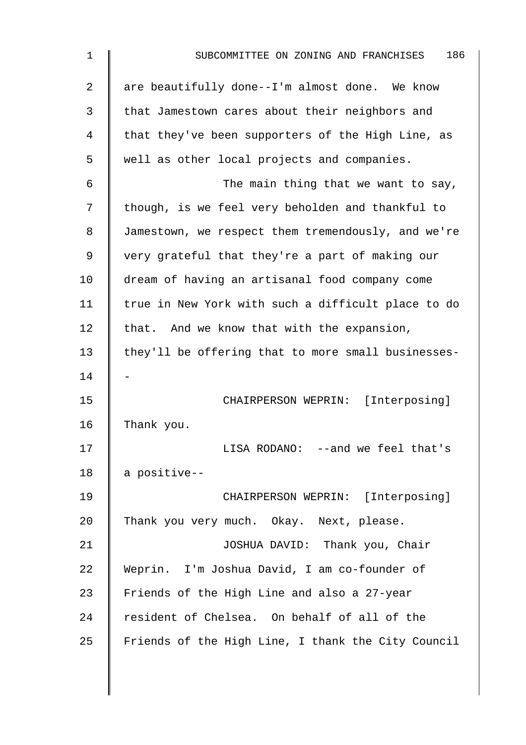are beautifully done--I'm almost done. We know that Jamestown cares about their neighbors and that they've been supporters of the High Line, as well as other local projects and companies.

The main thing that we want to say, though, is we feel very beholden and thankful to Jamestown, we respect them tremendously, and we're very grateful that they're a part of making our dream of having an artisanal food company come true in New York with such a difficult place to do that. And we know that with the expansion, they'll be offering that to more small businesses--

CHAIRPERSON WEPRIN: [Interposing] Thank you.

LISA RODANO: --and we feel that's a positive--

CHAIRPERSON WEPRIN: [Interposing] Thank you very much. Okay. Next, please.

JOSHUA DAVID: Thank you, Chair Weprin. I'm Joshua David, I am co-founder of Friends of the High Line and also a 27-year resident of Chelsea. On behalf of all of the Friends of the High Line, I thank the City Council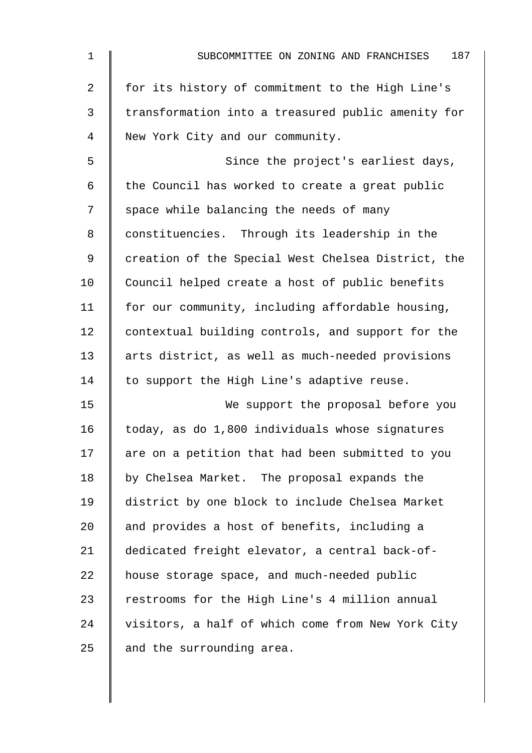for its history of commitment to the High Line's transformation into a treasured public amenity for New York City and our community.

Since the project's earliest days, the Council has worked to create a great public space while balancing the needs of many constituencies. Through its leadership in the creation of the Special West Chelsea District, the Council helped create a host of public benefits for our community, including affordable housing, contextual building controls, and support for the arts district, as well as much-needed provisions to support the High Line's adaptive reuse.

We support the proposal before you today, as do 1,800 individuals whose signatures are on a petition that had been submitted to you by Chelsea Market. The proposal expands the district by one block to include Chelsea Market and provides a host of benefits, including a dedicated freight elevator, a central back-of-house storage space, and much-needed public restrooms for the High Line's 4 million annual visitors, a half of which come from New York City and the surrounding area.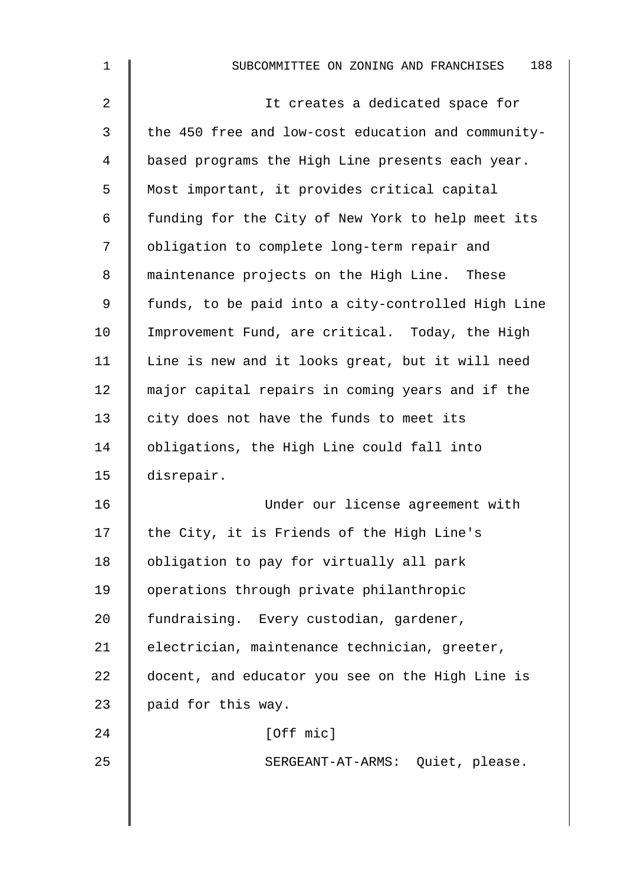It creates a dedicated space for the 450 free and low-cost education and community-based programs the High Line presents each year. Most important, it provides critical capital funding for the City of New York to help meet its obligation to complete long-term repair and maintenance projects on the High Line. These funds, to be paid into a city-controlled High Line Improvement Fund, are critical. Today, the High Line is new and it looks great, but it will need major capital repairs in coming years and if the city does not have the funds to meet its obligations, the High Line could fall into disrepair.

Under our license agreement with the City, it is Friends of the High Line's obligation to pay for virtually all park operations through private philanthropic fundraising. Every custodian, gardener, electrician, maintenance technician, greeter, docent, and educator you see on the High Line is paid for this way.

[Off mic]

SERGEANT-AT-ARMS: Quiet, please.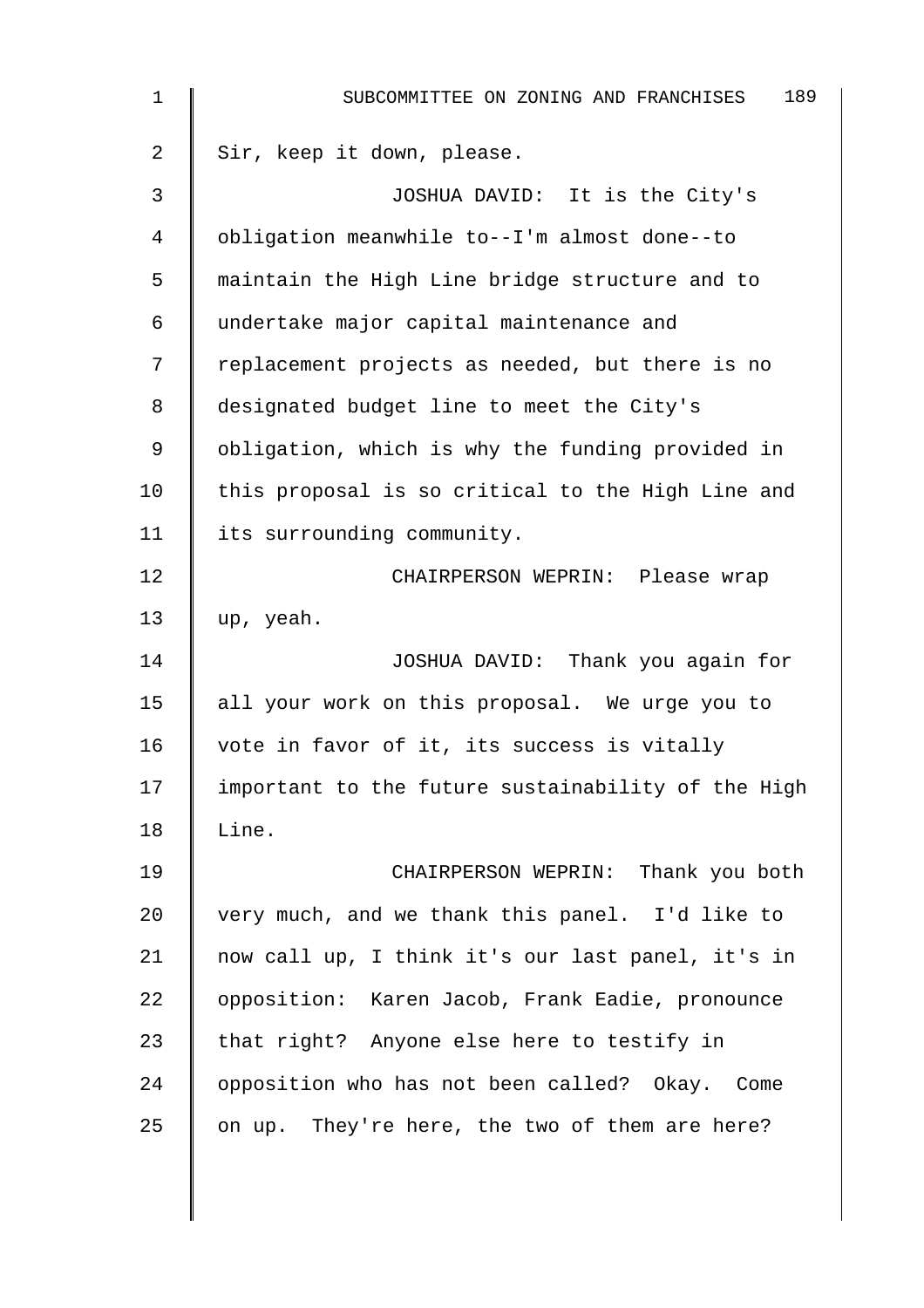Sir, keep it down, please.

JOSHUA DAVID: It is the City's obligation meanwhile to--I'm almost done--to maintain the High Line bridge structure and to undertake major capital maintenance and replacement projects as needed, but there is no designated budget line to meet the City's obligation, which is why the funding provided in this proposal is so critical to the High Line and its surrounding community.

CHAIRPERSON WEPRIN: Please wrap up, yeah.

JOSHUA DAVID: Thank you again for all your work on this proposal. We urge you to vote in favor of it, its success is vitally important to the future sustainability of the High Line.

CHAIRPERSON WEPRIN: Thank you both very much, and we thank this panel. I'd like to now call up, I think it's our last panel, it's in opposition: Karen Jacob, Frank Eadie, pronounce that right? Anyone else here to testify in opposition who has not been called? Okay. Come on up. They're here, the two of them are here?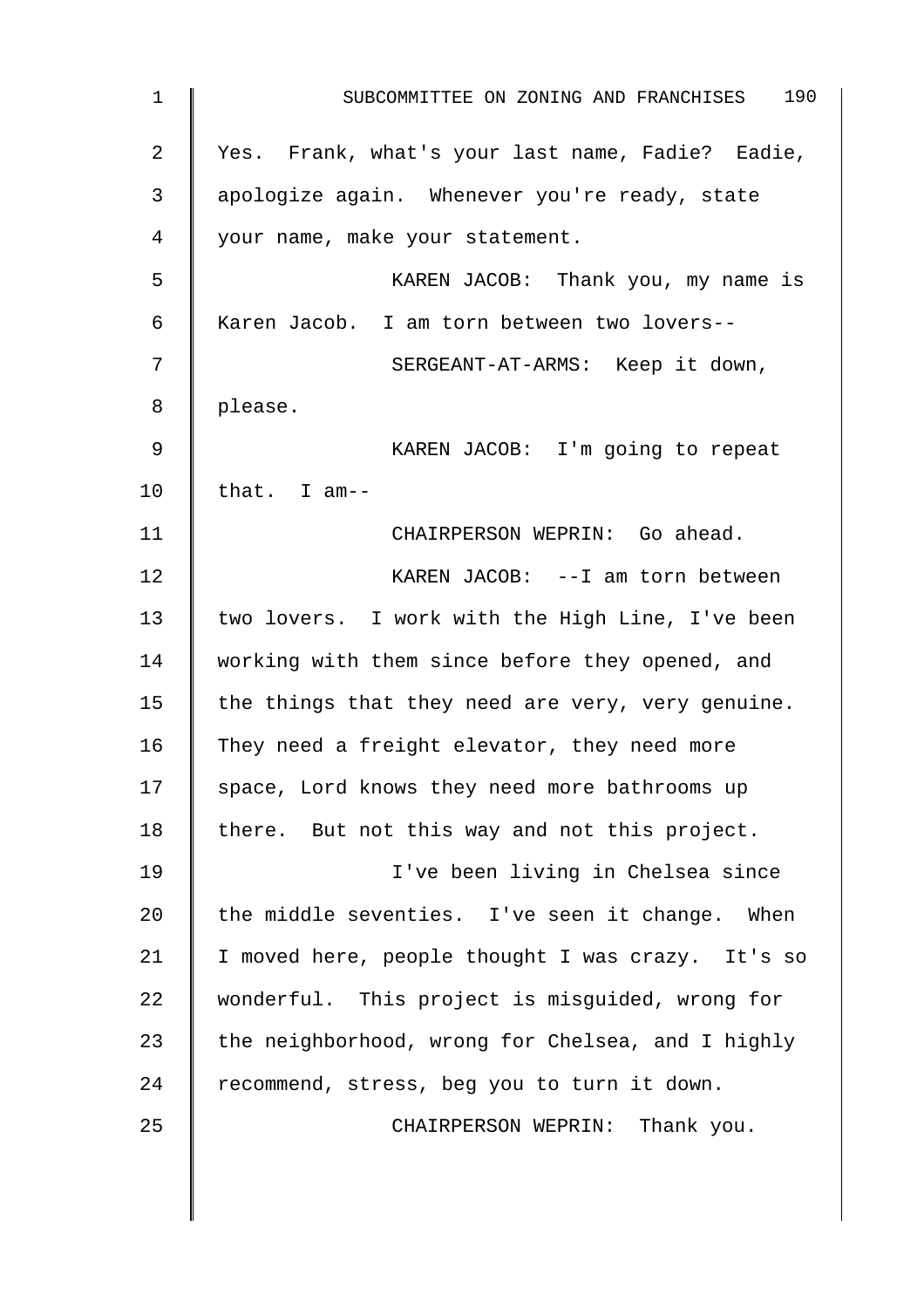Yes. Frank, what's your last name, Fadie? Eadie, apologize again. Whenever you're ready, state your name, make your statement.

KAREN JACOB: Thank you, my name is Karen Jacob. I am torn between two lovers--

SERGEANT-AT-ARMS: Keep it down, please.

KAREN JACOB: I'm going to repeat that. I am--

CHAIRPERSON WEPRIN: Go ahead.

KAREN JACOB: --I am torn between two lovers. I work with the High Line, I've been working with them since before they opened, and the things that they need are very, very genuine. They need a freight elevator, they need more space, Lord knows they need more bathrooms up there. But not this way and not this project.

I've been living in Chelsea since the middle seventies. I've seen it change. When I moved here, people thought I was crazy. It's so wonderful. This project is misguided, wrong for the neighborhood, wrong for Chelsea, and I highly recommend, stress, beg you to turn it down.

CHAIRPERSON WEPRIN: Thank you.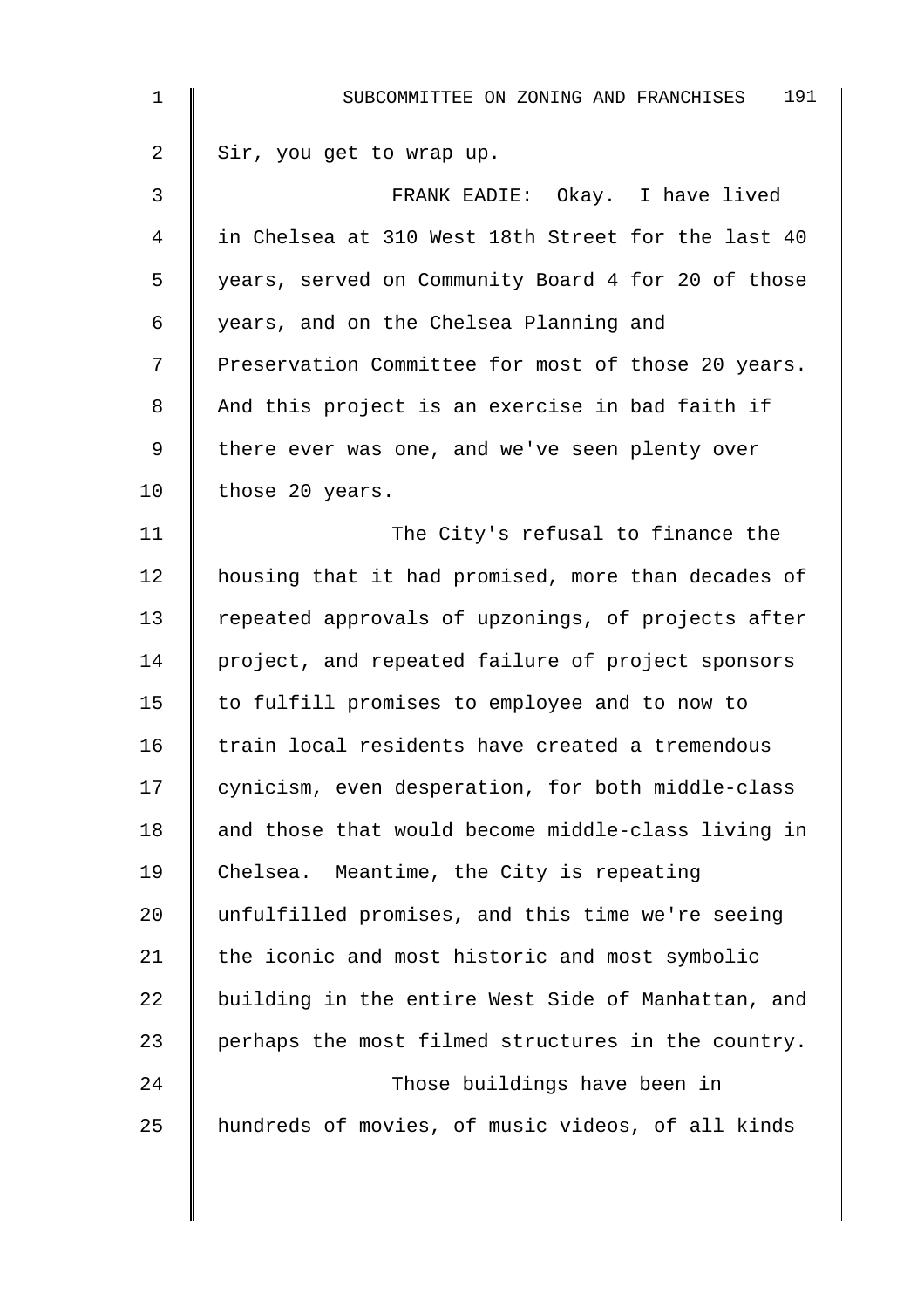Sir, you get to wrap up.

FRANK EADIE: Okay. I have lived in Chelsea at 310 West 18th Street for the last 40 years, served on Community Board 4 for 20 of those years, and on the Chelsea Planning and Preservation Committee for most of those 20 years. And this project is an exercise in bad faith if there ever was one, and we've seen plenty over those 20 years.

The City's refusal to finance the housing that it had promised, more than decades of repeated approvals of upzonings, of projects after project, and repeated failure of project sponsors to fulfill promises to employee and to now to train local residents have created a tremendous cynicism, even desperation, for both middle-class and those that would become middle-class living in Chelsea. Meantime, the City is repeating unfulfilled promises, and this time we're seeing the iconic and most historic and most symbolic building in the entire West Side of Manhattan, and perhaps the most filmed structures in the country.

Those buildings have been in hundreds of movies, of music videos, of all kinds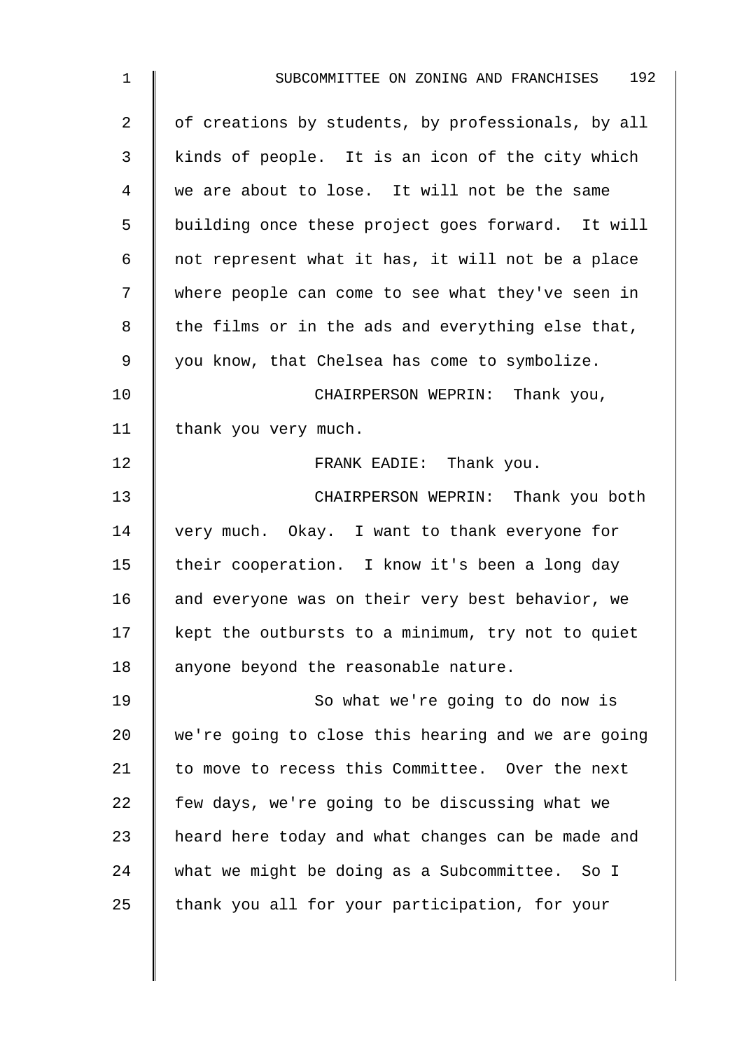of creations by students, by professionals, by all kinds of people. It is an icon of the city which we are about to lose. It will not be the same building once these project goes forward. It will not represent what it has, it will not be a place where people can come to see what they've seen in the films or in the ads and everything else that, you know, that Chelsea has come to symbolize.

CHAIRPERSON WEPRIN: Thank you, thank you very much.

FRANK EADIE: Thank you.

CHAIRPERSON WEPRIN: Thank you both very much. Okay. I want to thank everyone for their cooperation. I know it's been a long day and everyone was on their very best behavior, we kept the outbursts to a minimum, try not to quiet anyone beyond the reasonable nature.

So what we're going to do now is we're going to close this hearing and we are going to move to recess this Committee. Over the next few days, we're going to be discussing what we heard here today and what changes can be made and what we might be doing as a Subcommittee. So I thank you all for your participation, for your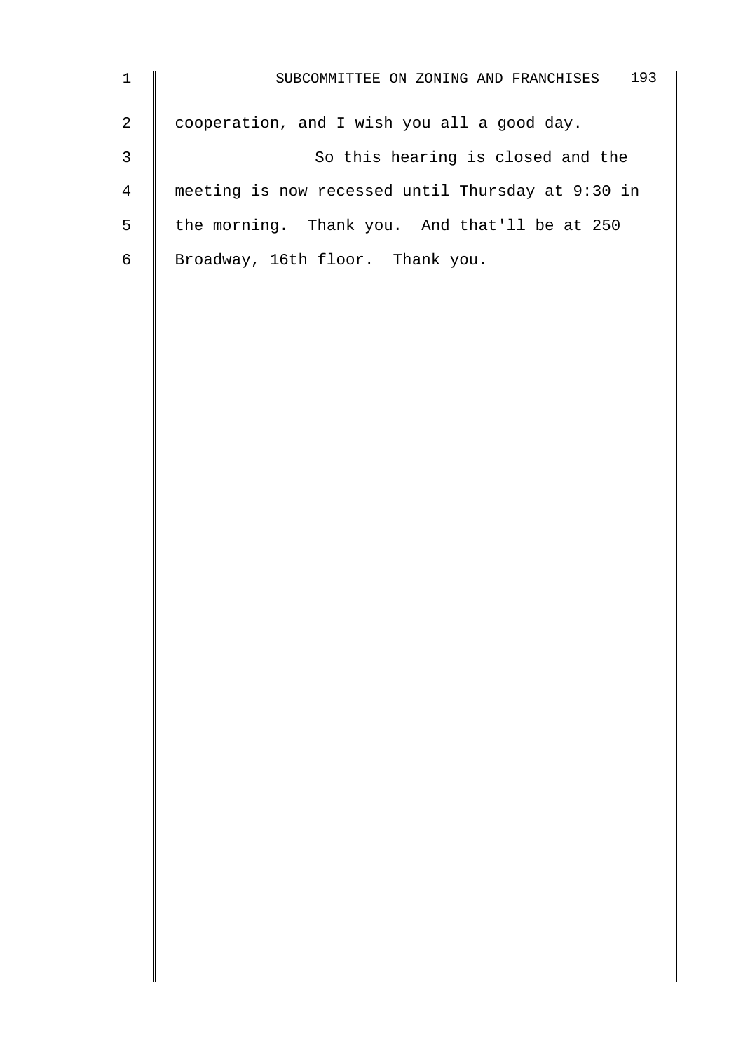cooperation, and I wish you all a good day.

So this hearing is closed and the meeting is now recessed until Thursday at 9:30 in the morning. Thank you. And that'll be at 250 Broadway, 16th floor. Thank you.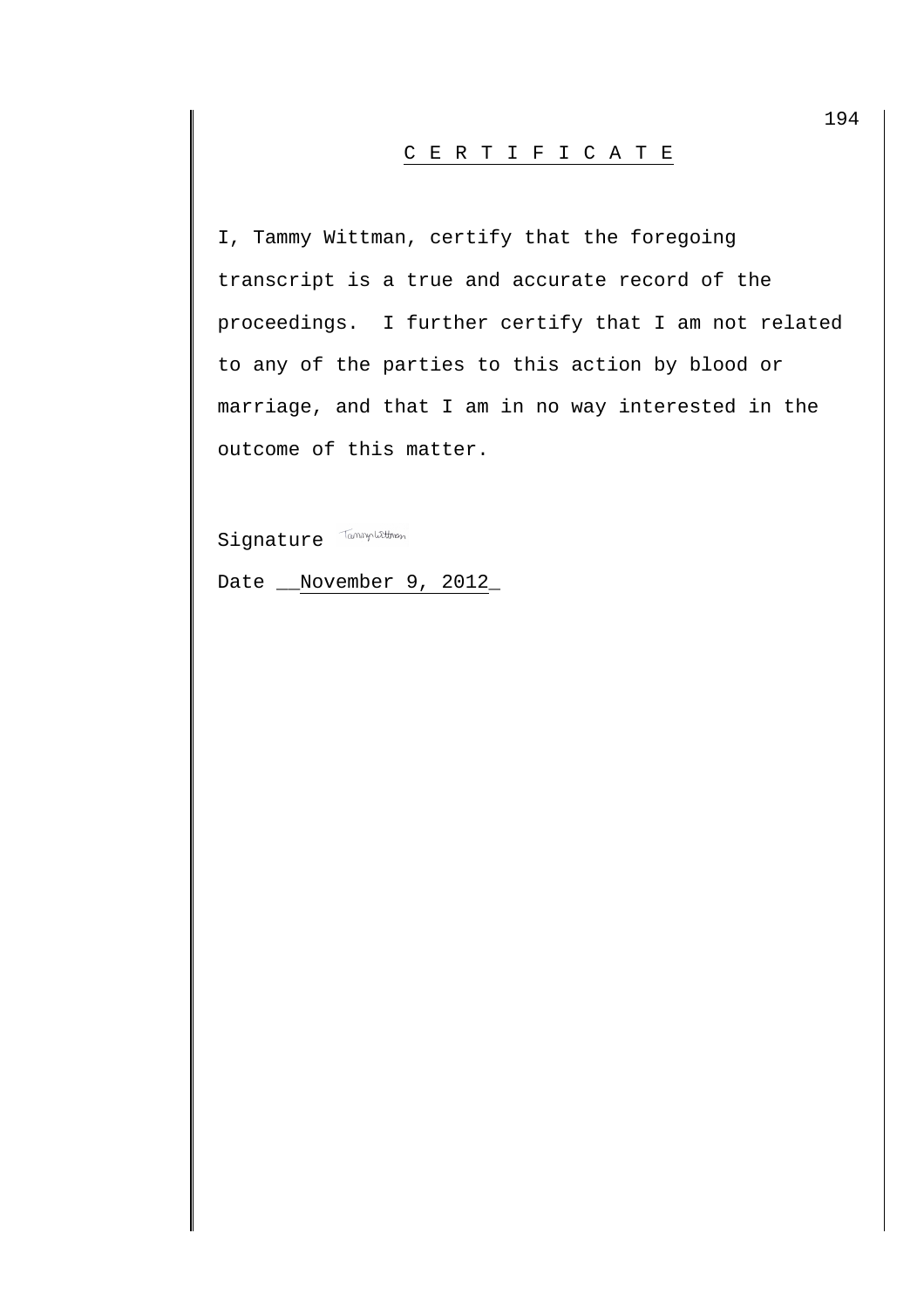# C E R T I F I C A T E

I, Tammy Wittman, certify that the foregoing transcript is a true and accurate record of the proceedings. I further certify that I am not related to any of the parties to this action by blood or marriage, and that I am in no way interested in the outcome of this matter.

Signature Tammy Wittman

Date __November 9, 2012_